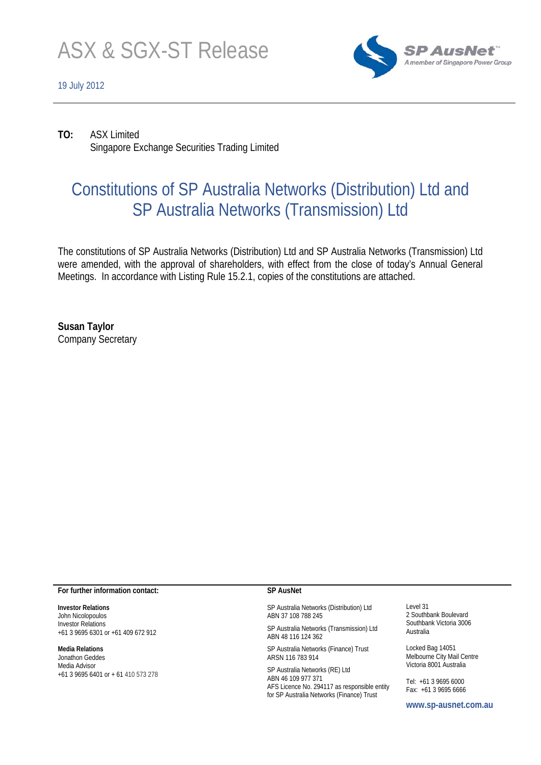# ASX & SGX-ST Release

19 July 2012

SP AusNet
A member of Singapore Power Group

**TO:** ASX Limited
Singapore Exchange Securities Trading Limited

## Constitutions of SP Australia Networks (Distribution) Ltd and SP Australia Networks (Transmission) Ltd

The constitutions of SP Australia Networks (Distribution) Ltd and SP Australia Networks (Transmission) Ltd were amended, with the approval of shareholders, with effect from the close of today's Annual General Meetings. In accordance with Listing Rule 15.2.1, copies of the constitutions are attached.

**Susan Taylor**
Company Secretary

**For further information contact:**

**Investor Relations**
John Nicolopoulos
Investor Relations
+61 3 9695 6301 or +61 409 672 912

**Media Relations**
Jonathon Geddes
Media Advisor
+61 3 9695 6401 or + 61 410 573 278

**SP AusNet**

SP Australia Networks (Distribution) Ltd
ABN 37 108 788 245

SP Australia Networks (Transmission) Ltd
ABN 48 116 124 362

SP Australia Networks (Finance) Trust
ARSN 116 783 914

SP Australia Networks (RE) Ltd
ABN 46 109 977 371
AFS Licence No. 294117 as responsible entity for SP Australia Networks (Finance) Trust

Level 31
2 Southbank Boulevard
Southbank Victoria 3006
Australia

Locked Bag 14051
Melbourne City Mail Centre
Victoria 8001 Australia

Tel: +61 3 9695 6000
Fax: +61 3 9695 6666

**www.sp-ausnet.com.au**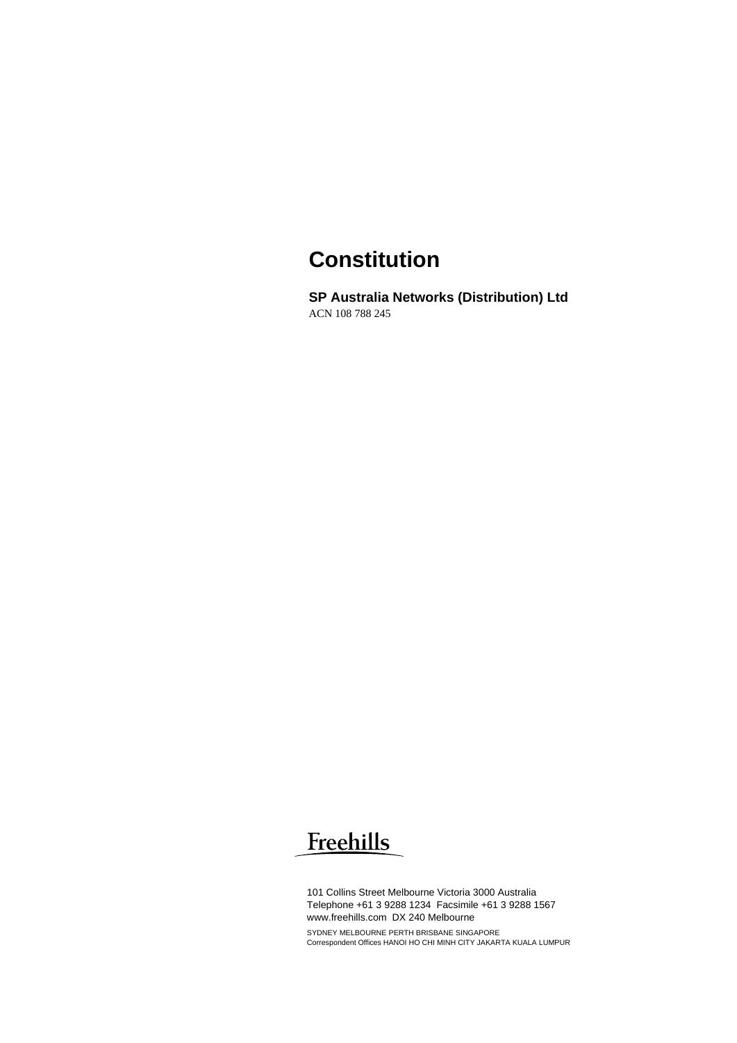# Constitution

**SP Australia Networks (Distribution) Ltd**

ACN 108 788 245

Freehills

101 Collins Street Melbourne Victoria 3000 Australia
Telephone +61 3 9288 1234 Facsimile +61 3 9288 1567
www.freehills.com DX 240 Melbourne

SYDNEY MELBOURNE PERTH BRISBANE SINGAPORE
Correspondent Offices HANOI HO CHI MINH CITY JAKARTA KUALA LUMPUR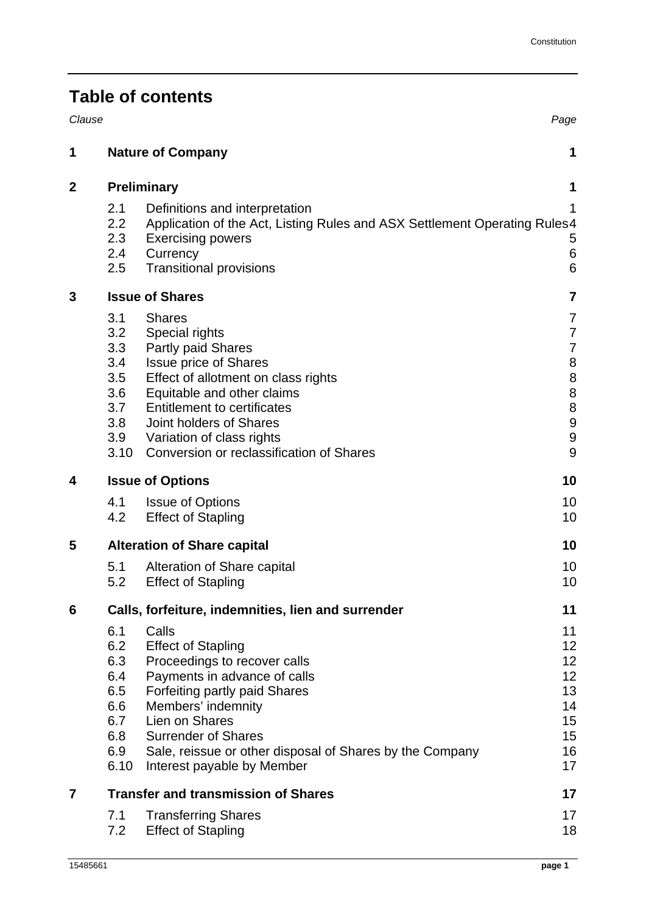# Table of contents

| Clause | | | Page |
|---|---|---|---|
| **1** | **Nature of Company** | | **1** |
| **2** | **Preliminary** | | **1** |
| | 2.1 | Definitions and interpretation | 1 |
| | 2.2 | Application of the Act, Listing Rules and ASX Settlement Operating Rules | 4 |
| | 2.3 | Exercising powers | 5 |
| | 2.4 | Currency | 6 |
| | 2.5 | Transitional provisions | 6 |
| **3** | **Issue of Shares** | | **7** |
| | 3.1 | Shares | 7 |
| | 3.2 | Special rights | 7 |
| | 3.3 | Partly paid Shares | 7 |
| | 3.4 | Issue price of Shares | 8 |
| | 3.5 | Effect of allotment on class rights | 8 |
| | 3.6 | Equitable and other claims | 8 |
| | 3.7 | Entitlement to certificates | 8 |
| | 3.8 | Joint holders of Shares | 9 |
| | 3.9 | Variation of class rights | 9 |
| | 3.10 | Conversion or reclassification of Shares | 9 |
| **4** | **Issue of Options** | | **10** |
| | 4.1 | Issue of Options | 10 |
| | 4.2 | Effect of Stapling | 10 |
| **5** | **Alteration of Share capital** | | **10** |
| | 5.1 | Alteration of Share capital | 10 |
| | 5.2 | Effect of Stapling | 10 |
| **6** | **Calls, forfeiture, indemnities, lien and surrender** | | **11** |
| | 6.1 | Calls | 11 |
| | 6.2 | Effect of Stapling | 12 |
| | 6.3 | Proceedings to recover calls | 12 |
| | 6.4 | Payments in advance of calls | 12 |
| | 6.5 | Forfeiting partly paid Shares | 13 |
| | 6.6 | Members' indemnity | 14 |
| | 6.7 | Lien on Shares | 15 |
| | 6.8 | Surrender of Shares | 15 |
| | 6.9 | Sale, reissue or other disposal of Shares by the Company | 16 |
| | 6.10 | Interest payable by Member | 17 |
| **7** | **Transfer and transmission of Shares** | | **17** |
| | 7.1 | Transferring Shares | 17 |
| | 7.2 | Effect of Stapling | 18 |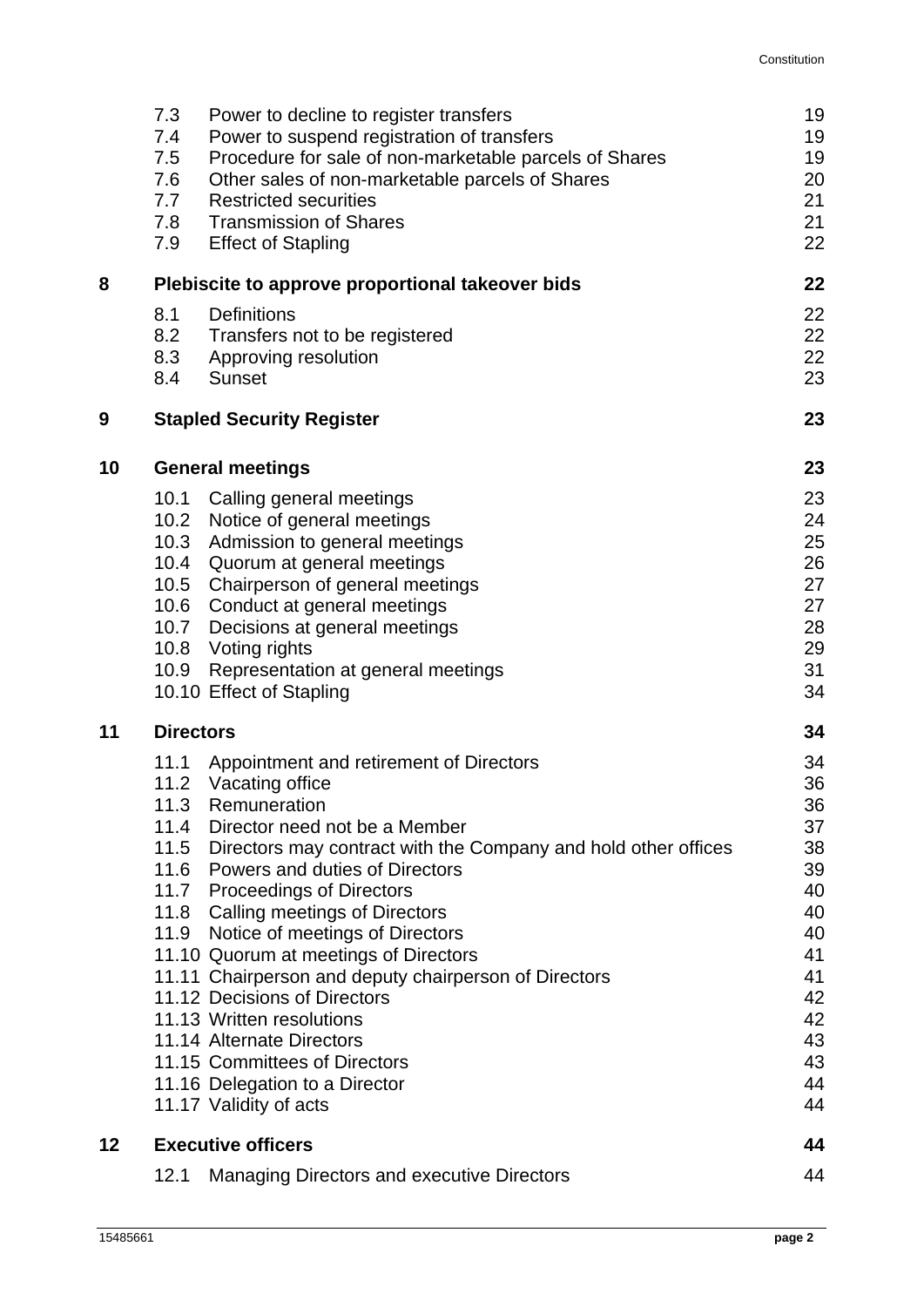| | | | |
|---|---|---|---|
| | 7.3 | Power to decline to register transfers | 19 |
| | 7.4 | Power to suspend registration of transfers | 19 |
| | 7.5 | Procedure for sale of non-marketable parcels of Shares | 19 |
| | 7.6 | Other sales of non-marketable parcels of Shares | 20 |
| | 7.7 | Restricted securities | 21 |
| | 7.8 | Transmission of Shares | 21 |
| | 7.9 | Effect of Stapling | 22 |
| **8** | **Plebiscite to approve proportional takeover bids** | | **22** |
| | 8.1 | Definitions | 22 |
| | 8.2 | Transfers not to be registered | 22 |
| | 8.3 | Approving resolution | 22 |
| | 8.4 | Sunset | 23 |
| **9** | **Stapled Security Register** | | **23** |
| **10** | **General meetings** | | **23** |
| | 10.1 | Calling general meetings | 23 |
| | 10.2 | Notice of general meetings | 24 |
| | 10.3 | Admission to general meetings | 25 |
| | 10.4 | Quorum at general meetings | 26 |
| | 10.5 | Chairperson of general meetings | 27 |
| | 10.6 | Conduct at general meetings | 27 |
| | 10.7 | Decisions at general meetings | 28 |
| | 10.8 | Voting rights | 29 |
| | 10.9 | Representation at general meetings | 31 |
| | 10.10 | Effect of Stapling | 34 |
| **11** | **Directors** | | **34** |
| | 11.1 | Appointment and retirement of Directors | 34 |
| | 11.2 | Vacating office | 36 |
| | 11.3 | Remuneration | 36 |
| | 11.4 | Director need not be a Member | 37 |
| | 11.5 | Directors may contract with the Company and hold other offices | 38 |
| | 11.6 | Powers and duties of Directors | 39 |
| | 11.7 | Proceedings of Directors | 40 |
| | 11.8 | Calling meetings of Directors | 40 |
| | 11.9 | Notice of meetings of Directors | 40 |
| | 11.10 | Quorum at meetings of Directors | 41 |
| | 11.11 | Chairperson and deputy chairperson of Directors | 41 |
| | 11.12 | Decisions of Directors | 42 |
| | 11.13 | Written resolutions | 42 |
| | 11.14 | Alternate Directors | 43 |
| | 11.15 | Committees of Directors | 43 |
| | 11.16 | Delegation to a Director | 44 |
| | 11.17 | Validity of acts | 44 |
| **12** | **Executive officers** | | **44** |
| | 12.1 | Managing Directors and executive Directors | 44 |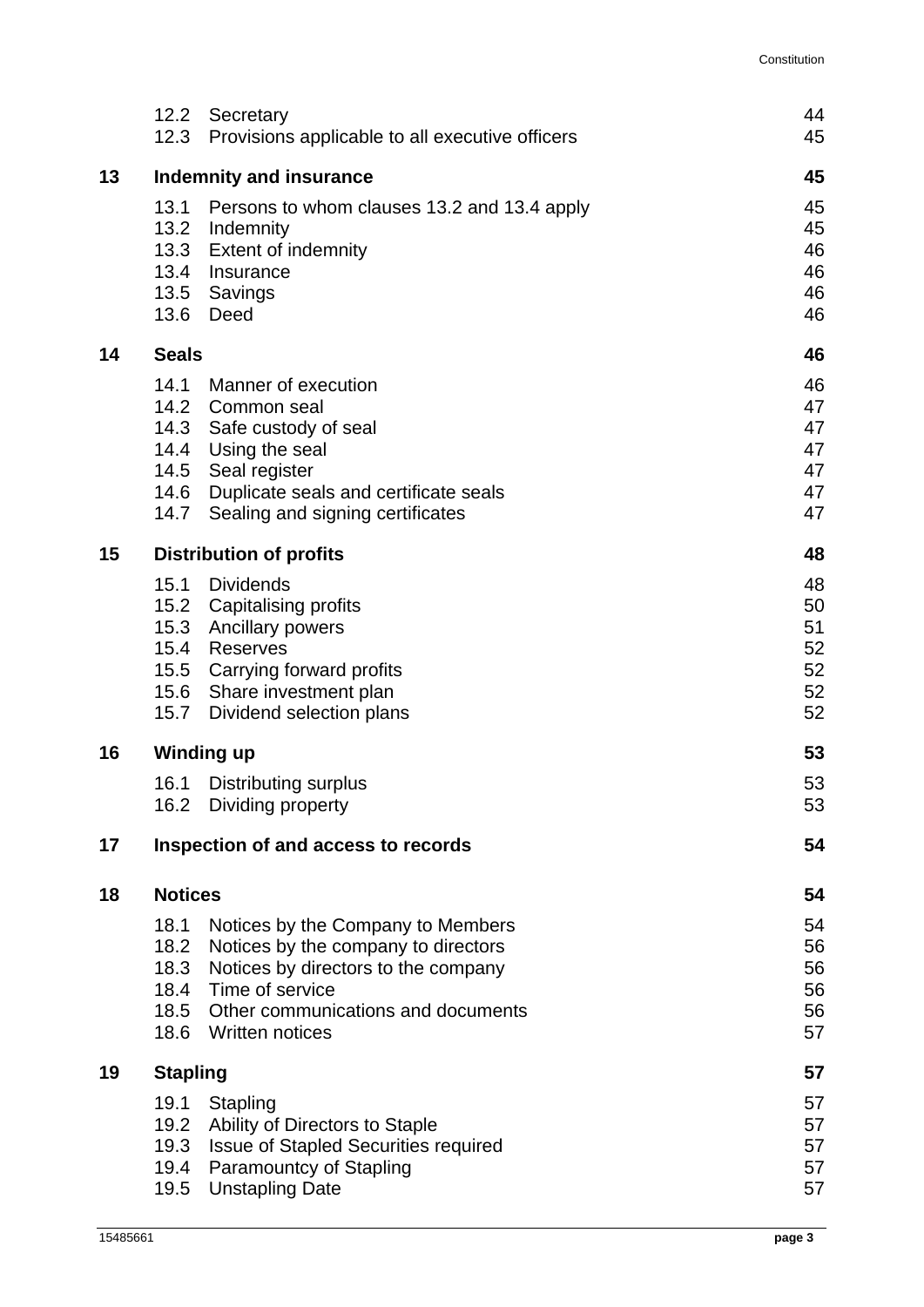| | | |
|---|---|---|
| 12.2 | Secretary | 44 |
| 12.3 | Provisions applicable to all executive officers | 45 |
| **13** | **Indemnity and insurance** | **45** |
| 13.1 | Persons to whom clauses 13.2 and 13.4 apply | 45 |
| 13.2 | Indemnity | 45 |
| 13.3 | Extent of indemnity | 46 |
| 13.4 | Insurance | 46 |
| 13.5 | Savings | 46 |
| 13.6 | Deed | 46 |
| **14** | **Seals** | **46** |
| 14.1 | Manner of execution | 46 |
| 14.2 | Common seal | 47 |
| 14.3 | Safe custody of seal | 47 |
| 14.4 | Using the seal | 47 |
| 14.5 | Seal register | 47 |
| 14.6 | Duplicate seals and certificate seals | 47 |
| 14.7 | Sealing and signing certificates | 47 |
| **15** | **Distribution of profits** | **48** |
| 15.1 | Dividends | 48 |
| 15.2 | Capitalising profits | 50 |
| 15.3 | Ancillary powers | 51 |
| 15.4 | Reserves | 52 |
| 15.5 | Carrying forward profits | 52 |
| 15.6 | Share investment plan | 52 |
| 15.7 | Dividend selection plans | 52 |
| **16** | **Winding up** | **53** |
| 16.1 | Distributing surplus | 53 |
| 16.2 | Dividing property | 53 |
| **17** | **Inspection of and access to records** | **54** |
| **18** | **Notices** | **54** |
| 18.1 | Notices by the Company to Members | 54 |
| 18.2 | Notices by the company to directors | 56 |
| 18.3 | Notices by directors to the company | 56 |
| 18.4 | Time of service | 56 |
| 18.5 | Other communications and documents | 56 |
| 18.6 | Written notices | 57 |
| **19** | **Stapling** | **57** |
| 19.1 | Stapling | 57 |
| 19.2 | Ability of Directors to Staple | 57 |
| 19.3 | Issue of Stapled Securities required | 57 |
| 19.4 | Paramountcy of Stapling | 57 |
| 19.5 | Unstapling Date | 57 |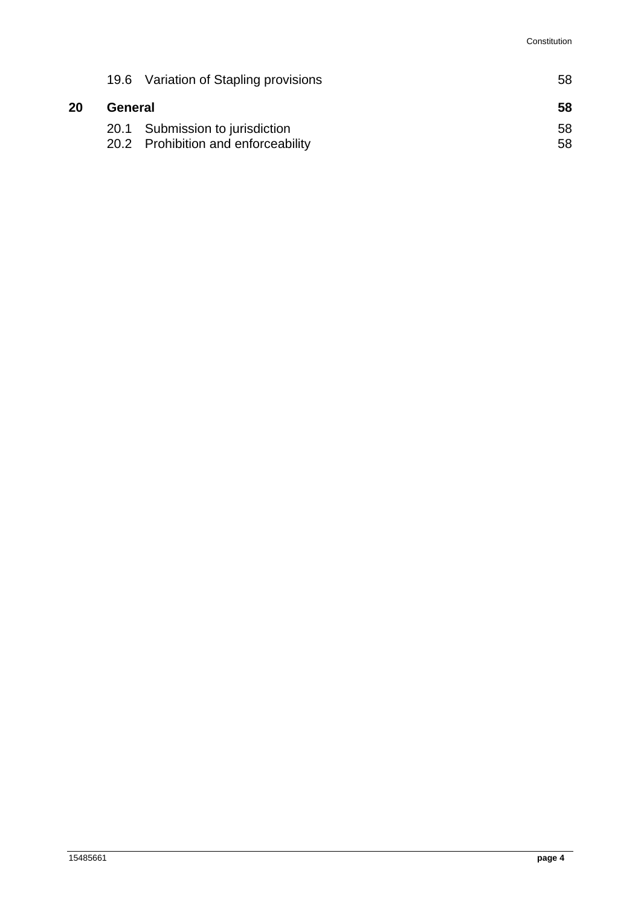| | | |
|---|---|---|
| | 19.6 Variation of Stapling provisions | 58 |
| **20** | **General** | **58** |
| | 20.1 Submission to jurisdiction | 58 |
| | 20.2 Prohibition and enforceability | 58 |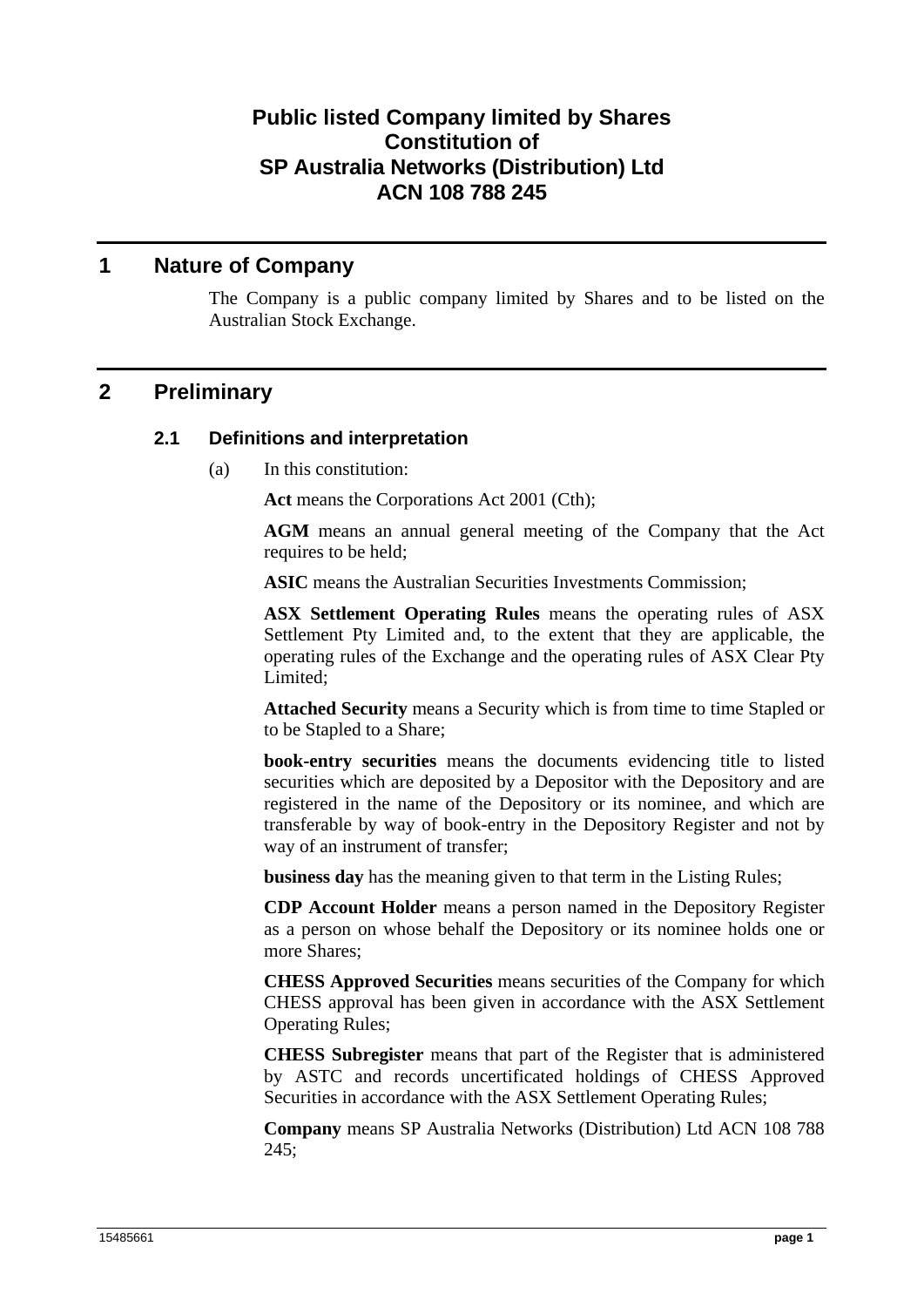# Public listed Company limited by Shares
# Constitution of
# SP Australia Networks (Distribution) Ltd
# ACN 108 788 245

## 1 Nature of Company

The Company is a public company limited by Shares and to be listed on the Australian Stock Exchange.

## 2 Preliminary

### 2.1 Definitions and interpretation

(a) In this constitution:

**Act** means the Corporations Act 2001 (Cth);

**AGM** means an annual general meeting of the Company that the Act requires to be held;

**ASIC** means the Australian Securities Investments Commission;

**ASX Settlement Operating Rules** means the operating rules of ASX Settlement Pty Limited and, to the extent that they are applicable, the operating rules of the Exchange and the operating rules of ASX Clear Pty Limited;

**Attached Security** means a Security which is from time to time Stapled or to be Stapled to a Share;

**book-entry securities** means the documents evidencing title to listed securities which are deposited by a Depositor with the Depository and are registered in the name of the Depository or its nominee, and which are transferable by way of book-entry in the Depository Register and not by way of an instrument of transfer;

**business day** has the meaning given to that term in the Listing Rules;

**CDP Account Holder** means a person named in the Depository Register as a person on whose behalf the Depository or its nominee holds one or more Shares;

**CHESS Approved Securities** means securities of the Company for which CHESS approval has been given in accordance with the ASX Settlement Operating Rules;

**CHESS Subregister** means that part of the Register that is administered by ASTC and records uncertificated holdings of CHESS Approved Securities in accordance with the ASX Settlement Operating Rules;

**Company** means SP Australia Networks (Distribution) Ltd ACN 108 788 245;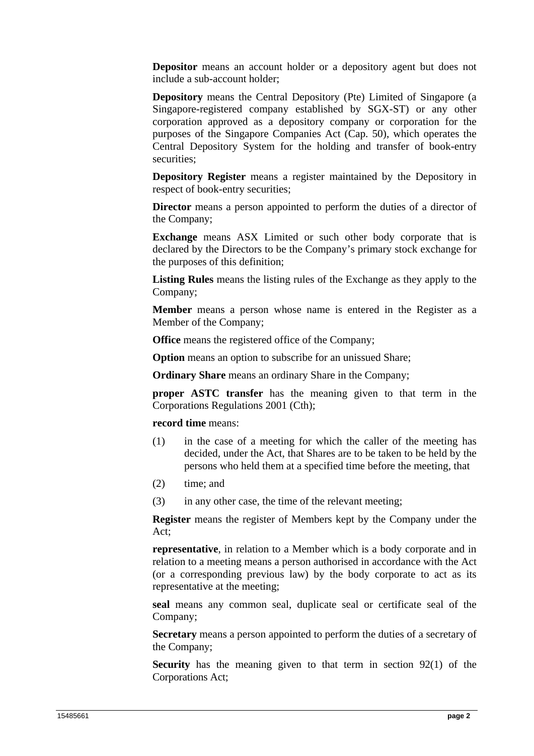**Depositor** means an account holder or a depository agent but does not include a sub-account holder;

**Depository** means the Central Depository (Pte) Limited of Singapore (a Singapore-registered company established by SGX-ST) or any other corporation approved as a depository company or corporation for the purposes of the Singapore Companies Act (Cap. 50), which operates the Central Depository System for the holding and transfer of book-entry securities;

**Depository Register** means a register maintained by the Depository in respect of book-entry securities;

**Director** means a person appointed to perform the duties of a director of the Company;

**Exchange** means ASX Limited or such other body corporate that is declared by the Directors to be the Company's primary stock exchange for the purposes of this definition;

**Listing Rules** means the listing rules of the Exchange as they apply to the Company;

**Member** means a person whose name is entered in the Register as a Member of the Company;

**Office** means the registered office of the Company;

**Option** means an option to subscribe for an unissued Share;

**Ordinary Share** means an ordinary Share in the Company;

**proper ASTC transfer** has the meaning given to that term in the Corporations Regulations 2001 (Cth);

**record time** means:

(1) in the case of a meeting for which the caller of the meeting has decided, under the Act, that Shares are to be taken to be held by the persons who held them at a specified time before the meeting, that

(2) time; and

(3) in any other case, the time of the relevant meeting;

**Register** means the register of Members kept by the Company under the Act;

**representative**, in relation to a Member which is a body corporate and in relation to a meeting means a person authorised in accordance with the Act (or a corresponding previous law) by the body corporate to act as its representative at the meeting;

**seal** means any common seal, duplicate seal or certificate seal of the Company;

**Secretary** means a person appointed to perform the duties of a secretary of the Company;

**Security** has the meaning given to that term in section 92(1) of the Corporations Act;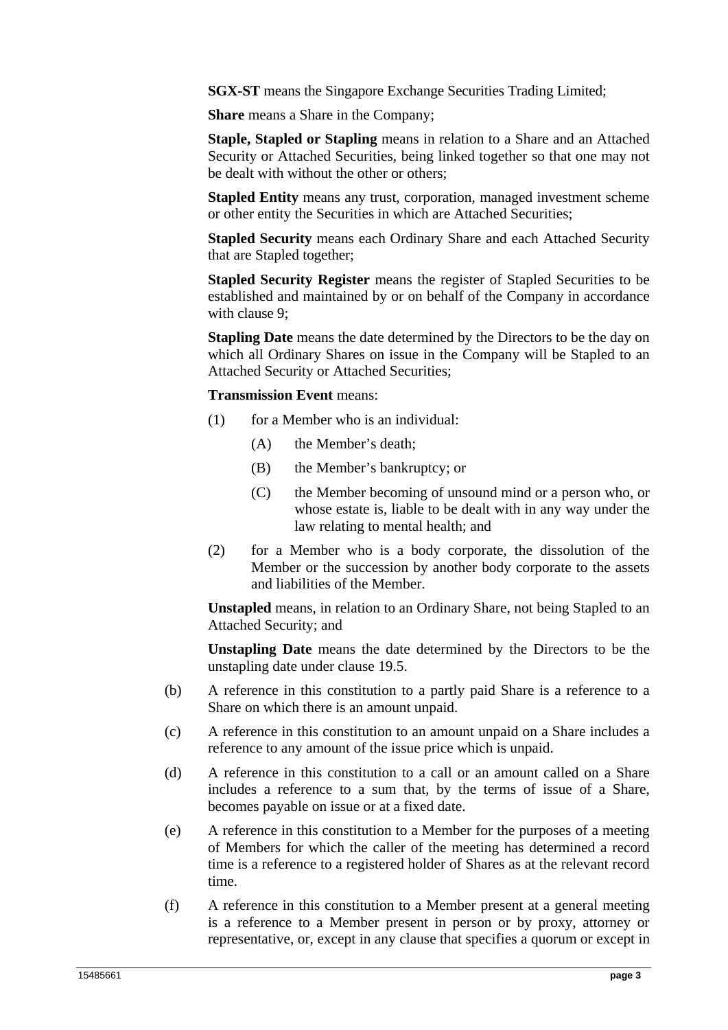**SGX-ST** means the Singapore Exchange Securities Trading Limited;

**Share** means a Share in the Company;

**Staple, Stapled or Stapling** means in relation to a Share and an Attached Security or Attached Securities, being linked together so that one may not be dealt with without the other or others;

**Stapled Entity** means any trust, corporation, managed investment scheme or other entity the Securities in which are Attached Securities;

**Stapled Security** means each Ordinary Share and each Attached Security that are Stapled together;

**Stapled Security Register** means the register of Stapled Securities to be established and maintained by or on behalf of the Company in accordance with clause 9;

**Stapling Date** means the date determined by the Directors to be the day on which all Ordinary Shares on issue in the Company will be Stapled to an Attached Security or Attached Securities;

**Transmission Event** means:

(1) for a Member who is an individual:

(A) the Member's death;

(B) the Member's bankruptcy; or

(C) the Member becoming of unsound mind or a person who, or whose estate is, liable to be dealt with in any way under the law relating to mental health; and

(2) for a Member who is a body corporate, the dissolution of the Member or the succession by another body corporate to the assets and liabilities of the Member.

**Unstapled** means, in relation to an Ordinary Share, not being Stapled to an Attached Security; and

**Unstapling Date** means the date determined by the Directors to be the unstapling date under clause 19.5.

(b) A reference in this constitution to a partly paid Share is a reference to a Share on which there is an amount unpaid.

(c) A reference in this constitution to an amount unpaid on a Share includes a reference to any amount of the issue price which is unpaid.

(d) A reference in this constitution to a call or an amount called on a Share includes a reference to a sum that, by the terms of issue of a Share, becomes payable on issue or at a fixed date.

(e) A reference in this constitution to a Member for the purposes of a meeting of Members for which the caller of the meeting has determined a record time is a reference to a registered holder of Shares as at the relevant record time.

(f) A reference in this constitution to a Member present at a general meeting is a reference to a Member present in person or by proxy, attorney or representative, or, except in any clause that specifies a quorum or except in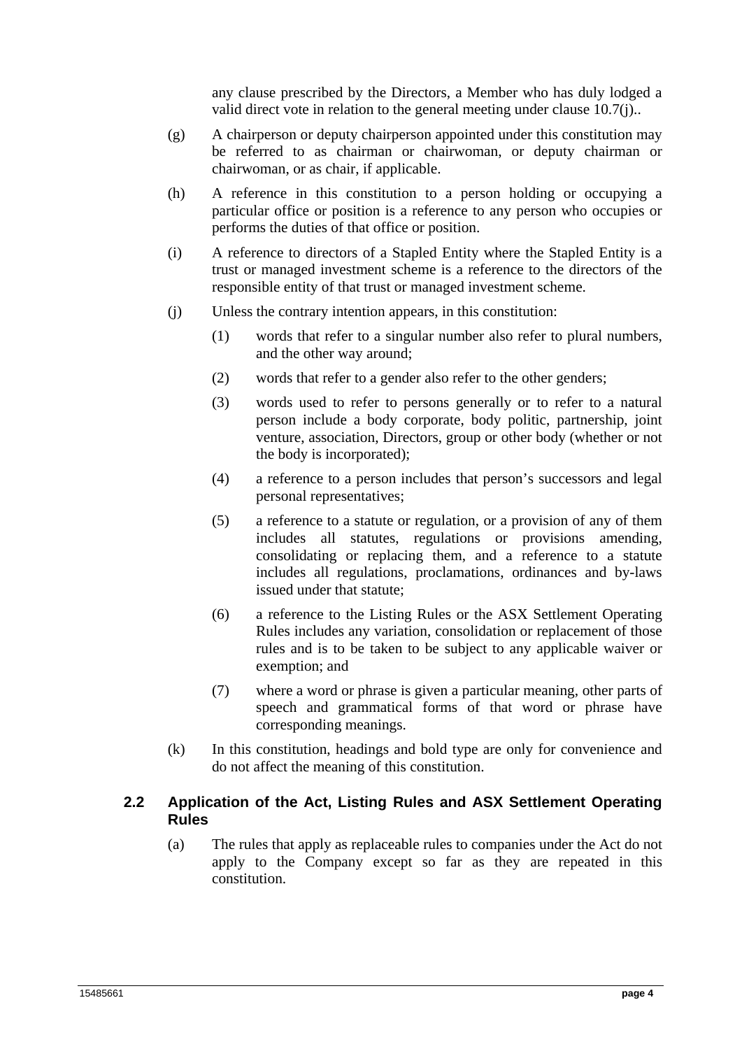any clause prescribed by the Directors, a Member who has duly lodged a valid direct vote in relation to the general meeting under clause 10.7(j)..

(g) A chairperson or deputy chairperson appointed under this constitution may be referred to as chairman or chairwoman, or deputy chairman or chairwoman, or as chair, if applicable.

(h) A reference in this constitution to a person holding or occupying a particular office or position is a reference to any person who occupies or performs the duties of that office or position.

(i) A reference to directors of a Stapled Entity where the Stapled Entity is a trust or managed investment scheme is a reference to the directors of the responsible entity of that trust or managed investment scheme.

(j) Unless the contrary intention appears, in this constitution:

(1) words that refer to a singular number also refer to plural numbers, and the other way around;

(2) words that refer to a gender also refer to the other genders;

(3) words used to refer to persons generally or to refer to a natural person include a body corporate, body politic, partnership, joint venture, association, Directors, group or other body (whether or not the body is incorporated);

(4) a reference to a person includes that person's successors and legal personal representatives;

(5) a reference to a statute or regulation, or a provision of any of them includes all statutes, regulations or provisions amending, consolidating or replacing them, and a reference to a statute includes all regulations, proclamations, ordinances and by-laws issued under that statute;

(6) a reference to the Listing Rules or the ASX Settlement Operating Rules includes any variation, consolidation or replacement of those rules and is to be taken to be subject to any applicable waiver or exemption; and

(7) where a word or phrase is given a particular meaning, other parts of speech and grammatical forms of that word or phrase have corresponding meanings.

(k) In this constitution, headings and bold type are only for convenience and do not affect the meaning of this constitution.

### 2.2 Application of the Act, Listing Rules and ASX Settlement Operating Rules

(a) The rules that apply as replaceable rules to companies under the Act do not apply to the Company except so far as they are repeated in this constitution.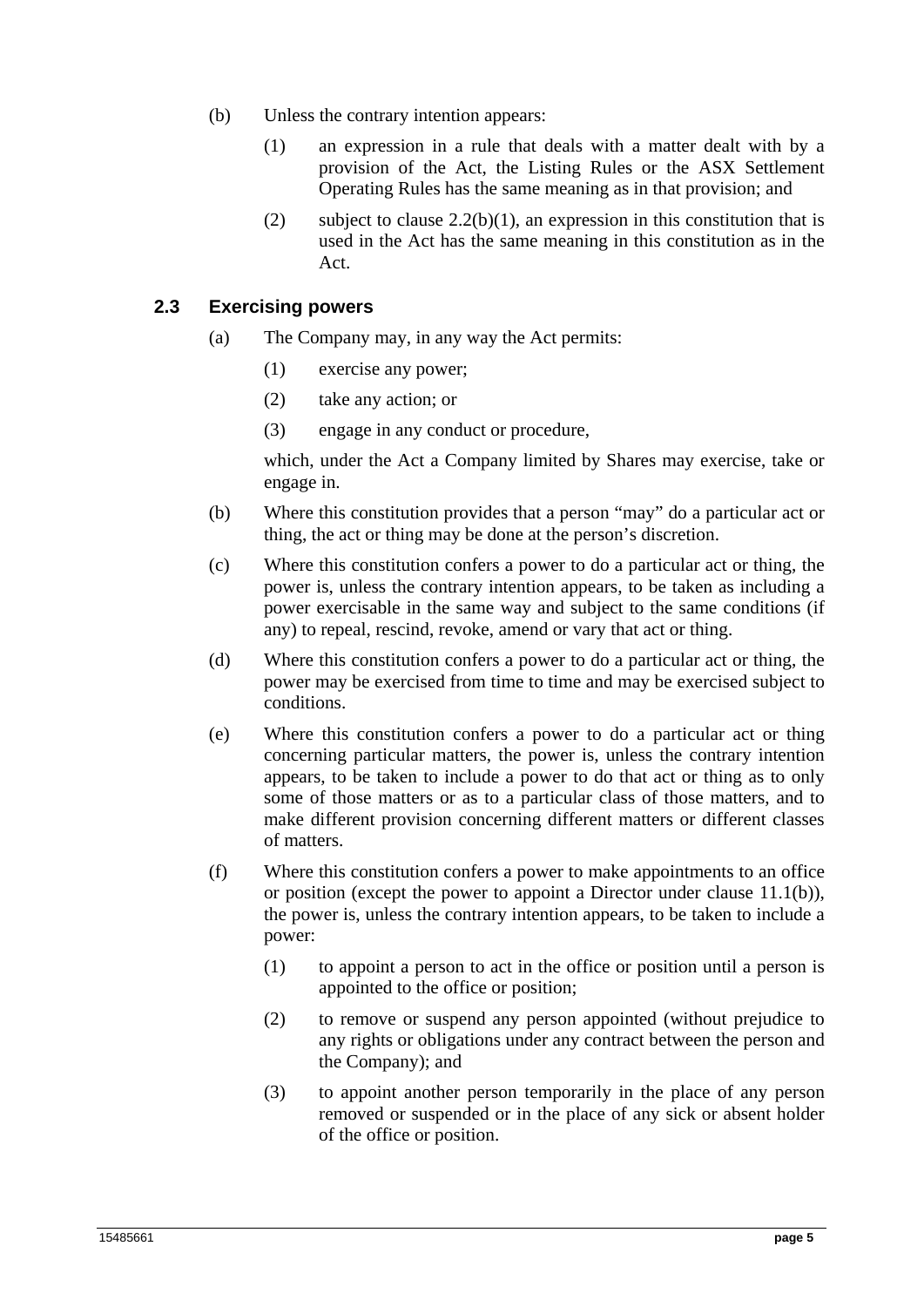(b) Unless the contrary intention appears:

(1) an expression in a rule that deals with a matter dealt with by a provision of the Act, the Listing Rules or the ASX Settlement Operating Rules has the same meaning as in that provision; and

(2) subject to clause 2.2(b)(1), an expression in this constitution that is used in the Act has the same meaning in this constitution as in the Act.

### 2.3 Exercising powers

(a) The Company may, in any way the Act permits:

(1) exercise any power;

(2) take any action; or

(3) engage in any conduct or procedure,

which, under the Act a Company limited by Shares may exercise, take or engage in.

(b) Where this constitution provides that a person "may" do a particular act or thing, the act or thing may be done at the person's discretion.

(c) Where this constitution confers a power to do a particular act or thing, the power is, unless the contrary intention appears, to be taken as including a power exercisable in the same way and subject to the same conditions (if any) to repeal, rescind, revoke, amend or vary that act or thing.

(d) Where this constitution confers a power to do a particular act or thing, the power may be exercised from time to time and may be exercised subject to conditions.

(e) Where this constitution confers a power to do a particular act or thing concerning particular matters, the power is, unless the contrary intention appears, to be taken to include a power to do that act or thing as to only some of those matters or as to a particular class of those matters, and to make different provision concerning different matters or different classes of matters.

(f) Where this constitution confers a power to make appointments to an office or position (except the power to appoint a Director under clause 11.1(b)), the power is, unless the contrary intention appears, to be taken to include a power:

(1) to appoint a person to act in the office or position until a person is appointed to the office or position;

(2) to remove or suspend any person appointed (without prejudice to any rights or obligations under any contract between the person and the Company); and

(3) to appoint another person temporarily in the place of any person removed or suspended or in the place of any sick or absent holder of the office or position.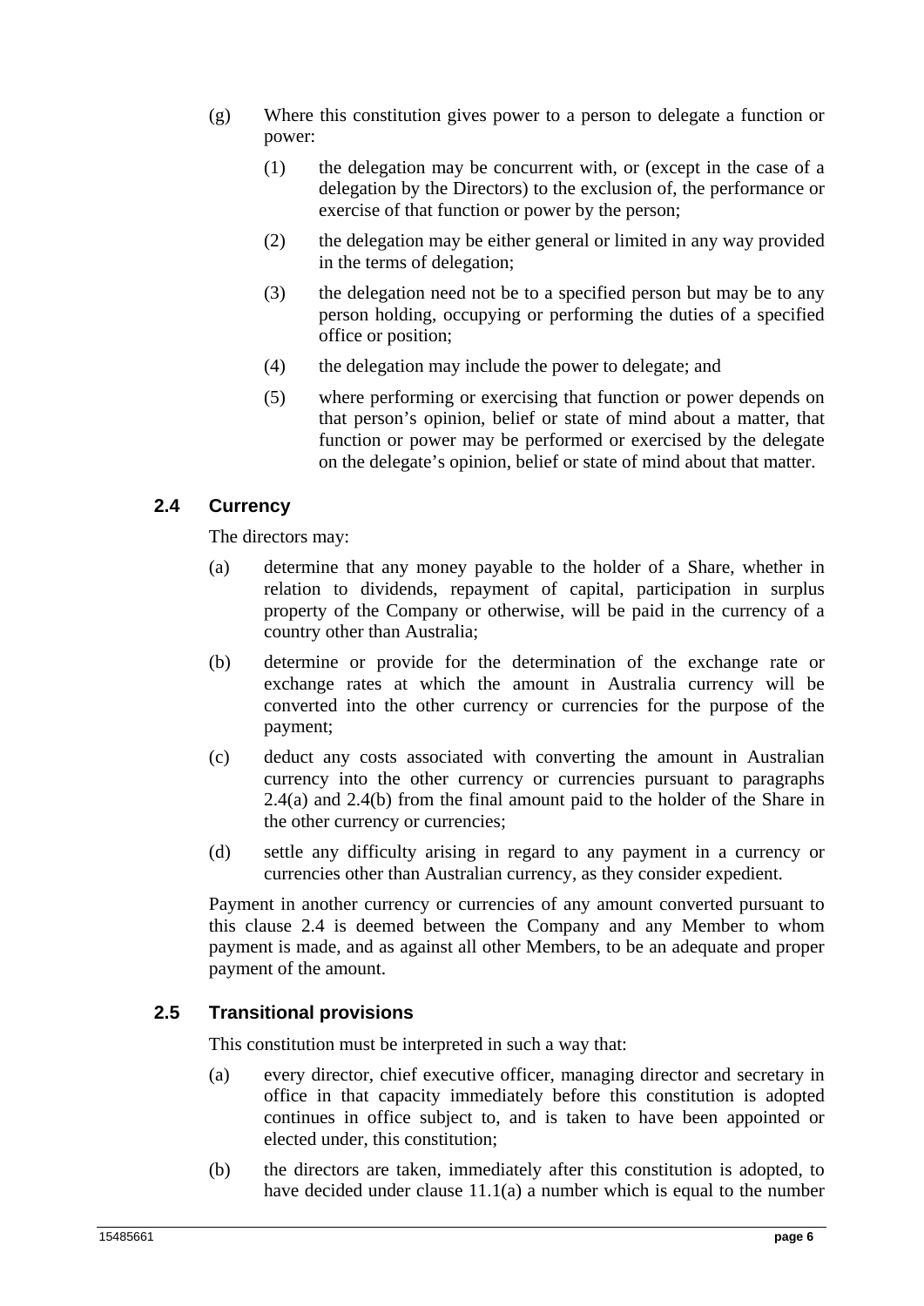(g) Where this constitution gives power to a person to delegate a function or power:

(1) the delegation may be concurrent with, or (except in the case of a delegation by the Directors) to the exclusion of, the performance or exercise of that function or power by the person;

(2) the delegation may be either general or limited in any way provided in the terms of delegation;

(3) the delegation need not be to a specified person but may be to any person holding, occupying or performing the duties of a specified office or position;

(4) the delegation may include the power to delegate; and

(5) where performing or exercising that function or power depends on that person's opinion, belief or state of mind about a matter, that function or power may be performed or exercised by the delegate on the delegate's opinion, belief or state of mind about that matter.

## 2.4 Currency

The directors may:

(a) determine that any money payable to the holder of a Share, whether in relation to dividends, repayment of capital, participation in surplus property of the Company or otherwise, will be paid in the currency of a country other than Australia;

(b) determine or provide for the determination of the exchange rate or exchange rates at which the amount in Australia currency will be converted into the other currency or currencies for the purpose of the payment;

(c) deduct any costs associated with converting the amount in Australian currency into the other currency or currencies pursuant to paragraphs 2.4(a) and 2.4(b) from the final amount paid to the holder of the Share in the other currency or currencies;

(d) settle any difficulty arising in regard to any payment in a currency or currencies other than Australian currency, as they consider expedient.

Payment in another currency or currencies of any amount converted pursuant to this clause 2.4 is deemed between the Company and any Member to whom payment is made, and as against all other Members, to be an adequate and proper payment of the amount.

## 2.5 Transitional provisions

This constitution must be interpreted in such a way that:

(a) every director, chief executive officer, managing director and secretary in office in that capacity immediately before this constitution is adopted continues in office subject to, and is taken to have been appointed or elected under, this constitution;

(b) the directors are taken, immediately after this constitution is adopted, to have decided under clause 11.1(a) a number which is equal to the number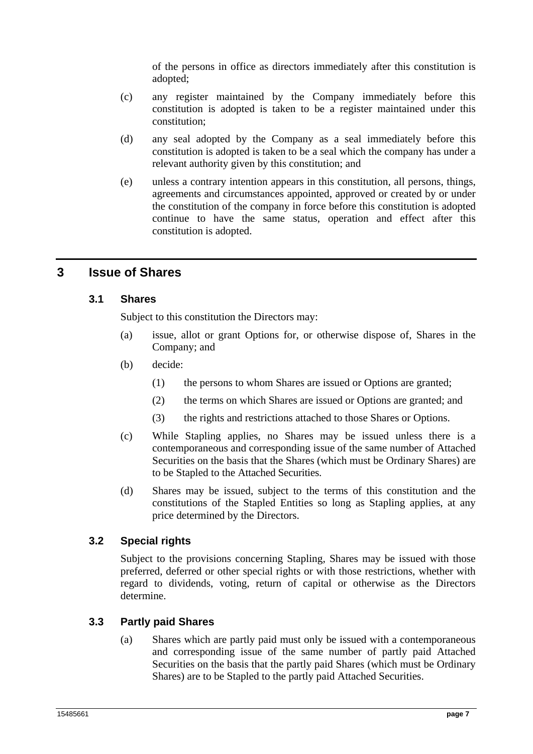of the persons in office as directors immediately after this constitution is adopted;

(c) any register maintained by the Company immediately before this constitution is adopted is taken to be a register maintained under this constitution;

(d) any seal adopted by the Company as a seal immediately before this constitution is adopted is taken to be a seal which the company has under a relevant authority given by this constitution; and

(e) unless a contrary intention appears in this constitution, all persons, things, agreements and circumstances appointed, approved or created by or under the constitution of the company in force before this constitution is adopted continue to have the same status, operation and effect after this constitution is adopted.

# 3 Issue of Shares

## 3.1 Shares

Subject to this constitution the Directors may:

(a) issue, allot or grant Options for, or otherwise dispose of, Shares in the Company; and

(b) decide:

   (1) the persons to whom Shares are issued or Options are granted;

   (2) the terms on which Shares are issued or Options are granted; and

   (3) the rights and restrictions attached to those Shares or Options.

(c) While Stapling applies, no Shares may be issued unless there is a contemporaneous and corresponding issue of the same number of Attached Securities on the basis that the Shares (which must be Ordinary Shares) are to be Stapled to the Attached Securities.

(d) Shares may be issued, subject to the terms of this constitution and the constitutions of the Stapled Entities so long as Stapling applies, at any price determined by the Directors.

## 3.2 Special rights

Subject to the provisions concerning Stapling, Shares may be issued with those preferred, deferred or other special rights or with those restrictions, whether with regard to dividends, voting, return of capital or otherwise as the Directors determine.

## 3.3 Partly paid Shares

(a) Shares which are partly paid must only be issued with a contemporaneous and corresponding issue of the same number of partly paid Attached Securities on the basis that the partly paid Shares (which must be Ordinary Shares) are to be Stapled to the partly paid Attached Securities.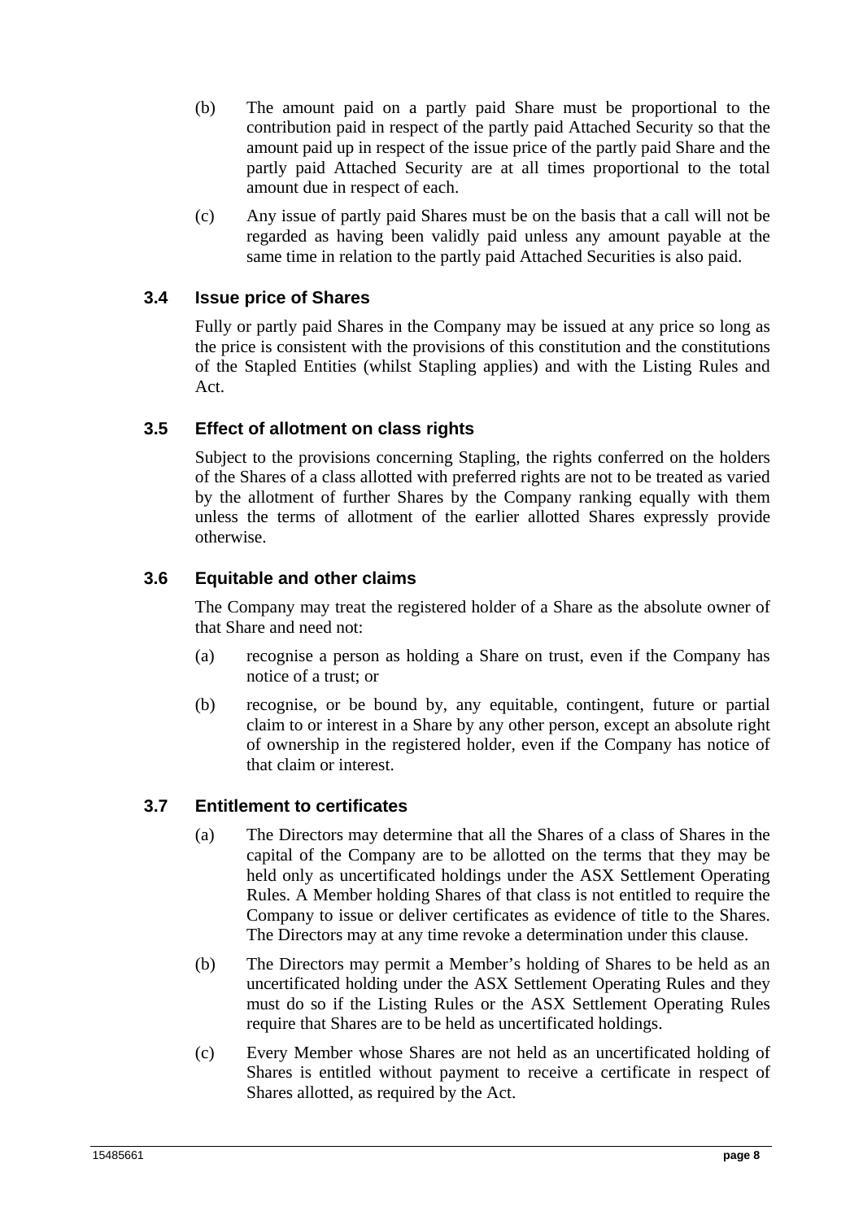(b) The amount paid on a partly paid Share must be proportional to the contribution paid in respect of the partly paid Attached Security so that the amount paid up in respect of the issue price of the partly paid Share and the partly paid Attached Security are at all times proportional to the total amount due in respect of each.

(c) Any issue of partly paid Shares must be on the basis that a call will not be regarded as having been validly paid unless any amount payable at the same time in relation to the partly paid Attached Securities is also paid.

### 3.4 Issue price of Shares

Fully or partly paid Shares in the Company may be issued at any price so long as the price is consistent with the provisions of this constitution and the constitutions of the Stapled Entities (whilst Stapling applies) and with the Listing Rules and Act.

### 3.5 Effect of allotment on class rights

Subject to the provisions concerning Stapling, the rights conferred on the holders of the Shares of a class allotted with preferred rights are not to be treated as varied by the allotment of further Shares by the Company ranking equally with them unless the terms of allotment of the earlier allotted Shares expressly provide otherwise.

### 3.6 Equitable and other claims

The Company may treat the registered holder of a Share as the absolute owner of that Share and need not:

(a) recognise a person as holding a Share on trust, even if the Company has notice of a trust; or

(b) recognise, or be bound by, any equitable, contingent, future or partial claim to or interest in a Share by any other person, except an absolute right of ownership in the registered holder, even if the Company has notice of that claim or interest.

### 3.7 Entitlement to certificates

(a) The Directors may determine that all the Shares of a class of Shares in the capital of the Company are to be allotted on the terms that they may be held only as uncertificated holdings under the ASX Settlement Operating Rules. A Member holding Shares of that class is not entitled to require the Company to issue or deliver certificates as evidence of title to the Shares. The Directors may at any time revoke a determination under this clause.

(b) The Directors may permit a Member's holding of Shares to be held as an uncertificated holding under the ASX Settlement Operating Rules and they must do so if the Listing Rules or the ASX Settlement Operating Rules require that Shares are to be held as uncertificated holdings.

(c) Every Member whose Shares are not held as an uncertificated holding of Shares is entitled without payment to receive a certificate in respect of Shares allotted, as required by the Act.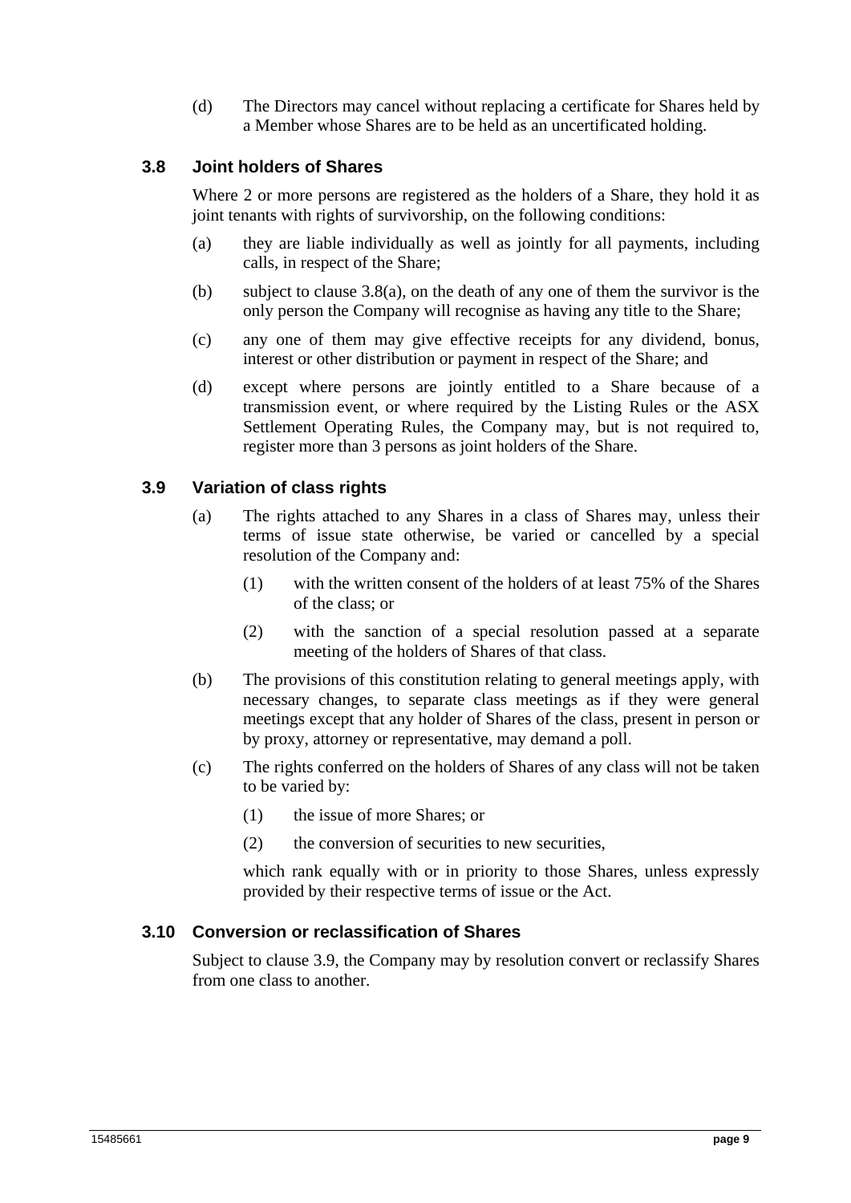(d) The Directors may cancel without replacing a certificate for Shares held by a Member whose Shares are to be held as an uncertificated holding.

### 3.8 Joint holders of Shares

Where 2 or more persons are registered as the holders of a Share, they hold it as joint tenants with rights of survivorship, on the following conditions:

(a) they are liable individually as well as jointly for all payments, including calls, in respect of the Share;

(b) subject to clause 3.8(a), on the death of any one of them the survivor is the only person the Company will recognise as having any title to the Share;

(c) any one of them may give effective receipts for any dividend, bonus, interest or other distribution or payment in respect of the Share; and

(d) except where persons are jointly entitled to a Share because of a transmission event, or where required by the Listing Rules or the ASX Settlement Operating Rules, the Company may, but is not required to, register more than 3 persons as joint holders of the Share.

### 3.9 Variation of class rights

(a) The rights attached to any Shares in a class of Shares may, unless their terms of issue state otherwise, be varied or cancelled by a special resolution of the Company and:

   (1) with the written consent of the holders of at least 75% of the Shares of the class; or

   (2) with the sanction of a special resolution passed at a separate meeting of the holders of Shares of that class.

(b) The provisions of this constitution relating to general meetings apply, with necessary changes, to separate class meetings as if they were general meetings except that any holder of Shares of the class, present in person or by proxy, attorney or representative, may demand a poll.

(c) The rights conferred on the holders of Shares of any class will not be taken to be varied by:

   (1) the issue of more Shares; or

   (2) the conversion of securities to new securities,

   which rank equally with or in priority to those Shares, unless expressly provided by their respective terms of issue or the Act.

### 3.10 Conversion or reclassification of Shares

Subject to clause 3.9, the Company may by resolution convert or reclassify Shares from one class to another.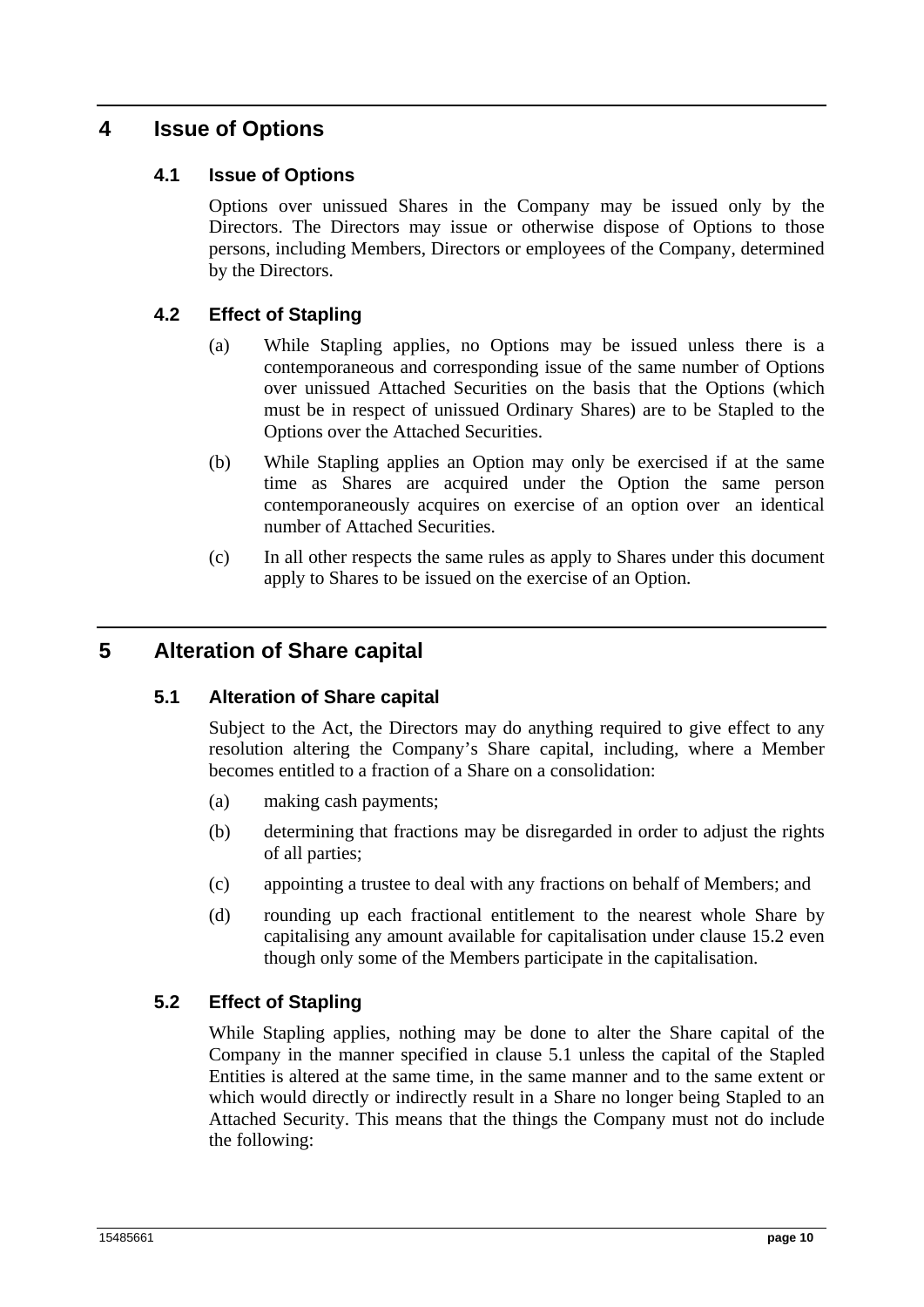# 4 Issue of Options

## 4.1 Issue of Options

Options over unissued Shares in the Company may be issued only by the Directors. The Directors may issue or otherwise dispose of Options to those persons, including Members, Directors or employees of the Company, determined by the Directors.

## 4.2 Effect of Stapling

(a) While Stapling applies, no Options may be issued unless there is a contemporaneous and corresponding issue of the same number of Options over unissued Attached Securities on the basis that the Options (which must be in respect of unissued Ordinary Shares) are to be Stapled to the Options over the Attached Securities.

(b) While Stapling applies an Option may only be exercised if at the same time as Shares are acquired under the Option the same person contemporaneously acquires on exercise of an option over an identical number of Attached Securities.

(c) In all other respects the same rules as apply to Shares under this document apply to Shares to be issued on the exercise of an Option.

# 5 Alteration of Share capital

## 5.1 Alteration of Share capital

Subject to the Act, the Directors may do anything required to give effect to any resolution altering the Company's Share capital, including, where a Member becomes entitled to a fraction of a Share on a consolidation:

(a) making cash payments;

(b) determining that fractions may be disregarded in order to adjust the rights of all parties;

(c) appointing a trustee to deal with any fractions on behalf of Members; and

(d) rounding up each fractional entitlement to the nearest whole Share by capitalising any amount available for capitalisation under clause 15.2 even though only some of the Members participate in the capitalisation.

## 5.2 Effect of Stapling

While Stapling applies, nothing may be done to alter the Share capital of the Company in the manner specified in clause 5.1 unless the capital of the Stapled Entities is altered at the same time, in the same manner and to the same extent or which would directly or indirectly result in a Share no longer being Stapled to an Attached Security. This means that the things the Company must not do include the following: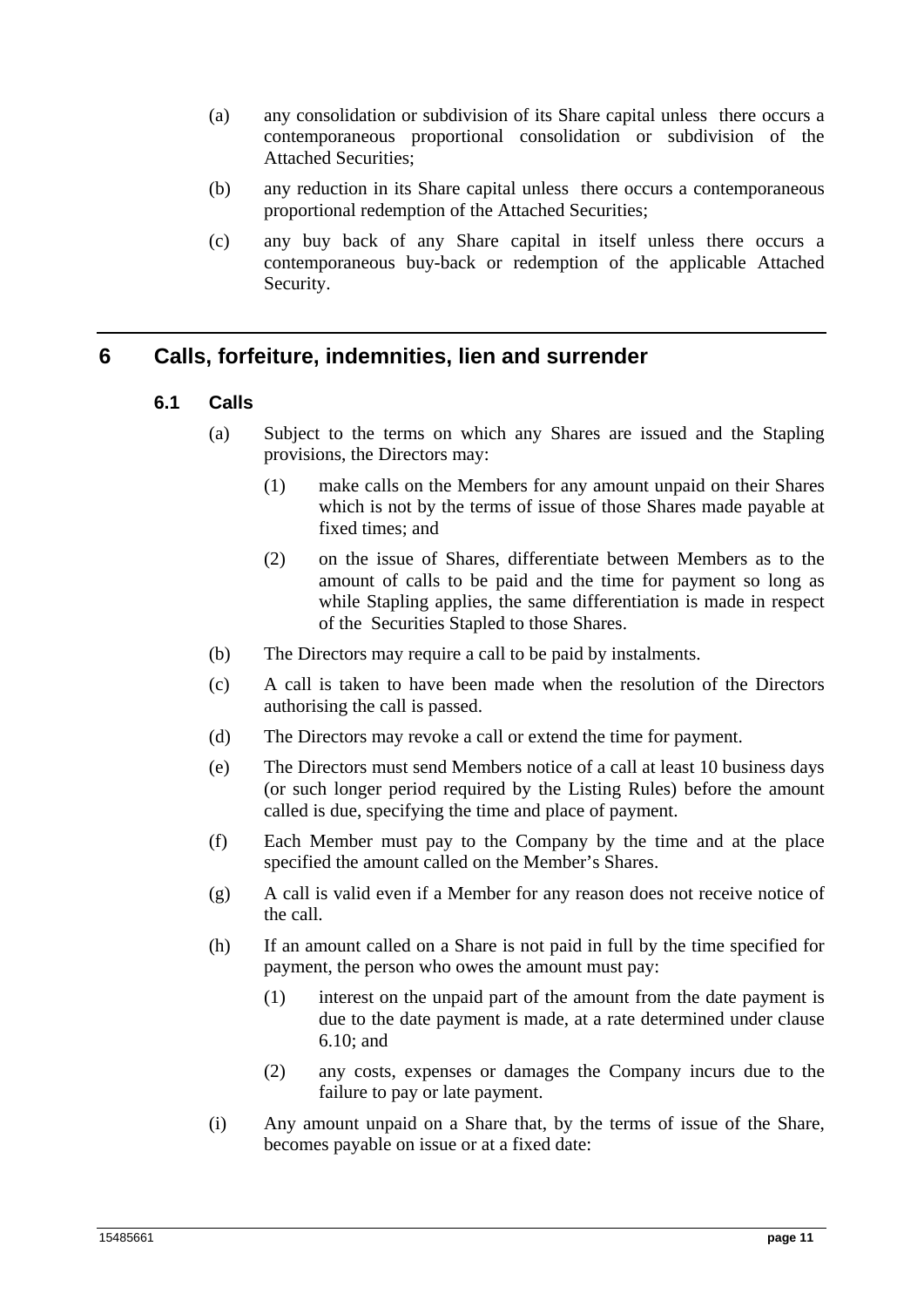(a) any consolidation or subdivision of its Share capital unless there occurs a contemporaneous proportional consolidation or subdivision of the Attached Securities;

(b) any reduction in its Share capital unless there occurs a contemporaneous proportional redemption of the Attached Securities;

(c) any buy back of any Share capital in itself unless there occurs a contemporaneous buy-back or redemption of the applicable Attached Security.

# 6 Calls, forfeiture, indemnities, lien and surrender

## 6.1 Calls

(a) Subject to the terms on which any Shares are issued and the Stapling provisions, the Directors may:

   (1) make calls on the Members for any amount unpaid on their Shares which is not by the terms of issue of those Shares made payable at fixed times; and

   (2) on the issue of Shares, differentiate between Members as to the amount of calls to be paid and the time for payment so long as while Stapling applies, the same differentiation is made in respect of the Securities Stapled to those Shares.

(b) The Directors may require a call to be paid by instalments.

(c) A call is taken to have been made when the resolution of the Directors authorising the call is passed.

(d) The Directors may revoke a call or extend the time for payment.

(e) The Directors must send Members notice of a call at least 10 business days (or such longer period required by the Listing Rules) before the amount called is due, specifying the time and place of payment.

(f) Each Member must pay to the Company by the time and at the place specified the amount called on the Member's Shares.

(g) A call is valid even if a Member for any reason does not receive notice of the call.

(h) If an amount called on a Share is not paid in full by the time specified for payment, the person who owes the amount must pay:

   (1) interest on the unpaid part of the amount from the date payment is due to the date payment is made, at a rate determined under clause 6.10; and

   (2) any costs, expenses or damages the Company incurs due to the failure to pay or late payment.

(i) Any amount unpaid on a Share that, by the terms of issue of the Share, becomes payable on issue or at a fixed date: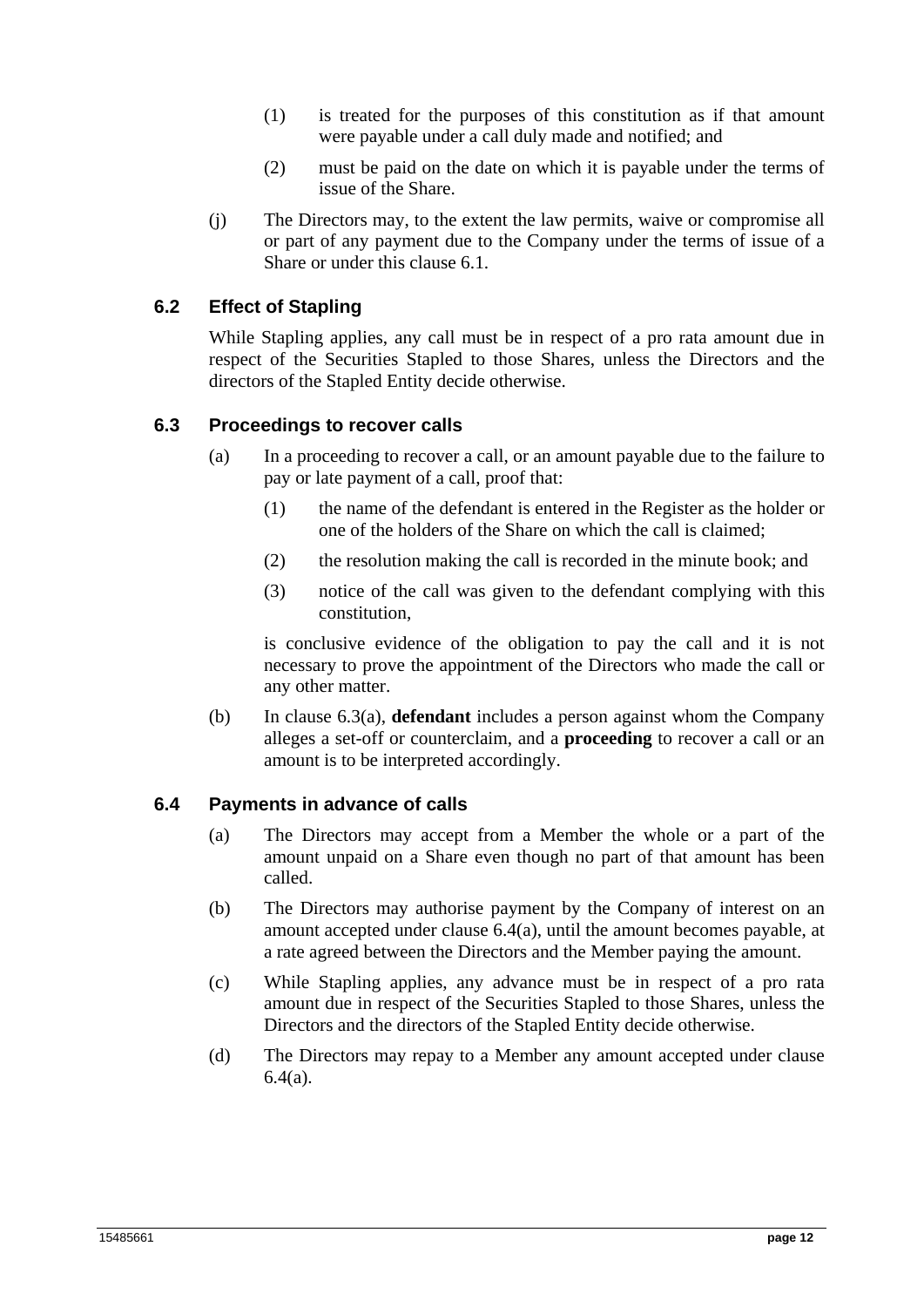(1) is treated for the purposes of this constitution as if that amount were payable under a call duly made and notified; and

(2) must be paid on the date on which it is payable under the terms of issue of the Share.

(j) The Directors may, to the extent the law permits, waive or compromise all or part of any payment due to the Company under the terms of issue of a Share or under this clause 6.1.

### 6.2 Effect of Stapling

While Stapling applies, any call must be in respect of a pro rata amount due in respect of the Securities Stapled to those Shares, unless the Directors and the directors of the Stapled Entity decide otherwise.

### 6.3 Proceedings to recover calls

(a) In a proceeding to recover a call, or an amount payable due to the failure to pay or late payment of a call, proof that:

(1) the name of the defendant is entered in the Register as the holder or one of the holders of the Share on which the call is claimed;

(2) the resolution making the call is recorded in the minute book; and

(3) notice of the call was given to the defendant complying with this constitution,

is conclusive evidence of the obligation to pay the call and it is not necessary to prove the appointment of the Directors who made the call or any other matter.

(b) In clause 6.3(a), **defendant** includes a person against whom the Company alleges a set-off or counterclaim, and a **proceeding** to recover a call or an amount is to be interpreted accordingly.

### 6.4 Payments in advance of calls

(a) The Directors may accept from a Member the whole or a part of the amount unpaid on a Share even though no part of that amount has been called.

(b) The Directors may authorise payment by the Company of interest on an amount accepted under clause 6.4(a), until the amount becomes payable, at a rate agreed between the Directors and the Member paying the amount.

(c) While Stapling applies, any advance must be in respect of a pro rata amount due in respect of the Securities Stapled to those Shares, unless the Directors and the directors of the Stapled Entity decide otherwise.

(d) The Directors may repay to a Member any amount accepted under clause 6.4(a).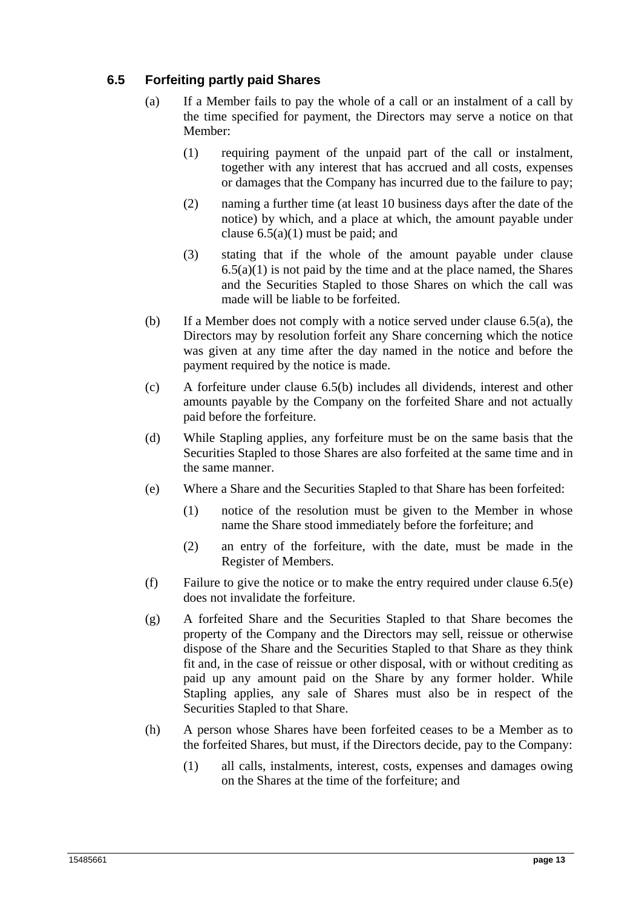### 6.5 Forfeiting partly paid Shares

(a) If a Member fails to pay the whole of a call or an instalment of a call by the time specified for payment, the Directors may serve a notice on that Member:

  (1) requiring payment of the unpaid part of the call or instalment, together with any interest that has accrued and all costs, expenses or damages that the Company has incurred due to the failure to pay;

  (2) naming a further time (at least 10 business days after the date of the notice) by which, and a place at which, the amount payable under clause 6.5(a)(1) must be paid; and

  (3) stating that if the whole of the amount payable under clause 6.5(a)(1) is not paid by the time and at the place named, the Shares and the Securities Stapled to those Shares on which the call was made will be liable to be forfeited.

(b) If a Member does not comply with a notice served under clause 6.5(a), the Directors may by resolution forfeit any Share concerning which the notice was given at any time after the day named in the notice and before the payment required by the notice is made.

(c) A forfeiture under clause 6.5(b) includes all dividends, interest and other amounts payable by the Company on the forfeited Share and not actually paid before the forfeiture.

(d) While Stapling applies, any forfeiture must be on the same basis that the Securities Stapled to those Shares are also forfeited at the same time and in the same manner.

(e) Where a Share and the Securities Stapled to that Share has been forfeited:

  (1) notice of the resolution must be given to the Member in whose name the Share stood immediately before the forfeiture; and

  (2) an entry of the forfeiture, with the date, must be made in the Register of Members.

(f) Failure to give the notice or to make the entry required under clause 6.5(e) does not invalidate the forfeiture.

(g) A forfeited Share and the Securities Stapled to that Share becomes the property of the Company and the Directors may sell, reissue or otherwise dispose of the Share and the Securities Stapled to that Share as they think fit and, in the case of reissue or other disposal, with or without crediting as paid up any amount paid on the Share by any former holder. While Stapling applies, any sale of Shares must also be in respect of the Securities Stapled to that Share.

(h) A person whose Shares have been forfeited ceases to be a Member as to the forfeited Shares, but must, if the Directors decide, pay to the Company:

  (1) all calls, instalments, interest, costs, expenses and damages owing on the Shares at the time of the forfeiture; and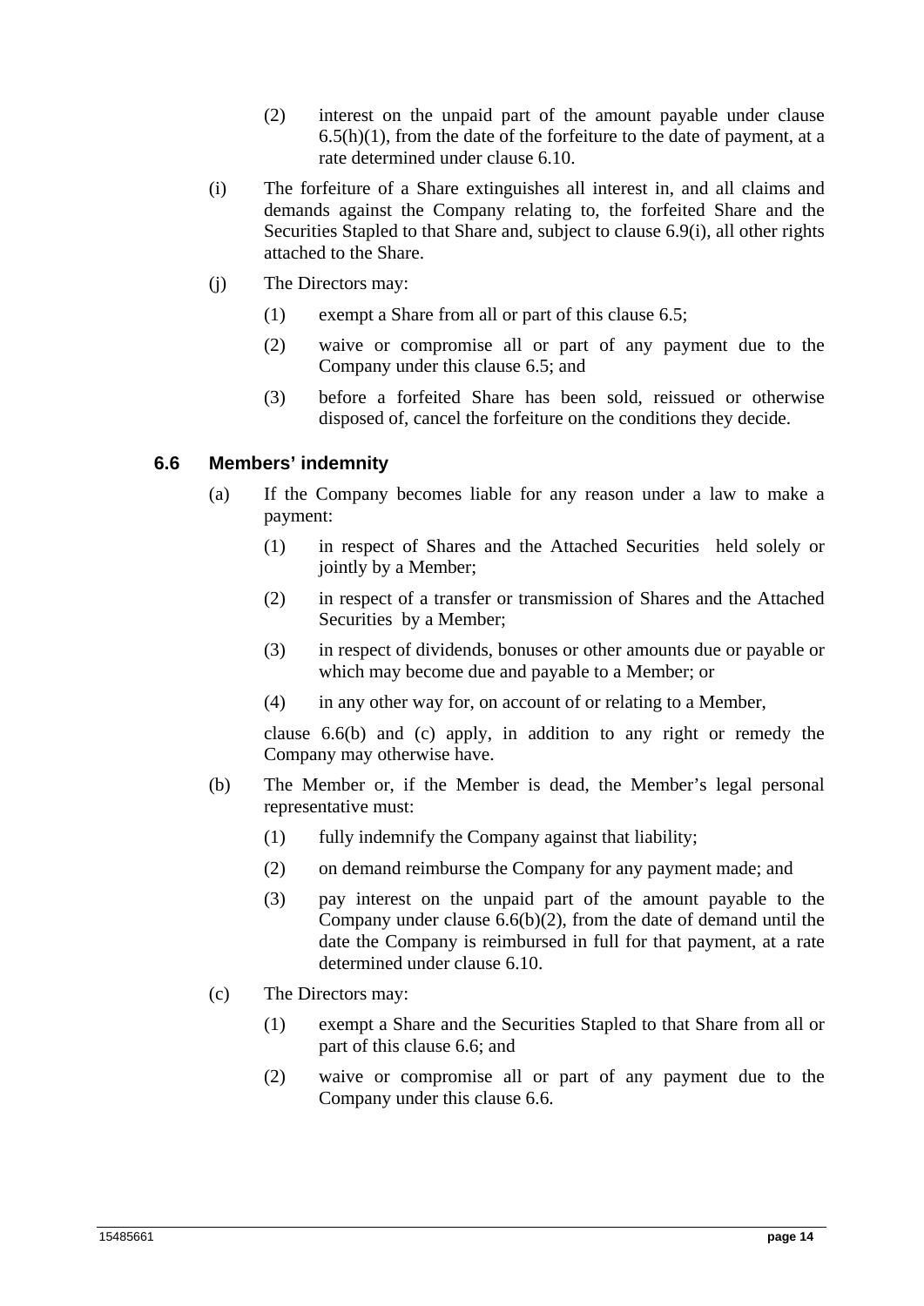(2) interest on the unpaid part of the amount payable under clause 6.5(h)(1), from the date of the forfeiture to the date of payment, at a rate determined under clause 6.10.

(i) The forfeiture of a Share extinguishes all interest in, and all claims and demands against the Company relating to, the forfeited Share and the Securities Stapled to that Share and, subject to clause 6.9(i), all other rights attached to the Share.

(j) The Directors may:

(1) exempt a Share from all or part of this clause 6.5;

(2) waive or compromise all or part of any payment due to the Company under this clause 6.5; and

(3) before a forfeited Share has been sold, reissued or otherwise disposed of, cancel the forfeiture on the conditions they decide.

### 6.6 Members' indemnity

(a) If the Company becomes liable for any reason under a law to make a payment:

(1) in respect of Shares and the Attached Securities held solely or jointly by a Member;

(2) in respect of a transfer or transmission of Shares and the Attached Securities by a Member;

(3) in respect of dividends, bonuses or other amounts due or payable or which may become due and payable to a Member; or

(4) in any other way for, on account of or relating to a Member,

clause 6.6(b) and (c) apply, in addition to any right or remedy the Company may otherwise have.

(b) The Member or, if the Member is dead, the Member's legal personal representative must:

(1) fully indemnify the Company against that liability;

(2) on demand reimburse the Company for any payment made; and

(3) pay interest on the unpaid part of the amount payable to the Company under clause 6.6(b)(2), from the date of demand until the date the Company is reimbursed in full for that payment, at a rate determined under clause 6.10.

(c) The Directors may:

(1) exempt a Share and the Securities Stapled to that Share from all or part of this clause 6.6; and

(2) waive or compromise all or part of any payment due to the Company under this clause 6.6.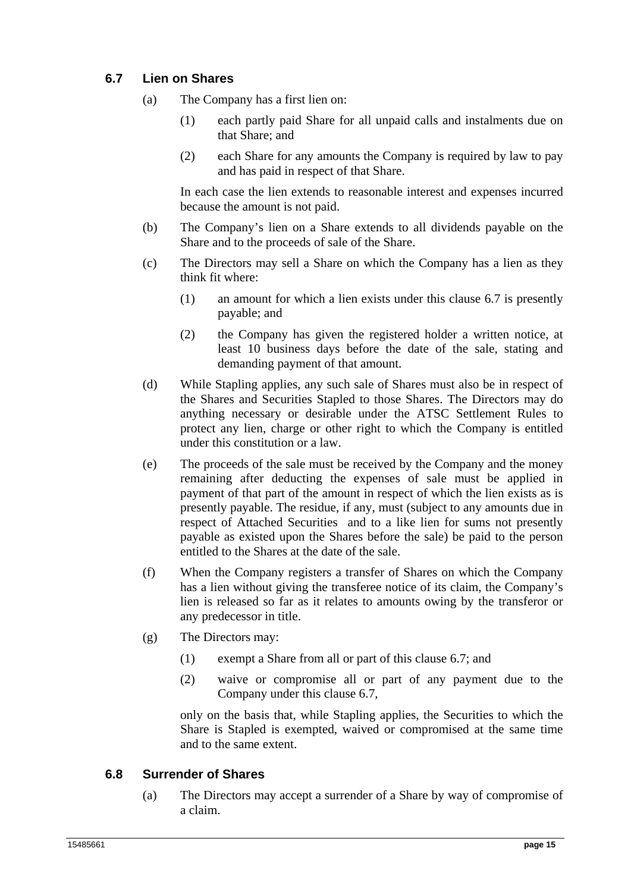### 6.7 Lien on Shares

(a) The Company has a first lien on:

(1) each partly paid Share for all unpaid calls and instalments due on that Share; and

(2) each Share for any amounts the Company is required by law to pay and has paid in respect of that Share.

In each case the lien extends to reasonable interest and expenses incurred because the amount is not paid.

(b) The Company's lien on a Share extends to all dividends payable on the Share and to the proceeds of sale of the Share.

(c) The Directors may sell a Share on which the Company has a lien as they think fit where:

(1) an amount for which a lien exists under this clause 6.7 is presently payable; and

(2) the Company has given the registered holder a written notice, at least 10 business days before the date of the sale, stating and demanding payment of that amount.

(d) While Stapling applies, any such sale of Shares must also be in respect of the Shares and Securities Stapled to those Shares. The Directors may do anything necessary or desirable under the ATSC Settlement Rules to protect any lien, charge or other right to which the Company is entitled under this constitution or a law.

(e) The proceeds of the sale must be received by the Company and the money remaining after deducting the expenses of sale must be applied in payment of that part of the amount in respect of which the lien exists as is presently payable. The residue, if any, must (subject to any amounts due in respect of Attached Securities and to a like lien for sums not presently payable as existed upon the Shares before the sale) be paid to the person entitled to the Shares at the date of the sale.

(f) When the Company registers a transfer of Shares on which the Company has a lien without giving the transferee notice of its claim, the Company's lien is released so far as it relates to amounts owing by the transferor or any predecessor in title.

(g) The Directors may:

(1) exempt a Share from all or part of this clause 6.7; and

(2) waive or compromise all or part of any payment due to the Company under this clause 6.7,

only on the basis that, while Stapling applies, the Securities to which the Share is Stapled is exempted, waived or compromised at the same time and to the same extent.

### 6.8 Surrender of Shares

(a) The Directors may accept a surrender of a Share by way of compromise of a claim.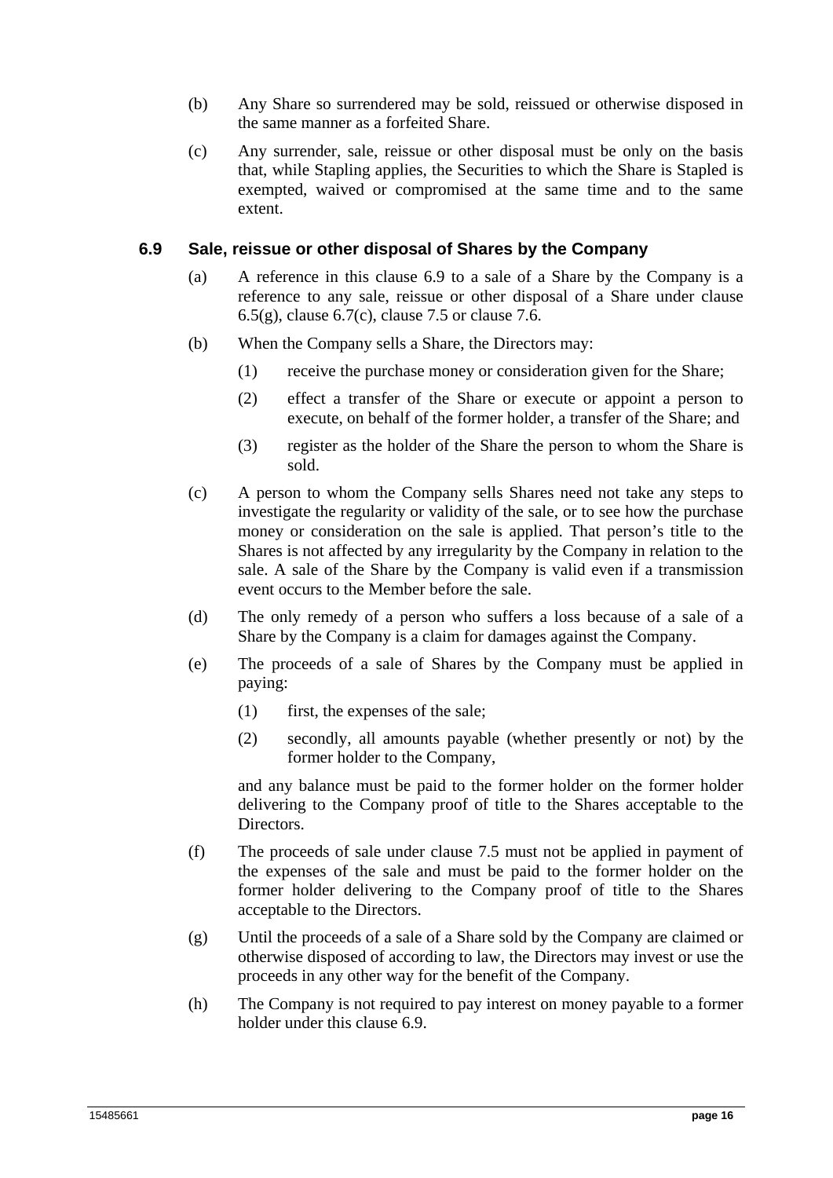(b) Any Share so surrendered may be sold, reissued or otherwise disposed in the same manner as a forfeited Share.

(c) Any surrender, sale, reissue or other disposal must be only on the basis that, while Stapling applies, the Securities to which the Share is Stapled is exempted, waived or compromised at the same time and to the same extent.

### 6.9 Sale, reissue or other disposal of Shares by the Company

(a) A reference in this clause 6.9 to a sale of a Share by the Company is a reference to any sale, reissue or other disposal of a Share under clause 6.5(g), clause 6.7(c), clause 7.5 or clause 7.6.

(b) When the Company sells a Share, the Directors may:

(1) receive the purchase money or consideration given for the Share;

(2) effect a transfer of the Share or execute or appoint a person to execute, on behalf of the former holder, a transfer of the Share; and

(3) register as the holder of the Share the person to whom the Share is sold.

(c) A person to whom the Company sells Shares need not take any steps to investigate the regularity or validity of the sale, or to see how the purchase money or consideration on the sale is applied. That person's title to the Shares is not affected by any irregularity by the Company in relation to the sale. A sale of the Share by the Company is valid even if a transmission event occurs to the Member before the sale.

(d) The only remedy of a person who suffers a loss because of a sale of a Share by the Company is a claim for damages against the Company.

(e) The proceeds of a sale of Shares by the Company must be applied in paying:

(1) first, the expenses of the sale;

(2) secondly, all amounts payable (whether presently or not) by the former holder to the Company,

and any balance must be paid to the former holder on the former holder delivering to the Company proof of title to the Shares acceptable to the Directors.

(f) The proceeds of sale under clause 7.5 must not be applied in payment of the expenses of the sale and must be paid to the former holder on the former holder delivering to the Company proof of title to the Shares acceptable to the Directors.

(g) Until the proceeds of a sale of a Share sold by the Company are claimed or otherwise disposed of according to law, the Directors may invest or use the proceeds in any other way for the benefit of the Company.

(h) The Company is not required to pay interest on money payable to a former holder under this clause 6.9.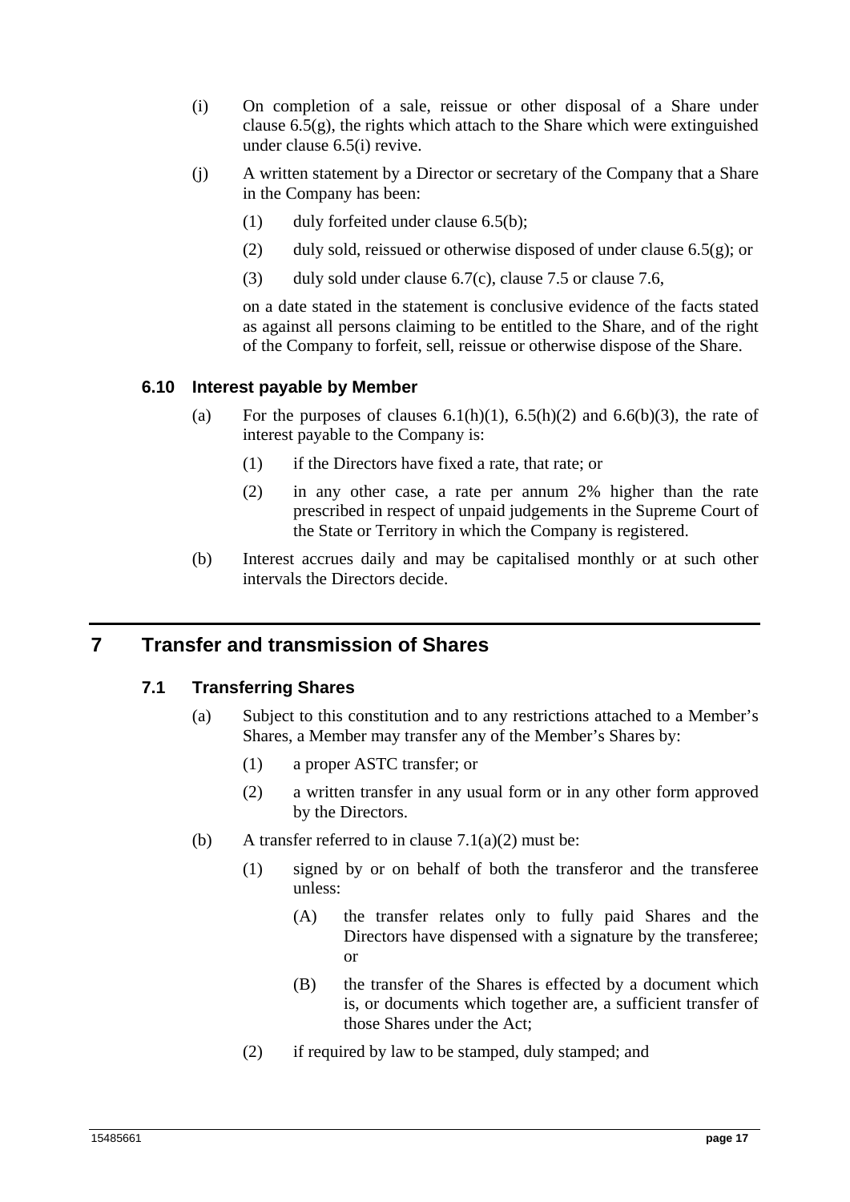(i) On completion of a sale, reissue or other disposal of a Share under clause 6.5(g), the rights which attach to the Share which were extinguished under clause 6.5(i) revive.

(j) A written statement by a Director or secretary of the Company that a Share in the Company has been:

   (1) duly forfeited under clause 6.5(b);

   (2) duly sold, reissued or otherwise disposed of under clause 6.5(g); or

   (3) duly sold under clause 6.7(c), clause 7.5 or clause 7.6,

   on a date stated in the statement is conclusive evidence of the facts stated as against all persons claiming to be entitled to the Share, and of the right of the Company to forfeit, sell, reissue or otherwise dispose of the Share.

### 6.10 Interest payable by Member

(a) For the purposes of clauses 6.1(h)(1), 6.5(h)(2) and 6.6(b)(3), the rate of interest payable to the Company is:

   (1) if the Directors have fixed a rate, that rate; or

   (2) in any other case, a rate per annum 2% higher than the rate prescribed in respect of unpaid judgements in the Supreme Court of the State or Territory in which the Company is registered.

(b) Interest accrues daily and may be capitalised monthly or at such other intervals the Directors decide.

## 7 Transfer and transmission of Shares

### 7.1 Transferring Shares

(a) Subject to this constitution and to any restrictions attached to a Member's Shares, a Member may transfer any of the Member's Shares by:

   (1) a proper ASTC transfer; or

   (2) a written transfer in any usual form or in any other form approved by the Directors.

(b) A transfer referred to in clause 7.1(a)(2) must be:

   (1) signed by or on behalf of both the transferor and the transferee unless:

      (A) the transfer relates only to fully paid Shares and the Directors have dispensed with a signature by the transferee; or

      (B) the transfer of the Shares is effected by a document which is, or documents which together are, a sufficient transfer of those Shares under the Act;

   (2) if required by law to be stamped, duly stamped; and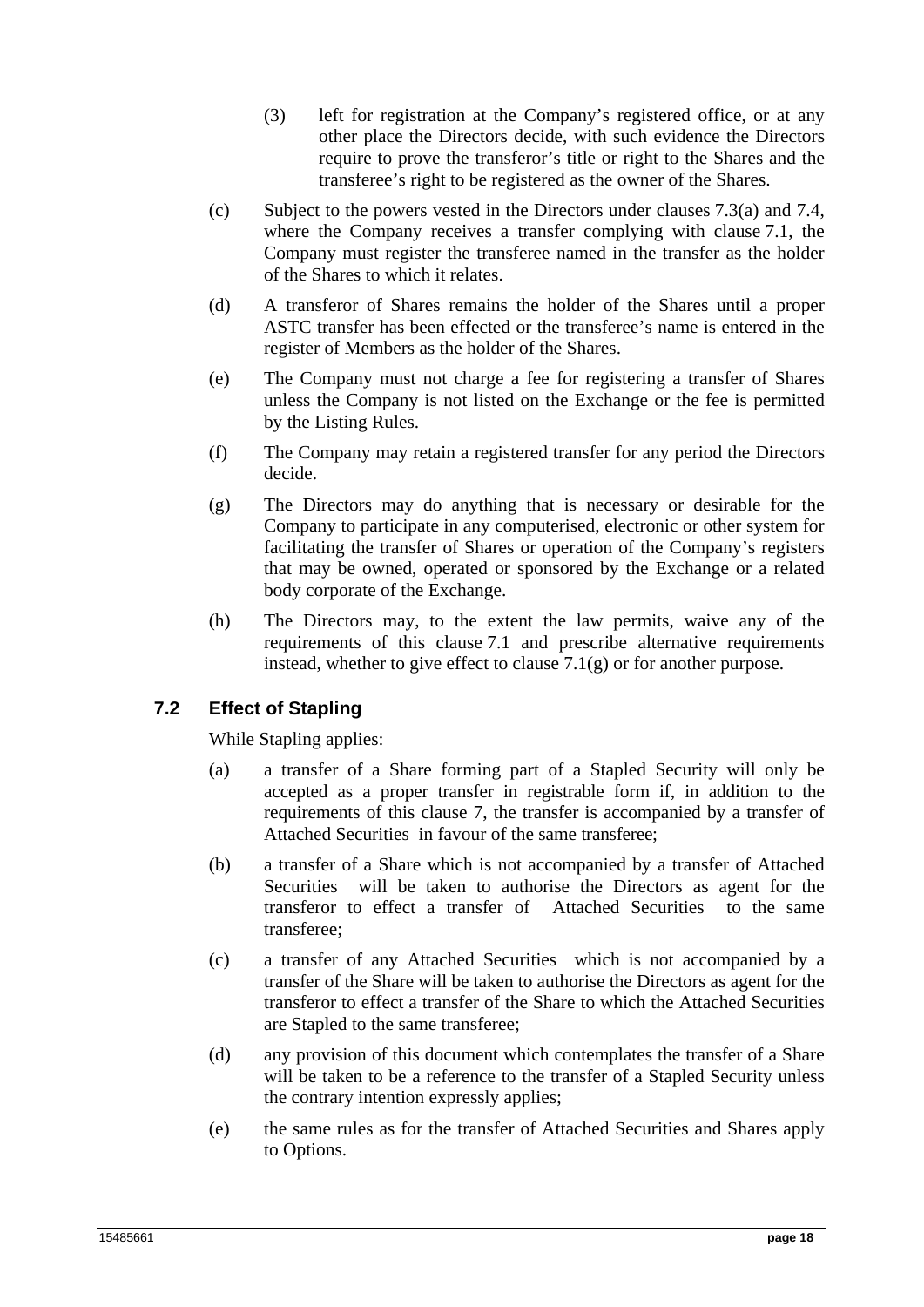(3) left for registration at the Company's registered office, or at any other place the Directors decide, with such evidence the Directors require to prove the transferor's title or right to the Shares and the transferee's right to be registered as the owner of the Shares.

(c) Subject to the powers vested in the Directors under clauses 7.3(a) and 7.4, where the Company receives a transfer complying with clause 7.1, the Company must register the transferee named in the transfer as the holder of the Shares to which it relates.

(d) A transferor of Shares remains the holder of the Shares until a proper ASTC transfer has been effected or the transferee's name is entered in the register of Members as the holder of the Shares.

(e) The Company must not charge a fee for registering a transfer of Shares unless the Company is not listed on the Exchange or the fee is permitted by the Listing Rules.

(f) The Company may retain a registered transfer for any period the Directors decide.

(g) The Directors may do anything that is necessary or desirable for the Company to participate in any computerised, electronic or other system for facilitating the transfer of Shares or operation of the Company's registers that may be owned, operated or sponsored by the Exchange or a related body corporate of the Exchange.

(h) The Directors may, to the extent the law permits, waive any of the requirements of this clause 7.1 and prescribe alternative requirements instead, whether to give effect to clause 7.1(g) or for another purpose.

### 7.2 Effect of Stapling

While Stapling applies:

(a) a transfer of a Share forming part of a Stapled Security will only be accepted as a proper transfer in registrable form if, in addition to the requirements of this clause 7, the transfer is accompanied by a transfer of Attached Securities in favour of the same transferee;

(b) a transfer of a Share which is not accompanied by a transfer of Attached Securities will be taken to authorise the Directors as agent for the transferor to effect a transfer of Attached Securities to the same transferee;

(c) a transfer of any Attached Securities which is not accompanied by a transfer of the Share will be taken to authorise the Directors as agent for the transferor to effect a transfer of the Share to which the Attached Securities are Stapled to the same transferee;

(d) any provision of this document which contemplates the transfer of a Share will be taken to be a reference to the transfer of a Stapled Security unless the contrary intention expressly applies;

(e) the same rules as for the transfer of Attached Securities and Shares apply to Options.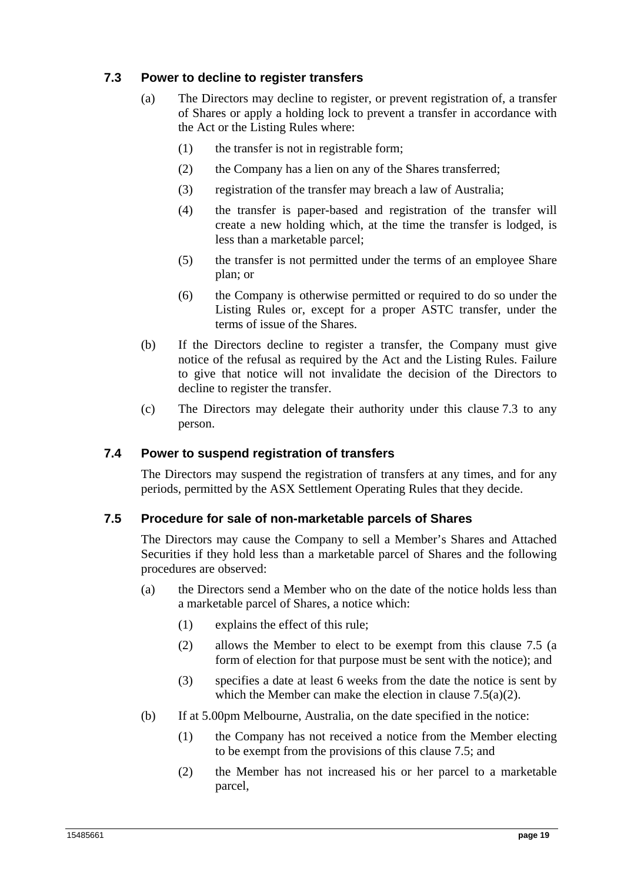### 7.3 Power to decline to register transfers

(a) The Directors may decline to register, or prevent registration of, a transfer of Shares or apply a holding lock to prevent a transfer in accordance with the Act or the Listing Rules where:

(1) the transfer is not in registrable form;

(2) the Company has a lien on any of the Shares transferred;

(3) registration of the transfer may breach a law of Australia;

(4) the transfer is paper-based and registration of the transfer will create a new holding which, at the time the transfer is lodged, is less than a marketable parcel;

(5) the transfer is not permitted under the terms of an employee Share plan; or

(6) the Company is otherwise permitted or required to do so under the Listing Rules or, except for a proper ASTC transfer, under the terms of issue of the Shares.

(b) If the Directors decline to register a transfer, the Company must give notice of the refusal as required by the Act and the Listing Rules. Failure to give that notice will not invalidate the decision of the Directors to decline to register the transfer.

(c) The Directors may delegate their authority under this clause 7.3 to any person.

### 7.4 Power to suspend registration of transfers

The Directors may suspend the registration of transfers at any times, and for any periods, permitted by the ASX Settlement Operating Rules that they decide.

### 7.5 Procedure for sale of non-marketable parcels of Shares

The Directors may cause the Company to sell a Member's Shares and Attached Securities if they hold less than a marketable parcel of Shares and the following procedures are observed:

(a) the Directors send a Member who on the date of the notice holds less than a marketable parcel of Shares, a notice which:

(1) explains the effect of this rule;

(2) allows the Member to elect to be exempt from this clause 7.5 (a form of election for that purpose must be sent with the notice); and

(3) specifies a date at least 6 weeks from the date the notice is sent by which the Member can make the election in clause 7.5(a)(2).

(b) If at 5.00pm Melbourne, Australia, on the date specified in the notice:

(1) the Company has not received a notice from the Member electing to be exempt from the provisions of this clause 7.5; and

(2) the Member has not increased his or her parcel to a marketable parcel,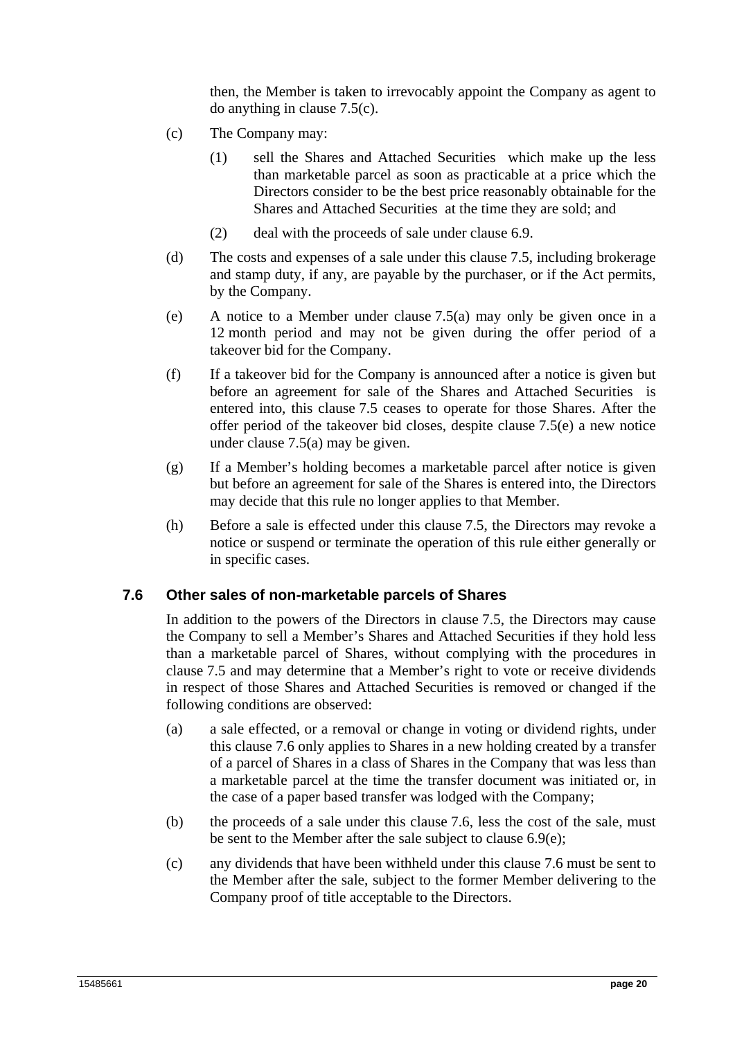then, the Member is taken to irrevocably appoint the Company as agent to do anything in clause 7.5(c).

(c) The Company may:

  (1) sell the Shares and Attached Securities which make up the less than marketable parcel as soon as practicable at a price which the Directors consider to be the best price reasonably obtainable for the Shares and Attached Securities at the time they are sold; and

  (2) deal with the proceeds of sale under clause 6.9.

(d) The costs and expenses of a sale under this clause 7.5, including brokerage and stamp duty, if any, are payable by the purchaser, or if the Act permits, by the Company.

(e) A notice to a Member under clause 7.5(a) may only be given once in a 12 month period and may not be given during the offer period of a takeover bid for the Company.

(f) If a takeover bid for the Company is announced after a notice is given but before an agreement for sale of the Shares and Attached Securities is entered into, this clause 7.5 ceases to operate for those Shares. After the offer period of the takeover bid closes, despite clause 7.5(e) a new notice under clause 7.5(a) may be given.

(g) If a Member's holding becomes a marketable parcel after notice is given but before an agreement for sale of the Shares is entered into, the Directors may decide that this rule no longer applies to that Member.

(h) Before a sale is effected under this clause 7.5, the Directors may revoke a notice or suspend or terminate the operation of this rule either generally or in specific cases.

### 7.6 Other sales of non-marketable parcels of Shares

In addition to the powers of the Directors in clause 7.5, the Directors may cause the Company to sell a Member's Shares and Attached Securities if they hold less than a marketable parcel of Shares, without complying with the procedures in clause 7.5 and may determine that a Member's right to vote or receive dividends in respect of those Shares and Attached Securities is removed or changed if the following conditions are observed:

(a) a sale effected, or a removal or change in voting or dividend rights, under this clause 7.6 only applies to Shares in a new holding created by a transfer of a parcel of Shares in a class of Shares in the Company that was less than a marketable parcel at the time the transfer document was initiated or, in the case of a paper based transfer was lodged with the Company;

(b) the proceeds of a sale under this clause 7.6, less the cost of the sale, must be sent to the Member after the sale subject to clause 6.9(e);

(c) any dividends that have been withheld under this clause 7.6 must be sent to the Member after the sale, subject to the former Member delivering to the Company proof of title acceptable to the Directors.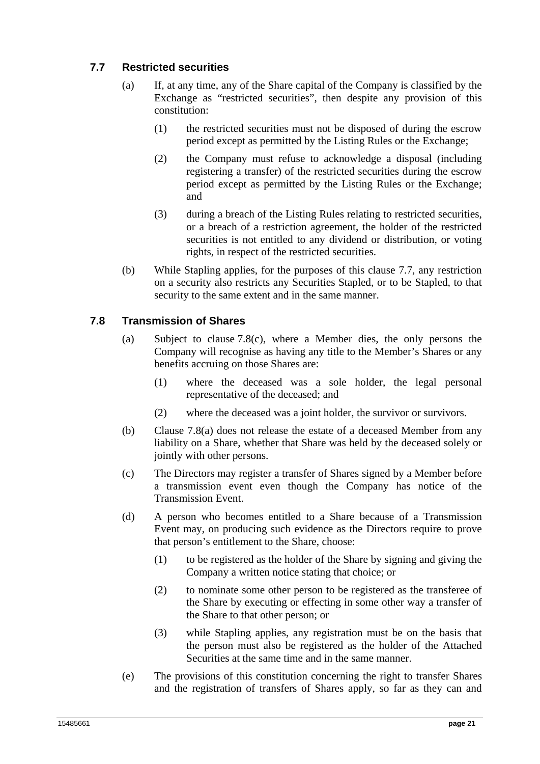### 7.7 Restricted securities

(a) If, at any time, any of the Share capital of the Company is classified by the Exchange as "restricted securities", then despite any provision of this constitution:

  (1) the restricted securities must not be disposed of during the escrow period except as permitted by the Listing Rules or the Exchange;

  (2) the Company must refuse to acknowledge a disposal (including registering a transfer) of the restricted securities during the escrow period except as permitted by the Listing Rules or the Exchange; and

  (3) during a breach of the Listing Rules relating to restricted securities, or a breach of a restriction agreement, the holder of the restricted securities is not entitled to any dividend or distribution, or voting rights, in respect of the restricted securities.

(b) While Stapling applies, for the purposes of this clause 7.7, any restriction on a security also restricts any Securities Stapled, or to be Stapled, to that security to the same extent and in the same manner.

### 7.8 Transmission of Shares

(a) Subject to clause 7.8(c), where a Member dies, the only persons the Company will recognise as having any title to the Member's Shares or any benefits accruing on those Shares are:

  (1) where the deceased was a sole holder, the legal personal representative of the deceased; and

  (2) where the deceased was a joint holder, the survivor or survivors.

(b) Clause 7.8(a) does not release the estate of a deceased Member from any liability on a Share, whether that Share was held by the deceased solely or jointly with other persons.

(c) The Directors may register a transfer of Shares signed by a Member before a transmission event even though the Company has notice of the Transmission Event.

(d) A person who becomes entitled to a Share because of a Transmission Event may, on producing such evidence as the Directors require to prove that person's entitlement to the Share, choose:

  (1) to be registered as the holder of the Share by signing and giving the Company a written notice stating that choice; or

  (2) to nominate some other person to be registered as the transferee of the Share by executing or effecting in some other way a transfer of the Share to that other person; or

  (3) while Stapling applies, any registration must be on the basis that the person must also be registered as the holder of the Attached Securities at the same time and in the same manner.

(e) The provisions of this constitution concerning the right to transfer Shares and the registration of transfers of Shares apply, so far as they can and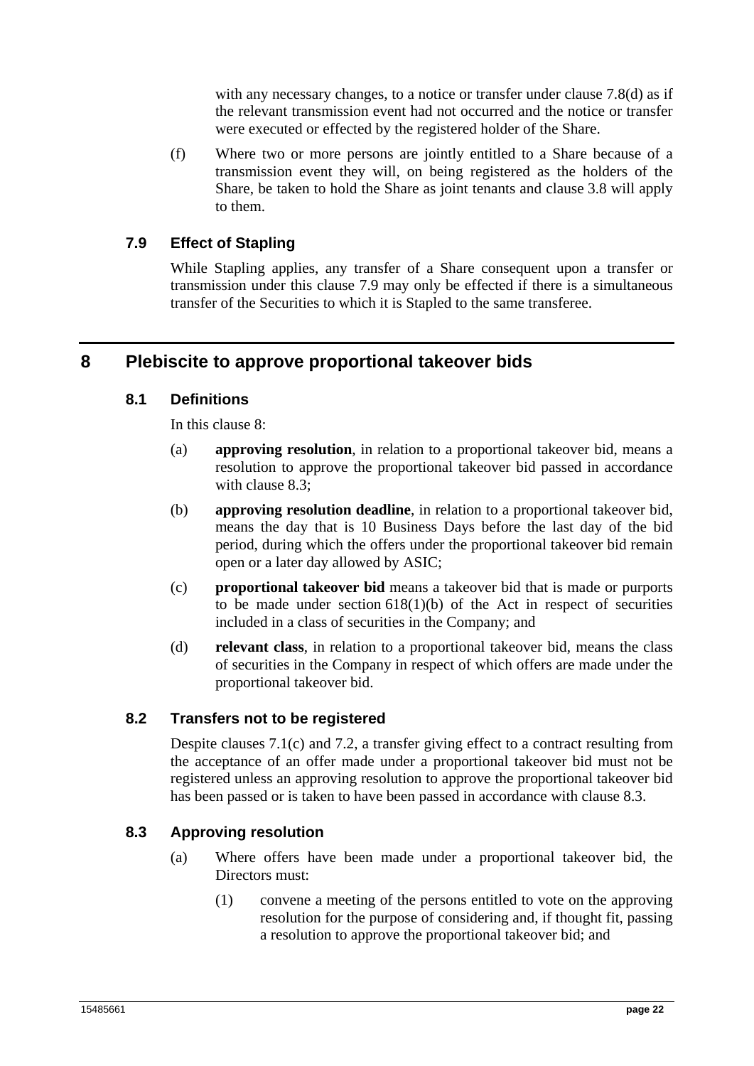with any necessary changes, to a notice or transfer under clause 7.8(d) as if the relevant transmission event had not occurred and the notice or transfer were executed or effected by the registered holder of the Share.

(f) Where two or more persons are jointly entitled to a Share because of a transmission event they will, on being registered as the holders of the Share, be taken to hold the Share as joint tenants and clause 3.8 will apply to them.

### 7.9 Effect of Stapling

While Stapling applies, any transfer of a Share consequent upon a transfer or transmission under this clause 7.9 may only be effected if there is a simultaneous transfer of the Securities to which it is Stapled to the same transferee.

## 8 Plebiscite to approve proportional takeover bids

### 8.1 Definitions

In this clause 8:

(a) **approving resolution**, in relation to a proportional takeover bid, means a resolution to approve the proportional takeover bid passed in accordance with clause 8.3;

(b) **approving resolution deadline**, in relation to a proportional takeover bid, means the day that is 10 Business Days before the last day of the bid period, during which the offers under the proportional takeover bid remain open or a later day allowed by ASIC;

(c) **proportional takeover bid** means a takeover bid that is made or purports to be made under section 618(1)(b) of the Act in respect of securities included in a class of securities in the Company; and

(d) **relevant class**, in relation to a proportional takeover bid, means the class of securities in the Company in respect of which offers are made under the proportional takeover bid.

### 8.2 Transfers not to be registered

Despite clauses 7.1(c) and 7.2, a transfer giving effect to a contract resulting from the acceptance of an offer made under a proportional takeover bid must not be registered unless an approving resolution to approve the proportional takeover bid has been passed or is taken to have been passed in accordance with clause 8.3.

### 8.3 Approving resolution

(a) Where offers have been made under a proportional takeover bid, the Directors must:

(1) convene a meeting of the persons entitled to vote on the approving resolution for the purpose of considering and, if thought fit, passing a resolution to approve the proportional takeover bid; and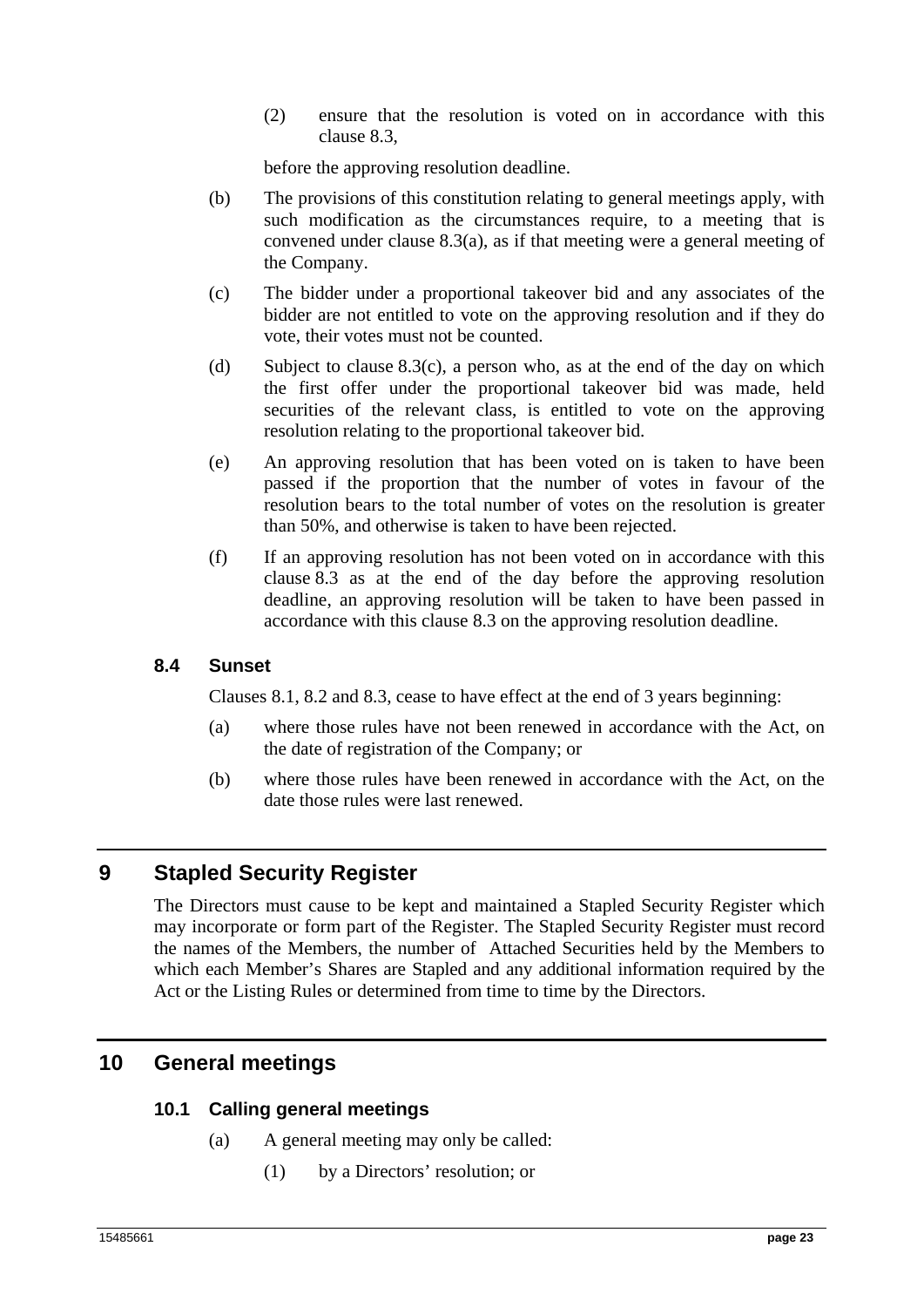(2) ensure that the resolution is voted on in accordance with this clause 8.3,

before the approving resolution deadline.

(b) The provisions of this constitution relating to general meetings apply, with such modification as the circumstances require, to a meeting that is convened under clause 8.3(a), as if that meeting were a general meeting of the Company.

(c) The bidder under a proportional takeover bid and any associates of the bidder are not entitled to vote on the approving resolution and if they do vote, their votes must not be counted.

(d) Subject to clause 8.3(c), a person who, as at the end of the day on which the first offer under the proportional takeover bid was made, held securities of the relevant class, is entitled to vote on the approving resolution relating to the proportional takeover bid.

(e) An approving resolution that has been voted on is taken to have been passed if the proportion that the number of votes in favour of the resolution bears to the total number of votes on the resolution is greater than 50%, and otherwise is taken to have been rejected.

(f) If an approving resolution has not been voted on in accordance with this clause 8.3 as at the end of the day before the approving resolution deadline, an approving resolution will be taken to have been passed in accordance with this clause 8.3 on the approving resolution deadline.

### 8.4 Sunset

Clauses 8.1, 8.2 and 8.3, cease to have effect at the end of 3 years beginning:

(a) where those rules have not been renewed in accordance with the Act, on the date of registration of the Company; or

(b) where those rules have been renewed in accordance with the Act, on the date those rules were last renewed.

## 9 Stapled Security Register

The Directors must cause to be kept and maintained a Stapled Security Register which may incorporate or form part of the Register. The Stapled Security Register must record the names of the Members, the number of Attached Securities held by the Members to which each Member's Shares are Stapled and any additional information required by the Act or the Listing Rules or determined from time to time by the Directors.

## 10 General meetings

### 10.1 Calling general meetings

(a) A general meeting may only be called:

(1) by a Directors' resolution; or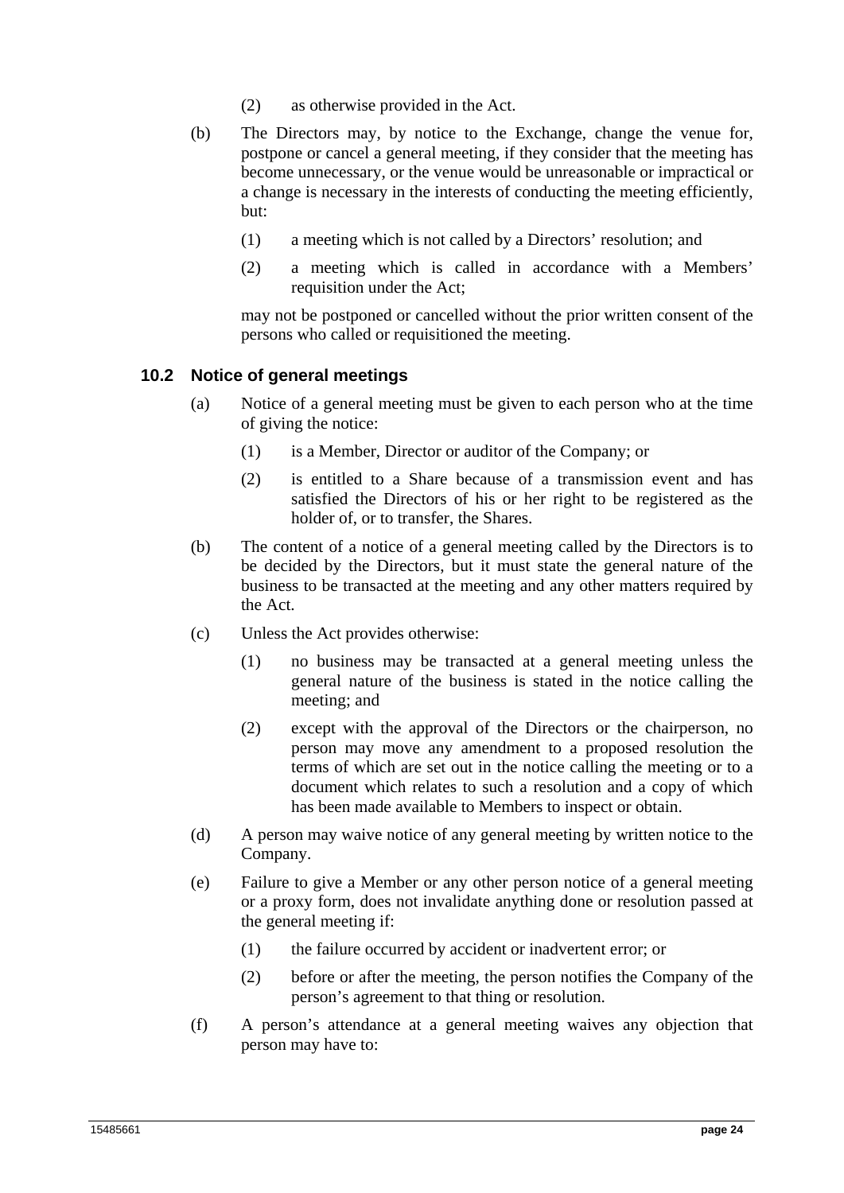(2) as otherwise provided in the Act.

(b) The Directors may, by notice to the Exchange, change the venue for, postpone or cancel a general meeting, if they consider that the meeting has become unnecessary, or the venue would be unreasonable or impractical or a change is necessary in the interests of conducting the meeting efficiently, but:

(1) a meeting which is not called by a Directors' resolution; and

(2) a meeting which is called in accordance with a Members' requisition under the Act;

may not be postponed or cancelled without the prior written consent of the persons who called or requisitioned the meeting.

### 10.2 Notice of general meetings

(a) Notice of a general meeting must be given to each person who at the time of giving the notice:

(1) is a Member, Director or auditor of the Company; or

(2) is entitled to a Share because of a transmission event and has satisfied the Directors of his or her right to be registered as the holder of, or to transfer, the Shares.

(b) The content of a notice of a general meeting called by the Directors is to be decided by the Directors, but it must state the general nature of the business to be transacted at the meeting and any other matters required by the Act.

(c) Unless the Act provides otherwise:

(1) no business may be transacted at a general meeting unless the general nature of the business is stated in the notice calling the meeting; and

(2) except with the approval of the Directors or the chairperson, no person may move any amendment to a proposed resolution the terms of which are set out in the notice calling the meeting or to a document which relates to such a resolution and a copy of which has been made available to Members to inspect or obtain.

(d) A person may waive notice of any general meeting by written notice to the Company.

(e) Failure to give a Member or any other person notice of a general meeting or a proxy form, does not invalidate anything done or resolution passed at the general meeting if:

(1) the failure occurred by accident or inadvertent error; or

(2) before or after the meeting, the person notifies the Company of the person's agreement to that thing or resolution.

(f) A person's attendance at a general meeting waives any objection that person may have to: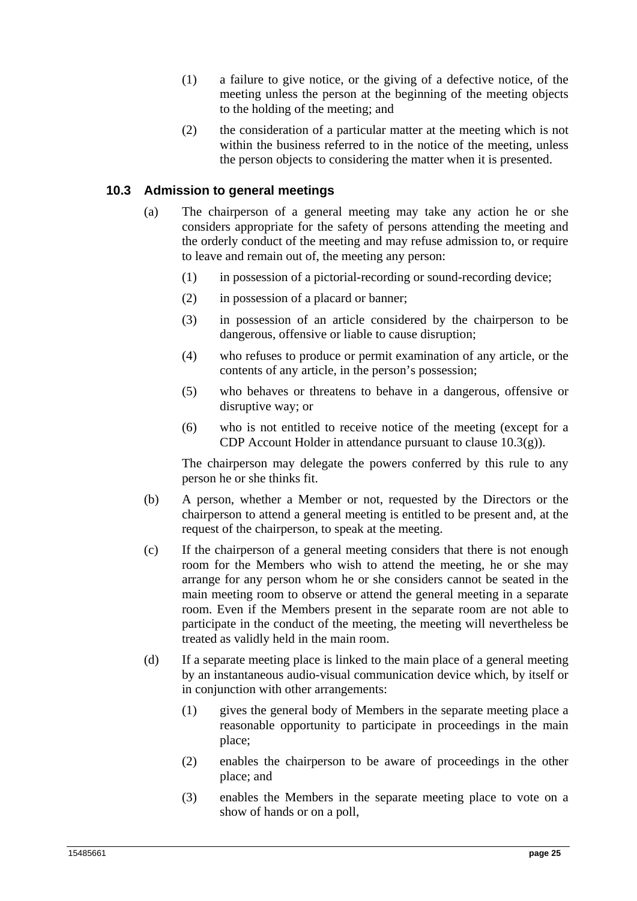(1) a failure to give notice, or the giving of a defective notice, of the meeting unless the person at the beginning of the meeting objects to the holding of the meeting; and

(2) the consideration of a particular matter at the meeting which is not within the business referred to in the notice of the meeting, unless the person objects to considering the matter when it is presented.

### 10.3 Admission to general meetings

(a) The chairperson of a general meeting may take any action he or she considers appropriate for the safety of persons attending the meeting and the orderly conduct of the meeting and may refuse admission to, or require to leave and remain out of, the meeting any person:

(1) in possession of a pictorial-recording or sound-recording device;

(2) in possession of a placard or banner;

(3) in possession of an article considered by the chairperson to be dangerous, offensive or liable to cause disruption;

(4) who refuses to produce or permit examination of any article, or the contents of any article, in the person's possession;

(5) who behaves or threatens to behave in a dangerous, offensive or disruptive way; or

(6) who is not entitled to receive notice of the meeting (except for a CDP Account Holder in attendance pursuant to clause 10.3(g)).

The chairperson may delegate the powers conferred by this rule to any person he or she thinks fit.

(b) A person, whether a Member or not, requested by the Directors or the chairperson to attend a general meeting is entitled to be present and, at the request of the chairperson, to speak at the meeting.

(c) If the chairperson of a general meeting considers that there is not enough room for the Members who wish to attend the meeting, he or she may arrange for any person whom he or she considers cannot be seated in the main meeting room to observe or attend the general meeting in a separate room. Even if the Members present in the separate room are not able to participate in the conduct of the meeting, the meeting will nevertheless be treated as validly held in the main room.

(d) If a separate meeting place is linked to the main place of a general meeting by an instantaneous audio-visual communication device which, by itself or in conjunction with other arrangements:

(1) gives the general body of Members in the separate meeting place a reasonable opportunity to participate in proceedings in the main place;

(2) enables the chairperson to be aware of proceedings in the other place; and

(3) enables the Members in the separate meeting place to vote on a show of hands or on a poll,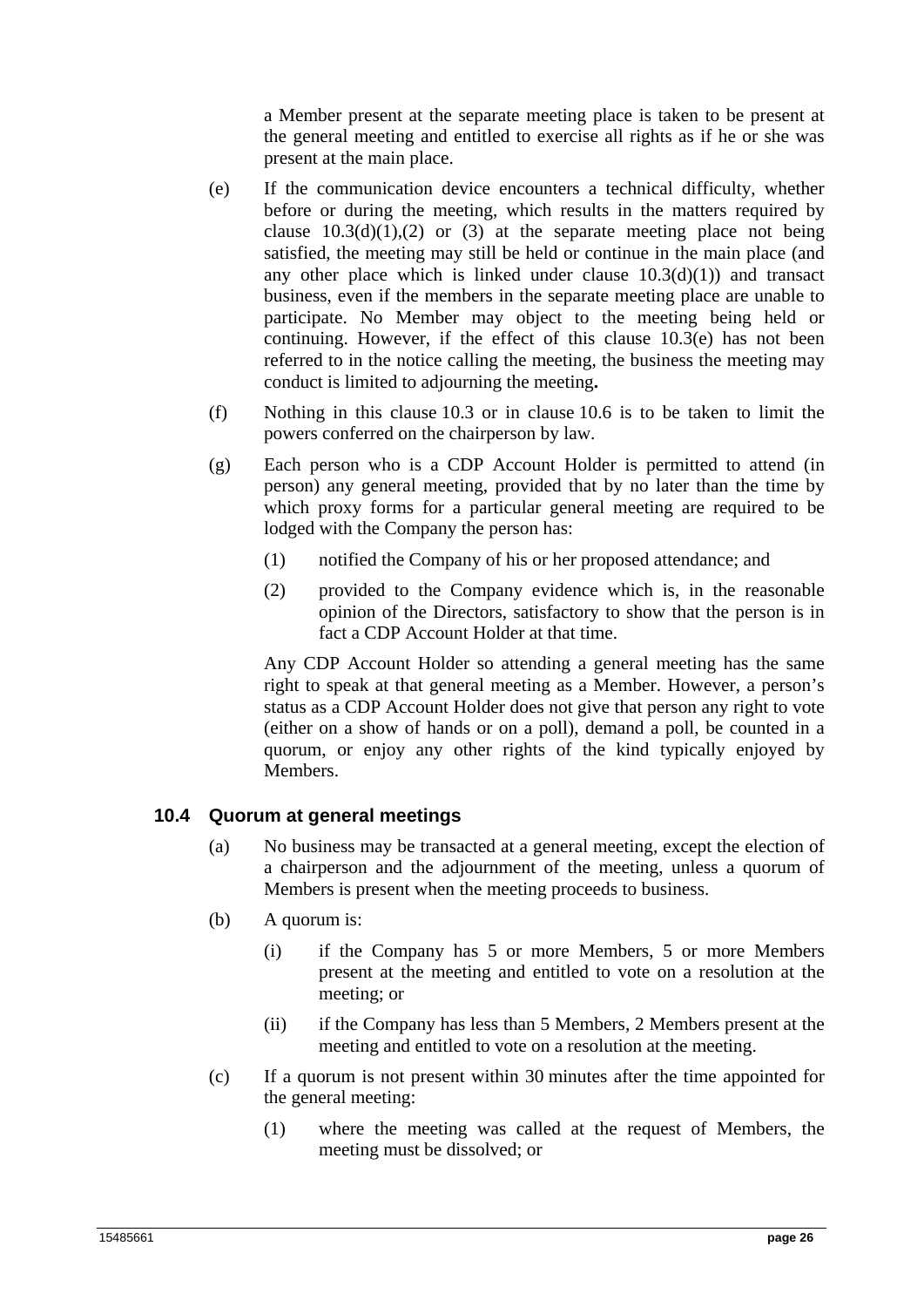a Member present at the separate meeting place is taken to be present at the general meeting and entitled to exercise all rights as if he or she was present at the main place.

(e) If the communication device encounters a technical difficulty, whether before or during the meeting, which results in the matters required by clause 10.3(d)(1),(2) or (3) at the separate meeting place not being satisfied, the meeting may still be held or continue in the main place (and any other place which is linked under clause 10.3(d)(1)) and transact business, even if the members in the separate meeting place are unable to participate. No Member may object to the meeting being held or continuing. However, if the effect of this clause 10.3(e) has not been referred to in the notice calling the meeting, the business the meeting may conduct is limited to adjourning the meeting**.**

(f) Nothing in this clause 10.3 or in clause 10.6 is to be taken to limit the powers conferred on the chairperson by law.

(g) Each person who is a CDP Account Holder is permitted to attend (in person) any general meeting, provided that by no later than the time by which proxy forms for a particular general meeting are required to be lodged with the Company the person has:

   (1) notified the Company of his or her proposed attendance; and

   (2) provided to the Company evidence which is, in the reasonable opinion of the Directors, satisfactory to show that the person is in fact a CDP Account Holder at that time.

   Any CDP Account Holder so attending a general meeting has the same right to speak at that general meeting as a Member. However, a person's status as a CDP Account Holder does not give that person any right to vote (either on a show of hands or on a poll), demand a poll, be counted in a quorum, or enjoy any other rights of the kind typically enjoyed by Members.

### 10.4 Quorum at general meetings

(a) No business may be transacted at a general meeting, except the election of a chairperson and the adjournment of the meeting, unless a quorum of Members is present when the meeting proceeds to business.

(b) A quorum is:

   (i) if the Company has 5 or more Members, 5 or more Members present at the meeting and entitled to vote on a resolution at the meeting; or

   (ii) if the Company has less than 5 Members, 2 Members present at the meeting and entitled to vote on a resolution at the meeting.

(c) If a quorum is not present within 30 minutes after the time appointed for the general meeting:

   (1) where the meeting was called at the request of Members, the meeting must be dissolved; or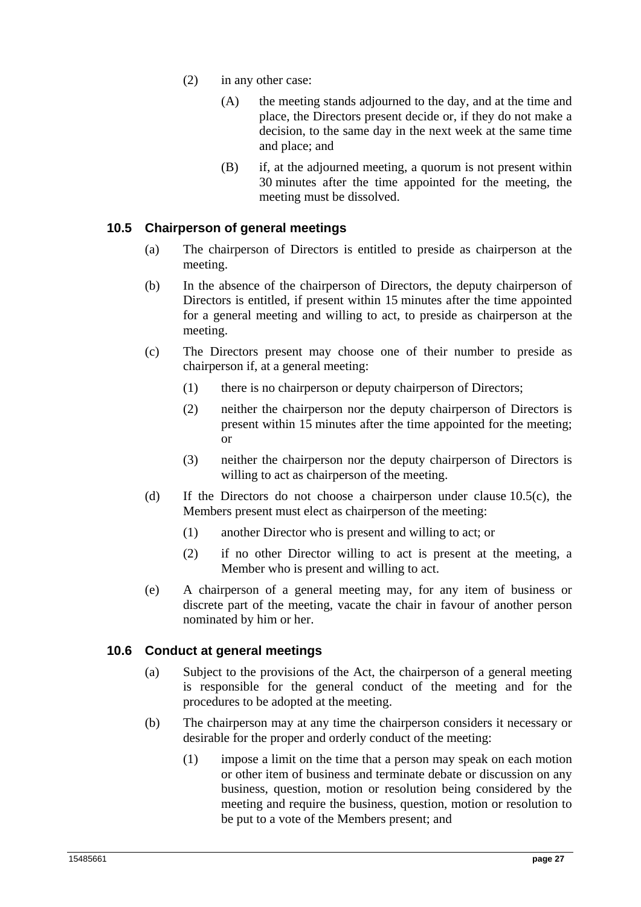(2) in any other case:

(A) the meeting stands adjourned to the day, and at the time and place, the Directors present decide or, if they do not make a decision, to the same day in the next week at the same time and place; and

(B) if, at the adjourned meeting, a quorum is not present within 30 minutes after the time appointed for the meeting, the meeting must be dissolved.

### 10.5 Chairperson of general meetings

(a) The chairperson of Directors is entitled to preside as chairperson at the meeting.

(b) In the absence of the chairperson of Directors, the deputy chairperson of Directors is entitled, if present within 15 minutes after the time appointed for a general meeting and willing to act, to preside as chairperson at the meeting.

(c) The Directors present may choose one of their number to preside as chairperson if, at a general meeting:

(1) there is no chairperson or deputy chairperson of Directors;

(2) neither the chairperson nor the deputy chairperson of Directors is present within 15 minutes after the time appointed for the meeting; or

(3) neither the chairperson nor the deputy chairperson of Directors is willing to act as chairperson of the meeting.

(d) If the Directors do not choose a chairperson under clause 10.5(c), the Members present must elect as chairperson of the meeting:

(1) another Director who is present and willing to act; or

(2) if no other Director willing to act is present at the meeting, a Member who is present and willing to act.

(e) A chairperson of a general meeting may, for any item of business or discrete part of the meeting, vacate the chair in favour of another person nominated by him or her.

### 10.6 Conduct at general meetings

(a) Subject to the provisions of the Act, the chairperson of a general meeting is responsible for the general conduct of the meeting and for the procedures to be adopted at the meeting.

(b) The chairperson may at any time the chairperson considers it necessary or desirable for the proper and orderly conduct of the meeting:

(1) impose a limit on the time that a person may speak on each motion or other item of business and terminate debate or discussion on any business, question, motion or resolution being considered by the meeting and require the business, question, motion or resolution to be put to a vote of the Members present; and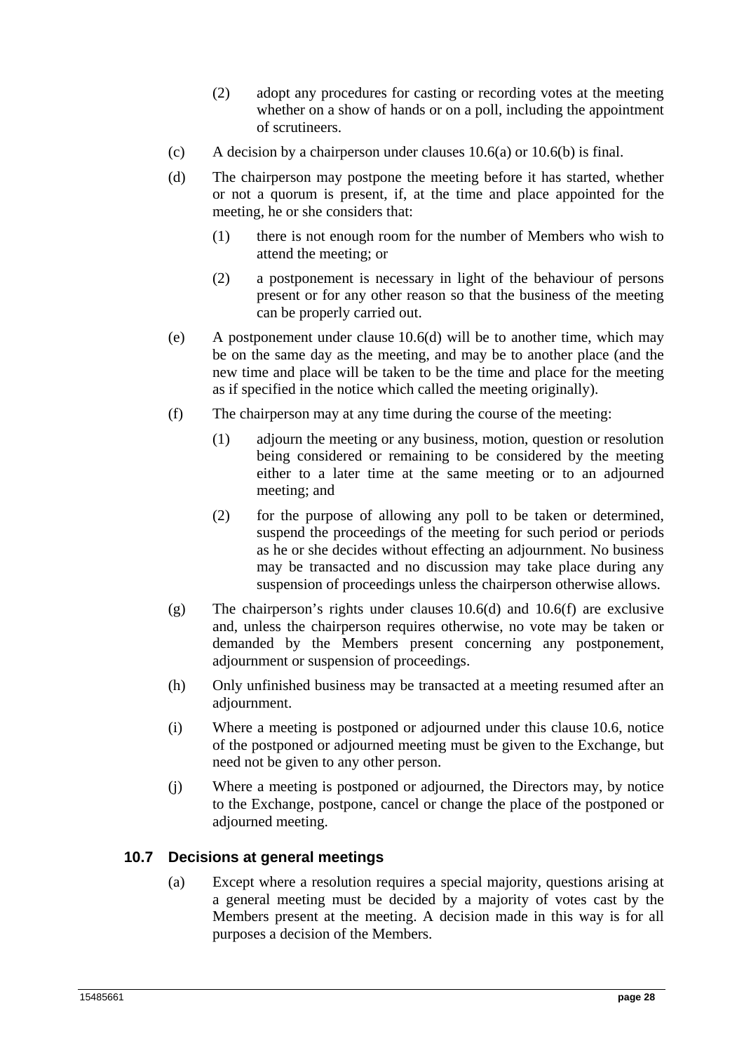(2) adopt any procedures for casting or recording votes at the meeting whether on a show of hands or on a poll, including the appointment of scrutineers.

(c) A decision by a chairperson under clauses 10.6(a) or 10.6(b) is final.

(d) The chairperson may postpone the meeting before it has started, whether or not a quorum is present, if, at the time and place appointed for the meeting, he or she considers that:

(1) there is not enough room for the number of Members who wish to attend the meeting; or

(2) a postponement is necessary in light of the behaviour of persons present or for any other reason so that the business of the meeting can be properly carried out.

(e) A postponement under clause 10.6(d) will be to another time, which may be on the same day as the meeting, and may be to another place (and the new time and place will be taken to be the time and place for the meeting as if specified in the notice which called the meeting originally).

(f) The chairperson may at any time during the course of the meeting:

(1) adjourn the meeting or any business, motion, question or resolution being considered or remaining to be considered by the meeting either to a later time at the same meeting or to an adjourned meeting; and

(2) for the purpose of allowing any poll to be taken or determined, suspend the proceedings of the meeting for such period or periods as he or she decides without effecting an adjournment. No business may be transacted and no discussion may take place during any suspension of proceedings unless the chairperson otherwise allows.

(g) The chairperson's rights under clauses 10.6(d) and 10.6(f) are exclusive and, unless the chairperson requires otherwise, no vote may be taken or demanded by the Members present concerning any postponement, adjournment or suspension of proceedings.

(h) Only unfinished business may be transacted at a meeting resumed after an adjournment.

(i) Where a meeting is postponed or adjourned under this clause 10.6, notice of the postponed or adjourned meeting must be given to the Exchange, but need not be given to any other person.

(j) Where a meeting is postponed or adjourned, the Directors may, by notice to the Exchange, postpone, cancel or change the place of the postponed or adjourned meeting.

### 10.7 Decisions at general meetings

(a) Except where a resolution requires a special majority, questions arising at a general meeting must be decided by a majority of votes cast by the Members present at the meeting. A decision made in this way is for all purposes a decision of the Members.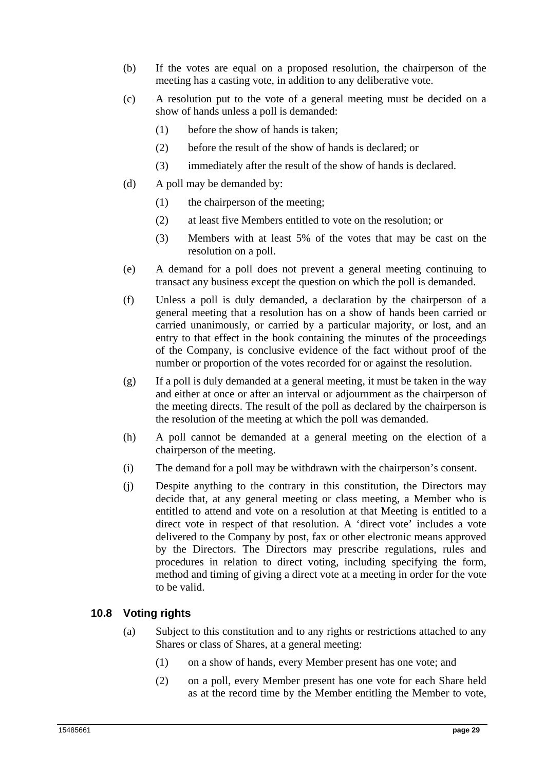(b) If the votes are equal on a proposed resolution, the chairperson of the meeting has a casting vote, in addition to any deliberative vote.

(c) A resolution put to the vote of a general meeting must be decided on a show of hands unless a poll is demanded:

  (1) before the show of hands is taken;

  (2) before the result of the show of hands is declared; or

  (3) immediately after the result of the show of hands is declared.

(d) A poll may be demanded by:

  (1) the chairperson of the meeting;

  (2) at least five Members entitled to vote on the resolution; or

  (3) Members with at least 5% of the votes that may be cast on the resolution on a poll.

(e) A demand for a poll does not prevent a general meeting continuing to transact any business except the question on which the poll is demanded.

(f) Unless a poll is duly demanded, a declaration by the chairperson of a general meeting that a resolution has on a show of hands been carried or carried unanimously, or carried by a particular majority, or lost, and an entry to that effect in the book containing the minutes of the proceedings of the Company, is conclusive evidence of the fact without proof of the number or proportion of the votes recorded for or against the resolution.

(g) If a poll is duly demanded at a general meeting, it must be taken in the way and either at once or after an interval or adjournment as the chairperson of the meeting directs. The result of the poll as declared by the chairperson is the resolution of the meeting at which the poll was demanded.

(h) A poll cannot be demanded at a general meeting on the election of a chairperson of the meeting.

(i) The demand for a poll may be withdrawn with the chairperson's consent.

(j) Despite anything to the contrary in this constitution, the Directors may decide that, at any general meeting or class meeting, a Member who is entitled to attend and vote on a resolution at that Meeting is entitled to a direct vote in respect of that resolution. A 'direct vote' includes a vote delivered to the Company by post, fax or other electronic means approved by the Directors. The Directors may prescribe regulations, rules and procedures in relation to direct voting, including specifying the form, method and timing of giving a direct vote at a meeting in order for the vote to be valid.

### 10.8 Voting rights

(a) Subject to this constitution and to any rights or restrictions attached to any Shares or class of Shares, at a general meeting:

  (1) on a show of hands, every Member present has one vote; and

  (2) on a poll, every Member present has one vote for each Share held as at the record time by the Member entitling the Member to vote,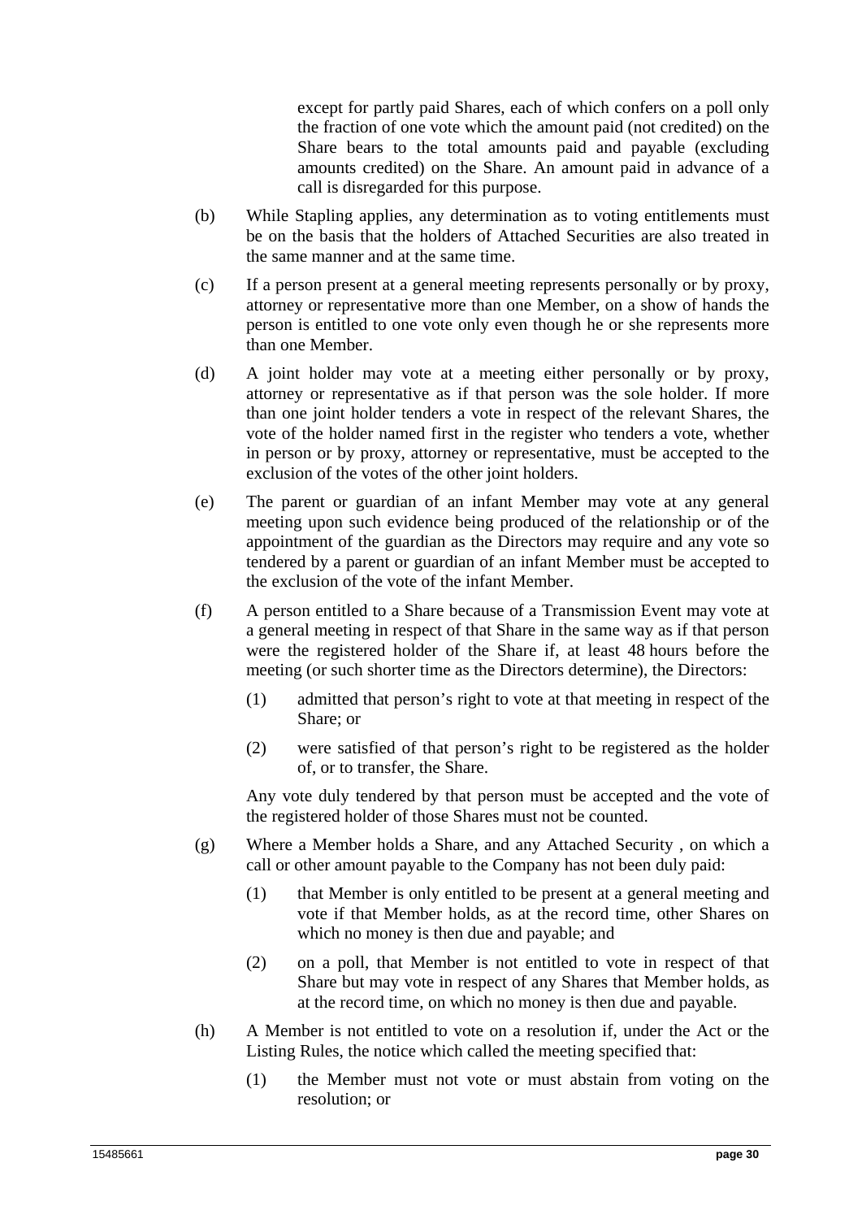except for partly paid Shares, each of which confers on a poll only the fraction of one vote which the amount paid (not credited) on the Share bears to the total amounts paid and payable (excluding amounts credited) on the Share. An amount paid in advance of a call is disregarded for this purpose.

(b) While Stapling applies, any determination as to voting entitlements must be on the basis that the holders of Attached Securities are also treated in the same manner and at the same time.

(c) If a person present at a general meeting represents personally or by proxy, attorney or representative more than one Member, on a show of hands the person is entitled to one vote only even though he or she represents more than one Member.

(d) A joint holder may vote at a meeting either personally or by proxy, attorney or representative as if that person was the sole holder. If more than one joint holder tenders a vote in respect of the relevant Shares, the vote of the holder named first in the register who tenders a vote, whether in person or by proxy, attorney or representative, must be accepted to the exclusion of the votes of the other joint holders.

(e) The parent or guardian of an infant Member may vote at any general meeting upon such evidence being produced of the relationship or of the appointment of the guardian as the Directors may require and any vote so tendered by a parent or guardian of an infant Member must be accepted to the exclusion of the vote of the infant Member.

(f) A person entitled to a Share because of a Transmission Event may vote at a general meeting in respect of that Share in the same way as if that person were the registered holder of the Share if, at least 48 hours before the meeting (or such shorter time as the Directors determine), the Directors:

  (1) admitted that person's right to vote at that meeting in respect of the Share; or

  (2) were satisfied of that person's right to be registered as the holder of, or to transfer, the Share.

  Any vote duly tendered by that person must be accepted and the vote of the registered holder of those Shares must not be counted.

(g) Where a Member holds a Share, and any Attached Security , on which a call or other amount payable to the Company has not been duly paid:

  (1) that Member is only entitled to be present at a general meeting and vote if that Member holds, as at the record time, other Shares on which no money is then due and payable; and

  (2) on a poll, that Member is not entitled to vote in respect of that Share but may vote in respect of any Shares that Member holds, as at the record time, on which no money is then due and payable.

(h) A Member is not entitled to vote on a resolution if, under the Act or the Listing Rules, the notice which called the meeting specified that:

  (1) the Member must not vote or must abstain from voting on the resolution; or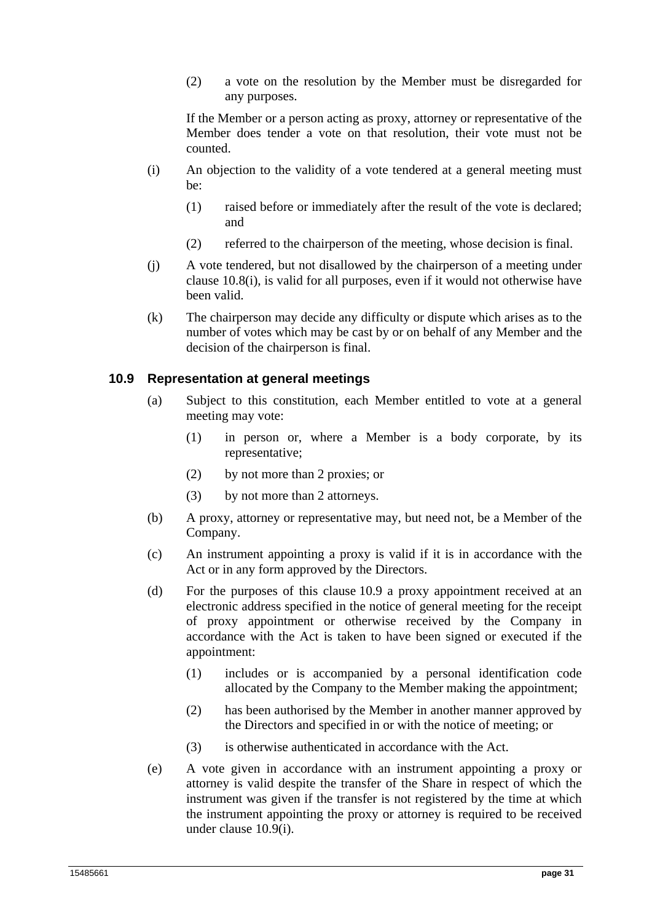(2) a vote on the resolution by the Member must be disregarded for any purposes.

If the Member or a person acting as proxy, attorney or representative of the Member does tender a vote on that resolution, their vote must not be counted.

(i) An objection to the validity of a vote tendered at a general meeting must be:

(1) raised before or immediately after the result of the vote is declared; and

(2) referred to the chairperson of the meeting, whose decision is final.

(j) A vote tendered, but not disallowed by the chairperson of a meeting under clause 10.8(i), is valid for all purposes, even if it would not otherwise have been valid.

(k) The chairperson may decide any difficulty or dispute which arises as to the number of votes which may be cast by or on behalf of any Member and the decision of the chairperson is final.

### 10.9 Representation at general meetings

(a) Subject to this constitution, each Member entitled to vote at a general meeting may vote:

(1) in person or, where a Member is a body corporate, by its representative;

(2) by not more than 2 proxies; or

(3) by not more than 2 attorneys.

(b) A proxy, attorney or representative may, but need not, be a Member of the Company.

(c) An instrument appointing a proxy is valid if it is in accordance with the Act or in any form approved by the Directors.

(d) For the purposes of this clause 10.9 a proxy appointment received at an electronic address specified in the notice of general meeting for the receipt of proxy appointment or otherwise received by the Company in accordance with the Act is taken to have been signed or executed if the appointment:

(1) includes or is accompanied by a personal identification code allocated by the Company to the Member making the appointment;

(2) has been authorised by the Member in another manner approved by the Directors and specified in or with the notice of meeting; or

(3) is otherwise authenticated in accordance with the Act.

(e) A vote given in accordance with an instrument appointing a proxy or attorney is valid despite the transfer of the Share in respect of which the instrument was given if the transfer is not registered by the time at which the instrument appointing the proxy or attorney is required to be received under clause 10.9(i).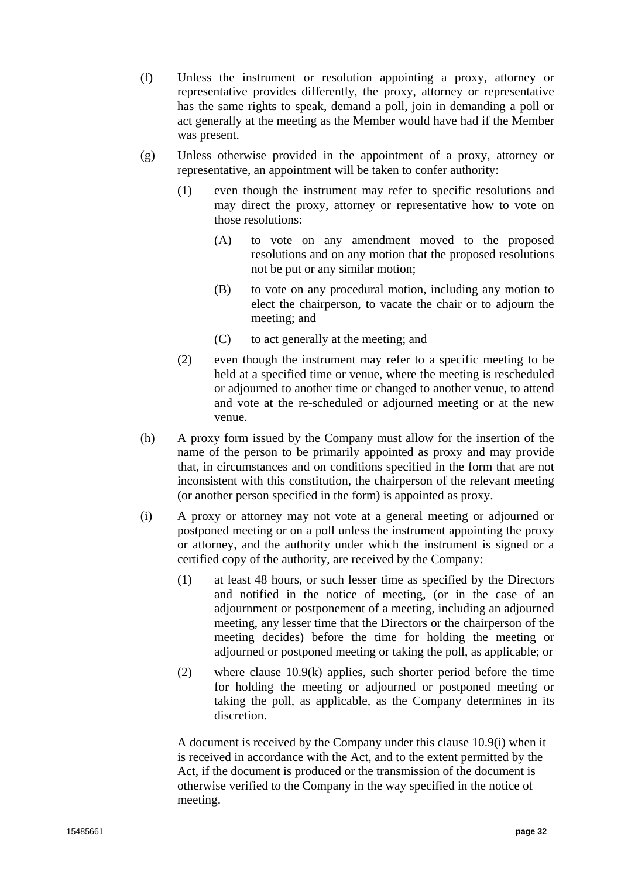(f) Unless the instrument or resolution appointing a proxy, attorney or representative provides differently, the proxy, attorney or representative has the same rights to speak, demand a poll, join in demanding a poll or act generally at the meeting as the Member would have had if the Member was present.

(g) Unless otherwise provided in the appointment of a proxy, attorney or representative, an appointment will be taken to confer authority:

  (1) even though the instrument may refer to specific resolutions and may direct the proxy, attorney or representative how to vote on those resolutions:

    (A) to vote on any amendment moved to the proposed resolutions and on any motion that the proposed resolutions not be put or any similar motion;

    (B) to vote on any procedural motion, including any motion to elect the chairperson, to vacate the chair or to adjourn the meeting; and

    (C) to act generally at the meeting; and

  (2) even though the instrument may refer to a specific meeting to be held at a specified time or venue, where the meeting is rescheduled or adjourned to another time or changed to another venue, to attend and vote at the re-scheduled or adjourned meeting or at the new venue.

(h) A proxy form issued by the Company must allow for the insertion of the name of the person to be primarily appointed as proxy and may provide that, in circumstances and on conditions specified in the form that are not inconsistent with this constitution, the chairperson of the relevant meeting (or another person specified in the form) is appointed as proxy.

(i) A proxy or attorney may not vote at a general meeting or adjourned or postponed meeting or on a poll unless the instrument appointing the proxy or attorney, and the authority under which the instrument is signed or a certified copy of the authority, are received by the Company:

  (1) at least 48 hours, or such lesser time as specified by the Directors and notified in the notice of meeting, (or in the case of an adjournment or postponement of a meeting, including an adjourned meeting, any lesser time that the Directors or the chairperson of the meeting decides) before the time for holding the meeting or adjourned or postponed meeting or taking the poll, as applicable; or

  (2) where clause 10.9(k) applies, such shorter period before the time for holding the meeting or adjourned or postponed meeting or taking the poll, as applicable, as the Company determines in its discretion.

  A document is received by the Company under this clause 10.9(i) when it is received in accordance with the Act, and to the extent permitted by the Act, if the document is produced or the transmission of the document is otherwise verified to the Company in the way specified in the notice of meeting.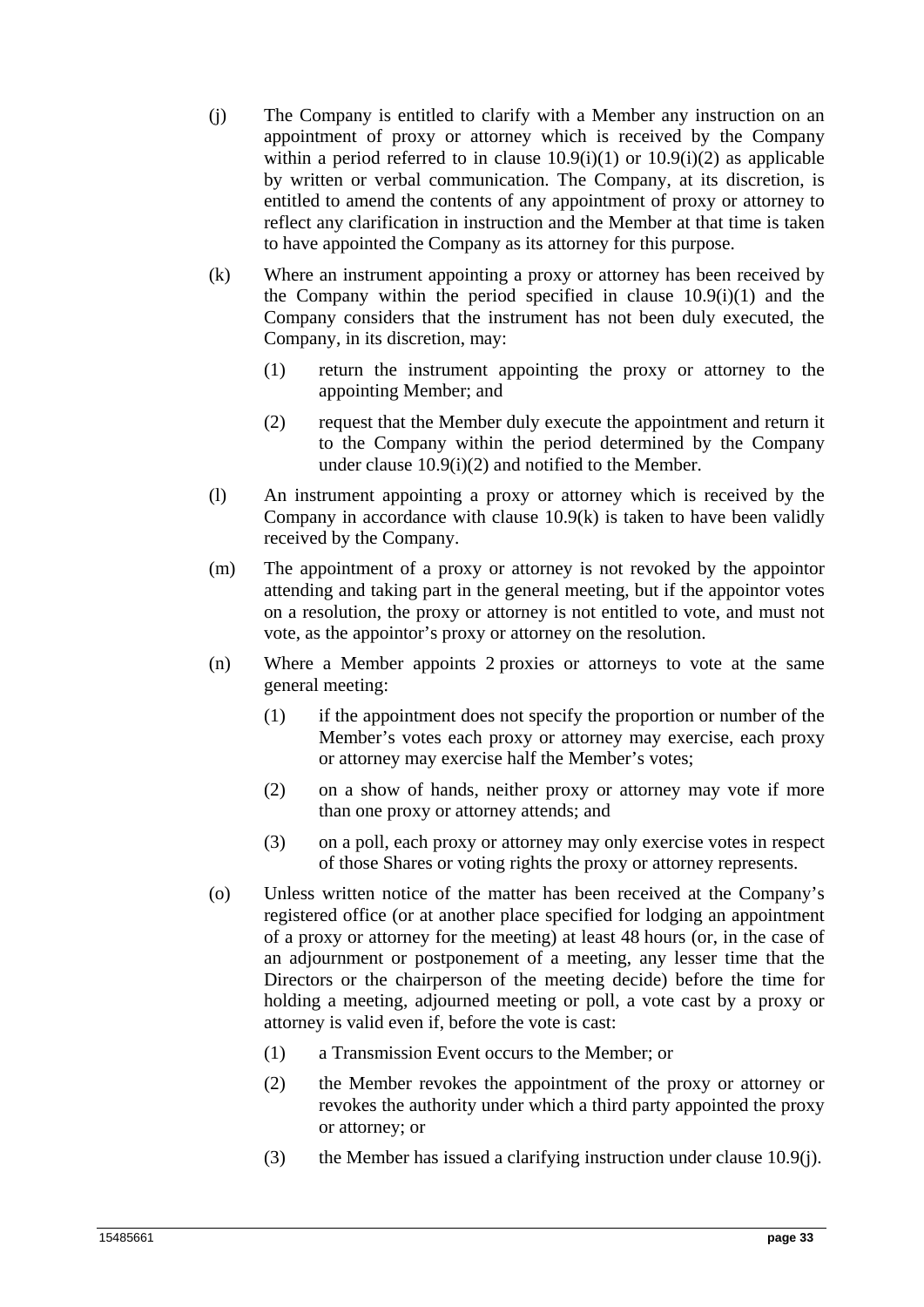(j) The Company is entitled to clarify with a Member any instruction on an appointment of proxy or attorney which is received by the Company within a period referred to in clause 10.9(i)(1) or 10.9(i)(2) as applicable by written or verbal communication. The Company, at its discretion, is entitled to amend the contents of any appointment of proxy or attorney to reflect any clarification in instruction and the Member at that time is taken to have appointed the Company as its attorney for this purpose.

(k) Where an instrument appointing a proxy or attorney has been received by the Company within the period specified in clause 10.9(i)(1) and the Company considers that the instrument has not been duly executed, the Company, in its discretion, may:

(1) return the instrument appointing the proxy or attorney to the appointing Member; and

(2) request that the Member duly execute the appointment and return it to the Company within the period determined by the Company under clause 10.9(i)(2) and notified to the Member.

(l) An instrument appointing a proxy or attorney which is received by the Company in accordance with clause 10.9(k) is taken to have been validly received by the Company.

(m) The appointment of a proxy or attorney is not revoked by the appointor attending and taking part in the general meeting, but if the appointor votes on a resolution, the proxy or attorney is not entitled to vote, and must not vote, as the appointor's proxy or attorney on the resolution.

(n) Where a Member appoints 2 proxies or attorneys to vote at the same general meeting:

(1) if the appointment does not specify the proportion or number of the Member's votes each proxy or attorney may exercise, each proxy or attorney may exercise half the Member's votes;

(2) on a show of hands, neither proxy or attorney may vote if more than one proxy or attorney attends; and

(3) on a poll, each proxy or attorney may only exercise votes in respect of those Shares or voting rights the proxy or attorney represents.

(o) Unless written notice of the matter has been received at the Company's registered office (or at another place specified for lodging an appointment of a proxy or attorney for the meeting) at least 48 hours (or, in the case of an adjournment or postponement of a meeting, any lesser time that the Directors or the chairperson of the meeting decide) before the time for holding a meeting, adjourned meeting or poll, a vote cast by a proxy or attorney is valid even if, before the vote is cast:

(1) a Transmission Event occurs to the Member; or

(2) the Member revokes the appointment of the proxy or attorney or revokes the authority under which a third party appointed the proxy or attorney; or

(3) the Member has issued a clarifying instruction under clause 10.9(j).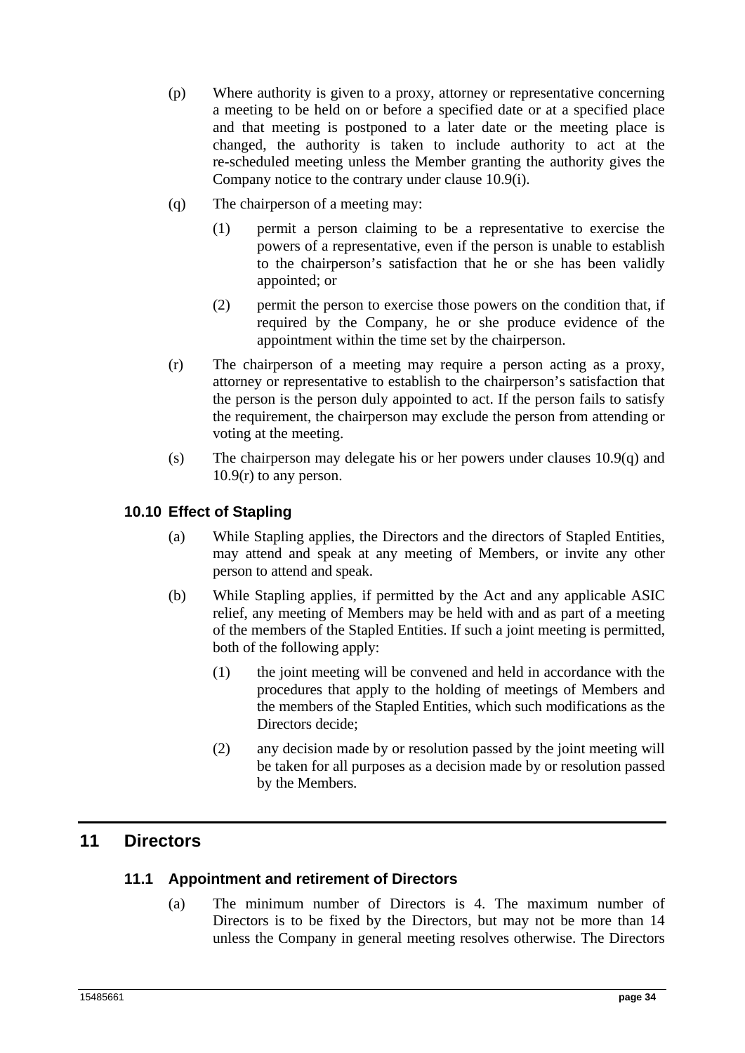(p) Where authority is given to a proxy, attorney or representative concerning a meeting to be held on or before a specified date or at a specified place and that meeting is postponed to a later date or the meeting place is changed, the authority is taken to include authority to act at the re-scheduled meeting unless the Member granting the authority gives the Company notice to the contrary under clause 10.9(i).

(q) The chairperson of a meeting may:

(1) permit a person claiming to be a representative to exercise the powers of a representative, even if the person is unable to establish to the chairperson's satisfaction that he or she has been validly appointed; or

(2) permit the person to exercise those powers on the condition that, if required by the Company, he or she produce evidence of the appointment within the time set by the chairperson.

(r) The chairperson of a meeting may require a person acting as a proxy, attorney or representative to establish to the chairperson's satisfaction that the person is the person duly appointed to act. If the person fails to satisfy the requirement, the chairperson may exclude the person from attending or voting at the meeting.

(s) The chairperson may delegate his or her powers under clauses 10.9(q) and 10.9(r) to any person.

### 10.10 Effect of Stapling

(a) While Stapling applies, the Directors and the directors of Stapled Entities, may attend and speak at any meeting of Members, or invite any other person to attend and speak.

(b) While Stapling applies, if permitted by the Act and any applicable ASIC relief, any meeting of Members may be held with and as part of a meeting of the members of the Stapled Entities. If such a joint meeting is permitted, both of the following apply:

(1) the joint meeting will be convened and held in accordance with the procedures that apply to the holding of meetings of Members and the members of the Stapled Entities, which such modifications as the Directors decide;

(2) any decision made by or resolution passed by the joint meeting will be taken for all purposes as a decision made by or resolution passed by the Members.

## 11 Directors

### 11.1 Appointment and retirement of Directors

(a) The minimum number of Directors is 4. The maximum number of Directors is to be fixed by the Directors, but may not be more than 14 unless the Company in general meeting resolves otherwise. The Directors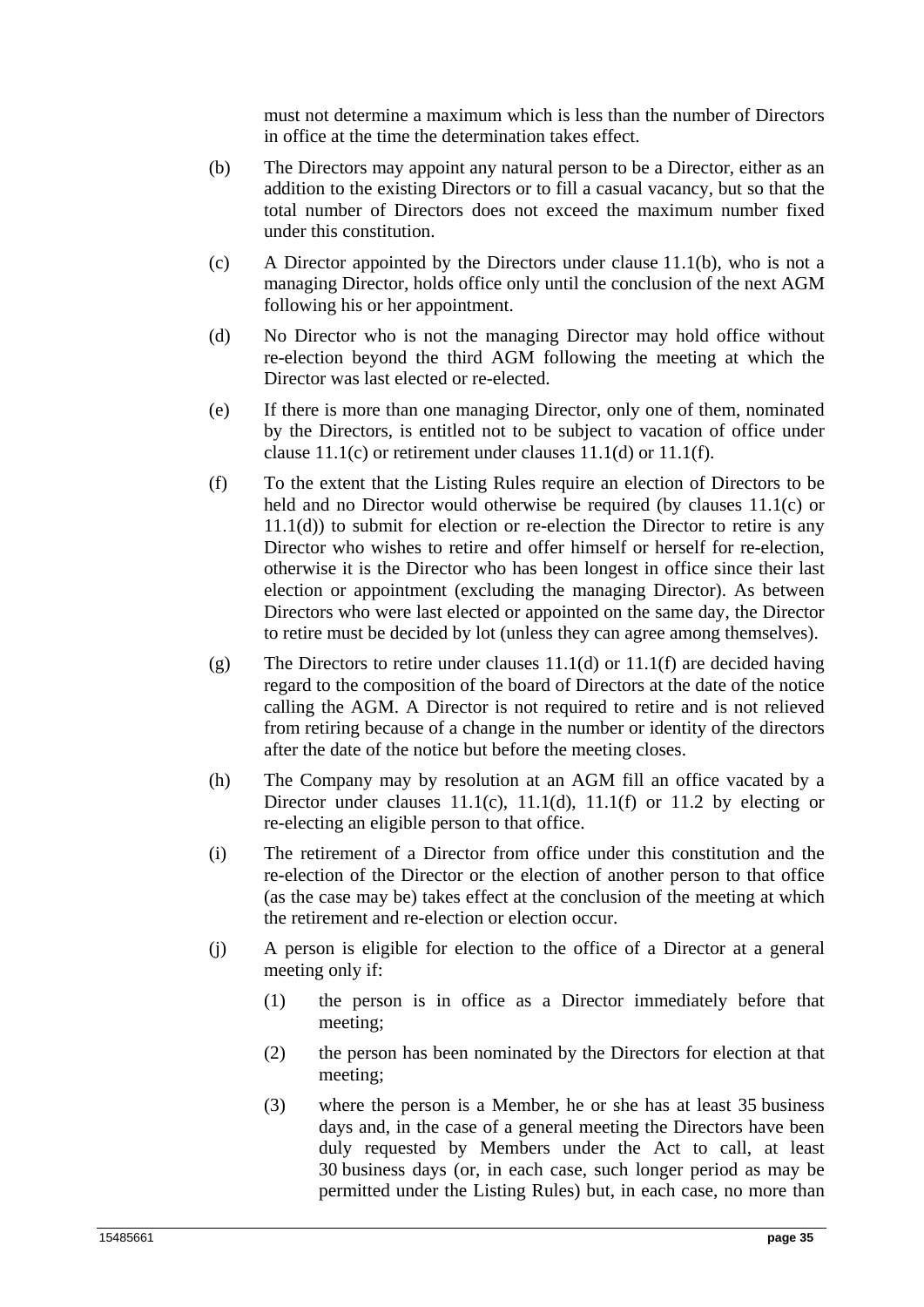must not determine a maximum which is less than the number of Directors in office at the time the determination takes effect.

(b) The Directors may appoint any natural person to be a Director, either as an addition to the existing Directors or to fill a casual vacancy, but so that the total number of Directors does not exceed the maximum number fixed under this constitution.

(c) A Director appointed by the Directors under clause 11.1(b), who is not a managing Director, holds office only until the conclusion of the next AGM following his or her appointment.

(d) No Director who is not the managing Director may hold office without re-election beyond the third AGM following the meeting at which the Director was last elected or re-elected.

(e) If there is more than one managing Director, only one of them, nominated by the Directors, is entitled not to be subject to vacation of office under clause 11.1(c) or retirement under clauses 11.1(d) or 11.1(f).

(f) To the extent that the Listing Rules require an election of Directors to be held and no Director would otherwise be required (by clauses 11.1(c) or 11.1(d)) to submit for election or re-election the Director to retire is any Director who wishes to retire and offer himself or herself for re-election, otherwise it is the Director who has been longest in office since their last election or appointment (excluding the managing Director). As between Directors who were last elected or appointed on the same day, the Director to retire must be decided by lot (unless they can agree among themselves).

(g) The Directors to retire under clauses 11.1(d) or 11.1(f) are decided having regard to the composition of the board of Directors at the date of the notice calling the AGM. A Director is not required to retire and is not relieved from retiring because of a change in the number or identity of the directors after the date of the notice but before the meeting closes.

(h) The Company may by resolution at an AGM fill an office vacated by a Director under clauses 11.1(c), 11.1(d), 11.1(f) or 11.2 by electing or re-electing an eligible person to that office.

(i) The retirement of a Director from office under this constitution and the re-election of the Director or the election of another person to that office (as the case may be) takes effect at the conclusion of the meeting at which the retirement and re-election or election occur.

(j) A person is eligible for election to the office of a Director at a general meeting only if:

(1) the person is in office as a Director immediately before that meeting;

(2) the person has been nominated by the Directors for election at that meeting;

(3) where the person is a Member, he or she has at least 35 business days and, in the case of a general meeting the Directors have been duly requested by Members under the Act to call, at least 30 business days (or, in each case, such longer period as may be permitted under the Listing Rules) but, in each case, no more than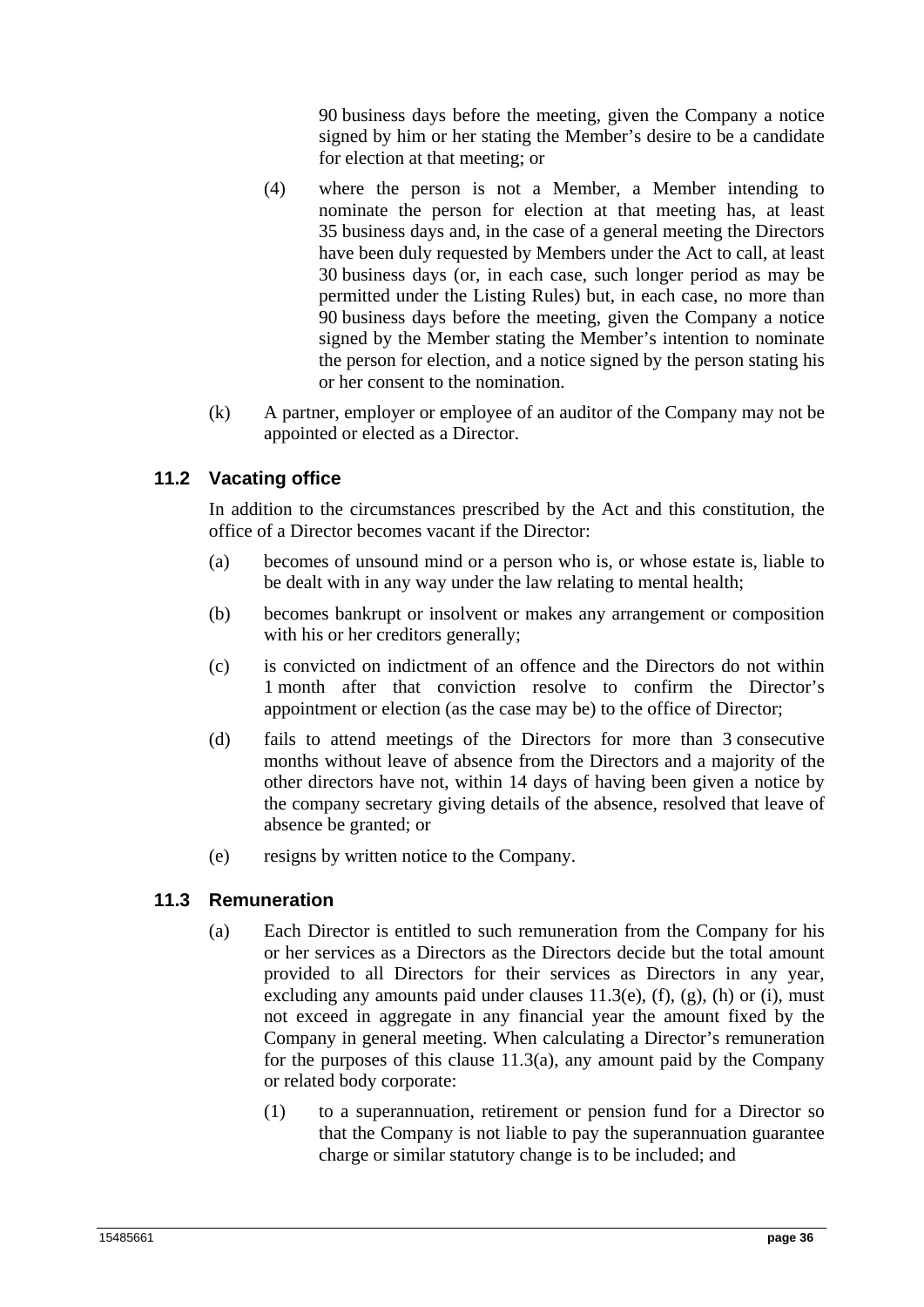90 business days before the meeting, given the Company a notice signed by him or her stating the Member's desire to be a candidate for election at that meeting; or

(4) where the person is not a Member, a Member intending to nominate the person for election at that meeting has, at least 35 business days and, in the case of a general meeting the Directors have been duly requested by Members under the Act to call, at least 30 business days (or, in each case, such longer period as may be permitted under the Listing Rules) but, in each case, no more than 90 business days before the meeting, given the Company a notice signed by the Member stating the Member's intention to nominate the person for election, and a notice signed by the person stating his or her consent to the nomination.

(k) A partner, employer or employee of an auditor of the Company may not be appointed or elected as a Director.

### 11.2 Vacating office

In addition to the circumstances prescribed by the Act and this constitution, the office of a Director becomes vacant if the Director:

(a) becomes of unsound mind or a person who is, or whose estate is, liable to be dealt with in any way under the law relating to mental health;

(b) becomes bankrupt or insolvent or makes any arrangement or composition with his or her creditors generally;

(c) is convicted on indictment of an offence and the Directors do not within 1 month after that conviction resolve to confirm the Director's appointment or election (as the case may be) to the office of Director;

(d) fails to attend meetings of the Directors for more than 3 consecutive months without leave of absence from the Directors and a majority of the other directors have not, within 14 days of having been given a notice by the company secretary giving details of the absence, resolved that leave of absence be granted; or

(e) resigns by written notice to the Company.

### 11.3 Remuneration

(a) Each Director is entitled to such remuneration from the Company for his or her services as a Directors as the Directors decide but the total amount provided to all Directors for their services as Directors in any year, excluding any amounts paid under clauses 11.3(e), (f), (g), (h) or (i), must not exceed in aggregate in any financial year the amount fixed by the Company in general meeting. When calculating a Director's remuneration for the purposes of this clause 11.3(a), any amount paid by the Company or related body corporate:

(1) to a superannuation, retirement or pension fund for a Director so that the Company is not liable to pay the superannuation guarantee charge or similar statutory change is to be included; and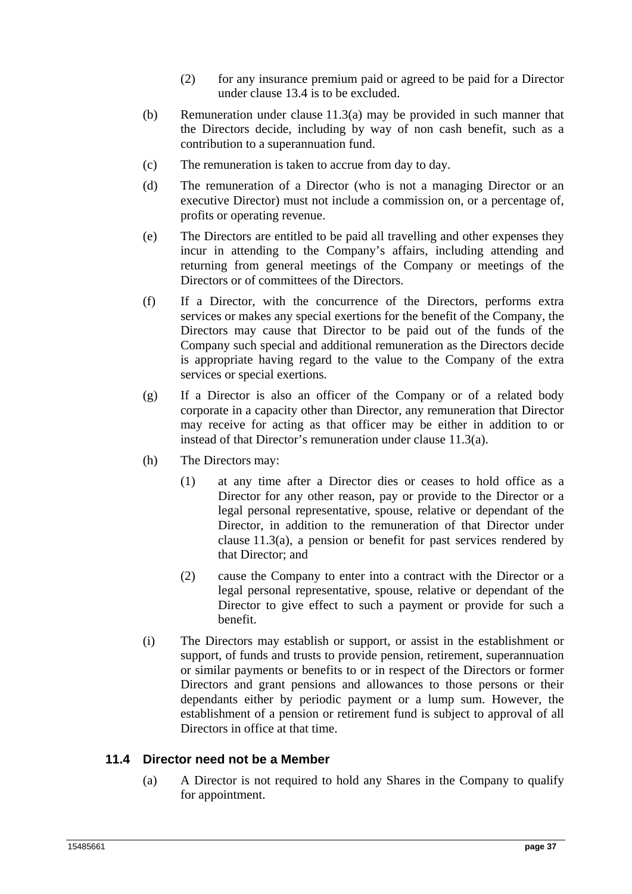(2) for any insurance premium paid or agreed to be paid for a Director under clause 13.4 is to be excluded.

(b) Remuneration under clause 11.3(a) may be provided in such manner that the Directors decide, including by way of non cash benefit, such as a contribution to a superannuation fund.

(c) The remuneration is taken to accrue from day to day.

(d) The remuneration of a Director (who is not a managing Director or an executive Director) must not include a commission on, or a percentage of, profits or operating revenue.

(e) The Directors are entitled to be paid all travelling and other expenses they incur in attending to the Company's affairs, including attending and returning from general meetings of the Company or meetings of the Directors or of committees of the Directors.

(f) If a Director, with the concurrence of the Directors, performs extra services or makes any special exertions for the benefit of the Company, the Directors may cause that Director to be paid out of the funds of the Company such special and additional remuneration as the Directors decide is appropriate having regard to the value to the Company of the extra services or special exertions.

(g) If a Director is also an officer of the Company or of a related body corporate in a capacity other than Director, any remuneration that Director may receive for acting as that officer may be either in addition to or instead of that Director's remuneration under clause 11.3(a).

(h) The Directors may:

(1) at any time after a Director dies or ceases to hold office as a Director for any other reason, pay or provide to the Director or a legal personal representative, spouse, relative or dependant of the Director, in addition to the remuneration of that Director under clause 11.3(a), a pension or benefit for past services rendered by that Director; and

(2) cause the Company to enter into a contract with the Director or a legal personal representative, spouse, relative or dependant of the Director to give effect to such a payment or provide for such a benefit.

(i) The Directors may establish or support, or assist in the establishment or support, of funds and trusts to provide pension, retirement, superannuation or similar payments or benefits to or in respect of the Directors or former Directors and grant pensions and allowances to those persons or their dependants either by periodic payment or a lump sum. However, the establishment of a pension or retirement fund is subject to approval of all Directors in office at that time.

### 11.4 Director need not be a Member

(a) A Director is not required to hold any Shares in the Company to qualify for appointment.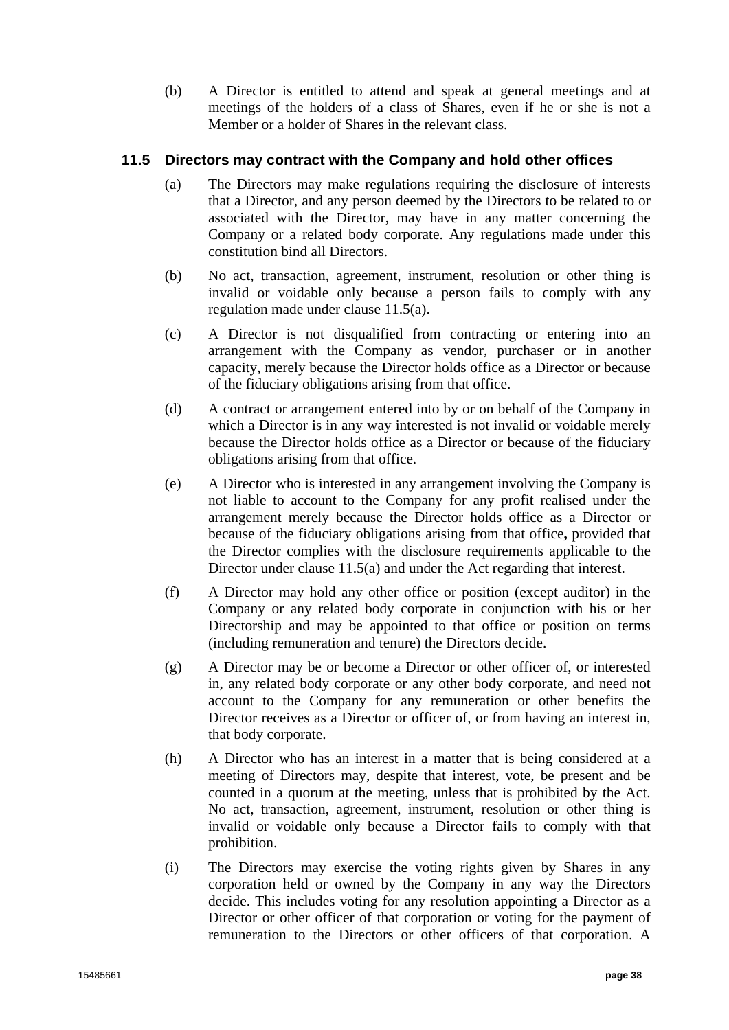(b) A Director is entitled to attend and speak at general meetings and at meetings of the holders of a class of Shares, even if he or she is not a Member or a holder of Shares in the relevant class.

### 11.5 Directors may contract with the Company and hold other offices

(a) The Directors may make regulations requiring the disclosure of interests that a Director, and any person deemed by the Directors to be related to or associated with the Director, may have in any matter concerning the Company or a related body corporate. Any regulations made under this constitution bind all Directors.

(b) No act, transaction, agreement, instrument, resolution or other thing is invalid or voidable only because a person fails to comply with any regulation made under clause 11.5(a).

(c) A Director is not disqualified from contracting or entering into an arrangement with the Company as vendor, purchaser or in another capacity, merely because the Director holds office as a Director or because of the fiduciary obligations arising from that office.

(d) A contract or arrangement entered into by or on behalf of the Company in which a Director is in any way interested is not invalid or voidable merely because the Director holds office as a Director or because of the fiduciary obligations arising from that office.

(e) A Director who is interested in any arrangement involving the Company is not liable to account to the Company for any profit realised under the arrangement merely because the Director holds office as a Director or because of the fiduciary obligations arising from that office**,** provided that the Director complies with the disclosure requirements applicable to the Director under clause 11.5(a) and under the Act regarding that interest.

(f) A Director may hold any other office or position (except auditor) in the Company or any related body corporate in conjunction with his or her Directorship and may be appointed to that office or position on terms (including remuneration and tenure) the Directors decide.

(g) A Director may be or become a Director or other officer of, or interested in, any related body corporate or any other body corporate, and need not account to the Company for any remuneration or other benefits the Director receives as a Director or officer of, or from having an interest in, that body corporate.

(h) A Director who has an interest in a matter that is being considered at a meeting of Directors may, despite that interest, vote, be present and be counted in a quorum at the meeting, unless that is prohibited by the Act. No act, transaction, agreement, instrument, resolution or other thing is invalid or voidable only because a Director fails to comply with that prohibition.

(i) The Directors may exercise the voting rights given by Shares in any corporation held or owned by the Company in any way the Directors decide. This includes voting for any resolution appointing a Director as a Director or other officer of that corporation or voting for the payment of remuneration to the Directors or other officers of that corporation. A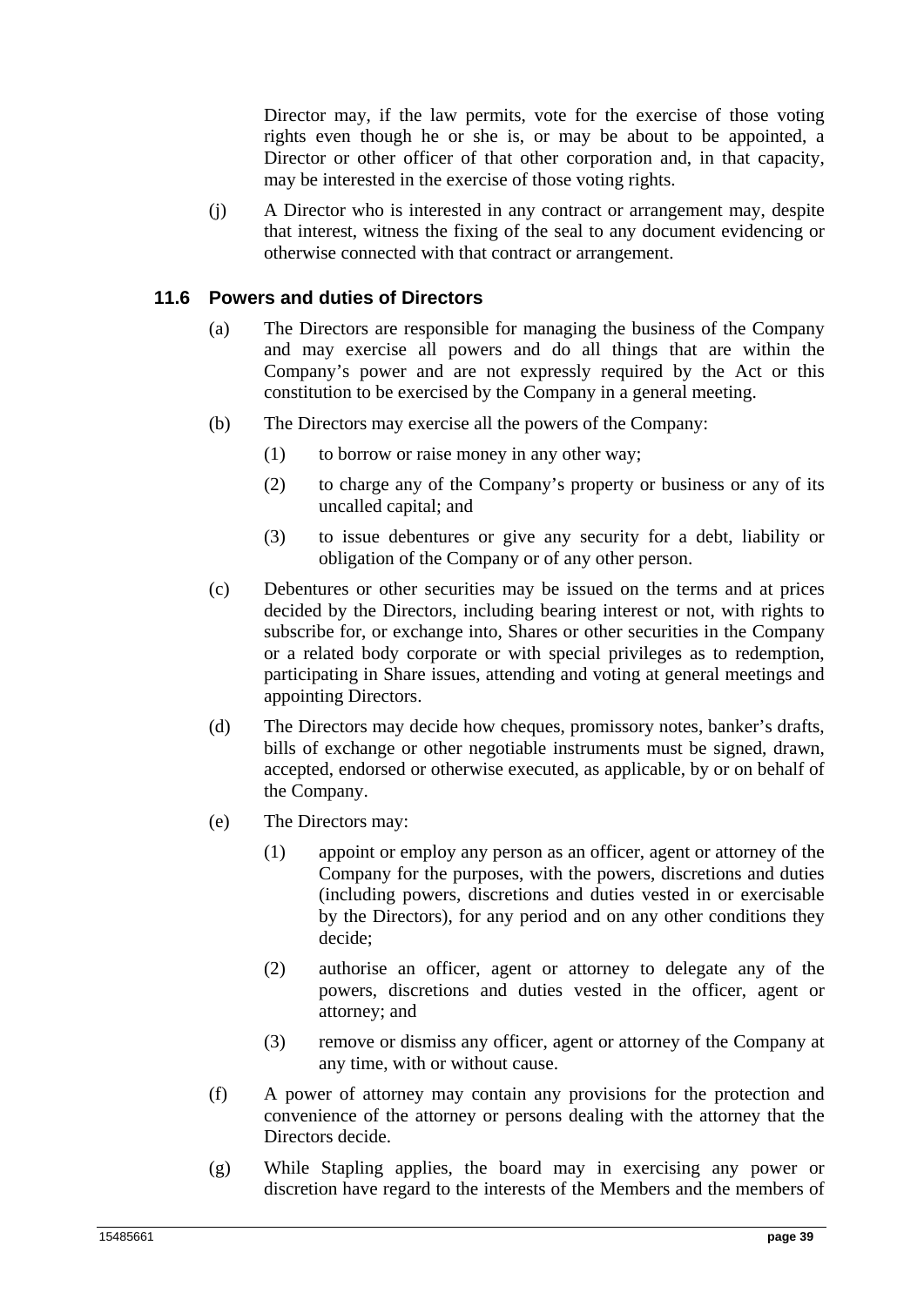Director may, if the law permits, vote for the exercise of those voting rights even though he or she is, or may be about to be appointed, a Director or other officer of that other corporation and, in that capacity, may be interested in the exercise of those voting rights.

(j) A Director who is interested in any contract or arrangement may, despite that interest, witness the fixing of the seal to any document evidencing or otherwise connected with that contract or arrangement.

### 11.6 Powers and duties of Directors

(a) The Directors are responsible for managing the business of the Company and may exercise all powers and do all things that are within the Company's power and are not expressly required by the Act or this constitution to be exercised by the Company in a general meeting.

(b) The Directors may exercise all the powers of the Company:

(1) to borrow or raise money in any other way;

(2) to charge any of the Company's property or business or any of its uncalled capital; and

(3) to issue debentures or give any security for a debt, liability or obligation of the Company or of any other person.

(c) Debentures or other securities may be issued on the terms and at prices decided by the Directors, including bearing interest or not, with rights to subscribe for, or exchange into, Shares or other securities in the Company or a related body corporate or with special privileges as to redemption, participating in Share issues, attending and voting at general meetings and appointing Directors.

(d) The Directors may decide how cheques, promissory notes, banker's drafts, bills of exchange or other negotiable instruments must be signed, drawn, accepted, endorsed or otherwise executed, as applicable, by or on behalf of the Company.

(e) The Directors may:

(1) appoint or employ any person as an officer, agent or attorney of the Company for the purposes, with the powers, discretions and duties (including powers, discretions and duties vested in or exercisable by the Directors), for any period and on any other conditions they decide;

(2) authorise an officer, agent or attorney to delegate any of the powers, discretions and duties vested in the officer, agent or attorney; and

(3) remove or dismiss any officer, agent or attorney of the Company at any time, with or without cause.

(f) A power of attorney may contain any provisions for the protection and convenience of the attorney or persons dealing with the attorney that the Directors decide.

(g) While Stapling applies, the board may in exercising any power or discretion have regard to the interests of the Members and the members of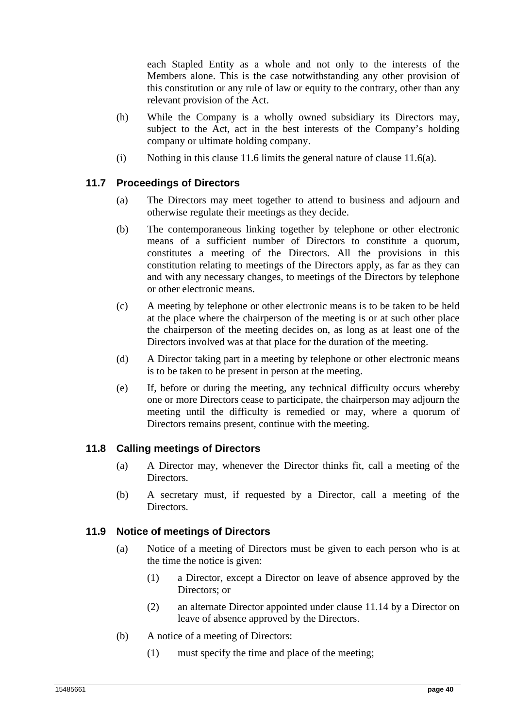each Stapled Entity as a whole and not only to the interests of the Members alone. This is the case notwithstanding any other provision of this constitution or any rule of law or equity to the contrary, other than any relevant provision of the Act.

(h) While the Company is a wholly owned subsidiary its Directors may, subject to the Act, act in the best interests of the Company's holding company or ultimate holding company.

(i) Nothing in this clause 11.6 limits the general nature of clause 11.6(a).

### 11.7 Proceedings of Directors

(a) The Directors may meet together to attend to business and adjourn and otherwise regulate their meetings as they decide.

(b) The contemporaneous linking together by telephone or other electronic means of a sufficient number of Directors to constitute a quorum, constitutes a meeting of the Directors. All the provisions in this constitution relating to meetings of the Directors apply, as far as they can and with any necessary changes, to meetings of the Directors by telephone or other electronic means.

(c) A meeting by telephone or other electronic means is to be taken to be held at the place where the chairperson of the meeting is or at such other place the chairperson of the meeting decides on, as long as at least one of the Directors involved was at that place for the duration of the meeting.

(d) A Director taking part in a meeting by telephone or other electronic means is to be taken to be present in person at the meeting.

(e) If, before or during the meeting, any technical difficulty occurs whereby one or more Directors cease to participate, the chairperson may adjourn the meeting until the difficulty is remedied or may, where a quorum of Directors remains present, continue with the meeting.

### 11.8 Calling meetings of Directors

(a) A Director may, whenever the Director thinks fit, call a meeting of the Directors.

(b) A secretary must, if requested by a Director, call a meeting of the Directors.

### 11.9 Notice of meetings of Directors

(a) Notice of a meeting of Directors must be given to each person who is at the time the notice is given:

(1) a Director, except a Director on leave of absence approved by the Directors; or

(2) an alternate Director appointed under clause 11.14 by a Director on leave of absence approved by the Directors.

(b) A notice of a meeting of Directors:

(1) must specify the time and place of the meeting;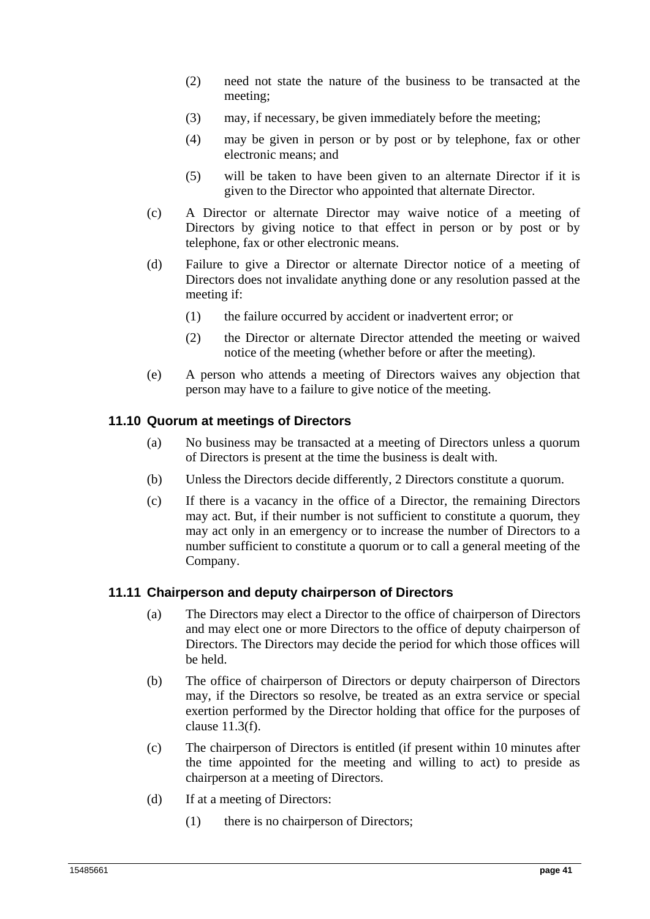(2) need not state the nature of the business to be transacted at the meeting;

(3) may, if necessary, be given immediately before the meeting;

(4) may be given in person or by post or by telephone, fax or other electronic means; and

(5) will be taken to have been given to an alternate Director if it is given to the Director who appointed that alternate Director.

(c) A Director or alternate Director may waive notice of a meeting of Directors by giving notice to that effect in person or by post or by telephone, fax or other electronic means.

(d) Failure to give a Director or alternate Director notice of a meeting of Directors does not invalidate anything done or any resolution passed at the meeting if:

(1) the failure occurred by accident or inadvertent error; or

(2) the Director or alternate Director attended the meeting or waived notice of the meeting (whether before or after the meeting).

(e) A person who attends a meeting of Directors waives any objection that person may have to a failure to give notice of the meeting.

### 11.10 Quorum at meetings of Directors

(a) No business may be transacted at a meeting of Directors unless a quorum of Directors is present at the time the business is dealt with.

(b) Unless the Directors decide differently, 2 Directors constitute a quorum.

(c) If there is a vacancy in the office of a Director, the remaining Directors may act. But, if their number is not sufficient to constitute a quorum, they may act only in an emergency or to increase the number of Directors to a number sufficient to constitute a quorum or to call a general meeting of the Company.

### 11.11 Chairperson and deputy chairperson of Directors

(a) The Directors may elect a Director to the office of chairperson of Directors and may elect one or more Directors to the office of deputy chairperson of Directors. The Directors may decide the period for which those offices will be held.

(b) The office of chairperson of Directors or deputy chairperson of Directors may, if the Directors so resolve, be treated as an extra service or special exertion performed by the Director holding that office for the purposes of clause 11.3(f).

(c) The chairperson of Directors is entitled (if present within 10 minutes after the time appointed for the meeting and willing to act) to preside as chairperson at a meeting of Directors.

(d) If at a meeting of Directors:

(1) there is no chairperson of Directors;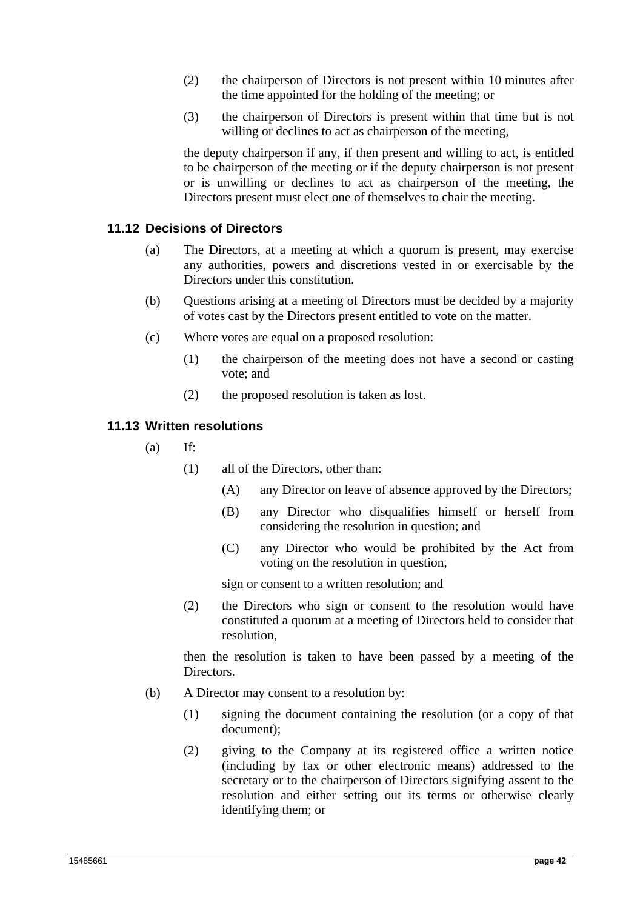(2) the chairperson of Directors is not present within 10 minutes after the time appointed for the holding of the meeting; or

(3) the chairperson of Directors is present within that time but is not willing or declines to act as chairperson of the meeting,

the deputy chairperson if any, if then present and willing to act, is entitled to be chairperson of the meeting or if the deputy chairperson is not present or is unwilling or declines to act as chairperson of the meeting, the Directors present must elect one of themselves to chair the meeting.

### 11.12 Decisions of Directors

(a) The Directors, at a meeting at which a quorum is present, may exercise any authorities, powers and discretions vested in or exercisable by the Directors under this constitution.

(b) Questions arising at a meeting of Directors must be decided by a majority of votes cast by the Directors present entitled to vote on the matter.

(c) Where votes are equal on a proposed resolution:

(1) the chairperson of the meeting does not have a second or casting vote; and

(2) the proposed resolution is taken as lost.

### 11.13 Written resolutions

(a) If:

(1) all of the Directors, other than:

(A) any Director on leave of absence approved by the Directors;

(B) any Director who disqualifies himself or herself from considering the resolution in question; and

(C) any Director who would be prohibited by the Act from voting on the resolution in question,

sign or consent to a written resolution; and

(2) the Directors who sign or consent to the resolution would have constituted a quorum at a meeting of Directors held to consider that resolution,

then the resolution is taken to have been passed by a meeting of the Directors.

(b) A Director may consent to a resolution by:

(1) signing the document containing the resolution (or a copy of that document);

(2) giving to the Company at its registered office a written notice (including by fax or other electronic means) addressed to the secretary or to the chairperson of Directors signifying assent to the resolution and either setting out its terms or otherwise clearly identifying them; or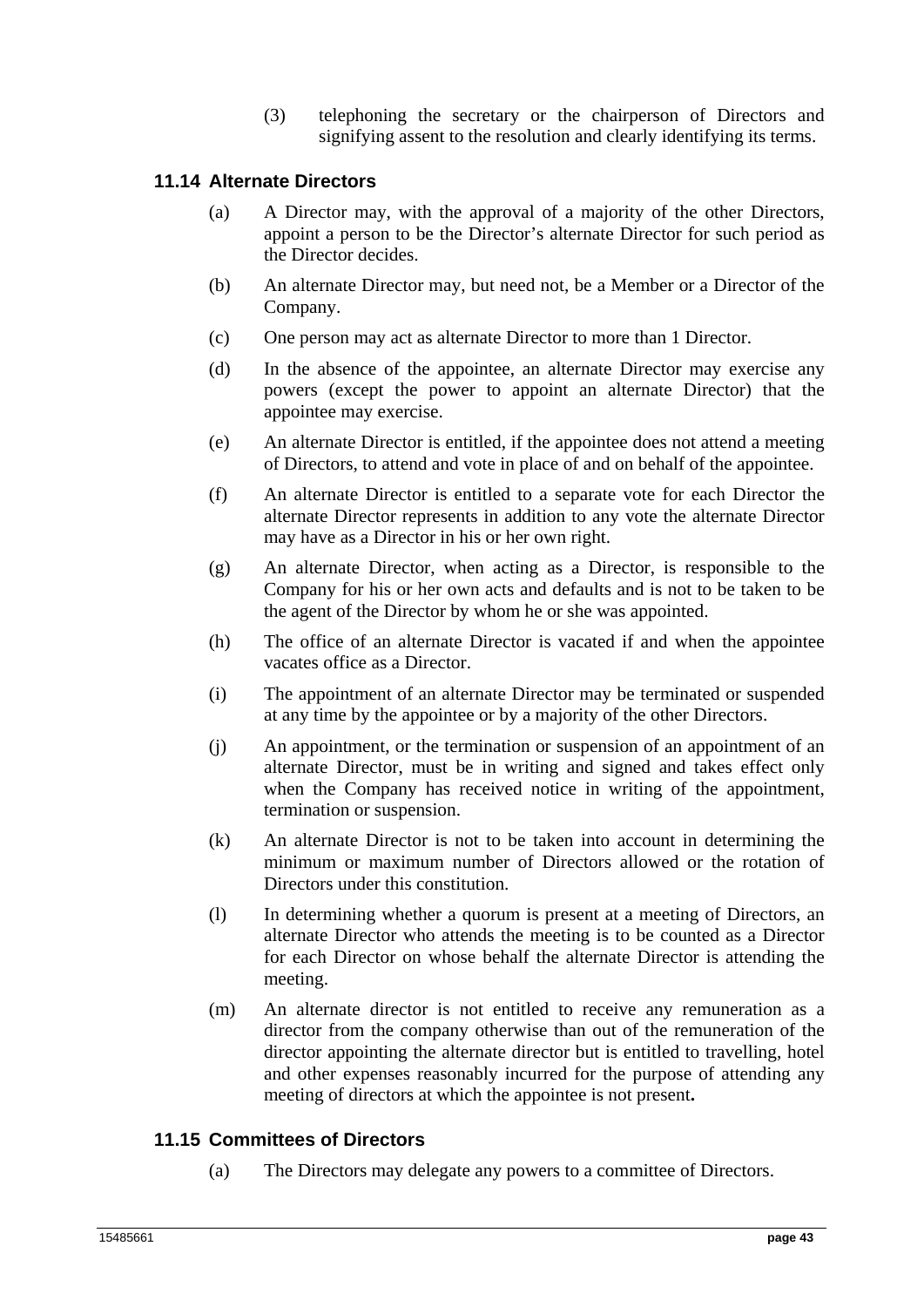(3) telephoning the secretary or the chairperson of Directors and signifying assent to the resolution and clearly identifying its terms.

### 11.14 Alternate Directors

(a) A Director may, with the approval of a majority of the other Directors, appoint a person to be the Director's alternate Director for such period as the Director decides.

(b) An alternate Director may, but need not, be a Member or a Director of the Company.

(c) One person may act as alternate Director to more than 1 Director.

(d) In the absence of the appointee, an alternate Director may exercise any powers (except the power to appoint an alternate Director) that the appointee may exercise.

(e) An alternate Director is entitled, if the appointee does not attend a meeting of Directors, to attend and vote in place of and on behalf of the appointee.

(f) An alternate Director is entitled to a separate vote for each Director the alternate Director represents in addition to any vote the alternate Director may have as a Director in his or her own right.

(g) An alternate Director, when acting as a Director, is responsible to the Company for his or her own acts and defaults and is not to be taken to be the agent of the Director by whom he or she was appointed.

(h) The office of an alternate Director is vacated if and when the appointee vacates office as a Director.

(i) The appointment of an alternate Director may be terminated or suspended at any time by the appointee or by a majority of the other Directors.

(j) An appointment, or the termination or suspension of an appointment of an alternate Director, must be in writing and signed and takes effect only when the Company has received notice in writing of the appointment, termination or suspension.

(k) An alternate Director is not to be taken into account in determining the minimum or maximum number of Directors allowed or the rotation of Directors under this constitution.

(l) In determining whether a quorum is present at a meeting of Directors, an alternate Director who attends the meeting is to be counted as a Director for each Director on whose behalf the alternate Director is attending the meeting.

(m) An alternate director is not entitled to receive any remuneration as a director from the company otherwise than out of the remuneration of the director appointing the alternate director but is entitled to travelling, hotel and other expenses reasonably incurred for the purpose of attending any meeting of directors at which the appointee is not present**.**

### 11.15 Committees of Directors

(a) The Directors may delegate any powers to a committee of Directors.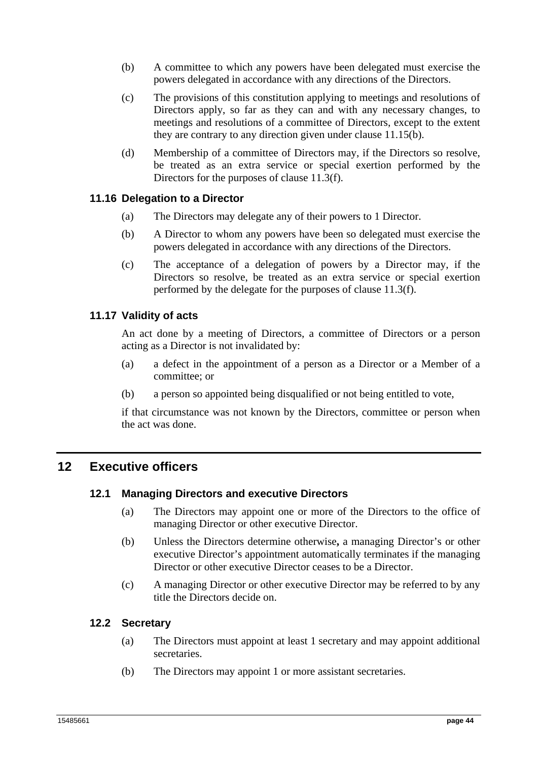(b) A committee to which any powers have been delegated must exercise the powers delegated in accordance with any directions of the Directors.

(c) The provisions of this constitution applying to meetings and resolutions of Directors apply, so far as they can and with any necessary changes, to meetings and resolutions of a committee of Directors, except to the extent they are contrary to any direction given under clause 11.15(b).

(d) Membership of a committee of Directors may, if the Directors so resolve, be treated as an extra service or special exertion performed by the Directors for the purposes of clause 11.3(f).

### 11.16 Delegation to a Director

(a) The Directors may delegate any of their powers to 1 Director.

(b) A Director to whom any powers have been so delegated must exercise the powers delegated in accordance with any directions of the Directors.

(c) The acceptance of a delegation of powers by a Director may, if the Directors so resolve, be treated as an extra service or special exertion performed by the delegate for the purposes of clause 11.3(f).

### 11.17 Validity of acts

An act done by a meeting of Directors, a committee of Directors or a person acting as a Director is not invalidated by:

(a) a defect in the appointment of a person as a Director or a Member of a committee; or

(b) a person so appointed being disqualified or not being entitled to vote,

if that circumstance was not known by the Directors, committee or person when the act was done.

## 12 Executive officers

### 12.1 Managing Directors and executive Directors

(a) The Directors may appoint one or more of the Directors to the office of managing Director or other executive Director.

(b) Unless the Directors determine otherwise, a managing Director's or other executive Director's appointment automatically terminates if the managing Director or other executive Director ceases to be a Director.

(c) A managing Director or other executive Director may be referred to by any title the Directors decide on.

### 12.2 Secretary

(a) The Directors must appoint at least 1 secretary and may appoint additional secretaries.

(b) The Directors may appoint 1 or more assistant secretaries.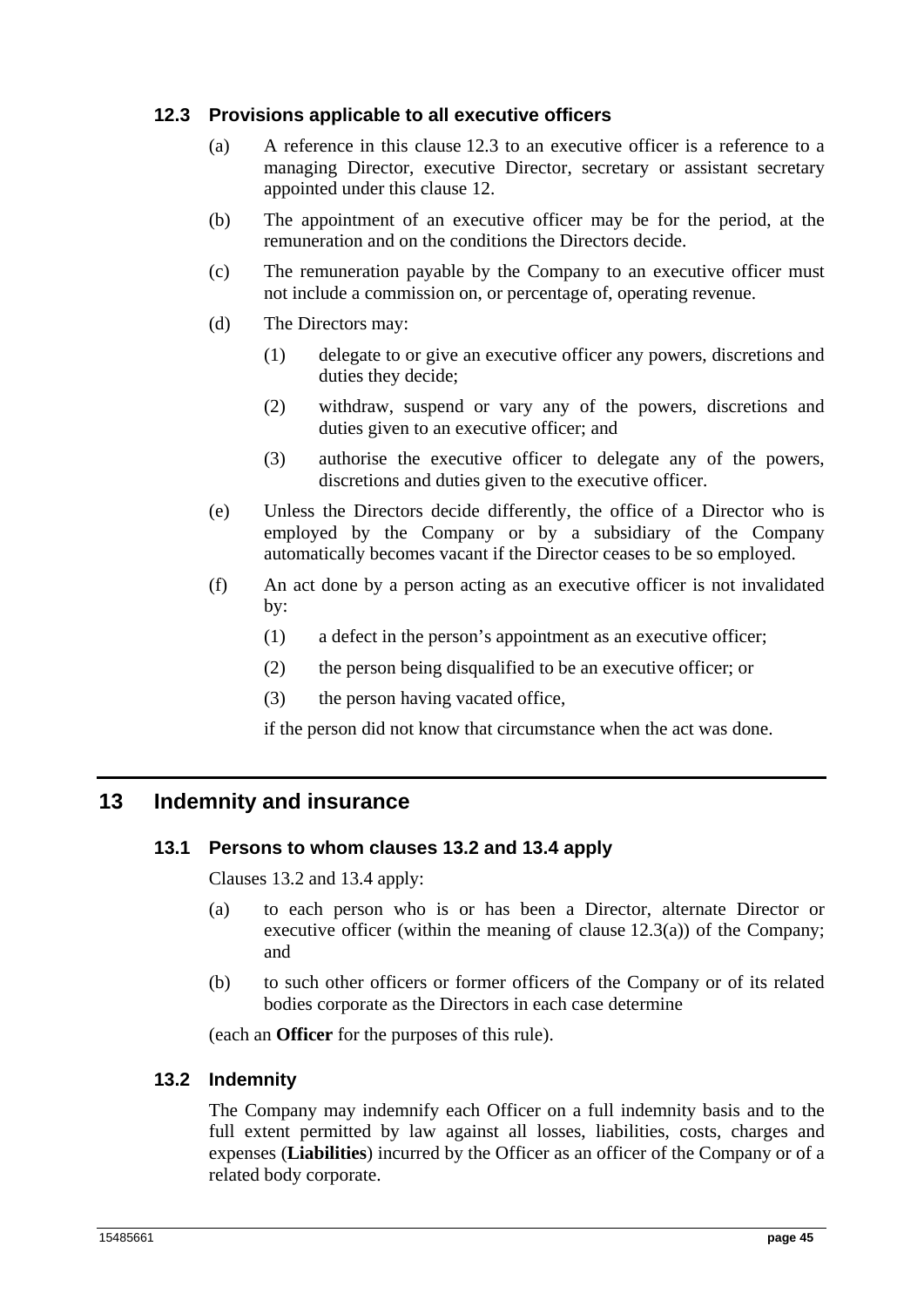### 12.3 Provisions applicable to all executive officers

(a) A reference in this clause 12.3 to an executive officer is a reference to a managing Director, executive Director, secretary or assistant secretary appointed under this clause 12.

(b) The appointment of an executive officer may be for the period, at the remuneration and on the conditions the Directors decide.

(c) The remuneration payable by the Company to an executive officer must not include a commission on, or percentage of, operating revenue.

(d) The Directors may:

(1) delegate to or give an executive officer any powers, discretions and duties they decide;

(2) withdraw, suspend or vary any of the powers, discretions and duties given to an executive officer; and

(3) authorise the executive officer to delegate any of the powers, discretions and duties given to the executive officer.

(e) Unless the Directors decide differently, the office of a Director who is employed by the Company or by a subsidiary of the Company automatically becomes vacant if the Director ceases to be so employed.

(f) An act done by a person acting as an executive officer is not invalidated by:

(1) a defect in the person's appointment as an executive officer;

(2) the person being disqualified to be an executive officer; or

(3) the person having vacated office,

if the person did not know that circumstance when the act was done.

## 13 Indemnity and insurance

### 13.1 Persons to whom clauses 13.2 and 13.4 apply

Clauses 13.2 and 13.4 apply:

(a) to each person who is or has been a Director, alternate Director or executive officer (within the meaning of clause 12.3(a)) of the Company; and

(b) to such other officers or former officers of the Company or of its related bodies corporate as the Directors in each case determine

(each an **Officer** for the purposes of this rule).

### 13.2 Indemnity

The Company may indemnify each Officer on a full indemnity basis and to the full extent permitted by law against all losses, liabilities, costs, charges and expenses (**Liabilities**) incurred by the Officer as an officer of the Company or of a related body corporate.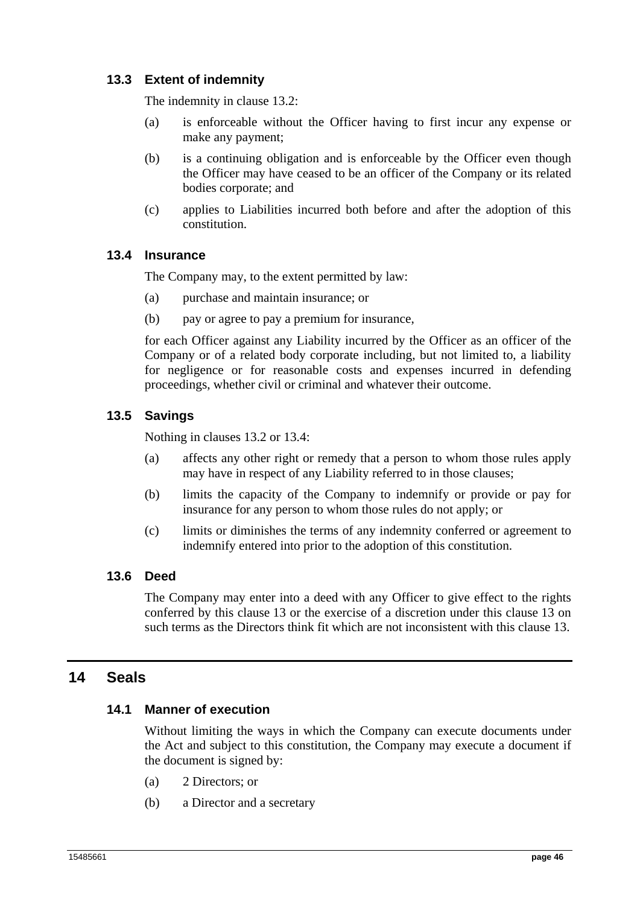### 13.3 Extent of indemnity

The indemnity in clause 13.2:

(a) is enforceable without the Officer having to first incur any expense or make any payment;

(b) is a continuing obligation and is enforceable by the Officer even though the Officer may have ceased to be an officer of the Company or its related bodies corporate; and

(c) applies to Liabilities incurred both before and after the adoption of this constitution.

### 13.4 Insurance

The Company may, to the extent permitted by law:

(a) purchase and maintain insurance; or

(b) pay or agree to pay a premium for insurance,

for each Officer against any Liability incurred by the Officer as an officer of the Company or of a related body corporate including, but not limited to, a liability for negligence or for reasonable costs and expenses incurred in defending proceedings, whether civil or criminal and whatever their outcome.

### 13.5 Savings

Nothing in clauses 13.2 or 13.4:

(a) affects any other right or remedy that a person to whom those rules apply may have in respect of any Liability referred to in those clauses;

(b) limits the capacity of the Company to indemnify or provide or pay for insurance for any person to whom those rules do not apply; or

(c) limits or diminishes the terms of any indemnity conferred or agreement to indemnify entered into prior to the adoption of this constitution.

### 13.6 Deed

The Company may enter into a deed with any Officer to give effect to the rights conferred by this clause 13 or the exercise of a discretion under this clause 13 on such terms as the Directors think fit which are not inconsistent with this clause 13.

## 14 Seals

### 14.1 Manner of execution

Without limiting the ways in which the Company can execute documents under the Act and subject to this constitution, the Company may execute a document if the document is signed by:

(a) 2 Directors; or

(b) a Director and a secretary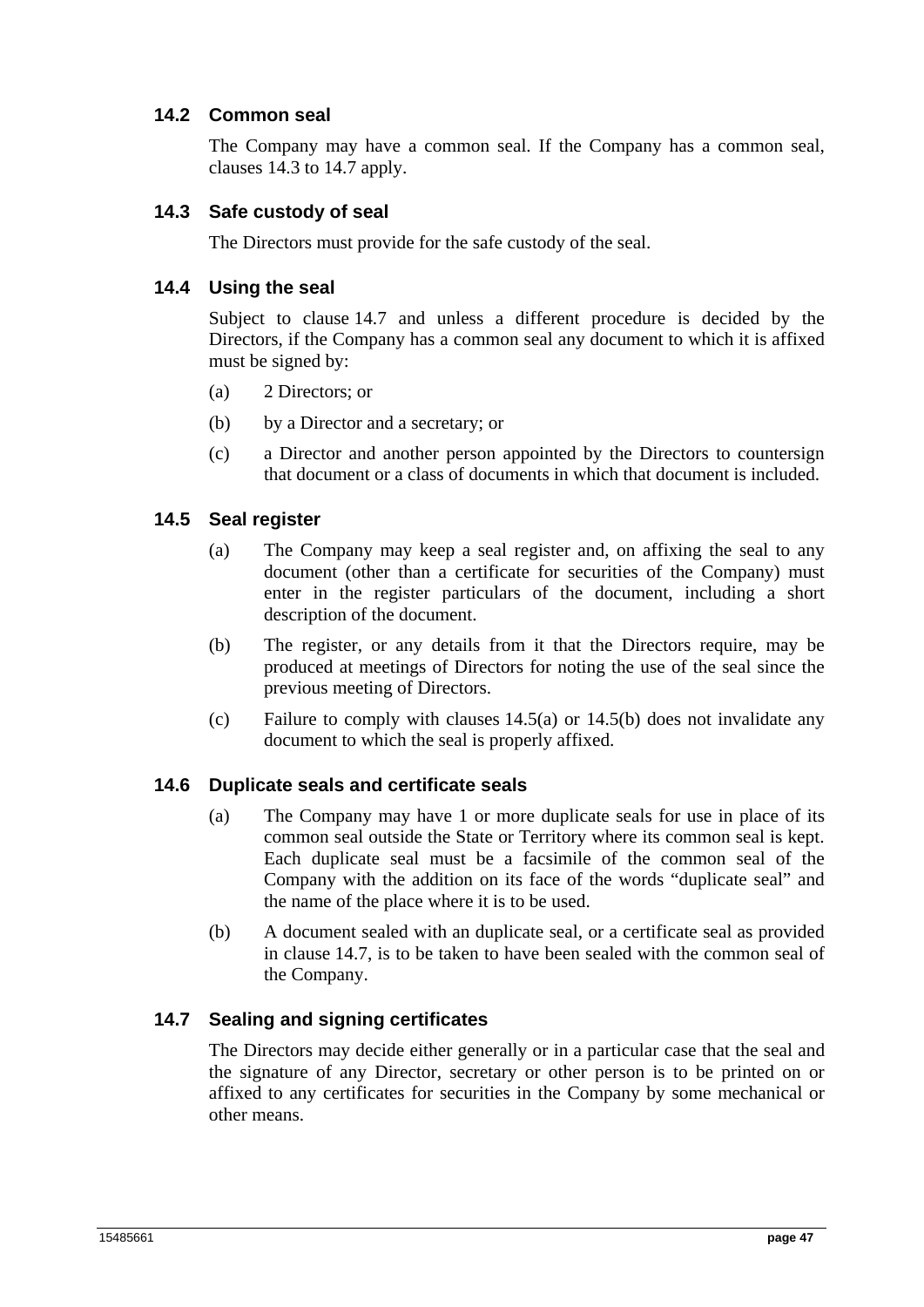### 14.2 Common seal

The Company may have a common seal. If the Company has a common seal, clauses 14.3 to 14.7 apply.

### 14.3 Safe custody of seal

The Directors must provide for the safe custody of the seal.

### 14.4 Using the seal

Subject to clause 14.7 and unless a different procedure is decided by the Directors, if the Company has a common seal any document to which it is affixed must be signed by:

(a) 2 Directors; or

(b) by a Director and a secretary; or

(c) a Director and another person appointed by the Directors to countersign that document or a class of documents in which that document is included.

### 14.5 Seal register

(a) The Company may keep a seal register and, on affixing the seal to any document (other than a certificate for securities of the Company) must enter in the register particulars of the document, including a short description of the document.

(b) The register, or any details from it that the Directors require, may be produced at meetings of Directors for noting the use of the seal since the previous meeting of Directors.

(c) Failure to comply with clauses 14.5(a) or 14.5(b) does not invalidate any document to which the seal is properly affixed.

### 14.6 Duplicate seals and certificate seals

(a) The Company may have 1 or more duplicate seals for use in place of its common seal outside the State or Territory where its common seal is kept. Each duplicate seal must be a facsimile of the common seal of the Company with the addition on its face of the words "duplicate seal" and the name of the place where it is to be used.

(b) A document sealed with an duplicate seal, or a certificate seal as provided in clause 14.7, is to be taken to have been sealed with the common seal of the Company.

### 14.7 Sealing and signing certificates

The Directors may decide either generally or in a particular case that the seal and the signature of any Director, secretary or other person is to be printed on or affixed to any certificates for securities in the Company by some mechanical or other means.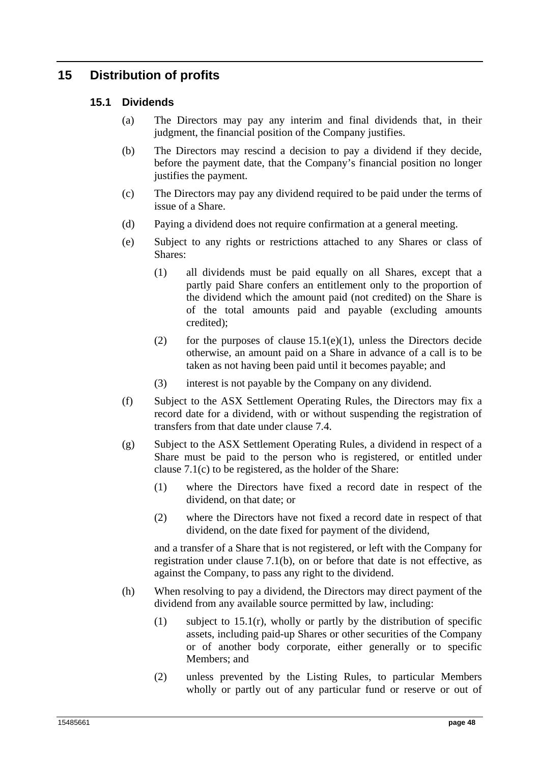# 15 Distribution of profits

## 15.1 Dividends

(a) The Directors may pay any interim and final dividends that, in their judgment, the financial position of the Company justifies.

(b) The Directors may rescind a decision to pay a dividend if they decide, before the payment date, that the Company's financial position no longer justifies the payment.

(c) The Directors may pay any dividend required to be paid under the terms of issue of a Share.

(d) Paying a dividend does not require confirmation at a general meeting.

(e) Subject to any rights or restrictions attached to any Shares or class of Shares:

(1) all dividends must be paid equally on all Shares, except that a partly paid Share confers an entitlement only to the proportion of the dividend which the amount paid (not credited) on the Share is of the total amounts paid and payable (excluding amounts credited);

(2) for the purposes of clause 15.1(e)(1), unless the Directors decide otherwise, an amount paid on a Share in advance of a call is to be taken as not having been paid until it becomes payable; and

(3) interest is not payable by the Company on any dividend.

(f) Subject to the ASX Settlement Operating Rules, the Directors may fix a record date for a dividend, with or without suspending the registration of transfers from that date under clause 7.4.

(g) Subject to the ASX Settlement Operating Rules, a dividend in respect of a Share must be paid to the person who is registered, or entitled under clause 7.1(c) to be registered, as the holder of the Share:

(1) where the Directors have fixed a record date in respect of the dividend, on that date; or

(2) where the Directors have not fixed a record date in respect of that dividend, on the date fixed for payment of the dividend,

and a transfer of a Share that is not registered, or left with the Company for registration under clause 7.1(b), on or before that date is not effective, as against the Company, to pass any right to the dividend.

(h) When resolving to pay a dividend, the Directors may direct payment of the dividend from any available source permitted by law, including:

(1) subject to 15.1(r), wholly or partly by the distribution of specific assets, including paid-up Shares or other securities of the Company or of another body corporate, either generally or to specific Members; and

(2) unless prevented by the Listing Rules, to particular Members wholly or partly out of any particular fund or reserve or out of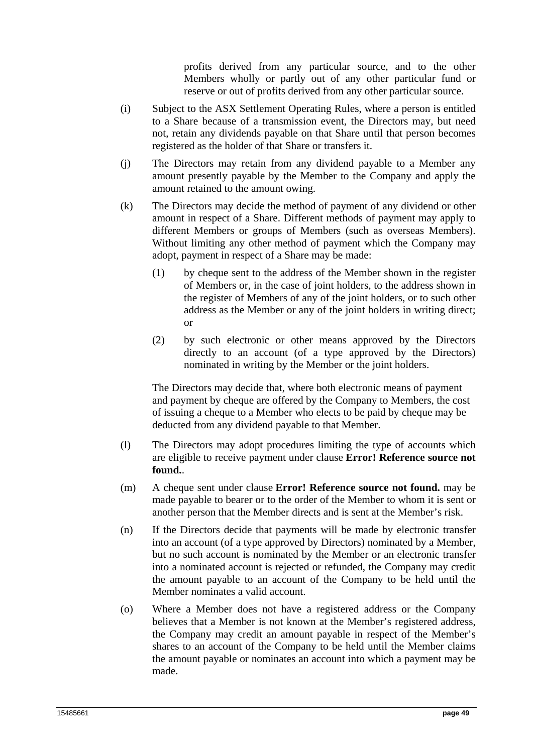profits derived from any particular source, and to the other Members wholly or partly out of any other particular fund or reserve or out of profits derived from any other particular source.

(i) Subject to the ASX Settlement Operating Rules, where a person is entitled to a Share because of a transmission event, the Directors may, but need not, retain any dividends payable on that Share until that person becomes registered as the holder of that Share or transfers it.

(j) The Directors may retain from any dividend payable to a Member any amount presently payable by the Member to the Company and apply the amount retained to the amount owing.

(k) The Directors may decide the method of payment of any dividend or other amount in respect of a Share. Different methods of payment may apply to different Members or groups of Members (such as overseas Members). Without limiting any other method of payment which the Company may adopt, payment in respect of a Share may be made:

   (1) by cheque sent to the address of the Member shown in the register of Members or, in the case of joint holders, to the address shown in the register of Members of any of the joint holders, or to such other address as the Member or any of the joint holders in writing direct; or

   (2) by such electronic or other means approved by the Directors directly to an account (of a type approved by the Directors) nominated in writing by the Member or the joint holders.

   The Directors may decide that, where both electronic means of payment and payment by cheque are offered by the Company to Members, the cost of issuing a cheque to a Member who elects to be paid by cheque may be deducted from any dividend payable to that Member.

(l) The Directors may adopt procedures limiting the type of accounts which are eligible to receive payment under clause **Error! Reference source not found.**.

(m) A cheque sent under clause **Error! Reference source not found.** may be made payable to bearer or to the order of the Member to whom it is sent or another person that the Member directs and is sent at the Member's risk.

(n) If the Directors decide that payments will be made by electronic transfer into an account (of a type approved by Directors) nominated by a Member, but no such account is nominated by the Member or an electronic transfer into a nominated account is rejected or refunded, the Company may credit the amount payable to an account of the Company to be held until the Member nominates a valid account.

(o) Where a Member does not have a registered address or the Company believes that a Member is not known at the Member's registered address, the Company may credit an amount payable in respect of the Member's shares to an account of the Company to be held until the Member claims the amount payable or nominates an account into which a payment may be made.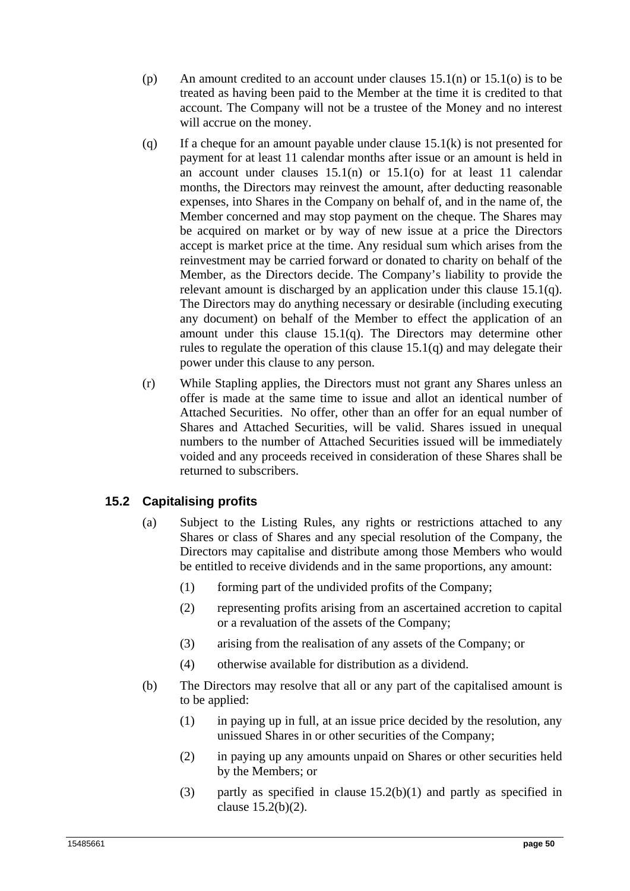(p) An amount credited to an account under clauses 15.1(n) or 15.1(o) is to be treated as having been paid to the Member at the time it is credited to that account. The Company will not be a trustee of the Money and no interest will accrue on the money.

(q) If a cheque for an amount payable under clause 15.1(k) is not presented for payment for at least 11 calendar months after issue or an amount is held in an account under clauses 15.1(n) or 15.1(o) for at least 11 calendar months, the Directors may reinvest the amount, after deducting reasonable expenses, into Shares in the Company on behalf of, and in the name of, the Member concerned and may stop payment on the cheque. The Shares may be acquired on market or by way of new issue at a price the Directors accept is market price at the time. Any residual sum which arises from the reinvestment may be carried forward or donated to charity on behalf of the Member, as the Directors decide. The Company's liability to provide the relevant amount is discharged by an application under this clause 15.1(q). The Directors may do anything necessary or desirable (including executing any document) on behalf of the Member to effect the application of an amount under this clause 15.1(q). The Directors may determine other rules to regulate the operation of this clause 15.1(q) and may delegate their power under this clause to any person.

(r) While Stapling applies, the Directors must not grant any Shares unless an offer is made at the same time to issue and allot an identical number of Attached Securities. No offer, other than an offer for an equal number of Shares and Attached Securities, will be valid. Shares issued in unequal numbers to the number of Attached Securities issued will be immediately voided and any proceeds received in consideration of these Shares shall be returned to subscribers.

## 15.2 Capitalising profits

(a) Subject to the Listing Rules, any rights or restrictions attached to any Shares or class of Shares and any special resolution of the Company, the Directors may capitalise and distribute among those Members who would be entitled to receive dividends and in the same proportions, any amount:

(1) forming part of the undivided profits of the Company;

(2) representing profits arising from an ascertained accretion to capital or a revaluation of the assets of the Company;

(3) arising from the realisation of any assets of the Company; or

(4) otherwise available for distribution as a dividend.

(b) The Directors may resolve that all or any part of the capitalised amount is to be applied:

(1) in paying up in full, at an issue price decided by the resolution, any unissued Shares in or other securities of the Company;

(2) in paying up any amounts unpaid on Shares or other securities held by the Members; or

(3) partly as specified in clause 15.2(b)(1) and partly as specified in clause 15.2(b)(2).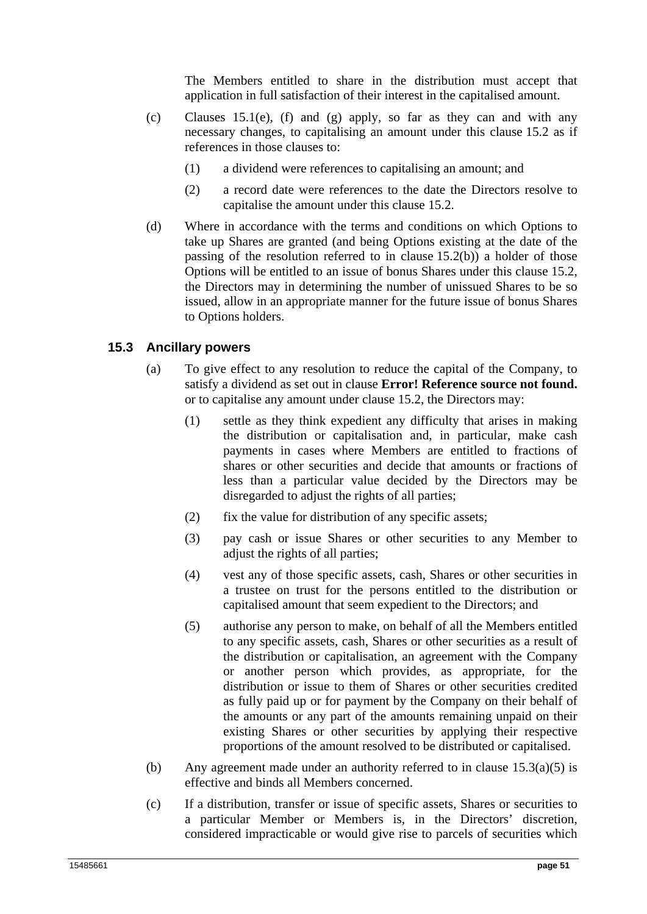The Members entitled to share in the distribution must accept that application in full satisfaction of their interest in the capitalised amount.

(c) Clauses 15.1(e), (f) and (g) apply, so far as they can and with any necessary changes, to capitalising an amount under this clause 15.2 as if references in those clauses to:

(1) a dividend were references to capitalising an amount; and

(2) a record date were references to the date the Directors resolve to capitalise the amount under this clause 15.2.

(d) Where in accordance with the terms and conditions on which Options to take up Shares are granted (and being Options existing at the date of the passing of the resolution referred to in clause 15.2(b)) a holder of those Options will be entitled to an issue of bonus Shares under this clause 15.2, the Directors may in determining the number of unissued Shares to be so issued, allow in an appropriate manner for the future issue of bonus Shares to Options holders.

### 15.3 Ancillary powers

(a) To give effect to any resolution to reduce the capital of the Company, to satisfy a dividend as set out in clause **Error! Reference source not found.** or to capitalise any amount under clause 15.2, the Directors may:

(1) settle as they think expedient any difficulty that arises in making the distribution or capitalisation and, in particular, make cash payments in cases where Members are entitled to fractions of shares or other securities and decide that amounts or fractions of less than a particular value decided by the Directors may be disregarded to adjust the rights of all parties;

(2) fix the value for distribution of any specific assets;

(3) pay cash or issue Shares or other securities to any Member to adjust the rights of all parties;

(4) vest any of those specific assets, cash, Shares or other securities in a trustee on trust for the persons entitled to the distribution or capitalised amount that seem expedient to the Directors; and

(5) authorise any person to make, on behalf of all the Members entitled to any specific assets, cash, Shares or other securities as a result of the distribution or capitalisation, an agreement with the Company or another person which provides, as appropriate, for the distribution or issue to them of Shares or other securities credited as fully paid up or for payment by the Company on their behalf of the amounts or any part of the amounts remaining unpaid on their existing Shares or other securities by applying their respective proportions of the amount resolved to be distributed or capitalised.

(b) Any agreement made under an authority referred to in clause 15.3(a)(5) is effective and binds all Members concerned.

(c) If a distribution, transfer or issue of specific assets, Shares or securities to a particular Member or Members is, in the Directors' discretion, considered impracticable or would give rise to parcels of securities which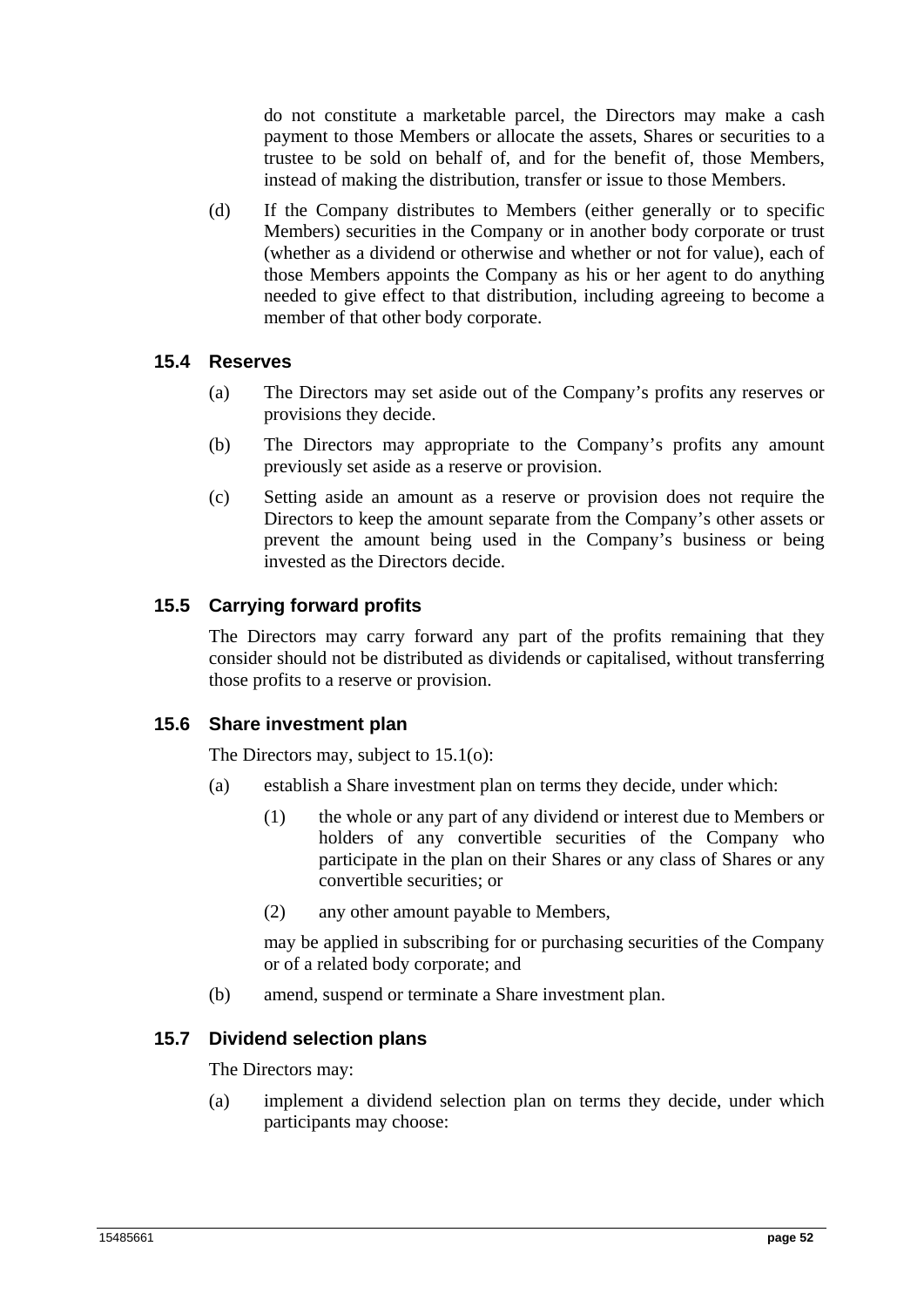do not constitute a marketable parcel, the Directors may make a cash payment to those Members or allocate the assets, Shares or securities to a trustee to be sold on behalf of, and for the benefit of, those Members, instead of making the distribution, transfer or issue to those Members.

(d) If the Company distributes to Members (either generally or to specific Members) securities in the Company or in another body corporate or trust (whether as a dividend or otherwise and whether or not for value), each of those Members appoints the Company as his or her agent to do anything needed to give effect to that distribution, including agreeing to become a member of that other body corporate.

### 15.4 Reserves

(a) The Directors may set aside out of the Company's profits any reserves or provisions they decide.

(b) The Directors may appropriate to the Company's profits any amount previously set aside as a reserve or provision.

(c) Setting aside an amount as a reserve or provision does not require the Directors to keep the amount separate from the Company's other assets or prevent the amount being used in the Company's business or being invested as the Directors decide.

### 15.5 Carrying forward profits

The Directors may carry forward any part of the profits remaining that they consider should not be distributed as dividends or capitalised, without transferring those profits to a reserve or provision.

### 15.6 Share investment plan

The Directors may, subject to 15.1(o):

(a) establish a Share investment plan on terms they decide, under which:

(1) the whole or any part of any dividend or interest due to Members or holders of any convertible securities of the Company who participate in the plan on their Shares or any class of Shares or any convertible securities; or

(2) any other amount payable to Members,

may be applied in subscribing for or purchasing securities of the Company or of a related body corporate; and

(b) amend, suspend or terminate a Share investment plan.

### 15.7 Dividend selection plans

The Directors may:

(a) implement a dividend selection plan on terms they decide, under which participants may choose: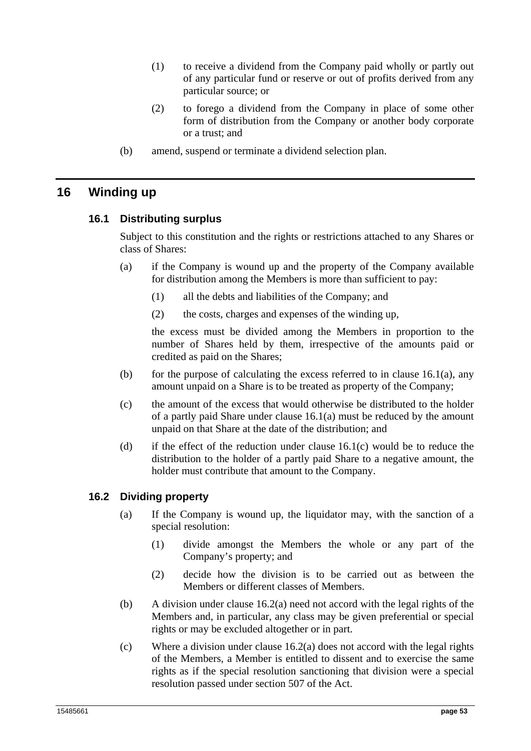(1) to receive a dividend from the Company paid wholly or partly out of any particular fund or reserve or out of profits derived from any particular source; or

(2) to forego a dividend from the Company in place of some other form of distribution from the Company or another body corporate or a trust; and

(b) amend, suspend or terminate a dividend selection plan.

# 16 Winding up

## 16.1 Distributing surplus

Subject to this constitution and the rights or restrictions attached to any Shares or class of Shares:

(a) if the Company is wound up and the property of the Company available for distribution among the Members is more than sufficient to pay:

(1) all the debts and liabilities of the Company; and

(2) the costs, charges and expenses of the winding up,

the excess must be divided among the Members in proportion to the number of Shares held by them, irrespective of the amounts paid or credited as paid on the Shares;

(b) for the purpose of calculating the excess referred to in clause 16.1(a), any amount unpaid on a Share is to be treated as property of the Company;

(c) the amount of the excess that would otherwise be distributed to the holder of a partly paid Share under clause 16.1(a) must be reduced by the amount unpaid on that Share at the date of the distribution; and

(d) if the effect of the reduction under clause 16.1(c) would be to reduce the distribution to the holder of a partly paid Share to a negative amount, the holder must contribute that amount to the Company.

## 16.2 Dividing property

(a) If the Company is wound up, the liquidator may, with the sanction of a special resolution:

(1) divide amongst the Members the whole or any part of the Company's property; and

(2) decide how the division is to be carried out as between the Members or different classes of Members.

(b) A division under clause 16.2(a) need not accord with the legal rights of the Members and, in particular, any class may be given preferential or special rights or may be excluded altogether or in part.

(c) Where a division under clause 16.2(a) does not accord with the legal rights of the Members, a Member is entitled to dissent and to exercise the same rights as if the special resolution sanctioning that division were a special resolution passed under section 507 of the Act.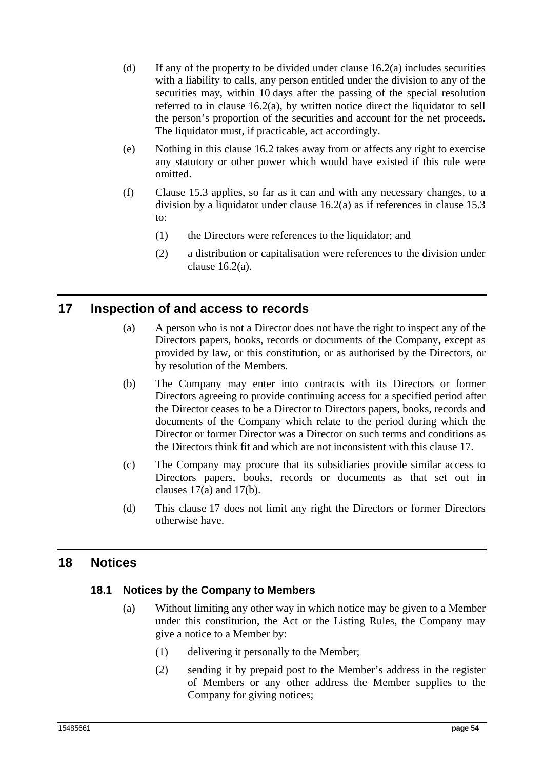(d) If any of the property to be divided under clause 16.2(a) includes securities with a liability to calls, any person entitled under the division to any of the securities may, within 10 days after the passing of the special resolution referred to in clause 16.2(a), by written notice direct the liquidator to sell the person's proportion of the securities and account for the net proceeds. The liquidator must, if practicable, act accordingly.

(e) Nothing in this clause 16.2 takes away from or affects any right to exercise any statutory or other power which would have existed if this rule were omitted.

(f) Clause 15.3 applies, so far as it can and with any necessary changes, to a division by a liquidator under clause 16.2(a) as if references in clause 15.3 to:

(1) the Directors were references to the liquidator; and

(2) a distribution or capitalisation were references to the division under clause 16.2(a).

# 17 Inspection of and access to records

(a) A person who is not a Director does not have the right to inspect any of the Directors papers, books, records or documents of the Company, except as provided by law, or this constitution, or as authorised by the Directors, or by resolution of the Members.

(b) The Company may enter into contracts with its Directors or former Directors agreeing to provide continuing access for a specified period after the Director ceases to be a Director to Directors papers, books, records and documents of the Company which relate to the period during which the Director or former Director was a Director on such terms and conditions as the Directors think fit and which are not inconsistent with this clause 17.

(c) The Company may procure that its subsidiaries provide similar access to Directors papers, books, records or documents as that set out in clauses 17(a) and 17(b).

(d) This clause 17 does not limit any right the Directors or former Directors otherwise have.

# 18 Notices

## 18.1 Notices by the Company to Members

(a) Without limiting any other way in which notice may be given to a Member under this constitution, the Act or the Listing Rules, the Company may give a notice to a Member by:

(1) delivering it personally to the Member;

(2) sending it by prepaid post to the Member's address in the register of Members or any other address the Member supplies to the Company for giving notices;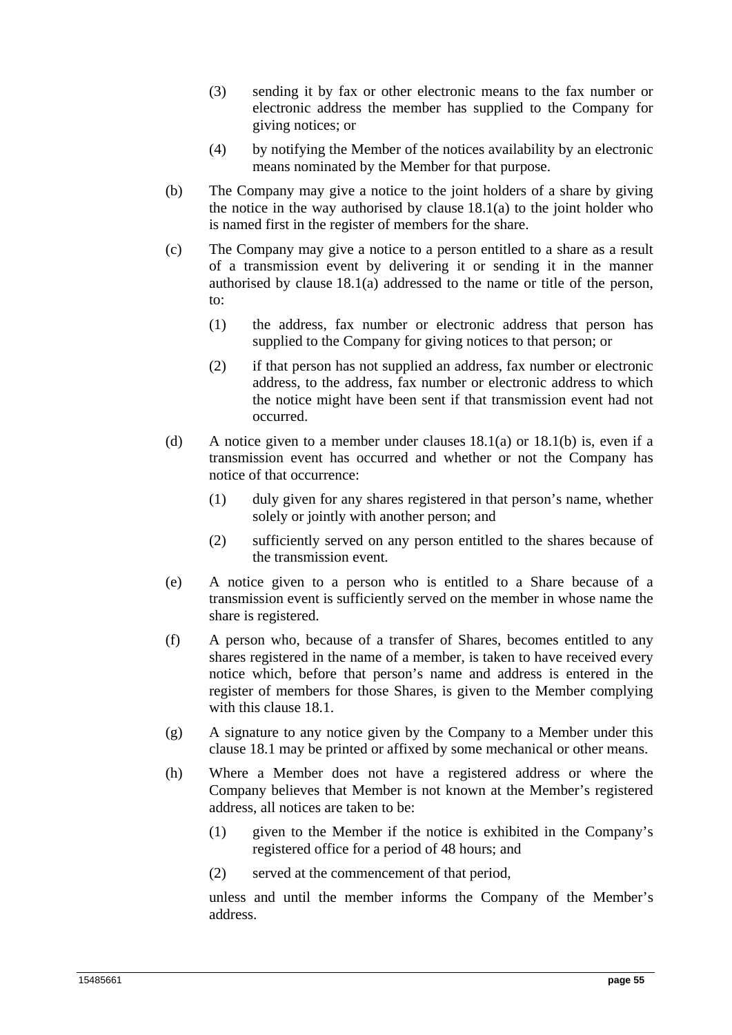(3) sending it by fax or other electronic means to the fax number or electronic address the member has supplied to the Company for giving notices; or

(4) by notifying the Member of the notices availability by an electronic means nominated by the Member for that purpose.

(b) The Company may give a notice to the joint holders of a share by giving the notice in the way authorised by clause 18.1(a) to the joint holder who is named first in the register of members for the share.

(c) The Company may give a notice to a person entitled to a share as a result of a transmission event by delivering it or sending it in the manner authorised by clause 18.1(a) addressed to the name or title of the person, to:

(1) the address, fax number or electronic address that person has supplied to the Company for giving notices to that person; or

(2) if that person has not supplied an address, fax number or electronic address, to the address, fax number or electronic address to which the notice might have been sent if that transmission event had not occurred.

(d) A notice given to a member under clauses 18.1(a) or 18.1(b) is, even if a transmission event has occurred and whether or not the Company has notice of that occurrence:

(1) duly given for any shares registered in that person's name, whether solely or jointly with another person; and

(2) sufficiently served on any person entitled to the shares because of the transmission event.

(e) A notice given to a person who is entitled to a Share because of a transmission event is sufficiently served on the member in whose name the share is registered.

(f) A person who, because of a transfer of Shares, becomes entitled to any shares registered in the name of a member, is taken to have received every notice which, before that person's name and address is entered in the register of members for those Shares, is given to the Member complying with this clause 18.1.

(g) A signature to any notice given by the Company to a Member under this clause 18.1 may be printed or affixed by some mechanical or other means.

(h) Where a Member does not have a registered address or where the Company believes that Member is not known at the Member's registered address, all notices are taken to be:

(1) given to the Member if the notice is exhibited in the Company's registered office for a period of 48 hours; and

(2) served at the commencement of that period,

unless and until the member informs the Company of the Member's address.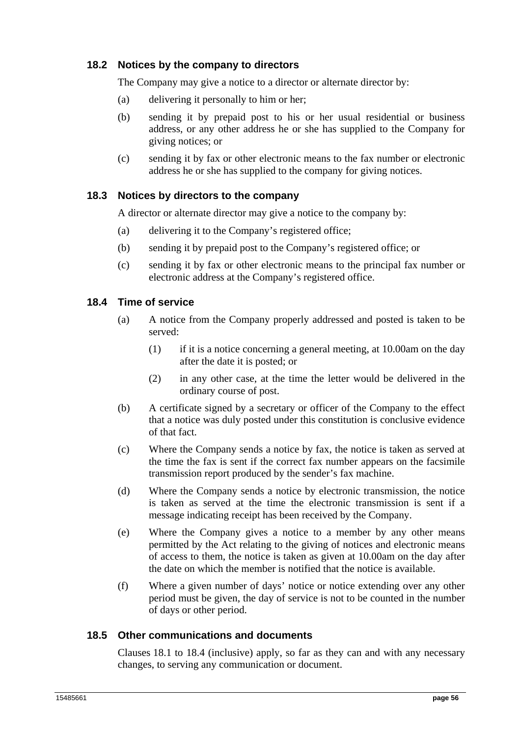### 18.2 Notices by the company to directors

The Company may give a notice to a director or alternate director by:

(a) delivering it personally to him or her;

(b) sending it by prepaid post to his or her usual residential or business address, or any other address he or she has supplied to the Company for giving notices; or

(c) sending it by fax or other electronic means to the fax number or electronic address he or she has supplied to the company for giving notices.

### 18.3 Notices by directors to the company

A director or alternate director may give a notice to the company by:

(a) delivering it to the Company's registered office;

(b) sending it by prepaid post to the Company's registered office; or

(c) sending it by fax or other electronic means to the principal fax number or electronic address at the Company's registered office.

### 18.4 Time of service

(a) A notice from the Company properly addressed and posted is taken to be served:

(1) if it is a notice concerning a general meeting, at 10.00am on the day after the date it is posted; or

(2) in any other case, at the time the letter would be delivered in the ordinary course of post.

(b) A certificate signed by a secretary or officer of the Company to the effect that a notice was duly posted under this constitution is conclusive evidence of that fact.

(c) Where the Company sends a notice by fax, the notice is taken as served at the time the fax is sent if the correct fax number appears on the facsimile transmission report produced by the sender's fax machine.

(d) Where the Company sends a notice by electronic transmission, the notice is taken as served at the time the electronic transmission is sent if a message indicating receipt has been received by the Company.

(e) Where the Company gives a notice to a member by any other means permitted by the Act relating to the giving of notices and electronic means of access to them, the notice is taken as given at 10.00am on the day after the date on which the member is notified that the notice is available.

(f) Where a given number of days' notice or notice extending over any other period must be given, the day of service is not to be counted in the number of days or other period.

### 18.5 Other communications and documents

Clauses 18.1 to 18.4 (inclusive) apply, so far as they can and with any necessary changes, to serving any communication or document.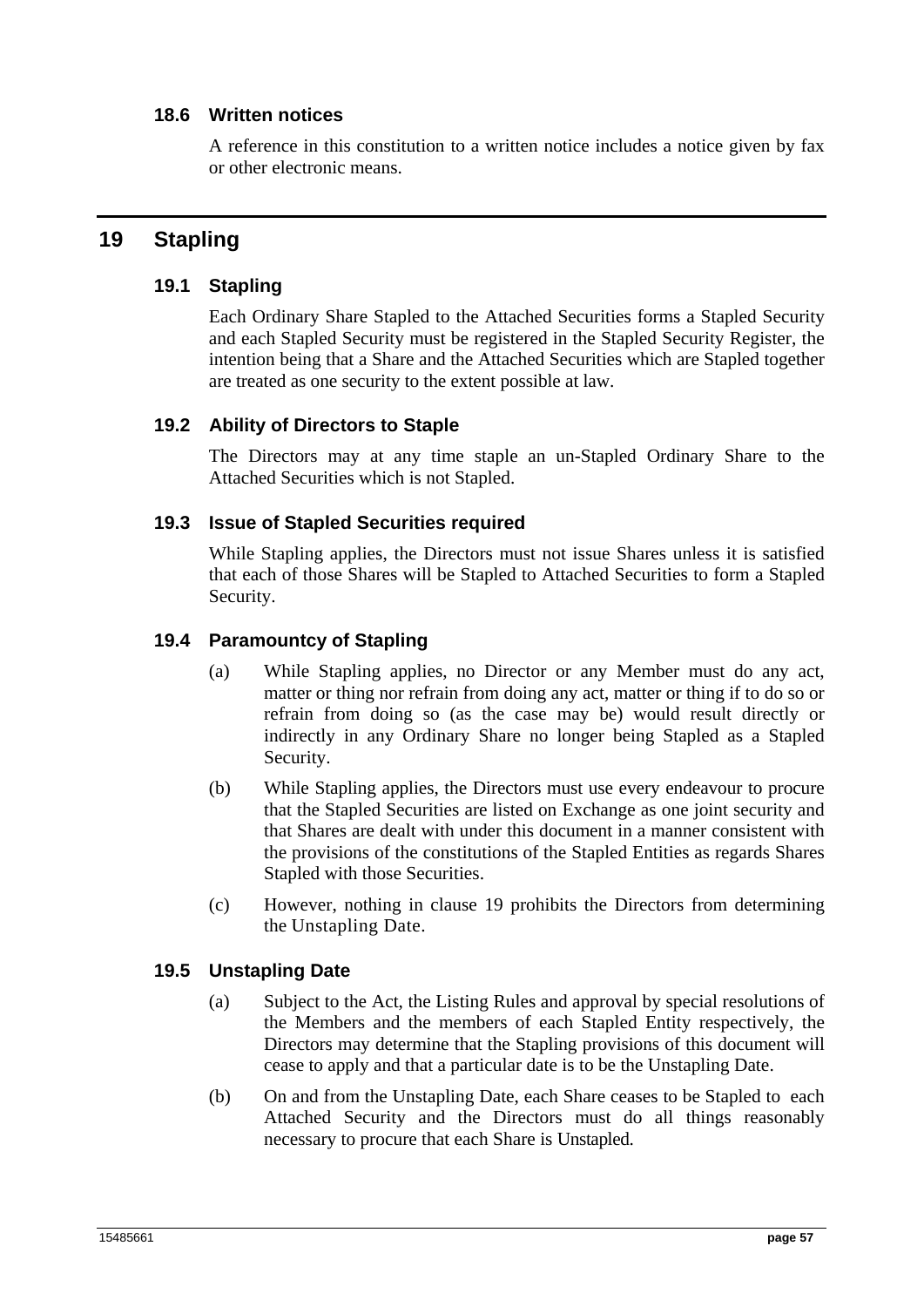### 18.6 Written notices

A reference in this constitution to a written notice includes a notice given by fax or other electronic means.

## 19 Stapling

### 19.1 Stapling

Each Ordinary Share Stapled to the Attached Securities forms a Stapled Security and each Stapled Security must be registered in the Stapled Security Register, the intention being that a Share and the Attached Securities which are Stapled together are treated as one security to the extent possible at law.

### 19.2 Ability of Directors to Staple

The Directors may at any time staple an un-Stapled Ordinary Share to the Attached Securities which is not Stapled.

### 19.3 Issue of Stapled Securities required

While Stapling applies, the Directors must not issue Shares unless it is satisfied that each of those Shares will be Stapled to Attached Securities to form a Stapled Security.

### 19.4 Paramountcy of Stapling

(a) While Stapling applies, no Director or any Member must do any act, matter or thing nor refrain from doing any act, matter or thing if to do so or refrain from doing so (as the case may be) would result directly or indirectly in any Ordinary Share no longer being Stapled as a Stapled Security.

(b) While Stapling applies, the Directors must use every endeavour to procure that the Stapled Securities are listed on Exchange as one joint security and that Shares are dealt with under this document in a manner consistent with the provisions of the constitutions of the Stapled Entities as regards Shares Stapled with those Securities.

(c) However, nothing in clause 19 prohibits the Directors from determining the Unstapling Date.

### 19.5 Unstapling Date

(a) Subject to the Act, the Listing Rules and approval by special resolutions of the Members and the members of each Stapled Entity respectively, the Directors may determine that the Stapling provisions of this document will cease to apply and that a particular date is to be the Unstapling Date.

(b) On and from the Unstapling Date, each Share ceases to be Stapled to each Attached Security and the Directors must do all things reasonably necessary to procure that each Share is Unstapled.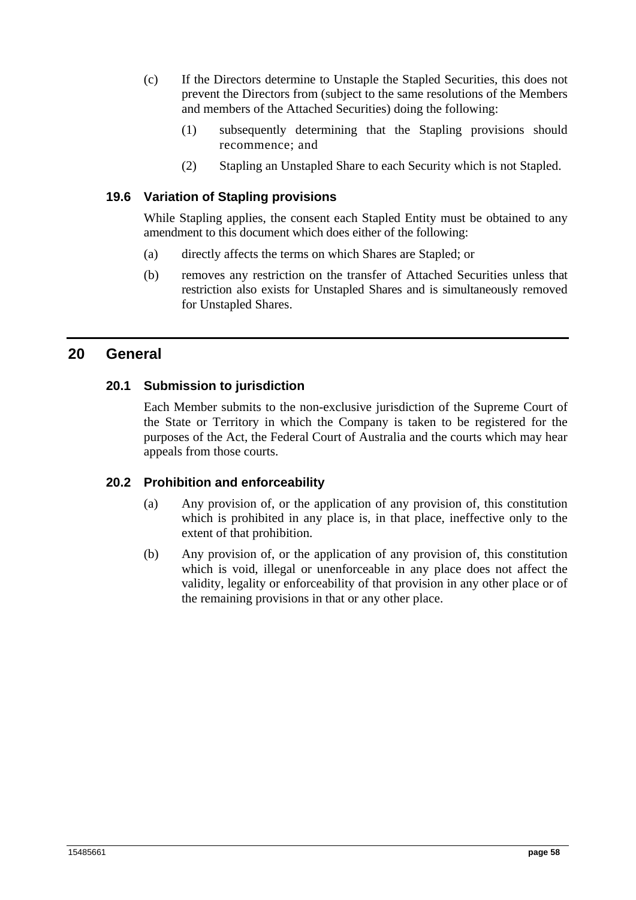(c) If the Directors determine to Unstaple the Stapled Securities, this does not prevent the Directors from (subject to the same resolutions of the Members and members of the Attached Securities) doing the following:

  (1) subsequently determining that the Stapling provisions should recommence; and

  (2) Stapling an Unstapled Share to each Security which is not Stapled.

### 19.6 Variation of Stapling provisions

While Stapling applies, the consent each Stapled Entity must be obtained to any amendment to this document which does either of the following:

(a) directly affects the terms on which Shares are Stapled; or

(b) removes any restriction on the transfer of Attached Securities unless that restriction also exists for Unstapled Shares and is simultaneously removed for Unstapled Shares.

## 20 General

### 20.1 Submission to jurisdiction

Each Member submits to the non-exclusive jurisdiction of the Supreme Court of the State or Territory in which the Company is taken to be registered for the purposes of the Act, the Federal Court of Australia and the courts which may hear appeals from those courts.

### 20.2 Prohibition and enforceability

(a) Any provision of, or the application of any provision of, this constitution which is prohibited in any place is, in that place, ineffective only to the extent of that prohibition.

(b) Any provision of, or the application of any provision of, this constitution which is void, illegal or unenforceable in any place does not affect the validity, legality or enforceability of that provision in any other place or of the remaining provisions in that or any other place.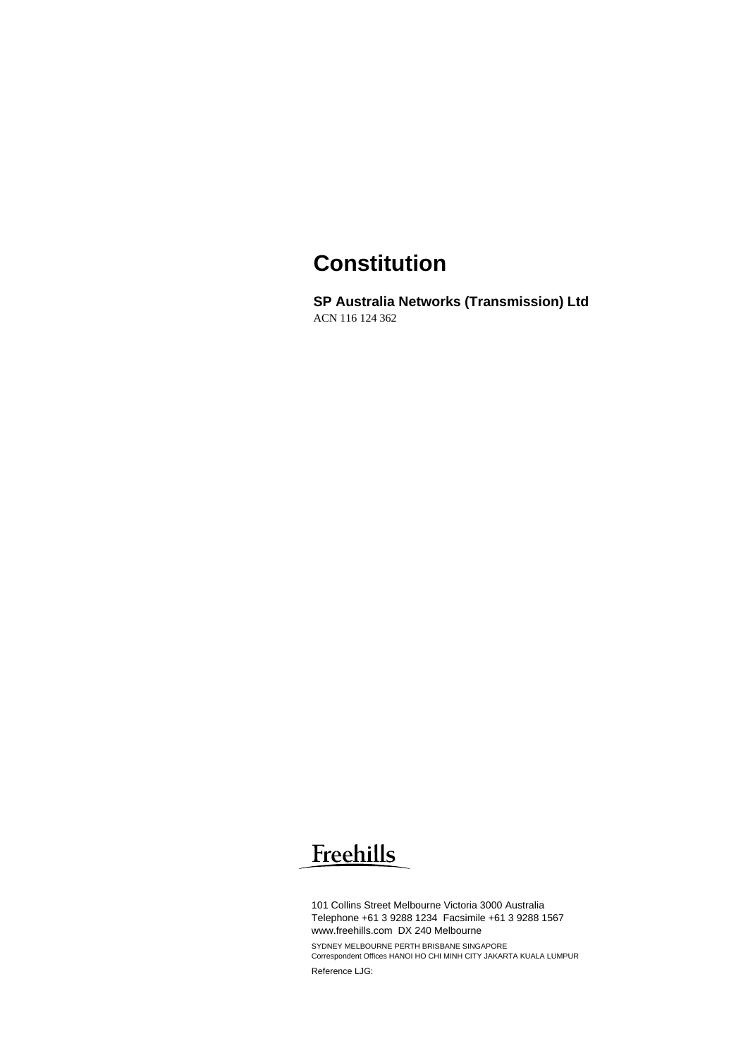# Constitution

**SP Australia Networks (Transmission) Ltd**

ACN 116 124 362

Freehills

101 Collins Street Melbourne Victoria 3000 Australia
Telephone +61 3 9288 1234 Facsimile +61 3 9288 1567
www.freehills.com DX 240 Melbourne

SYDNEY MELBOURNE PERTH BRISBANE SINGAPORE
Correspondent Offices HANOI HO CHI MINH CITY JAKARTA KUALA LUMPUR

Reference LJG: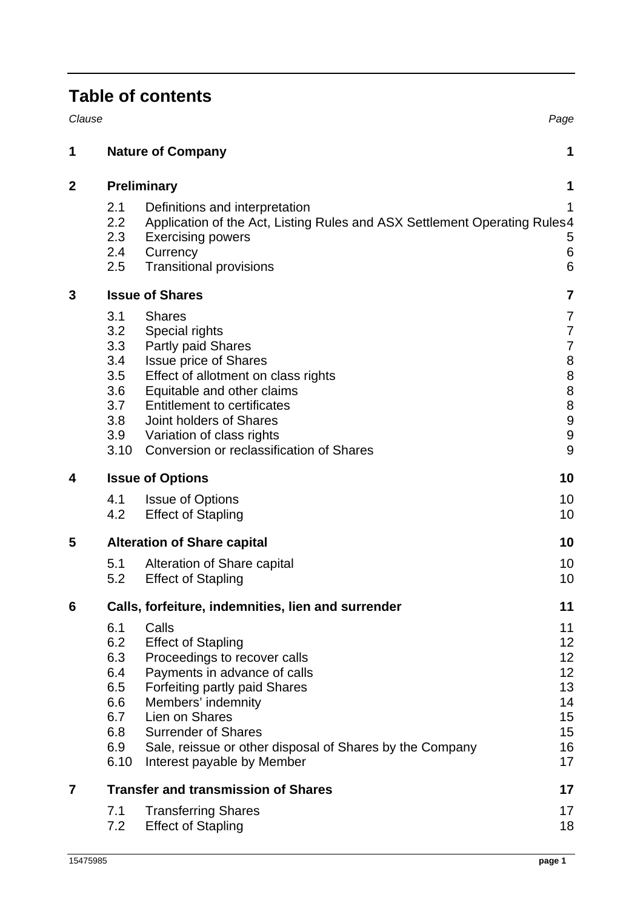# Table of contents

| Clause | | Page |
|---|---|---|
| **1** | **Nature of Company** | **1** |
| **2** | **Preliminary** | **1** |
| 2.1 | Definitions and interpretation | 1 |
| 2.2 | Application of the Act, Listing Rules and ASX Settlement Operating Rules | 4 |
| 2.3 | Exercising powers | 5 |
| 2.4 | Currency | 6 |
| 2.5 | Transitional provisions | 6 |
| **3** | **Issue of Shares** | **7** |
| 3.1 | Shares | 7 |
| 3.2 | Special rights | 7 |
| 3.3 | Partly paid Shares | 7 |
| 3.4 | Issue price of Shares | 8 |
| 3.5 | Effect of allotment on class rights | 8 |
| 3.6 | Equitable and other claims | 8 |
| 3.7 | Entitlement to certificates | 8 |
| 3.8 | Joint holders of Shares | 9 |
| 3.9 | Variation of class rights | 9 |
| 3.10 | Conversion or reclassification of Shares | 9 |
| **4** | **Issue of Options** | **10** |
| 4.1 | Issue of Options | 10 |
| 4.2 | Effect of Stapling | 10 |
| **5** | **Alteration of Share capital** | **10** |
| 5.1 | Alteration of Share capital | 10 |
| 5.2 | Effect of Stapling | 10 |
| **6** | **Calls, forfeiture, indemnities, lien and surrender** | **11** |
| 6.1 | Calls | 11 |
| 6.2 | Effect of Stapling | 12 |
| 6.3 | Proceedings to recover calls | 12 |
| 6.4 | Payments in advance of calls | 12 |
| 6.5 | Forfeiting partly paid Shares | 13 |
| 6.6 | Members' indemnity | 14 |
| 6.7 | Lien on Shares | 15 |
| 6.8 | Surrender of Shares | 15 |
| 6.9 | Sale, reissue or other disposal of Shares by the Company | 16 |
| 6.10 | Interest payable by Member | 17 |
| **7** | **Transfer and transmission of Shares** | **17** |
| 7.1 | Transferring Shares | 17 |
| 7.2 | Effect of Stapling | 18 |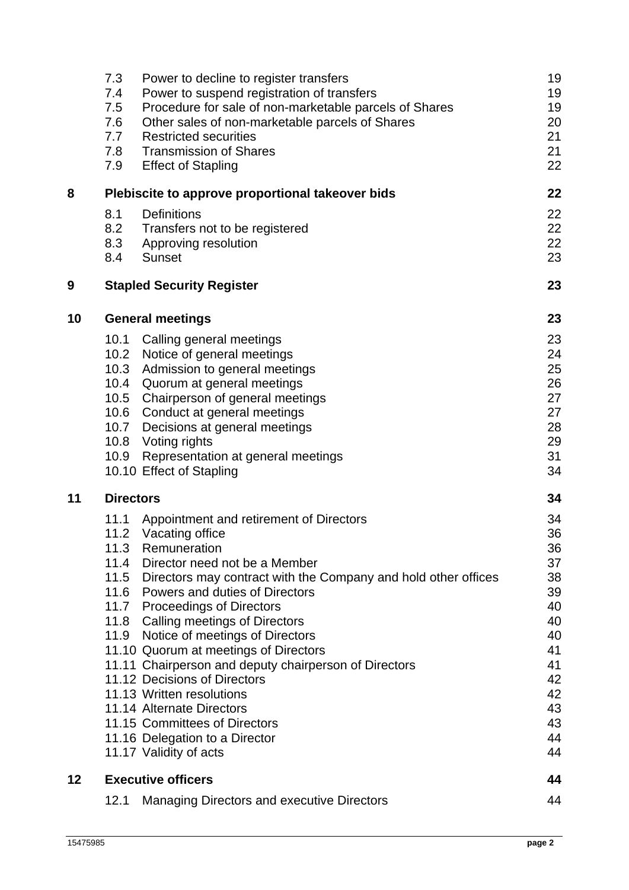| | | |
|---|---|---|
| 7.3 | Power to decline to register transfers | 19 |
| 7.4 | Power to suspend registration of transfers | 19 |
| 7.5 | Procedure for sale of non-marketable parcels of Shares | 19 |
| 7.6 | Other sales of non-marketable parcels of Shares | 20 |
| 7.7 | Restricted securities | 21 |
| 7.8 | Transmission of Shares | 21 |
| 7.9 | Effect of Stapling | 22 |
| **8** | **Plebiscite to approve proportional takeover bids** | **22** |
| 8.1 | Definitions | 22 |
| 8.2 | Transfers not to be registered | 22 |
| 8.3 | Approving resolution | 22 |
| 8.4 | Sunset | 23 |
| **9** | **Stapled Security Register** | **23** |
| **10** | **General meetings** | **23** |
| 10.1 | Calling general meetings | 23 |
| 10.2 | Notice of general meetings | 24 |
| 10.3 | Admission to general meetings | 25 |
| 10.4 | Quorum at general meetings | 26 |
| 10.5 | Chairperson of general meetings | 27 |
| 10.6 | Conduct at general meetings | 27 |
| 10.7 | Decisions at general meetings | 28 |
| 10.8 | Voting rights | 29 |
| 10.9 | Representation at general meetings | 31 |
| 10.10 | Effect of Stapling | 34 |
| **11** | **Directors** | **34** |
| 11.1 | Appointment and retirement of Directors | 34 |
| 11.2 | Vacating office | 36 |
| 11.3 | Remuneration | 36 |
| 11.4 | Director need not be a Member | 37 |
| 11.5 | Directors may contract with the Company and hold other offices | 38 |
| 11.6 | Powers and duties of Directors | 39 |
| 11.7 | Proceedings of Directors | 40 |
| 11.8 | Calling meetings of Directors | 40 |
| 11.9 | Notice of meetings of Directors | 40 |
| 11.10 | Quorum at meetings of Directors | 41 |
| 11.11 | Chairperson and deputy chairperson of Directors | 41 |
| 11.12 | Decisions of Directors | 42 |
| 11.13 | Written resolutions | 42 |
| 11.14 | Alternate Directors | 43 |
| 11.15 | Committees of Directors | 43 |
| 11.16 | Delegation to a Director | 44 |
| 11.17 | Validity of acts | 44 |
| **12** | **Executive officers** | **44** |
| 12.1 | Managing Directors and executive Directors | 44 |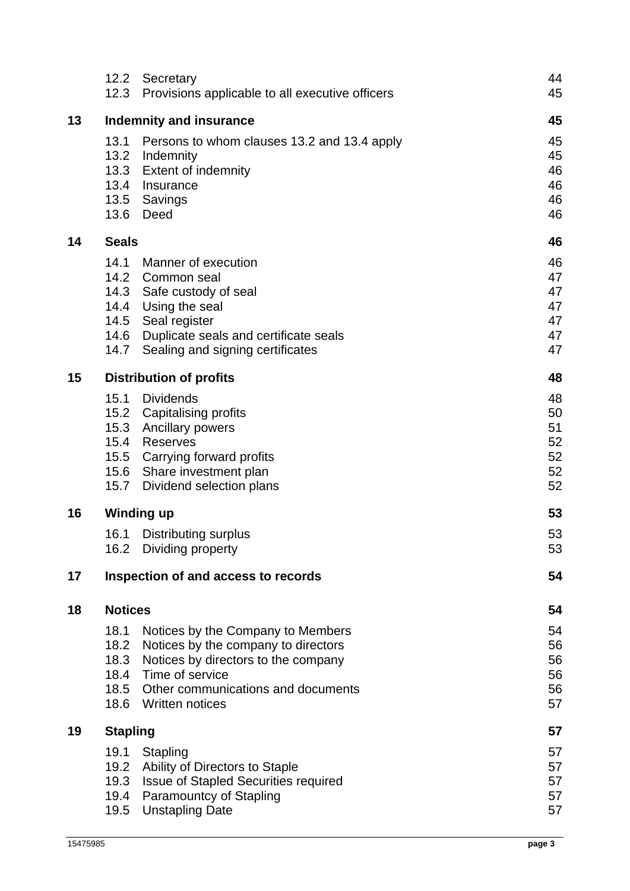| | | |
|---|---|---|
| | 12.2 Secretary | 44 |
| | 12.3 Provisions applicable to all executive officers | 45 |
| **13** | **Indemnity and insurance** | **45** |
| | 13.1 Persons to whom clauses 13.2 and 13.4 apply | 45 |
| | 13.2 Indemnity | 45 |
| | 13.3 Extent of indemnity | 46 |
| | 13.4 Insurance | 46 |
| | 13.5 Savings | 46 |
| | 13.6 Deed | 46 |
| **14** | **Seals** | **46** |
| | 14.1 Manner of execution | 46 |
| | 14.2 Common seal | 47 |
| | 14.3 Safe custody of seal | 47 |
| | 14.4 Using the seal | 47 |
| | 14.5 Seal register | 47 |
| | 14.6 Duplicate seals and certificate seals | 47 |
| | 14.7 Sealing and signing certificates | 47 |
| **15** | **Distribution of profits** | **48** |
| | 15.1 Dividends | 48 |
| | 15.2 Capitalising profits | 50 |
| | 15.3 Ancillary powers | 51 |
| | 15.4 Reserves | 52 |
| | 15.5 Carrying forward profits | 52 |
| | 15.6 Share investment plan | 52 |
| | 15.7 Dividend selection plans | 52 |
| **16** | **Winding up** | **53** |
| | 16.1 Distributing surplus | 53 |
| | 16.2 Dividing property | 53 |
| **17** | **Inspection of and access to records** | **54** |
| **18** | **Notices** | **54** |
| | 18.1 Notices by the Company to Members | 54 |
| | 18.2 Notices by the company to directors | 56 |
| | 18.3 Notices by directors to the company | 56 |
| | 18.4 Time of service | 56 |
| | 18.5 Other communications and documents | 56 |
| | 18.6 Written notices | 57 |
| **19** | **Stapling** | **57** |
| | 19.1 Stapling | 57 |
| | 19.2 Ability of Directors to Staple | 57 |
| | 19.3 Issue of Stapled Securities required | 57 |
| | 19.4 Paramountcy of Stapling | 57 |
| | 19.5 Unstapling Date | 57 |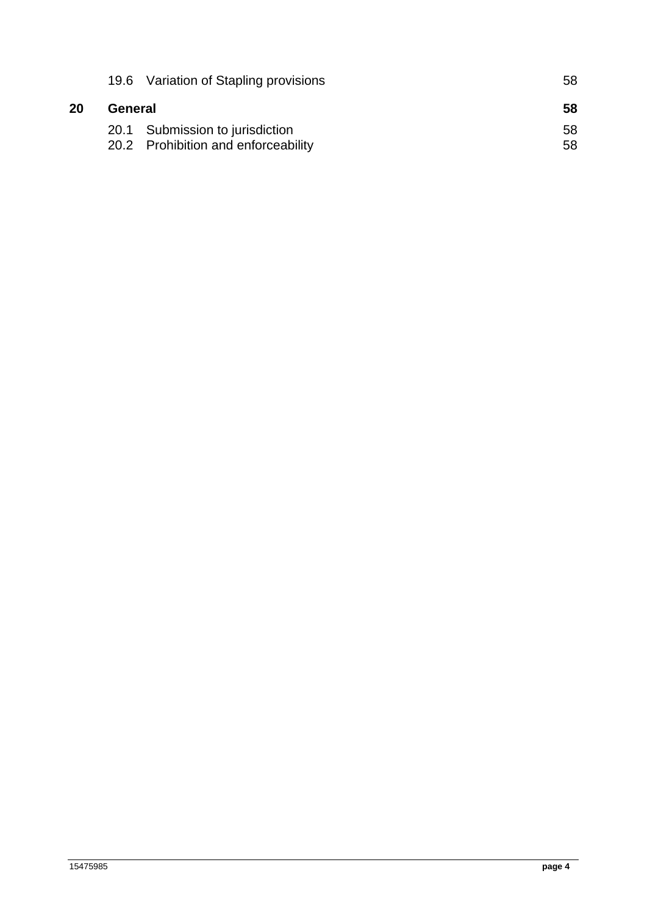| | | |
|---|---|---|
| 19.6 | Variation of Stapling provisions | 58 |
| **20** | **General** | **58** |
| 20.1 | Submission to jurisdiction | 58 |
| 20.2 | Prohibition and enforceability | 58 |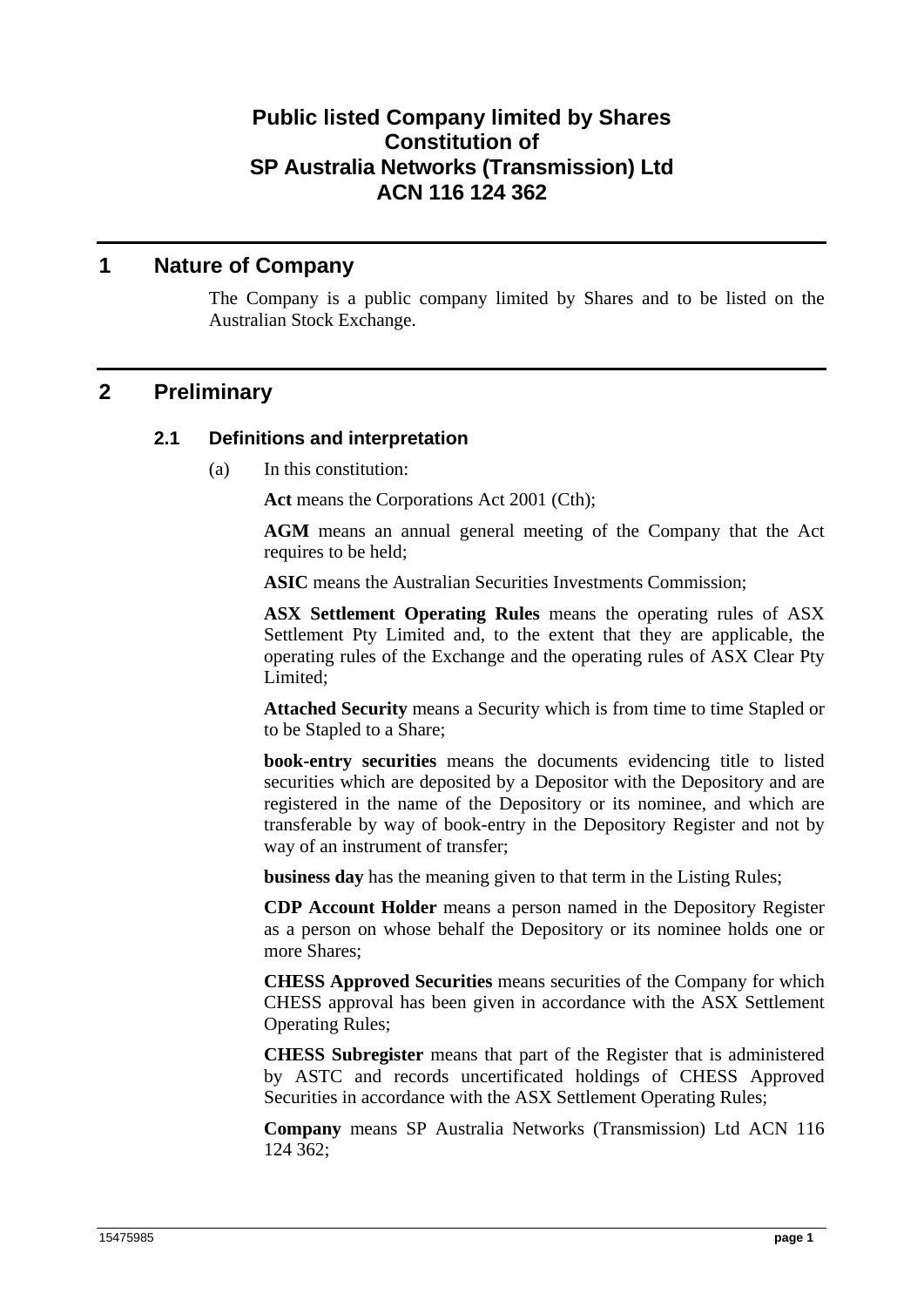# Public listed Company limited by Shares Constitution of SP Australia Networks (Transmission) Ltd ACN 116 124 362

## 1 Nature of Company

The Company is a public company limited by Shares and to be listed on the Australian Stock Exchange.

## 2 Preliminary

### 2.1 Definitions and interpretation

(a) In this constitution:

**Act** means the Corporations Act 2001 (Cth);

**AGM** means an annual general meeting of the Company that the Act requires to be held;

**ASIC** means the Australian Securities Investments Commission;

**ASX Settlement Operating Rules** means the operating rules of ASX Settlement Pty Limited and, to the extent that they are applicable, the operating rules of the Exchange and the operating rules of ASX Clear Pty Limited;

**Attached Security** means a Security which is from time to time Stapled or to be Stapled to a Share;

**book-entry securities** means the documents evidencing title to listed securities which are deposited by a Depositor with the Depository and are registered in the name of the Depository or its nominee, and which are transferable by way of book-entry in the Depository Register and not by way of an instrument of transfer;

**business day** has the meaning given to that term in the Listing Rules;

**CDP Account Holder** means a person named in the Depository Register as a person on whose behalf the Depository or its nominee holds one or more Shares;

**CHESS Approved Securities** means securities of the Company for which CHESS approval has been given in accordance with the ASX Settlement Operating Rules;

**CHESS Subregister** means that part of the Register that is administered by ASTC and records uncertificated holdings of CHESS Approved Securities in accordance with the ASX Settlement Operating Rules;

**Company** means SP Australia Networks (Transmission) Ltd ACN 116 124 362;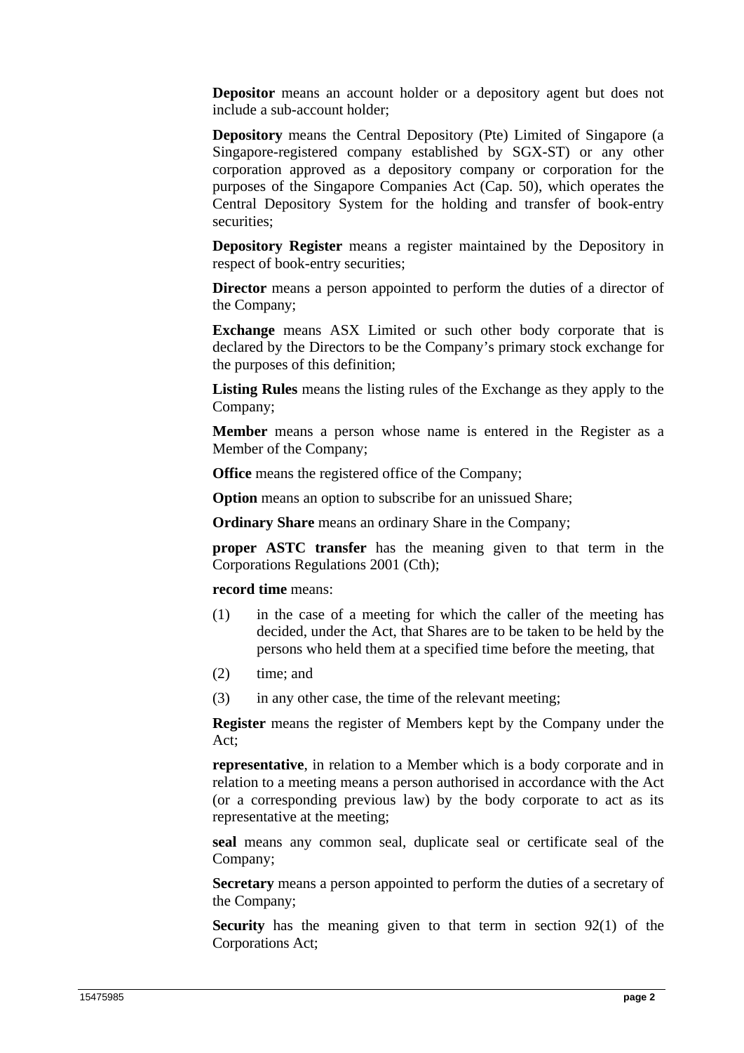**Depositor** means an account holder or a depository agent but does not include a sub-account holder;

**Depository** means the Central Depository (Pte) Limited of Singapore (a Singapore-registered company established by SGX-ST) or any other corporation approved as a depository company or corporation for the purposes of the Singapore Companies Act (Cap. 50), which operates the Central Depository System for the holding and transfer of book-entry securities;

**Depository Register** means a register maintained by the Depository in respect of book-entry securities;

**Director** means a person appointed to perform the duties of a director of the Company;

**Exchange** means ASX Limited or such other body corporate that is declared by the Directors to be the Company's primary stock exchange for the purposes of this definition;

**Listing Rules** means the listing rules of the Exchange as they apply to the Company;

**Member** means a person whose name is entered in the Register as a Member of the Company;

**Office** means the registered office of the Company;

**Option** means an option to subscribe for an unissued Share;

**Ordinary Share** means an ordinary Share in the Company;

**proper ASTC transfer** has the meaning given to that term in the Corporations Regulations 2001 (Cth);

**record time** means:

(1) in the case of a meeting for which the caller of the meeting has decided, under the Act, that Shares are to be taken to be held by the persons who held them at a specified time before the meeting, that

(2) time; and

(3) in any other case, the time of the relevant meeting;

**Register** means the register of Members kept by the Company under the Act;

**representative**, in relation to a Member which is a body corporate and in relation to a meeting means a person authorised in accordance with the Act (or a corresponding previous law) by the body corporate to act as its representative at the meeting;

**seal** means any common seal, duplicate seal or certificate seal of the Company;

**Secretary** means a person appointed to perform the duties of a secretary of the Company;

**Security** has the meaning given to that term in section 92(1) of the Corporations Act;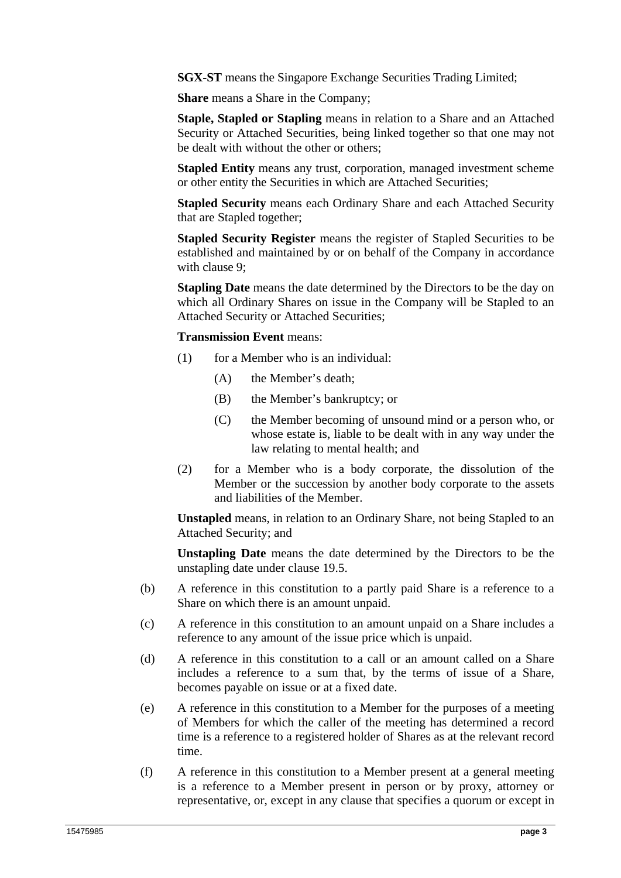**SGX-ST** means the Singapore Exchange Securities Trading Limited;

**Share** means a Share in the Company;

**Staple, Stapled or Stapling** means in relation to a Share and an Attached Security or Attached Securities, being linked together so that one may not be dealt with without the other or others;

**Stapled Entity** means any trust, corporation, managed investment scheme or other entity the Securities in which are Attached Securities;

**Stapled Security** means each Ordinary Share and each Attached Security that are Stapled together;

**Stapled Security Register** means the register of Stapled Securities to be established and maintained by or on behalf of the Company in accordance with clause 9;

**Stapling Date** means the date determined by the Directors to be the day on which all Ordinary Shares on issue in the Company will be Stapled to an Attached Security or Attached Securities;

**Transmission Event** means:

(1) for a Member who is an individual:

   (A) the Member's death;

   (B) the Member's bankruptcy; or

   (C) the Member becoming of unsound mind or a person who, or whose estate is, liable to be dealt with in any way under the law relating to mental health; and

(2) for a Member who is a body corporate, the dissolution of the Member or the succession by another body corporate to the assets and liabilities of the Member.

**Unstapled** means, in relation to an Ordinary Share, not being Stapled to an Attached Security; and

**Unstapling Date** means the date determined by the Directors to be the unstapling date under clause 19.5.

(b) A reference in this constitution to a partly paid Share is a reference to a Share on which there is an amount unpaid.

(c) A reference in this constitution to an amount unpaid on a Share includes a reference to any amount of the issue price which is unpaid.

(d) A reference in this constitution to a call or an amount called on a Share includes a reference to a sum that, by the terms of issue of a Share, becomes payable on issue or at a fixed date.

(e) A reference in this constitution to a Member for the purposes of a meeting of Members for which the caller of the meeting has determined a record time is a reference to a registered holder of Shares as at the relevant record time.

(f) A reference in this constitution to a Member present at a general meeting is a reference to a Member present in person or by proxy, attorney or representative, or, except in any clause that specifies a quorum or except in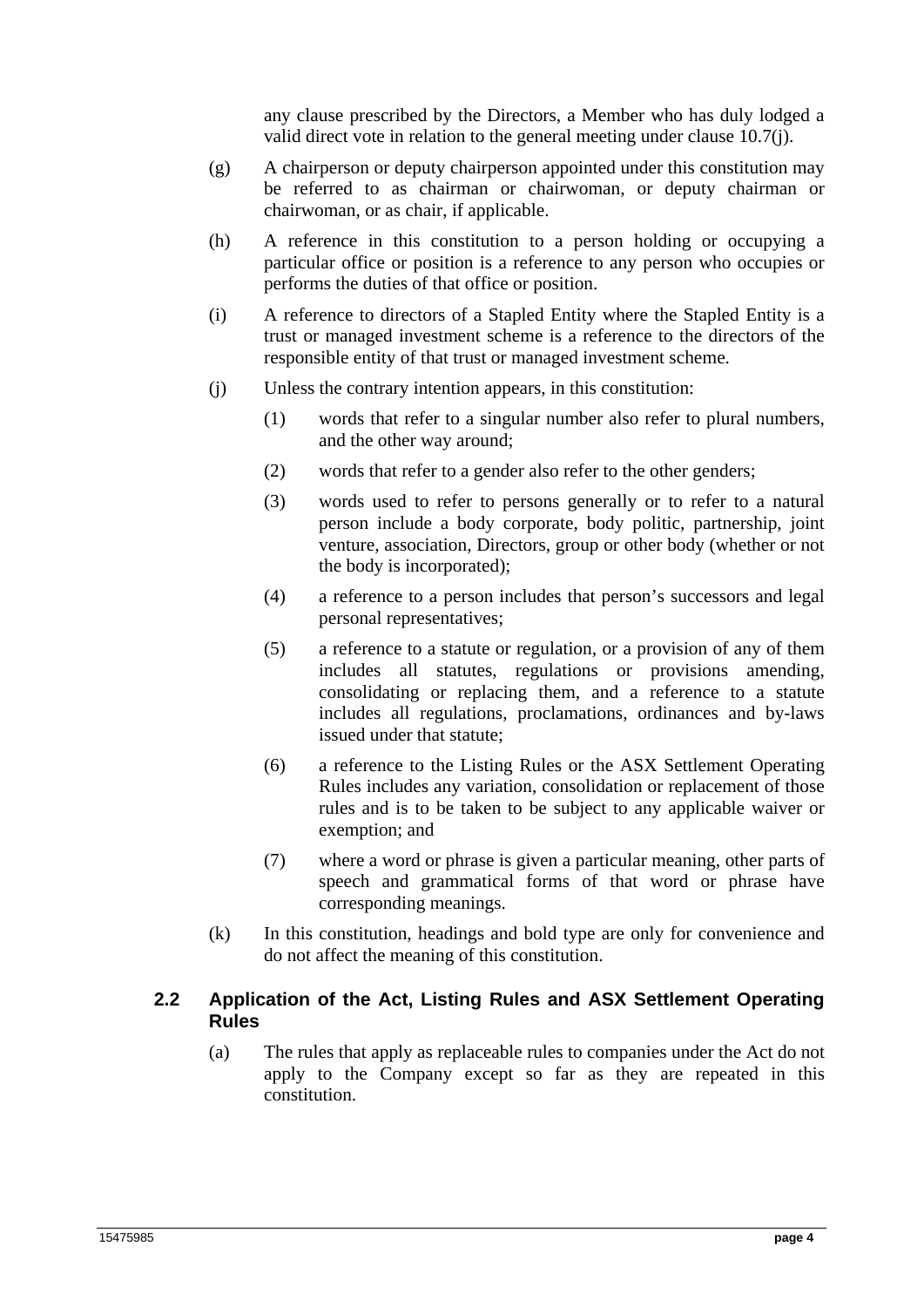any clause prescribed by the Directors, a Member who has duly lodged a valid direct vote in relation to the general meeting under clause 10.7(j).

(g) A chairperson or deputy chairperson appointed under this constitution may be referred to as chairman or chairwoman, or deputy chairman or chairwoman, or as chair, if applicable.

(h) A reference in this constitution to a person holding or occupying a particular office or position is a reference to any person who occupies or performs the duties of that office or position.

(i) A reference to directors of a Stapled Entity where the Stapled Entity is a trust or managed investment scheme is a reference to the directors of the responsible entity of that trust or managed investment scheme.

(j) Unless the contrary intention appears, in this constitution:

(1) words that refer to a singular number also refer to plural numbers, and the other way around;

(2) words that refer to a gender also refer to the other genders;

(3) words used to refer to persons generally or to refer to a natural person include a body corporate, body politic, partnership, joint venture, association, Directors, group or other body (whether or not the body is incorporated);

(4) a reference to a person includes that person's successors and legal personal representatives;

(5) a reference to a statute or regulation, or a provision of any of them includes all statutes, regulations or provisions amending, consolidating or replacing them, and a reference to a statute includes all regulations, proclamations, ordinances and by-laws issued under that statute;

(6) a reference to the Listing Rules or the ASX Settlement Operating Rules includes any variation, consolidation or replacement of those rules and is to be taken to be subject to any applicable waiver or exemption; and

(7) where a word or phrase is given a particular meaning, other parts of speech and grammatical forms of that word or phrase have corresponding meanings.

(k) In this constitution, headings and bold type are only for convenience and do not affect the meaning of this constitution.

## 2.2 Application of the Act, Listing Rules and ASX Settlement Operating Rules

(a) The rules that apply as replaceable rules to companies under the Act do not apply to the Company except so far as they are repeated in this constitution.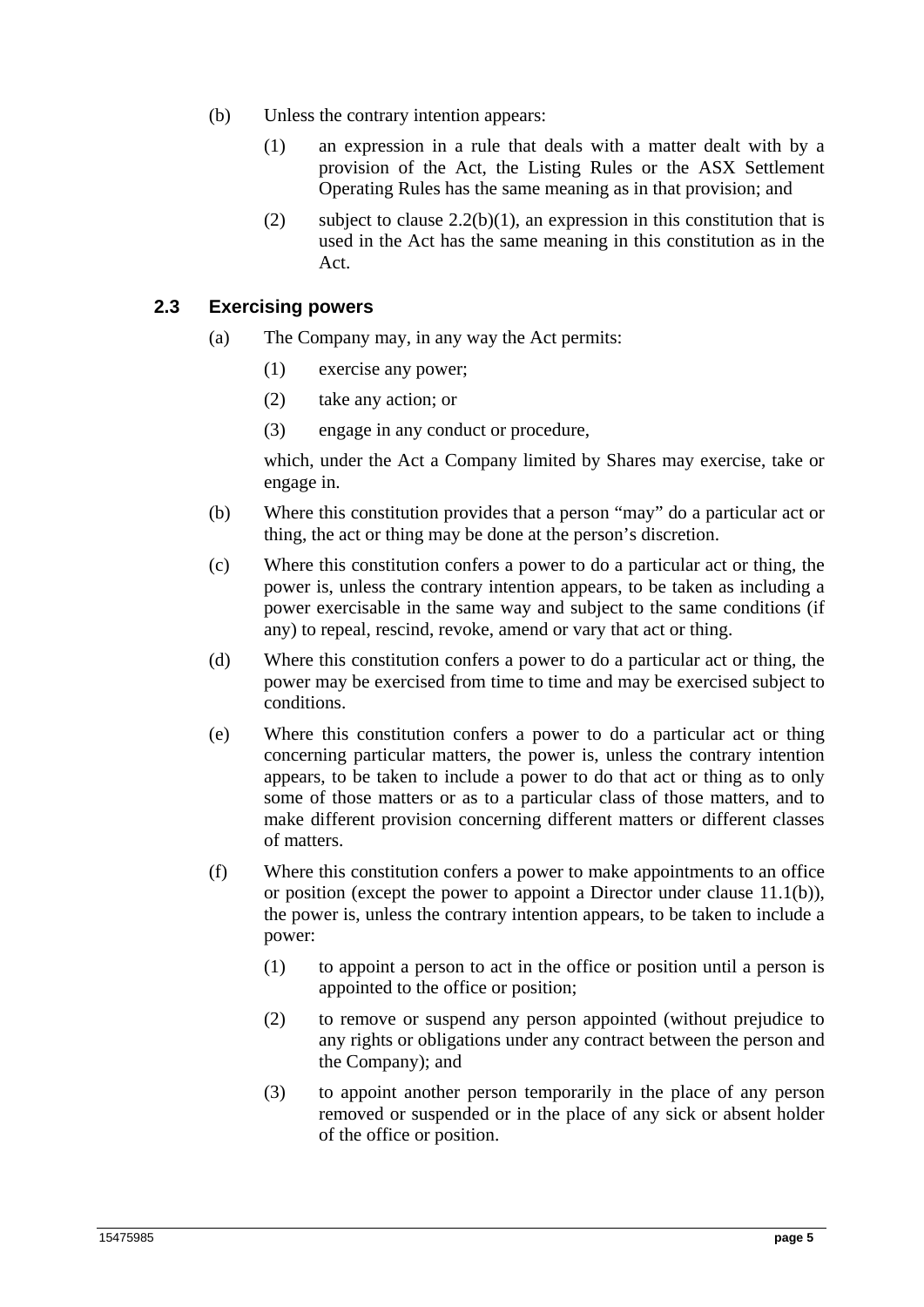(b) Unless the contrary intention appears:

  (1) an expression in a rule that deals with a matter dealt with by a provision of the Act, the Listing Rules or the ASX Settlement Operating Rules has the same meaning as in that provision; and

  (2) subject to clause 2.2(b)(1), an expression in this constitution that is used in the Act has the same meaning in this constitution as in the Act.

### 2.3 Exercising powers

(a) The Company may, in any way the Act permits:

  (1) exercise any power;

  (2) take any action; or

  (3) engage in any conduct or procedure,

  which, under the Act a Company limited by Shares may exercise, take or engage in.

(b) Where this constitution provides that a person "may" do a particular act or thing, the act or thing may be done at the person's discretion.

(c) Where this constitution confers a power to do a particular act or thing, the power is, unless the contrary intention appears, to be taken as including a power exercisable in the same way and subject to the same conditions (if any) to repeal, rescind, revoke, amend or vary that act or thing.

(d) Where this constitution confers a power to do a particular act or thing, the power may be exercised from time to time and may be exercised subject to conditions.

(e) Where this constitution confers a power to do a particular act or thing concerning particular matters, the power is, unless the contrary intention appears, to be taken to include a power to do that act or thing as to only some of those matters or as to a particular class of those matters, and to make different provision concerning different matters or different classes of matters.

(f) Where this constitution confers a power to make appointments to an office or position (except the power to appoint a Director under clause 11.1(b)), the power is, unless the contrary intention appears, to be taken to include a power:

  (1) to appoint a person to act in the office or position until a person is appointed to the office or position;

  (2) to remove or suspend any person appointed (without prejudice to any rights or obligations under any contract between the person and the Company); and

  (3) to appoint another person temporarily in the place of any person removed or suspended or in the place of any sick or absent holder of the office or position.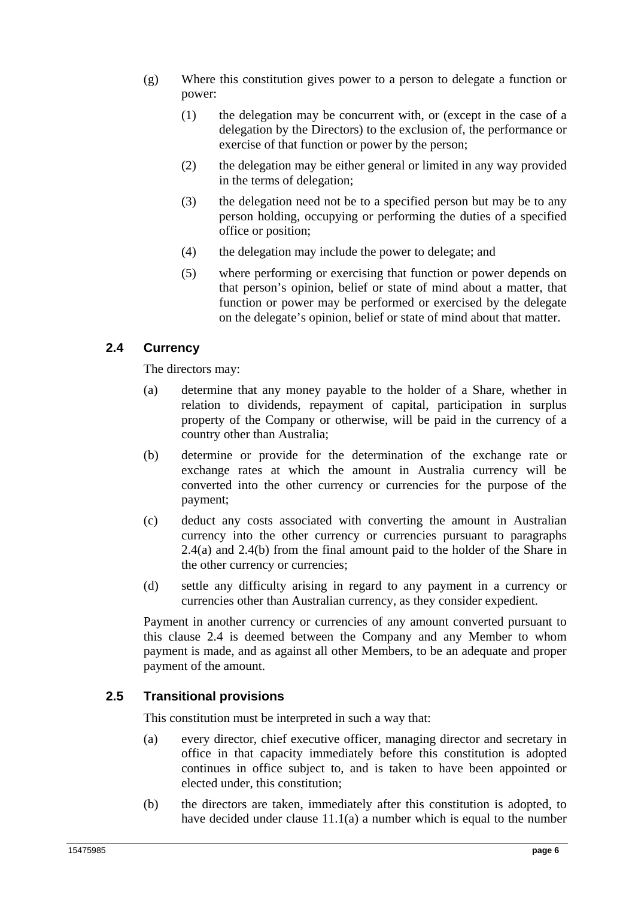(g) Where this constitution gives power to a person to delegate a function or power:

  (1) the delegation may be concurrent with, or (except in the case of a delegation by the Directors) to the exclusion of, the performance or exercise of that function or power by the person;

  (2) the delegation may be either general or limited in any way provided in the terms of delegation;

  (3) the delegation need not be to a specified person but may be to any person holding, occupying or performing the duties of a specified office or position;

  (4) the delegation may include the power to delegate; and

  (5) where performing or exercising that function or power depends on that person's opinion, belief or state of mind about a matter, that function or power may be performed or exercised by the delegate on the delegate's opinion, belief or state of mind about that matter.

## 2.4 Currency

The directors may:

(a) determine that any money payable to the holder of a Share, whether in relation to dividends, repayment of capital, participation in surplus property of the Company or otherwise, will be paid in the currency of a country other than Australia;

(b) determine or provide for the determination of the exchange rate or exchange rates at which the amount in Australia currency will be converted into the other currency or currencies for the purpose of the payment;

(c) deduct any costs associated with converting the amount in Australian currency into the other currency or currencies pursuant to paragraphs 2.4(a) and 2.4(b) from the final amount paid to the holder of the Share in the other currency or currencies;

(d) settle any difficulty arising in regard to any payment in a currency or currencies other than Australian currency, as they consider expedient.

Payment in another currency or currencies of any amount converted pursuant to this clause 2.4 is deemed between the Company and any Member to whom payment is made, and as against all other Members, to be an adequate and proper payment of the amount.

## 2.5 Transitional provisions

This constitution must be interpreted in such a way that:

(a) every director, chief executive officer, managing director and secretary in office in that capacity immediately before this constitution is adopted continues in office subject to, and is taken to have been appointed or elected under, this constitution;

(b) the directors are taken, immediately after this constitution is adopted, to have decided under clause 11.1(a) a number which is equal to the number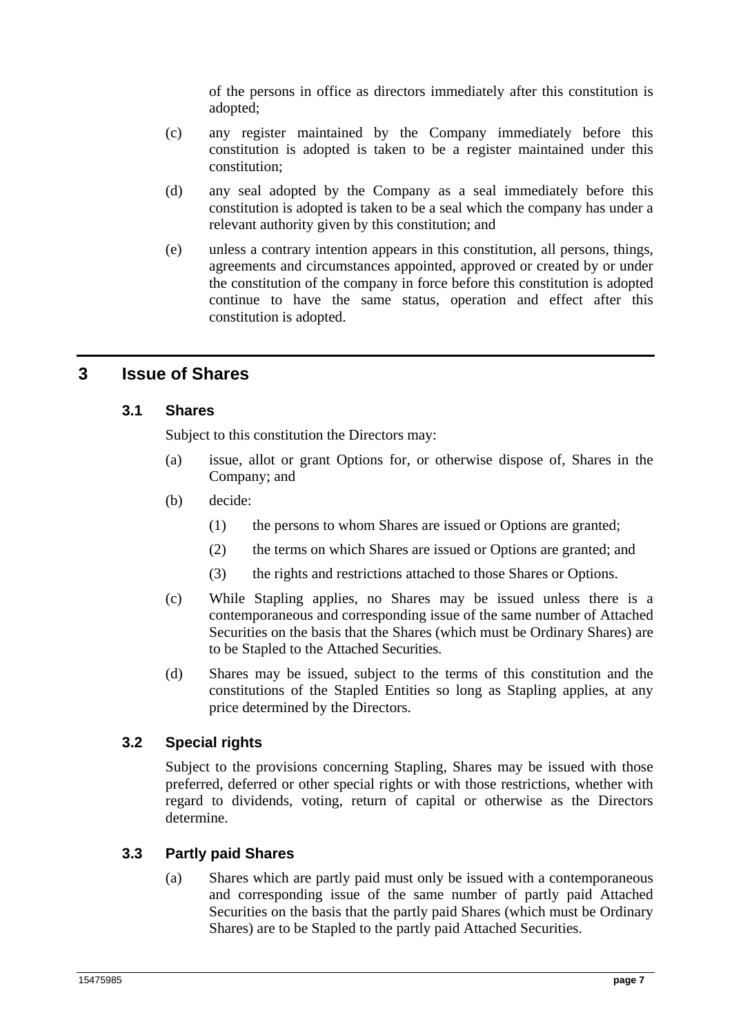of the persons in office as directors immediately after this constitution is adopted;

(c) any register maintained by the Company immediately before this constitution is adopted is taken to be a register maintained under this constitution;

(d) any seal adopted by the Company as a seal immediately before this constitution is adopted is taken to be a seal which the company has under a relevant authority given by this constitution; and

(e) unless a contrary intention appears in this constitution, all persons, things, agreements and circumstances appointed, approved or created by or under the constitution of the company in force before this constitution is adopted continue to have the same status, operation and effect after this constitution is adopted.

## 3 Issue of Shares

### 3.1 Shares

Subject to this constitution the Directors may:

(a) issue, allot or grant Options for, or otherwise dispose of, Shares in the Company; and

(b) decide:

   (1) the persons to whom Shares are issued or Options are granted;

   (2) the terms on which Shares are issued or Options are granted; and

   (3) the rights and restrictions attached to those Shares or Options.

(c) While Stapling applies, no Shares may be issued unless there is a contemporaneous and corresponding issue of the same number of Attached Securities on the basis that the Shares (which must be Ordinary Shares) are to be Stapled to the Attached Securities.

(d) Shares may be issued, subject to the terms of this constitution and the constitutions of the Stapled Entities so long as Stapling applies, at any price determined by the Directors.

### 3.2 Special rights

Subject to the provisions concerning Stapling, Shares may be issued with those preferred, deferred or other special rights or with those restrictions, whether with regard to dividends, voting, return of capital or otherwise as the Directors determine.

### 3.3 Partly paid Shares

(a) Shares which are partly paid must only be issued with a contemporaneous and corresponding issue of the same number of partly paid Attached Securities on the basis that the partly paid Shares (which must be Ordinary Shares) are to be Stapled to the partly paid Attached Securities.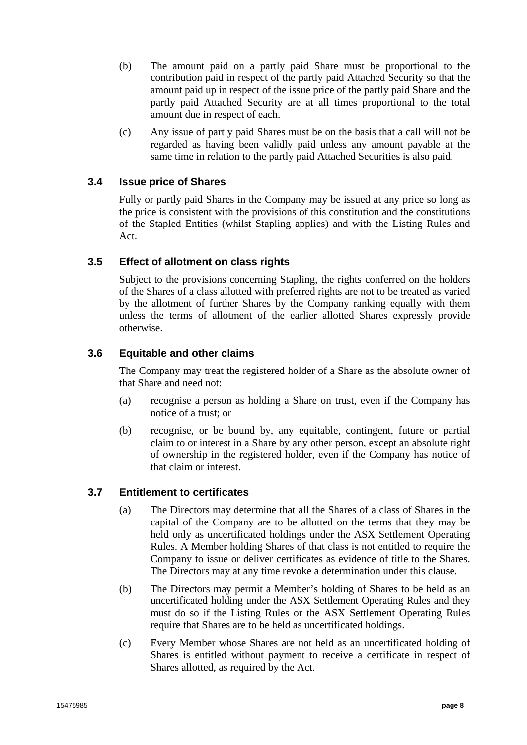(b) The amount paid on a partly paid Share must be proportional to the contribution paid in respect of the partly paid Attached Security so that the amount paid up in respect of the issue price of the partly paid Share and the partly paid Attached Security are at all times proportional to the total amount due in respect of each.

(c) Any issue of partly paid Shares must be on the basis that a call will not be regarded as having been validly paid unless any amount payable at the same time in relation to the partly paid Attached Securities is also paid.

### 3.4 Issue price of Shares

Fully or partly paid Shares in the Company may be issued at any price so long as the price is consistent with the provisions of this constitution and the constitutions of the Stapled Entities (whilst Stapling applies) and with the Listing Rules and Act.

### 3.5 Effect of allotment on class rights

Subject to the provisions concerning Stapling, the rights conferred on the holders of the Shares of a class allotted with preferred rights are not to be treated as varied by the allotment of further Shares by the Company ranking equally with them unless the terms of allotment of the earlier allotted Shares expressly provide otherwise.

### 3.6 Equitable and other claims

The Company may treat the registered holder of a Share as the absolute owner of that Share and need not:

(a) recognise a person as holding a Share on trust, even if the Company has notice of a trust; or

(b) recognise, or be bound by, any equitable, contingent, future or partial claim to or interest in a Share by any other person, except an absolute right of ownership in the registered holder, even if the Company has notice of that claim or interest.

### 3.7 Entitlement to certificates

(a) The Directors may determine that all the Shares of a class of Shares in the capital of the Company are to be allotted on the terms that they may be held only as uncertificated holdings under the ASX Settlement Operating Rules. A Member holding Shares of that class is not entitled to require the Company to issue or deliver certificates as evidence of title to the Shares. The Directors may at any time revoke a determination under this clause.

(b) The Directors may permit a Member's holding of Shares to be held as an uncertificated holding under the ASX Settlement Operating Rules and they must do so if the Listing Rules or the ASX Settlement Operating Rules require that Shares are to be held as uncertificated holdings.

(c) Every Member whose Shares are not held as an uncertificated holding of Shares is entitled without payment to receive a certificate in respect of Shares allotted, as required by the Act.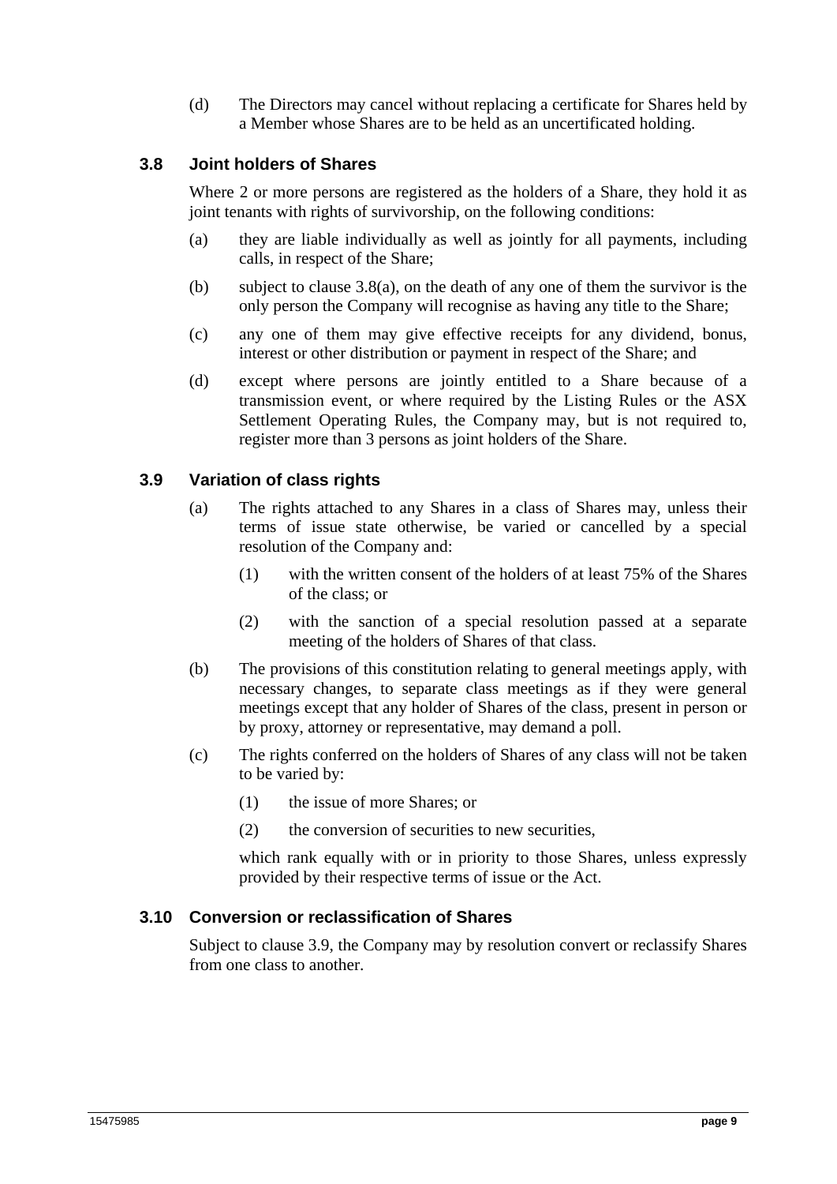(d) The Directors may cancel without replacing a certificate for Shares held by a Member whose Shares are to be held as an uncertificated holding.

### 3.8 Joint holders of Shares

Where 2 or more persons are registered as the holders of a Share, they hold it as joint tenants with rights of survivorship, on the following conditions:

(a) they are liable individually as well as jointly for all payments, including calls, in respect of the Share;

(b) subject to clause 3.8(a), on the death of any one of them the survivor is the only person the Company will recognise as having any title to the Share;

(c) any one of them may give effective receipts for any dividend, bonus, interest or other distribution or payment in respect of the Share; and

(d) except where persons are jointly entitled to a Share because of a transmission event, or where required by the Listing Rules or the ASX Settlement Operating Rules, the Company may, but is not required to, register more than 3 persons as joint holders of the Share.

### 3.9 Variation of class rights

(a) The rights attached to any Shares in a class of Shares may, unless their terms of issue state otherwise, be varied or cancelled by a special resolution of the Company and:

   (1) with the written consent of the holders of at least 75% of the Shares of the class; or

   (2) with the sanction of a special resolution passed at a separate meeting of the holders of Shares of that class.

(b) The provisions of this constitution relating to general meetings apply, with necessary changes, to separate class meetings as if they were general meetings except that any holder of Shares of the class, present in person or by proxy, attorney or representative, may demand a poll.

(c) The rights conferred on the holders of Shares of any class will not be taken to be varied by:

   (1) the issue of more Shares; or

   (2) the conversion of securities to new securities,

   which rank equally with or in priority to those Shares, unless expressly provided by their respective terms of issue or the Act.

### 3.10 Conversion or reclassification of Shares

Subject to clause 3.9, the Company may by resolution convert or reclassify Shares from one class to another.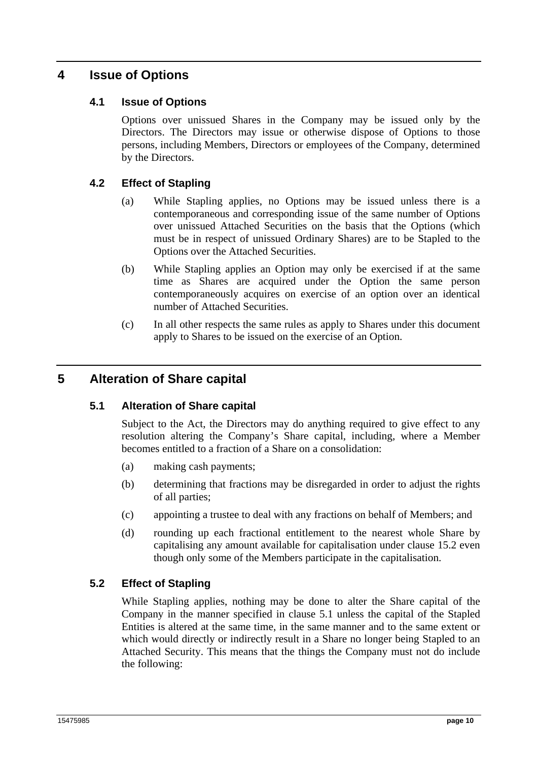# 4 Issue of Options

## 4.1 Issue of Options

Options over unissued Shares in the Company may be issued only by the Directors. The Directors may issue or otherwise dispose of Options to those persons, including Members, Directors or employees of the Company, determined by the Directors.

## 4.2 Effect of Stapling

(a) While Stapling applies, no Options may be issued unless there is a contemporaneous and corresponding issue of the same number of Options over unissued Attached Securities on the basis that the Options (which must be in respect of unissued Ordinary Shares) are to be Stapled to the Options over the Attached Securities.

(b) While Stapling applies an Option may only be exercised if at the same time as Shares are acquired under the Option the same person contemporaneously acquires on exercise of an option over an identical number of Attached Securities.

(c) In all other respects the same rules as apply to Shares under this document apply to Shares to be issued on the exercise of an Option.

# 5 Alteration of Share capital

## 5.1 Alteration of Share capital

Subject to the Act, the Directors may do anything required to give effect to any resolution altering the Company's Share capital, including, where a Member becomes entitled to a fraction of a Share on a consolidation:

(a) making cash payments;

(b) determining that fractions may be disregarded in order to adjust the rights of all parties;

(c) appointing a trustee to deal with any fractions on behalf of Members; and

(d) rounding up each fractional entitlement to the nearest whole Share by capitalising any amount available for capitalisation under clause 15.2 even though only some of the Members participate in the capitalisation.

## 5.2 Effect of Stapling

While Stapling applies, nothing may be done to alter the Share capital of the Company in the manner specified in clause 5.1 unless the capital of the Stapled Entities is altered at the same time, in the same manner and to the same extent or which would directly or indirectly result in a Share no longer being Stapled to an Attached Security. This means that the things the Company must not do include the following: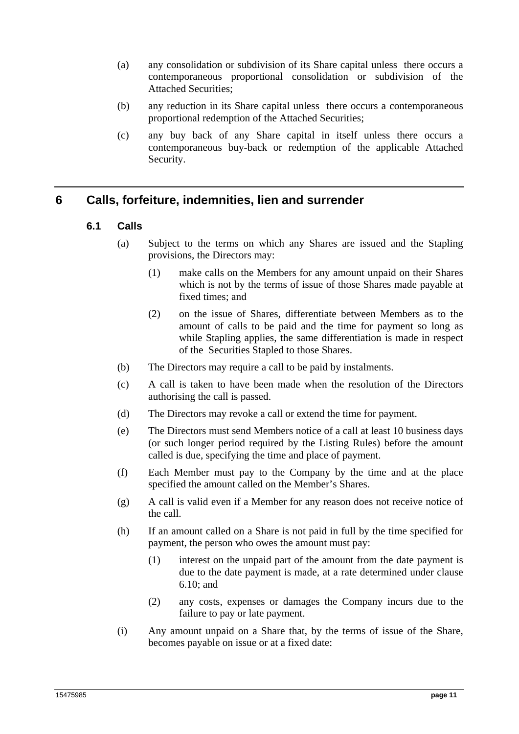(a) any consolidation or subdivision of its Share capital unless there occurs a contemporaneous proportional consolidation or subdivision of the Attached Securities;

(b) any reduction in its Share capital unless there occurs a contemporaneous proportional redemption of the Attached Securities;

(c) any buy back of any Share capital in itself unless there occurs a contemporaneous buy-back or redemption of the applicable Attached Security.

# 6 Calls, forfeiture, indemnities, lien and surrender

## 6.1 Calls

(a) Subject to the terms on which any Shares are issued and the Stapling provisions, the Directors may:

(1) make calls on the Members for any amount unpaid on their Shares which is not by the terms of issue of those Shares made payable at fixed times; and

(2) on the issue of Shares, differentiate between Members as to the amount of calls to be paid and the time for payment so long as while Stapling applies, the same differentiation is made in respect of the Securities Stapled to those Shares.

(b) The Directors may require a call to be paid by instalments.

(c) A call is taken to have been made when the resolution of the Directors authorising the call is passed.

(d) The Directors may revoke a call or extend the time for payment.

(e) The Directors must send Members notice of a call at least 10 business days (or such longer period required by the Listing Rules) before the amount called is due, specifying the time and place of payment.

(f) Each Member must pay to the Company by the time and at the place specified the amount called on the Member's Shares.

(g) A call is valid even if a Member for any reason does not receive notice of the call.

(h) If an amount called on a Share is not paid in full by the time specified for payment, the person who owes the amount must pay:

(1) interest on the unpaid part of the amount from the date payment is due to the date payment is made, at a rate determined under clause 6.10; and

(2) any costs, expenses or damages the Company incurs due to the failure to pay or late payment.

(i) Any amount unpaid on a Share that, by the terms of issue of the Share, becomes payable on issue or at a fixed date: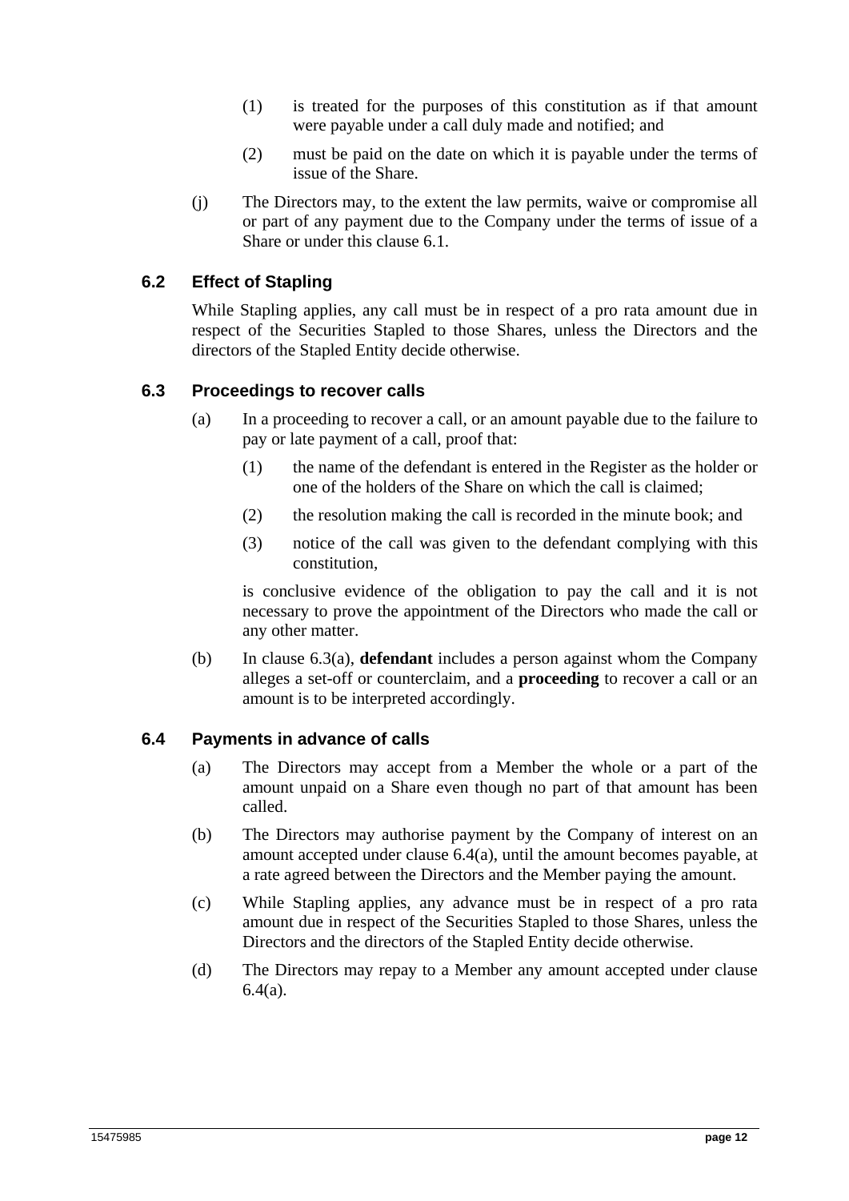(1) is treated for the purposes of this constitution as if that amount were payable under a call duly made and notified; and

(2) must be paid on the date on which it is payable under the terms of issue of the Share.

(j) The Directors may, to the extent the law permits, waive or compromise all or part of any payment due to the Company under the terms of issue of a Share or under this clause 6.1.

### 6.2 Effect of Stapling

While Stapling applies, any call must be in respect of a pro rata amount due in respect of the Securities Stapled to those Shares, unless the Directors and the directors of the Stapled Entity decide otherwise.

### 6.3 Proceedings to recover calls

(a) In a proceeding to recover a call, or an amount payable due to the failure to pay or late payment of a call, proof that:

(1) the name of the defendant is entered in the Register as the holder or one of the holders of the Share on which the call is claimed;

(2) the resolution making the call is recorded in the minute book; and

(3) notice of the call was given to the defendant complying with this constitution,

is conclusive evidence of the obligation to pay the call and it is not necessary to prove the appointment of the Directors who made the call or any other matter.

(b) In clause 6.3(a), **defendant** includes a person against whom the Company alleges a set-off or counterclaim, and a **proceeding** to recover a call or an amount is to be interpreted accordingly.

### 6.4 Payments in advance of calls

(a) The Directors may accept from a Member the whole or a part of the amount unpaid on a Share even though no part of that amount has been called.

(b) The Directors may authorise payment by the Company of interest on an amount accepted under clause 6.4(a), until the amount becomes payable, at a rate agreed between the Directors and the Member paying the amount.

(c) While Stapling applies, any advance must be in respect of a pro rata amount due in respect of the Securities Stapled to those Shares, unless the Directors and the directors of the Stapled Entity decide otherwise.

(d) The Directors may repay to a Member any amount accepted under clause 6.4(a).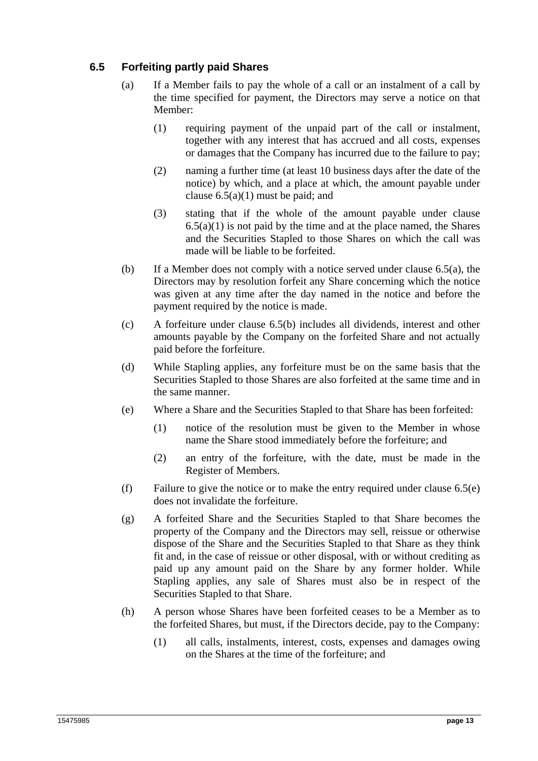### 6.5 Forfeiting partly paid Shares

(a) If a Member fails to pay the whole of a call or an instalment of a call by the time specified for payment, the Directors may serve a notice on that Member:

  (1) requiring payment of the unpaid part of the call or instalment, together with any interest that has accrued and all costs, expenses or damages that the Company has incurred due to the failure to pay;

  (2) naming a further time (at least 10 business days after the date of the notice) by which, and a place at which, the amount payable under clause 6.5(a)(1) must be paid; and

  (3) stating that if the whole of the amount payable under clause 6.5(a)(1) is not paid by the time and at the place named, the Shares and the Securities Stapled to those Shares on which the call was made will be liable to be forfeited.

(b) If a Member does not comply with a notice served under clause 6.5(a), the Directors may by resolution forfeit any Share concerning which the notice was given at any time after the day named in the notice and before the payment required by the notice is made.

(c) A forfeiture under clause 6.5(b) includes all dividends, interest and other amounts payable by the Company on the forfeited Share and not actually paid before the forfeiture.

(d) While Stapling applies, any forfeiture must be on the same basis that the Securities Stapled to those Shares are also forfeited at the same time and in the same manner.

(e) Where a Share and the Securities Stapled to that Share has been forfeited:

  (1) notice of the resolution must be given to the Member in whose name the Share stood immediately before the forfeiture; and

  (2) an entry of the forfeiture, with the date, must be made in the Register of Members.

(f) Failure to give the notice or to make the entry required under clause 6.5(e) does not invalidate the forfeiture.

(g) A forfeited Share and the Securities Stapled to that Share becomes the property of the Company and the Directors may sell, reissue or otherwise dispose of the Share and the Securities Stapled to that Share as they think fit and, in the case of reissue or other disposal, with or without crediting as paid up any amount paid on the Share by any former holder. While Stapling applies, any sale of Shares must also be in respect of the Securities Stapled to that Share.

(h) A person whose Shares have been forfeited ceases to be a Member as to the forfeited Shares, but must, if the Directors decide, pay to the Company:

  (1) all calls, instalments, interest, costs, expenses and damages owing on the Shares at the time of the forfeiture; and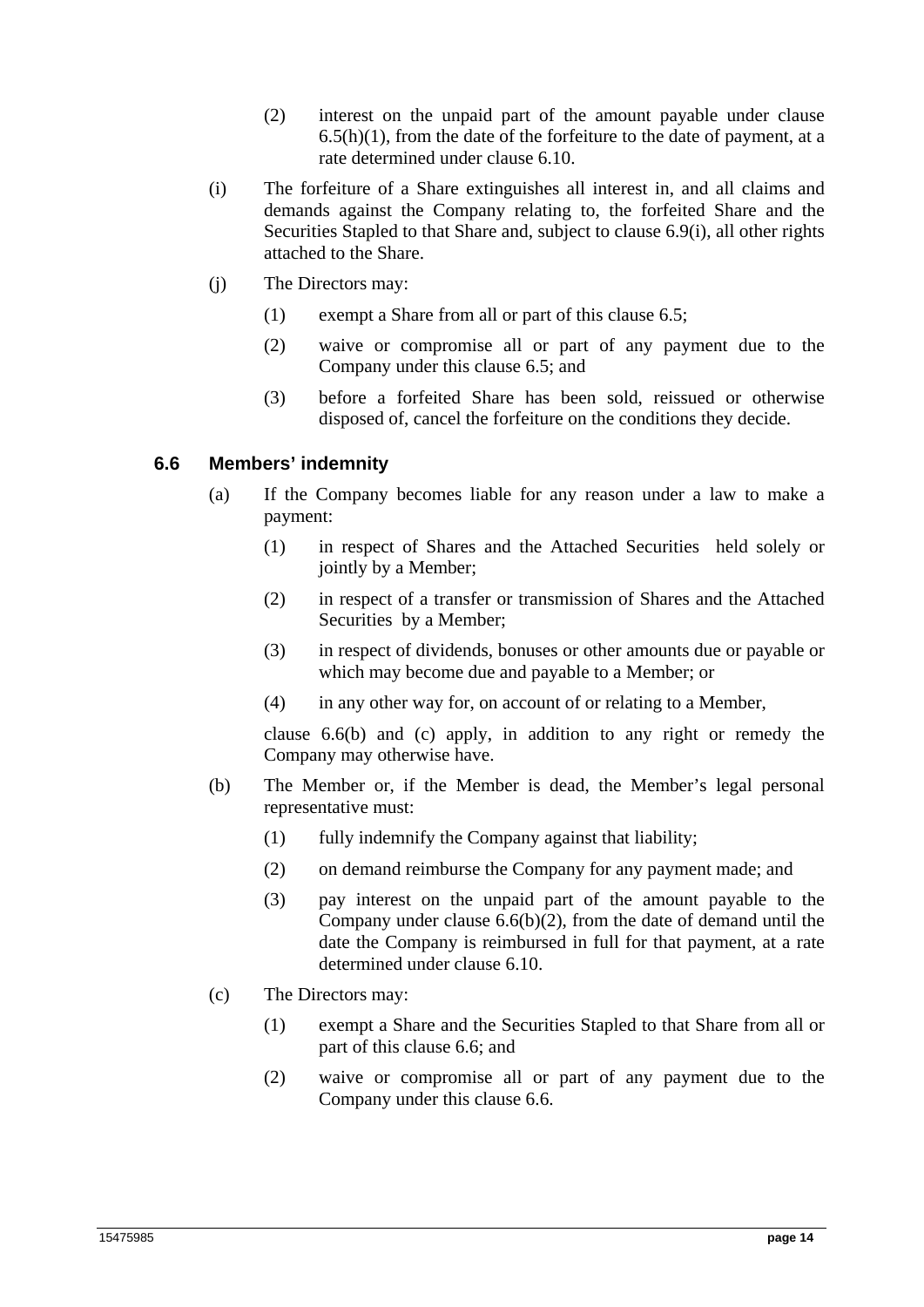(2) interest on the unpaid part of the amount payable under clause 6.5(h)(1), from the date of the forfeiture to the date of payment, at a rate determined under clause 6.10.

(i) The forfeiture of a Share extinguishes all interest in, and all claims and demands against the Company relating to, the forfeited Share and the Securities Stapled to that Share and, subject to clause 6.9(i), all other rights attached to the Share.

(j) The Directors may:

(1) exempt a Share from all or part of this clause 6.5;

(2) waive or compromise all or part of any payment due to the Company under this clause 6.5; and

(3) before a forfeited Share has been sold, reissued or otherwise disposed of, cancel the forfeiture on the conditions they decide.

### 6.6 Members' indemnity

(a) If the Company becomes liable for any reason under a law to make a payment:

(1) in respect of Shares and the Attached Securities held solely or jointly by a Member;

(2) in respect of a transfer or transmission of Shares and the Attached Securities by a Member;

(3) in respect of dividends, bonuses or other amounts due or payable or which may become due and payable to a Member; or

(4) in any other way for, on account of or relating to a Member,

clause 6.6(b) and (c) apply, in addition to any right or remedy the Company may otherwise have.

(b) The Member or, if the Member is dead, the Member's legal personal representative must:

(1) fully indemnify the Company against that liability;

(2) on demand reimburse the Company for any payment made; and

(3) pay interest on the unpaid part of the amount payable to the Company under clause 6.6(b)(2), from the date of demand until the date the Company is reimbursed in full for that payment, at a rate determined under clause 6.10.

(c) The Directors may:

(1) exempt a Share and the Securities Stapled to that Share from all or part of this clause 6.6; and

(2) waive or compromise all or part of any payment due to the Company under this clause 6.6.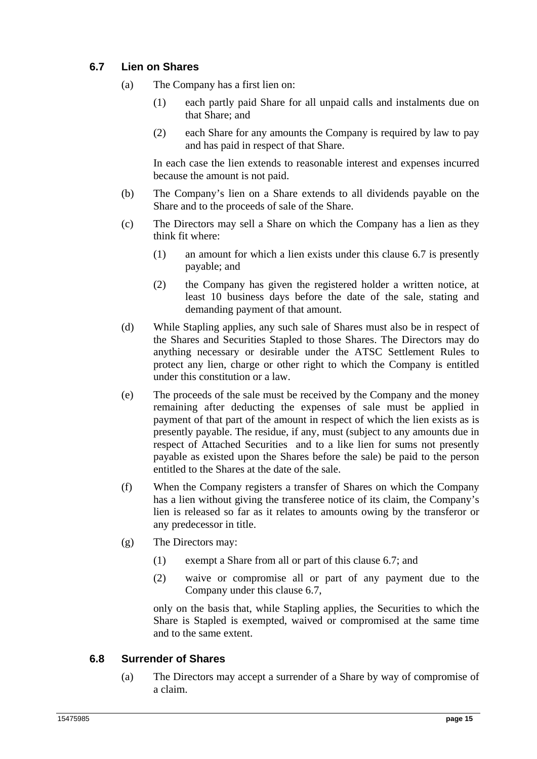### 6.7 Lien on Shares

(a) The Company has a first lien on:

(1) each partly paid Share for all unpaid calls and instalments due on that Share; and

(2) each Share for any amounts the Company is required by law to pay and has paid in respect of that Share.

In each case the lien extends to reasonable interest and expenses incurred because the amount is not paid.

(b) The Company's lien on a Share extends to all dividends payable on the Share and to the proceeds of sale of the Share.

(c) The Directors may sell a Share on which the Company has a lien as they think fit where:

(1) an amount for which a lien exists under this clause 6.7 is presently payable; and

(2) the Company has given the registered holder a written notice, at least 10 business days before the date of the sale, stating and demanding payment of that amount.

(d) While Stapling applies, any such sale of Shares must also be in respect of the Shares and Securities Stapled to those Shares. The Directors may do anything necessary or desirable under the ATSC Settlement Rules to protect any lien, charge or other right to which the Company is entitled under this constitution or a law.

(e) The proceeds of the sale must be received by the Company and the money remaining after deducting the expenses of sale must be applied in payment of that part of the amount in respect of which the lien exists as is presently payable. The residue, if any, must (subject to any amounts due in respect of Attached Securities and to a like lien for sums not presently payable as existed upon the Shares before the sale) be paid to the person entitled to the Shares at the date of the sale.

(f) When the Company registers a transfer of Shares on which the Company has a lien without giving the transferee notice of its claim, the Company's lien is released so far as it relates to amounts owing by the transferor or any predecessor in title.

(g) The Directors may:

(1) exempt a Share from all or part of this clause 6.7; and

(2) waive or compromise all or part of any payment due to the Company under this clause 6.7,

only on the basis that, while Stapling applies, the Securities to which the Share is Stapled is exempted, waived or compromised at the same time and to the same extent.

### 6.8 Surrender of Shares

(a) The Directors may accept a surrender of a Share by way of compromise of a claim.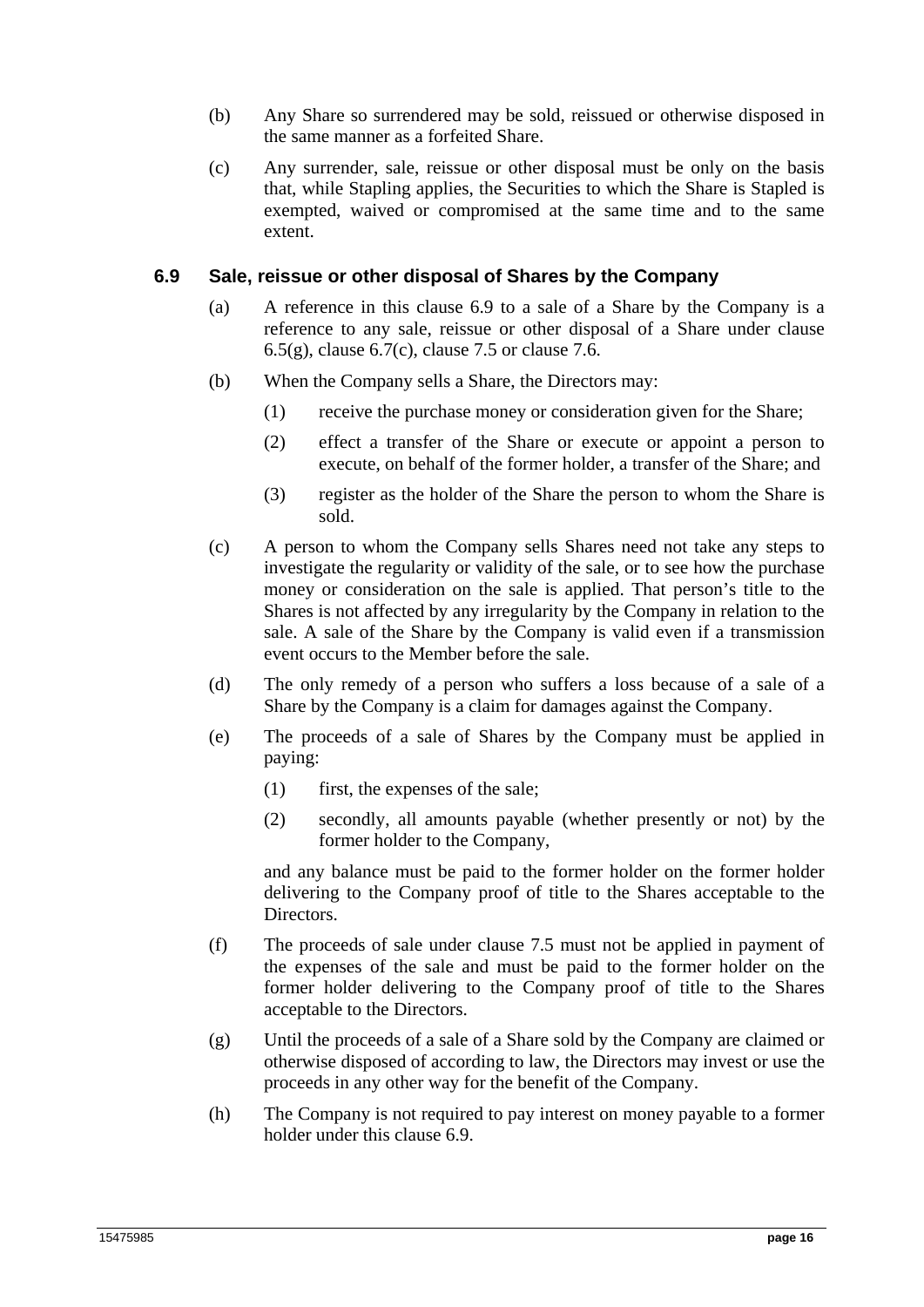(b) Any Share so surrendered may be sold, reissued or otherwise disposed in the same manner as a forfeited Share.

(c) Any surrender, sale, reissue or other disposal must be only on the basis that, while Stapling applies, the Securities to which the Share is Stapled is exempted, waived or compromised at the same time and to the same extent.

### 6.9 Sale, reissue or other disposal of Shares by the Company

(a) A reference in this clause 6.9 to a sale of a Share by the Company is a reference to any sale, reissue or other disposal of a Share under clause 6.5(g), clause 6.7(c), clause 7.5 or clause 7.6.

(b) When the Company sells a Share, the Directors may:

(1) receive the purchase money or consideration given for the Share;

(2) effect a transfer of the Share or execute or appoint a person to execute, on behalf of the former holder, a transfer of the Share; and

(3) register as the holder of the Share the person to whom the Share is sold.

(c) A person to whom the Company sells Shares need not take any steps to investigate the regularity or validity of the sale, or to see how the purchase money or consideration on the sale is applied. That person's title to the Shares is not affected by any irregularity by the Company in relation to the sale. A sale of the Share by the Company is valid even if a transmission event occurs to the Member before the sale.

(d) The only remedy of a person who suffers a loss because of a sale of a Share by the Company is a claim for damages against the Company.

(e) The proceeds of a sale of Shares by the Company must be applied in paying:

(1) first, the expenses of the sale;

(2) secondly, all amounts payable (whether presently or not) by the former holder to the Company,

and any balance must be paid to the former holder on the former holder delivering to the Company proof of title to the Shares acceptable to the Directors.

(f) The proceeds of sale under clause 7.5 must not be applied in payment of the expenses of the sale and must be paid to the former holder on the former holder delivering to the Company proof of title to the Shares acceptable to the Directors.

(g) Until the proceeds of a sale of a Share sold by the Company are claimed or otherwise disposed of according to law, the Directors may invest or use the proceeds in any other way for the benefit of the Company.

(h) The Company is not required to pay interest on money payable to a former holder under this clause 6.9.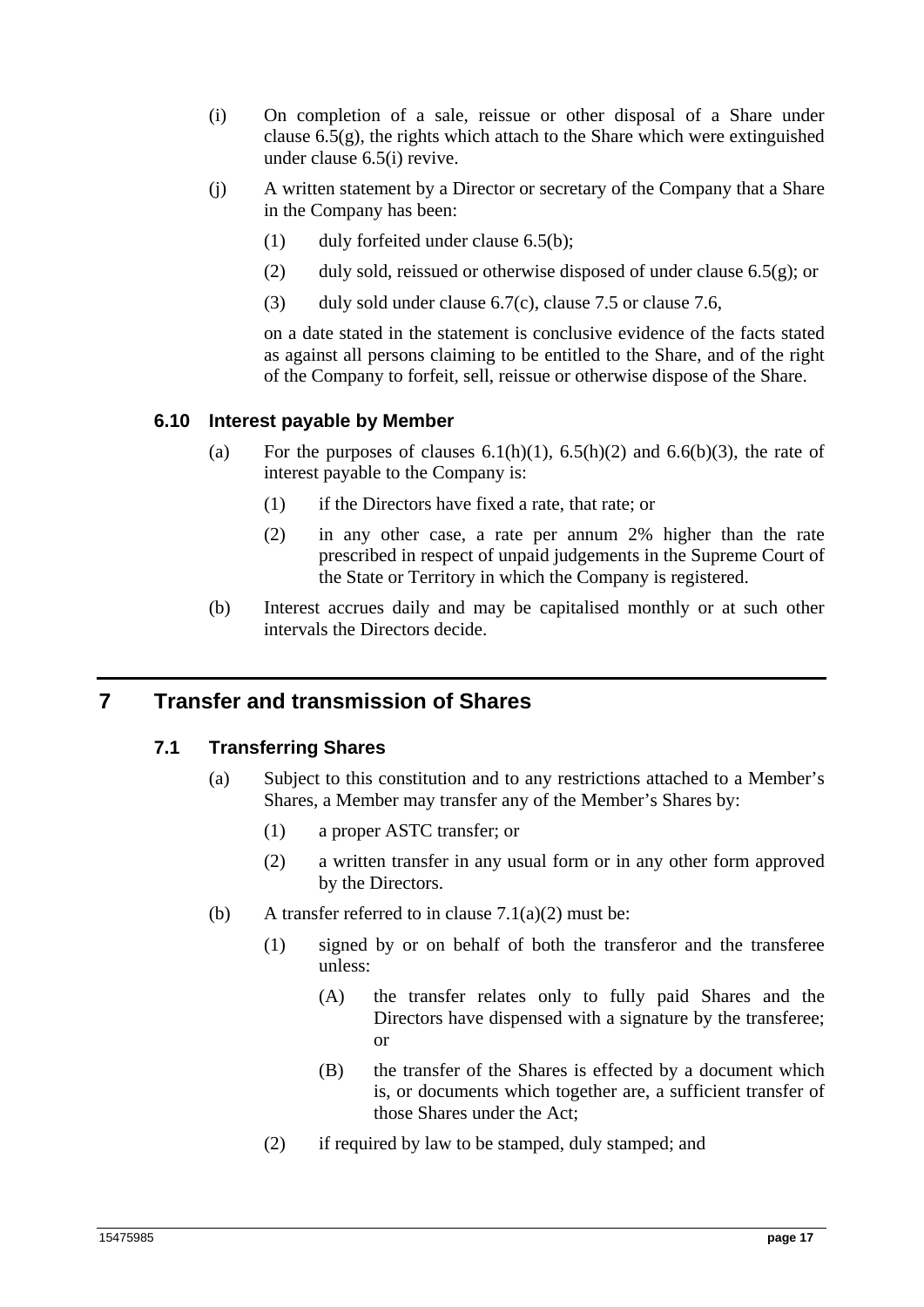(i) On completion of a sale, reissue or other disposal of a Share under clause 6.5(g), the rights which attach to the Share which were extinguished under clause 6.5(i) revive.

(j) A written statement by a Director or secretary of the Company that a Share in the Company has been:

   (1) duly forfeited under clause 6.5(b);

   (2) duly sold, reissued or otherwise disposed of under clause 6.5(g); or

   (3) duly sold under clause 6.7(c), clause 7.5 or clause 7.6,

   on a date stated in the statement is conclusive evidence of the facts stated as against all persons claiming to be entitled to the Share, and of the right of the Company to forfeit, sell, reissue or otherwise dispose of the Share.

### 6.10 Interest payable by Member

(a) For the purposes of clauses 6.1(h)(1), 6.5(h)(2) and 6.6(b)(3), the rate of interest payable to the Company is:

   (1) if the Directors have fixed a rate, that rate; or

   (2) in any other case, a rate per annum 2% higher than the rate prescribed in respect of unpaid judgements in the Supreme Court of the State or Territory in which the Company is registered.

(b) Interest accrues daily and may be capitalised monthly or at such other intervals the Directors decide.

## 7 Transfer and transmission of Shares

### 7.1 Transferring Shares

(a) Subject to this constitution and to any restrictions attached to a Member's Shares, a Member may transfer any of the Member's Shares by:

   (1) a proper ASTC transfer; or

   (2) a written transfer in any usual form or in any other form approved by the Directors.

(b) A transfer referred to in clause 7.1(a)(2) must be:

   (1) signed by or on behalf of both the transferor and the transferee unless:

      (A) the transfer relates only to fully paid Shares and the Directors have dispensed with a signature by the transferee; or

      (B) the transfer of the Shares is effected by a document which is, or documents which together are, a sufficient transfer of those Shares under the Act;

   (2) if required by law to be stamped, duly stamped; and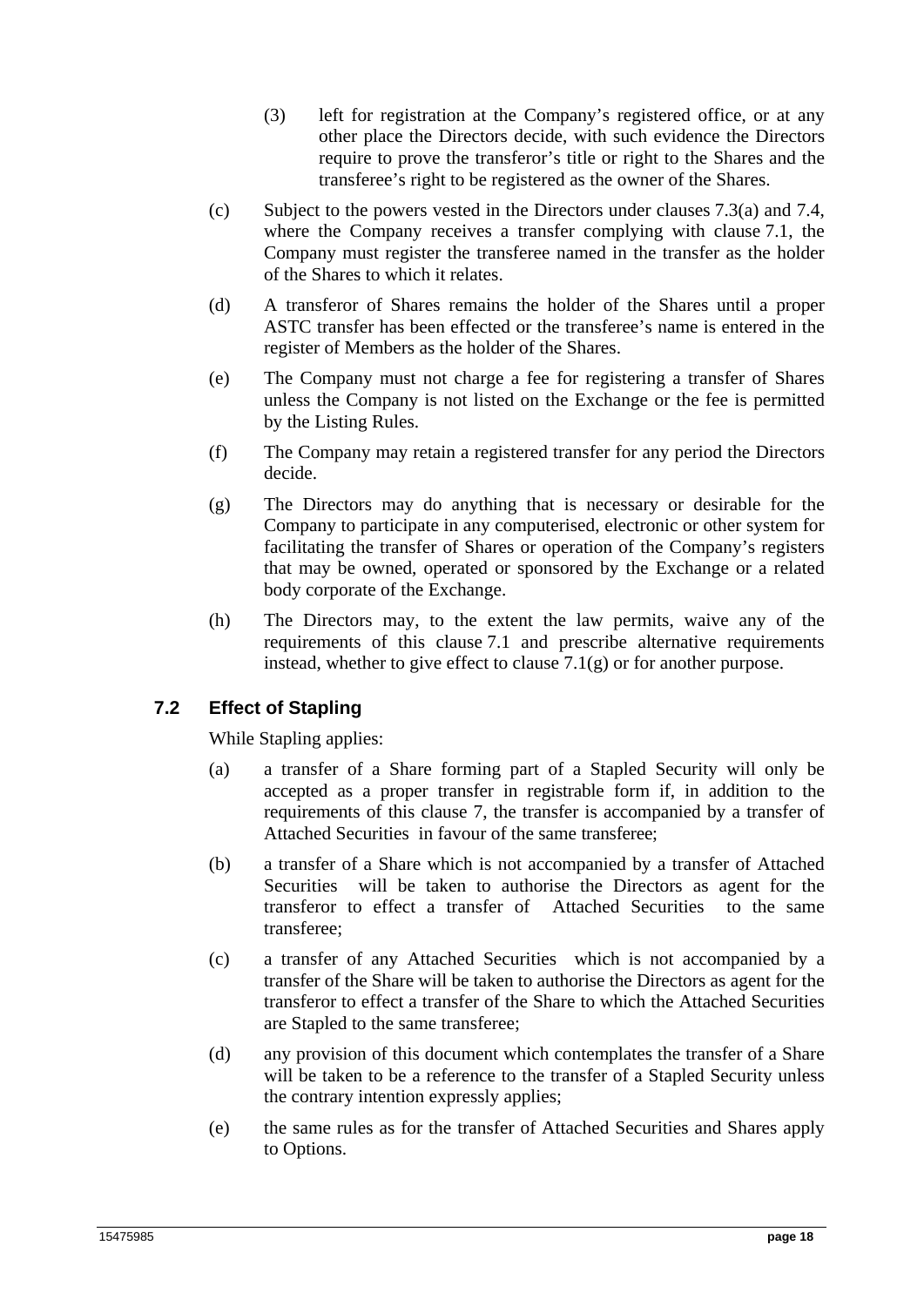(3) left for registration at the Company's registered office, or at any other place the Directors decide, with such evidence the Directors require to prove the transferor's title or right to the Shares and the transferee's right to be registered as the owner of the Shares.

(c) Subject to the powers vested in the Directors under clauses 7.3(a) and 7.4, where the Company receives a transfer complying with clause 7.1, the Company must register the transferee named in the transfer as the holder of the Shares to which it relates.

(d) A transferor of Shares remains the holder of the Shares until a proper ASTC transfer has been effected or the transferee's name is entered in the register of Members as the holder of the Shares.

(e) The Company must not charge a fee for registering a transfer of Shares unless the Company is not listed on the Exchange or the fee is permitted by the Listing Rules.

(f) The Company may retain a registered transfer for any period the Directors decide.

(g) The Directors may do anything that is necessary or desirable for the Company to participate in any computerised, electronic or other system for facilitating the transfer of Shares or operation of the Company's registers that may be owned, operated or sponsored by the Exchange or a related body corporate of the Exchange.

(h) The Directors may, to the extent the law permits, waive any of the requirements of this clause 7.1 and prescribe alternative requirements instead, whether to give effect to clause 7.1(g) or for another purpose.

## 7.2 Effect of Stapling

While Stapling applies:

(a) a transfer of a Share forming part of a Stapled Security will only be accepted as a proper transfer in registrable form if, in addition to the requirements of this clause 7, the transfer is accompanied by a transfer of Attached Securities in favour of the same transferee;

(b) a transfer of a Share which is not accompanied by a transfer of Attached Securities will be taken to authorise the Directors as agent for the transferor to effect a transfer of Attached Securities to the same transferee;

(c) a transfer of any Attached Securities which is not accompanied by a transfer of the Share will be taken to authorise the Directors as agent for the transferor to effect a transfer of the Share to which the Attached Securities are Stapled to the same transferee;

(d) any provision of this document which contemplates the transfer of a Share will be taken to be a reference to the transfer of a Stapled Security unless the contrary intention expressly applies;

(e) the same rules as for the transfer of Attached Securities and Shares apply to Options.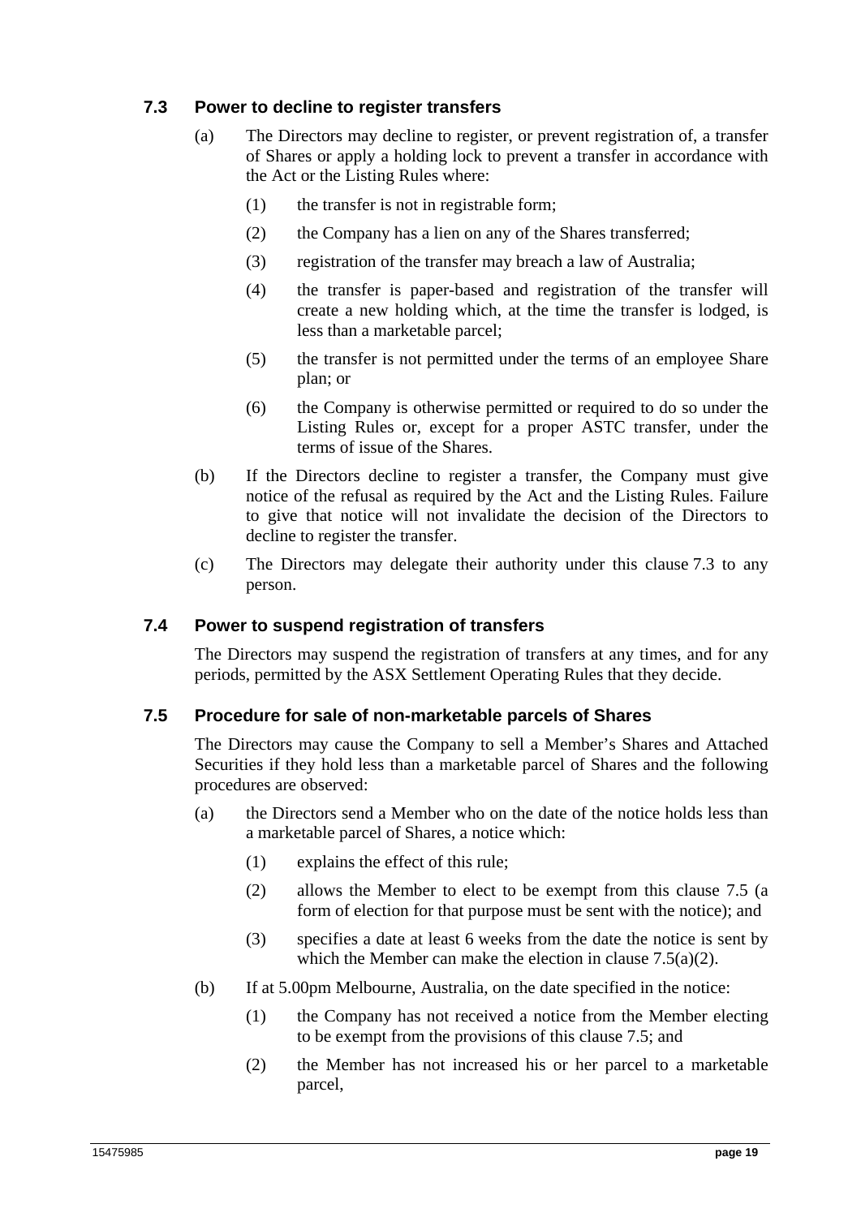### 7.3 Power to decline to register transfers

(a) The Directors may decline to register, or prevent registration of, a transfer of Shares or apply a holding lock to prevent a transfer in accordance with the Act or the Listing Rules where:

(1) the transfer is not in registrable form;

(2) the Company has a lien on any of the Shares transferred;

(3) registration of the transfer may breach a law of Australia;

(4) the transfer is paper-based and registration of the transfer will create a new holding which, at the time the transfer is lodged, is less than a marketable parcel;

(5) the transfer is not permitted under the terms of an employee Share plan; or

(6) the Company is otherwise permitted or required to do so under the Listing Rules or, except for a proper ASTC transfer, under the terms of issue of the Shares.

(b) If the Directors decline to register a transfer, the Company must give notice of the refusal as required by the Act and the Listing Rules. Failure to give that notice will not invalidate the decision of the Directors to decline to register the transfer.

(c) The Directors may delegate their authority under this clause 7.3 to any person.

### 7.4 Power to suspend registration of transfers

The Directors may suspend the registration of transfers at any times, and for any periods, permitted by the ASX Settlement Operating Rules that they decide.

### 7.5 Procedure for sale of non-marketable parcels of Shares

The Directors may cause the Company to sell a Member's Shares and Attached Securities if they hold less than a marketable parcel of Shares and the following procedures are observed:

(a) the Directors send a Member who on the date of the notice holds less than a marketable parcel of Shares, a notice which:

(1) explains the effect of this rule;

(2) allows the Member to elect to be exempt from this clause 7.5 (a form of election for that purpose must be sent with the notice); and

(3) specifies a date at least 6 weeks from the date the notice is sent by which the Member can make the election in clause 7.5(a)(2).

(b) If at 5.00pm Melbourne, Australia, on the date specified in the notice:

(1) the Company has not received a notice from the Member electing to be exempt from the provisions of this clause 7.5; and

(2) the Member has not increased his or her parcel to a marketable parcel,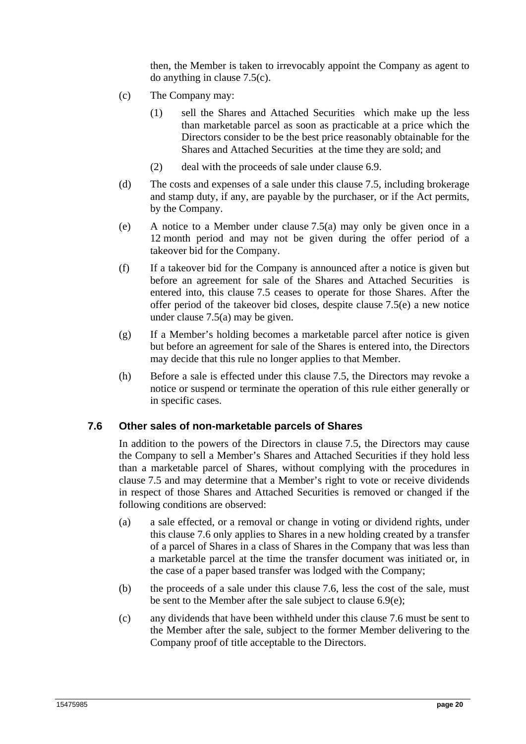then, the Member is taken to irrevocably appoint the Company as agent to do anything in clause 7.5(c).

(c) The Company may:

(1) sell the Shares and Attached Securities which make up the less than marketable parcel as soon as practicable at a price which the Directors consider to be the best price reasonably obtainable for the Shares and Attached Securities at the time they are sold; and

(2) deal with the proceeds of sale under clause 6.9.

(d) The costs and expenses of a sale under this clause 7.5, including brokerage and stamp duty, if any, are payable by the purchaser, or if the Act permits, by the Company.

(e) A notice to a Member under clause 7.5(a) may only be given once in a 12 month period and may not be given during the offer period of a takeover bid for the Company.

(f) If a takeover bid for the Company is announced after a notice is given but before an agreement for sale of the Shares and Attached Securities is entered into, this clause 7.5 ceases to operate for those Shares. After the offer period of the takeover bid closes, despite clause 7.5(e) a new notice under clause 7.5(a) may be given.

(g) If a Member's holding becomes a marketable parcel after notice is given but before an agreement for sale of the Shares is entered into, the Directors may decide that this rule no longer applies to that Member.

(h) Before a sale is effected under this clause 7.5, the Directors may revoke a notice or suspend or terminate the operation of this rule either generally or in specific cases.

### 7.6 Other sales of non-marketable parcels of Shares

In addition to the powers of the Directors in clause 7.5, the Directors may cause the Company to sell a Member's Shares and Attached Securities if they hold less than a marketable parcel of Shares, without complying with the procedures in clause 7.5 and may determine that a Member's right to vote or receive dividends in respect of those Shares and Attached Securities is removed or changed if the following conditions are observed:

(a) a sale effected, or a removal or change in voting or dividend rights, under this clause 7.6 only applies to Shares in a new holding created by a transfer of a parcel of Shares in a class of Shares in the Company that was less than a marketable parcel at the time the transfer document was initiated or, in the case of a paper based transfer was lodged with the Company;

(b) the proceeds of a sale under this clause 7.6, less the cost of the sale, must be sent to the Member after the sale subject to clause 6.9(e);

(c) any dividends that have been withheld under this clause 7.6 must be sent to the Member after the sale, subject to the former Member delivering to the Company proof of title acceptable to the Directors.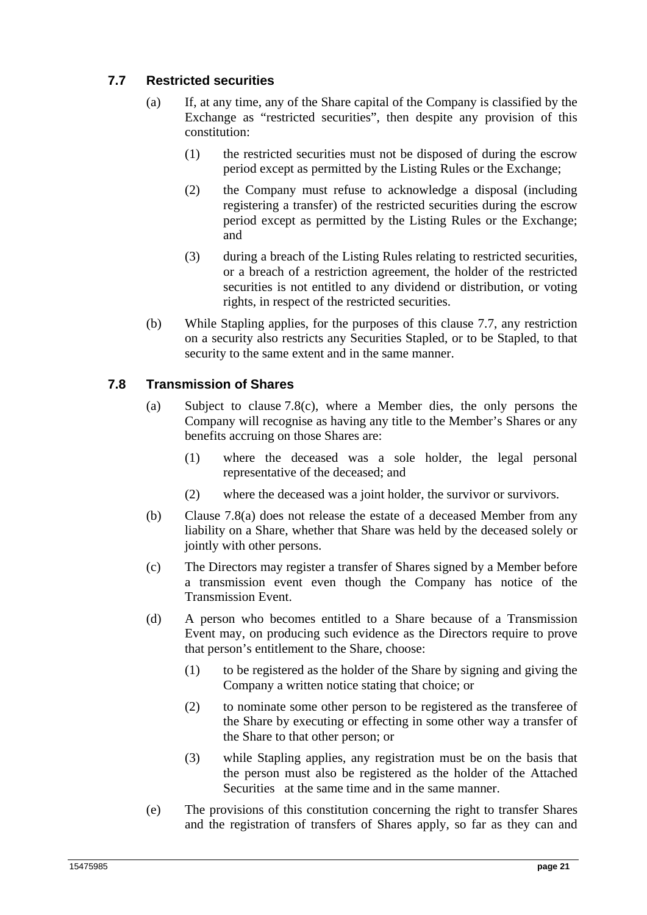### 7.7 Restricted securities

(a) If, at any time, any of the Share capital of the Company is classified by the Exchange as "restricted securities", then despite any provision of this constitution:

(1) the restricted securities must not be disposed of during the escrow period except as permitted by the Listing Rules or the Exchange;

(2) the Company must refuse to acknowledge a disposal (including registering a transfer) of the restricted securities during the escrow period except as permitted by the Listing Rules or the Exchange; and

(3) during a breach of the Listing Rules relating to restricted securities, or a breach of a restriction agreement, the holder of the restricted securities is not entitled to any dividend or distribution, or voting rights, in respect of the restricted securities.

(b) While Stapling applies, for the purposes of this clause 7.7, any restriction on a security also restricts any Securities Stapled, or to be Stapled, to that security to the same extent and in the same manner.

### 7.8 Transmission of Shares

(a) Subject to clause 7.8(c), where a Member dies, the only persons the Company will recognise as having any title to the Member's Shares or any benefits accruing on those Shares are:

(1) where the deceased was a sole holder, the legal personal representative of the deceased; and

(2) where the deceased was a joint holder, the survivor or survivors.

(b) Clause 7.8(a) does not release the estate of a deceased Member from any liability on a Share, whether that Share was held by the deceased solely or jointly with other persons.

(c) The Directors may register a transfer of Shares signed by a Member before a transmission event even though the Company has notice of the Transmission Event.

(d) A person who becomes entitled to a Share because of a Transmission Event may, on producing such evidence as the Directors require to prove that person's entitlement to the Share, choose:

(1) to be registered as the holder of the Share by signing and giving the Company a written notice stating that choice; or

(2) to nominate some other person to be registered as the transferee of the Share by executing or effecting in some other way a transfer of the Share to that other person; or

(3) while Stapling applies, any registration must be on the basis that the person must also be registered as the holder of the Attached Securities at the same time and in the same manner.

(e) The provisions of this constitution concerning the right to transfer Shares and the registration of transfers of Shares apply, so far as they can and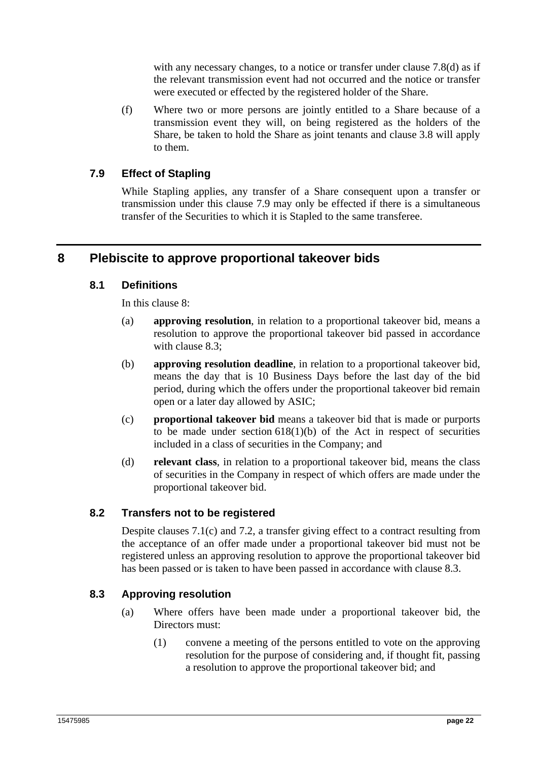with any necessary changes, to a notice or transfer under clause 7.8(d) as if the relevant transmission event had not occurred and the notice or transfer were executed or effected by the registered holder of the Share.

(f) Where two or more persons are jointly entitled to a Share because of a transmission event they will, on being registered as the holders of the Share, be taken to hold the Share as joint tenants and clause 3.8 will apply to them.

### 7.9 Effect of Stapling

While Stapling applies, any transfer of a Share consequent upon a transfer or transmission under this clause 7.9 may only be effected if there is a simultaneous transfer of the Securities to which it is Stapled to the same transferee.

## 8 Plebiscite to approve proportional takeover bids

### 8.1 Definitions

In this clause 8:

(a) **approving resolution**, in relation to a proportional takeover bid, means a resolution to approve the proportional takeover bid passed in accordance with clause 8.3;

(b) **approving resolution deadline**, in relation to a proportional takeover bid, means the day that is 10 Business Days before the last day of the bid period, during which the offers under the proportional takeover bid remain open or a later day allowed by ASIC;

(c) **proportional takeover bid** means a takeover bid that is made or purports to be made under section 618(1)(b) of the Act in respect of securities included in a class of securities in the Company; and

(d) **relevant class**, in relation to a proportional takeover bid, means the class of securities in the Company in respect of which offers are made under the proportional takeover bid.

### 8.2 Transfers not to be registered

Despite clauses 7.1(c) and 7.2, a transfer giving effect to a contract resulting from the acceptance of an offer made under a proportional takeover bid must not be registered unless an approving resolution to approve the proportional takeover bid has been passed or is taken to have been passed in accordance with clause 8.3.

### 8.3 Approving resolution

(a) Where offers have been made under a proportional takeover bid, the Directors must:

(1) convene a meeting of the persons entitled to vote on the approving resolution for the purpose of considering and, if thought fit, passing a resolution to approve the proportional takeover bid; and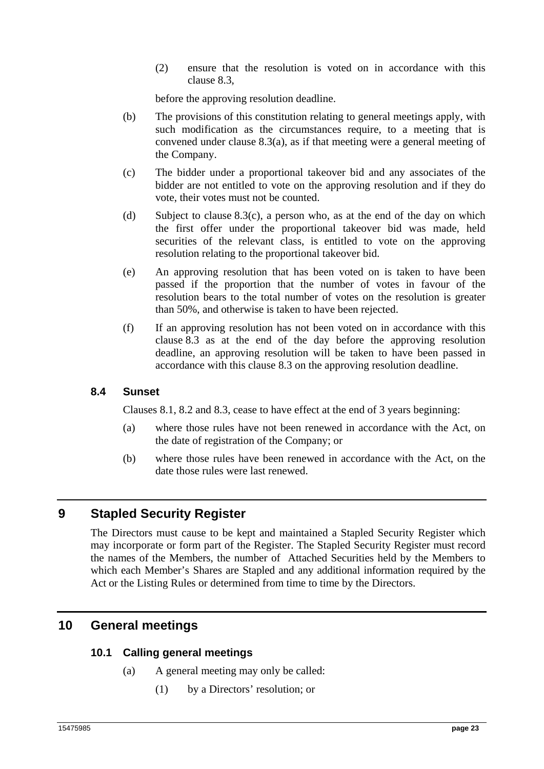(2) ensure that the resolution is voted on in accordance with this clause 8.3,

before the approving resolution deadline.

(b) The provisions of this constitution relating to general meetings apply, with such modification as the circumstances require, to a meeting that is convened under clause 8.3(a), as if that meeting were a general meeting of the Company.

(c) The bidder under a proportional takeover bid and any associates of the bidder are not entitled to vote on the approving resolution and if they do vote, their votes must not be counted.

(d) Subject to clause 8.3(c), a person who, as at the end of the day on which the first offer under the proportional takeover bid was made, held securities of the relevant class, is entitled to vote on the approving resolution relating to the proportional takeover bid.

(e) An approving resolution that has been voted on is taken to have been passed if the proportion that the number of votes in favour of the resolution bears to the total number of votes on the resolution is greater than 50%, and otherwise is taken to have been rejected.

(f) If an approving resolution has not been voted on in accordance with this clause 8.3 as at the end of the day before the approving resolution deadline, an approving resolution will be taken to have been passed in accordance with this clause 8.3 on the approving resolution deadline.

### 8.4 Sunset

Clauses 8.1, 8.2 and 8.3, cease to have effect at the end of 3 years beginning:

(a) where those rules have not been renewed in accordance with the Act, on the date of registration of the Company; or

(b) where those rules have been renewed in accordance with the Act, on the date those rules were last renewed.

## 9 Stapled Security Register

The Directors must cause to be kept and maintained a Stapled Security Register which may incorporate or form part of the Register. The Stapled Security Register must record the names of the Members, the number of Attached Securities held by the Members to which each Member's Shares are Stapled and any additional information required by the Act or the Listing Rules or determined from time to time by the Directors.

## 10 General meetings

### 10.1 Calling general meetings

(a) A general meeting may only be called:

(1) by a Directors' resolution; or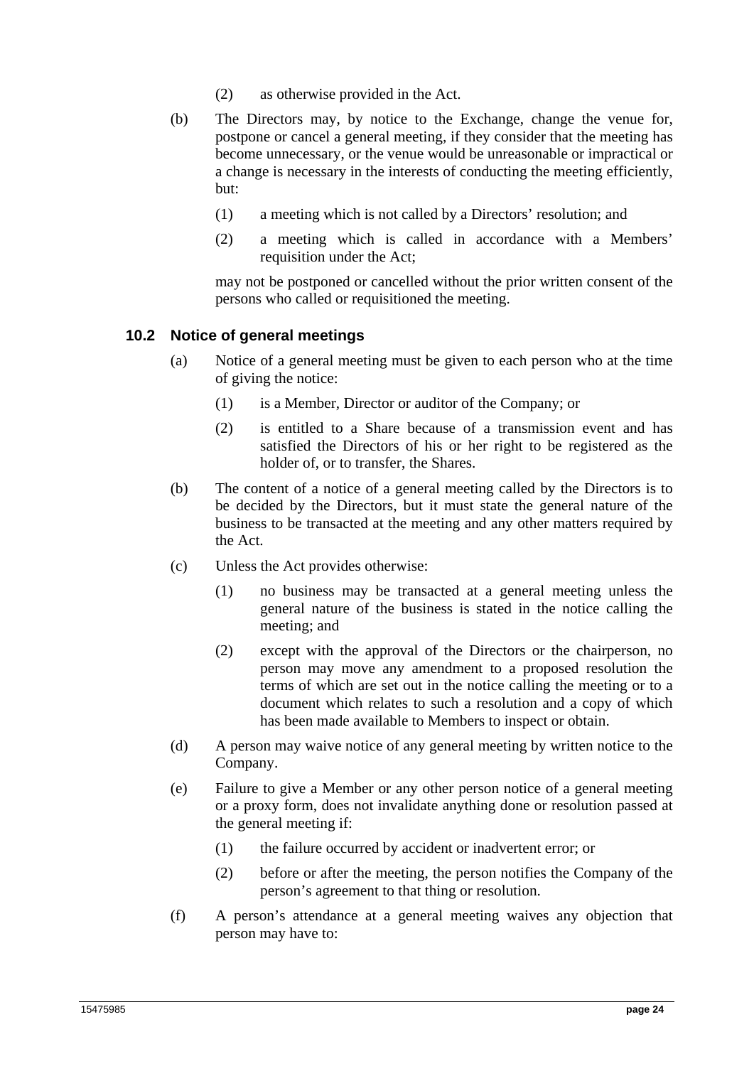(2) as otherwise provided in the Act.

(b) The Directors may, by notice to the Exchange, change the venue for, postpone or cancel a general meeting, if they consider that the meeting has become unnecessary, or the venue would be unreasonable or impractical or a change is necessary in the interests of conducting the meeting efficiently, but:

(1) a meeting which is not called by a Directors' resolution; and

(2) a meeting which is called in accordance with a Members' requisition under the Act;

may not be postponed or cancelled without the prior written consent of the persons who called or requisitioned the meeting.

### 10.2 Notice of general meetings

(a) Notice of a general meeting must be given to each person who at the time of giving the notice:

(1) is a Member, Director or auditor of the Company; or

(2) is entitled to a Share because of a transmission event and has satisfied the Directors of his or her right to be registered as the holder of, or to transfer, the Shares.

(b) The content of a notice of a general meeting called by the Directors is to be decided by the Directors, but it must state the general nature of the business to be transacted at the meeting and any other matters required by the Act.

(c) Unless the Act provides otherwise:

(1) no business may be transacted at a general meeting unless the general nature of the business is stated in the notice calling the meeting; and

(2) except with the approval of the Directors or the chairperson, no person may move any amendment to a proposed resolution the terms of which are set out in the notice calling the meeting or to a document which relates to such a resolution and a copy of which has been made available to Members to inspect or obtain.

(d) A person may waive notice of any general meeting by written notice to the Company.

(e) Failure to give a Member or any other person notice of a general meeting or a proxy form, does not invalidate anything done or resolution passed at the general meeting if:

(1) the failure occurred by accident or inadvertent error; or

(2) before or after the meeting, the person notifies the Company of the person's agreement to that thing or resolution.

(f) A person's attendance at a general meeting waives any objection that person may have to: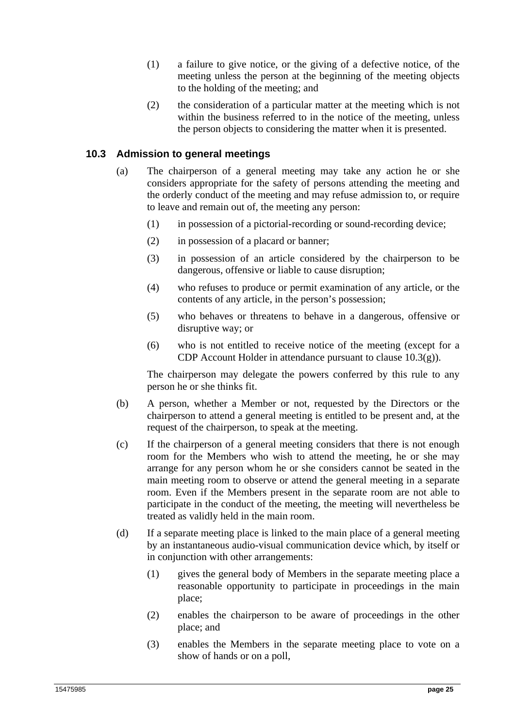(1) a failure to give notice, or the giving of a defective notice, of the meeting unless the person at the beginning of the meeting objects to the holding of the meeting; and

(2) the consideration of a particular matter at the meeting which is not within the business referred to in the notice of the meeting, unless the person objects to considering the matter when it is presented.

### 10.3 Admission to general meetings

(a) The chairperson of a general meeting may take any action he or she considers appropriate for the safety of persons attending the meeting and the orderly conduct of the meeting and may refuse admission to, or require to leave and remain out of, the meeting any person:

(1) in possession of a pictorial-recording or sound-recording device;

(2) in possession of a placard or banner;

(3) in possession of an article considered by the chairperson to be dangerous, offensive or liable to cause disruption;

(4) who refuses to produce or permit examination of any article, or the contents of any article, in the person's possession;

(5) who behaves or threatens to behave in a dangerous, offensive or disruptive way; or

(6) who is not entitled to receive notice of the meeting (except for a CDP Account Holder in attendance pursuant to clause 10.3(g)).

The chairperson may delegate the powers conferred by this rule to any person he or she thinks fit.

(b) A person, whether a Member or not, requested by the Directors or the chairperson to attend a general meeting is entitled to be present and, at the request of the chairperson, to speak at the meeting.

(c) If the chairperson of a general meeting considers that there is not enough room for the Members who wish to attend the meeting, he or she may arrange for any person whom he or she considers cannot be seated in the main meeting room to observe or attend the general meeting in a separate room. Even if the Members present in the separate room are not able to participate in the conduct of the meeting, the meeting will nevertheless be treated as validly held in the main room.

(d) If a separate meeting place is linked to the main place of a general meeting by an instantaneous audio-visual communication device which, by itself or in conjunction with other arrangements:

(1) gives the general body of Members in the separate meeting place a reasonable opportunity to participate in proceedings in the main place;

(2) enables the chairperson to be aware of proceedings in the other place; and

(3) enables the Members in the separate meeting place to vote on a show of hands or on a poll,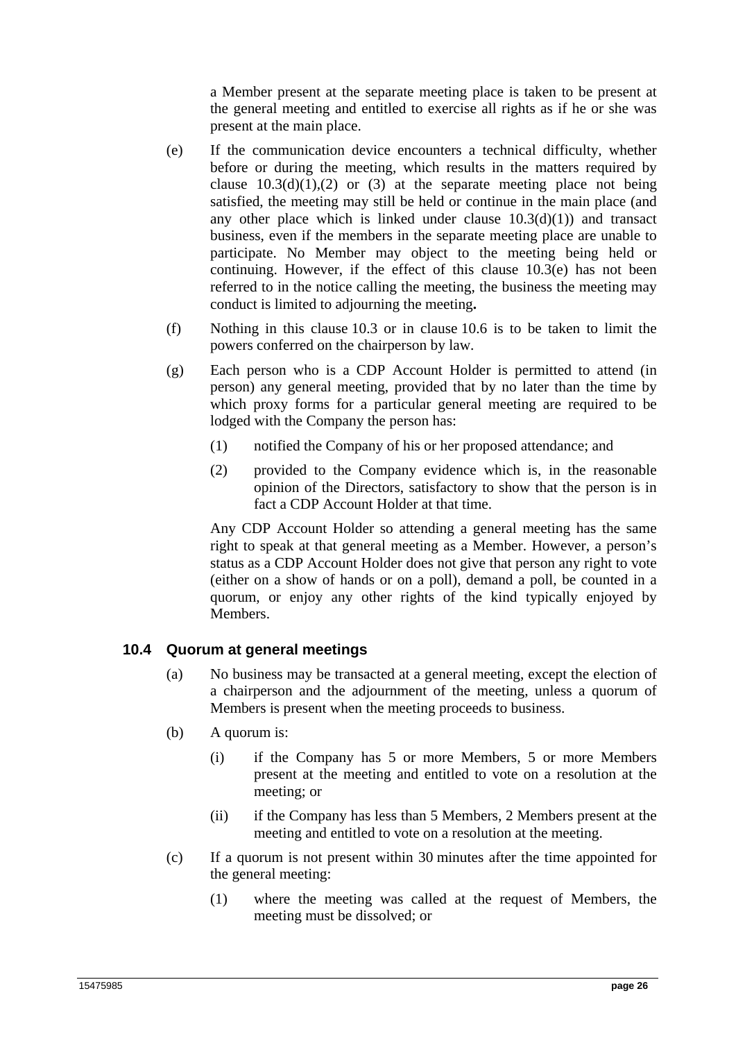a Member present at the separate meeting place is taken to be present at the general meeting and entitled to exercise all rights as if he or she was present at the main place.

(e) If the communication device encounters a technical difficulty, whether before or during the meeting, which results in the matters required by clause 10.3(d)(1),(2) or (3) at the separate meeting place not being satisfied, the meeting may still be held or continue in the main place (and any other place which is linked under clause 10.3(d)(1)) and transact business, even if the members in the separate meeting place are unable to participate. No Member may object to the meeting being held or continuing. However, if the effect of this clause 10.3(e) has not been referred to in the notice calling the meeting, the business the meeting may conduct is limited to adjourning the meeting.

(f) Nothing in this clause 10.3 or in clause 10.6 is to be taken to limit the powers conferred on the chairperson by law.

(g) Each person who is a CDP Account Holder is permitted to attend (in person) any general meeting, provided that by no later than the time by which proxy forms for a particular general meeting are required to be lodged with the Company the person has:

(1) notified the Company of his or her proposed attendance; and

(2) provided to the Company evidence which is, in the reasonable opinion of the Directors, satisfactory to show that the person is in fact a CDP Account Holder at that time.

Any CDP Account Holder so attending a general meeting has the same right to speak at that general meeting as a Member. However, a person's status as a CDP Account Holder does not give that person any right to vote (either on a show of hands or on a poll), demand a poll, be counted in a quorum, or enjoy any other rights of the kind typically enjoyed by Members.

### 10.4 Quorum at general meetings

(a) No business may be transacted at a general meeting, except the election of a chairperson and the adjournment of the meeting, unless a quorum of Members is present when the meeting proceeds to business.

(b) A quorum is:

(i) if the Company has 5 or more Members, 5 or more Members present at the meeting and entitled to vote on a resolution at the meeting; or

(ii) if the Company has less than 5 Members, 2 Members present at the meeting and entitled to vote on a resolution at the meeting.

(c) If a quorum is not present within 30 minutes after the time appointed for the general meeting:

(1) where the meeting was called at the request of Members, the meeting must be dissolved; or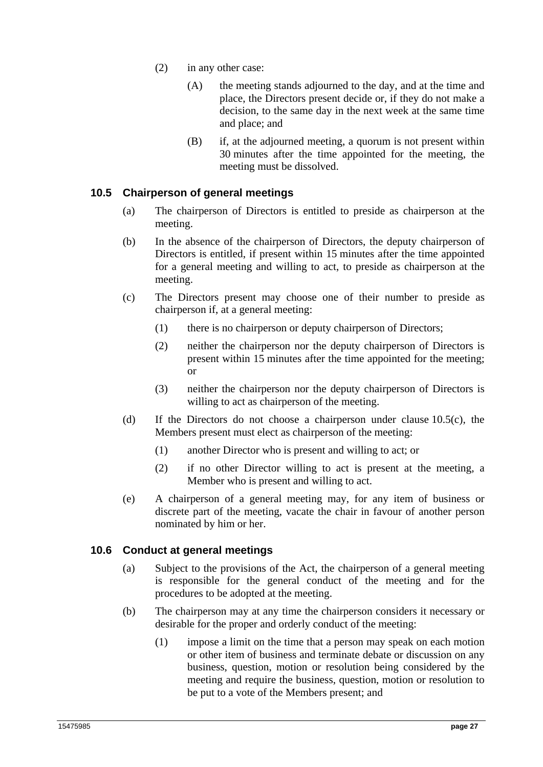(2) in any other case:

(A) the meeting stands adjourned to the day, and at the time and place, the Directors present decide or, if they do not make a decision, to the same day in the next week at the same time and place; and

(B) if, at the adjourned meeting, a quorum is not present within 30 minutes after the time appointed for the meeting, the meeting must be dissolved.

### 10.5 Chairperson of general meetings

(a) The chairperson of Directors is entitled to preside as chairperson at the meeting.

(b) In the absence of the chairperson of Directors, the deputy chairperson of Directors is entitled, if present within 15 minutes after the time appointed for a general meeting and willing to act, to preside as chairperson at the meeting.

(c) The Directors present may choose one of their number to preside as chairperson if, at a general meeting:

(1) there is no chairperson or deputy chairperson of Directors;

(2) neither the chairperson nor the deputy chairperson of Directors is present within 15 minutes after the time appointed for the meeting; or

(3) neither the chairperson nor the deputy chairperson of Directors is willing to act as chairperson of the meeting.

(d) If the Directors do not choose a chairperson under clause 10.5(c), the Members present must elect as chairperson of the meeting:

(1) another Director who is present and willing to act; or

(2) if no other Director willing to act is present at the meeting, a Member who is present and willing to act.

(e) A chairperson of a general meeting may, for any item of business or discrete part of the meeting, vacate the chair in favour of another person nominated by him or her.

### 10.6 Conduct at general meetings

(a) Subject to the provisions of the Act, the chairperson of a general meeting is responsible for the general conduct of the meeting and for the procedures to be adopted at the meeting.

(b) The chairperson may at any time the chairperson considers it necessary or desirable for the proper and orderly conduct of the meeting:

(1) impose a limit on the time that a person may speak on each motion or other item of business and terminate debate or discussion on any business, question, motion or resolution being considered by the meeting and require the business, question, motion or resolution to be put to a vote of the Members present; and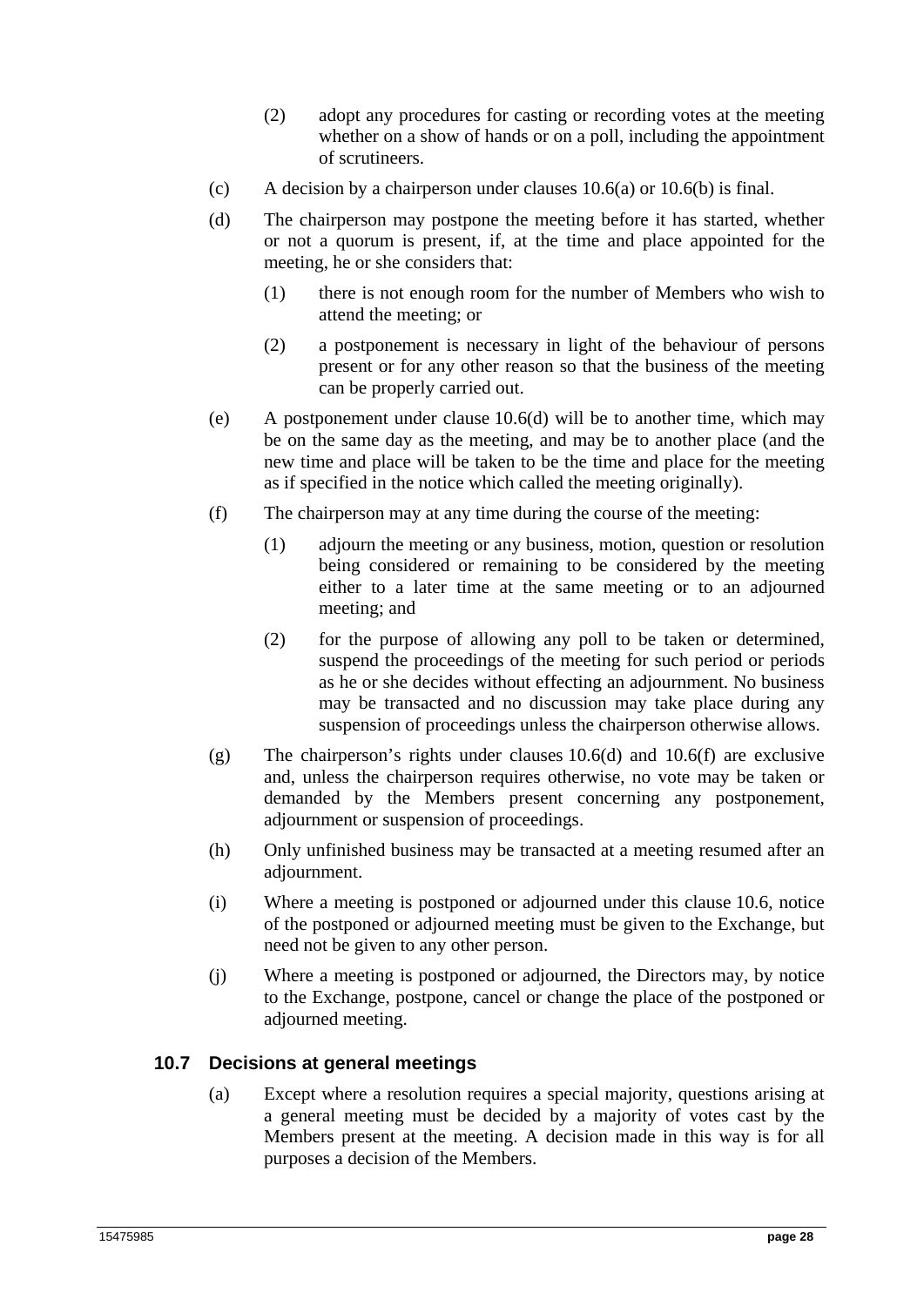(2) adopt any procedures for casting or recording votes at the meeting whether on a show of hands or on a poll, including the appointment of scrutineers.

(c) A decision by a chairperson under clauses 10.6(a) or 10.6(b) is final.

(d) The chairperson may postpone the meeting before it has started, whether or not a quorum is present, if, at the time and place appointed for the meeting, he or she considers that:

(1) there is not enough room for the number of Members who wish to attend the meeting; or

(2) a postponement is necessary in light of the behaviour of persons present or for any other reason so that the business of the meeting can be properly carried out.

(e) A postponement under clause 10.6(d) will be to another time, which may be on the same day as the meeting, and may be to another place (and the new time and place will be taken to be the time and place for the meeting as if specified in the notice which called the meeting originally).

(f) The chairperson may at any time during the course of the meeting:

(1) adjourn the meeting or any business, motion, question or resolution being considered or remaining to be considered by the meeting either to a later time at the same meeting or to an adjourned meeting; and

(2) for the purpose of allowing any poll to be taken or determined, suspend the proceedings of the meeting for such period or periods as he or she decides without effecting an adjournment. No business may be transacted and no discussion may take place during any suspension of proceedings unless the chairperson otherwise allows.

(g) The chairperson's rights under clauses 10.6(d) and 10.6(f) are exclusive and, unless the chairperson requires otherwise, no vote may be taken or demanded by the Members present concerning any postponement, adjournment or suspension of proceedings.

(h) Only unfinished business may be transacted at a meeting resumed after an adjournment.

(i) Where a meeting is postponed or adjourned under this clause 10.6, notice of the postponed or adjourned meeting must be given to the Exchange, but need not be given to any other person.

(j) Where a meeting is postponed or adjourned, the Directors may, by notice to the Exchange, postpone, cancel or change the place of the postponed or adjourned meeting.

### 10.7 Decisions at general meetings

(a) Except where a resolution requires a special majority, questions arising at a general meeting must be decided by a majority of votes cast by the Members present at the meeting. A decision made in this way is for all purposes a decision of the Members.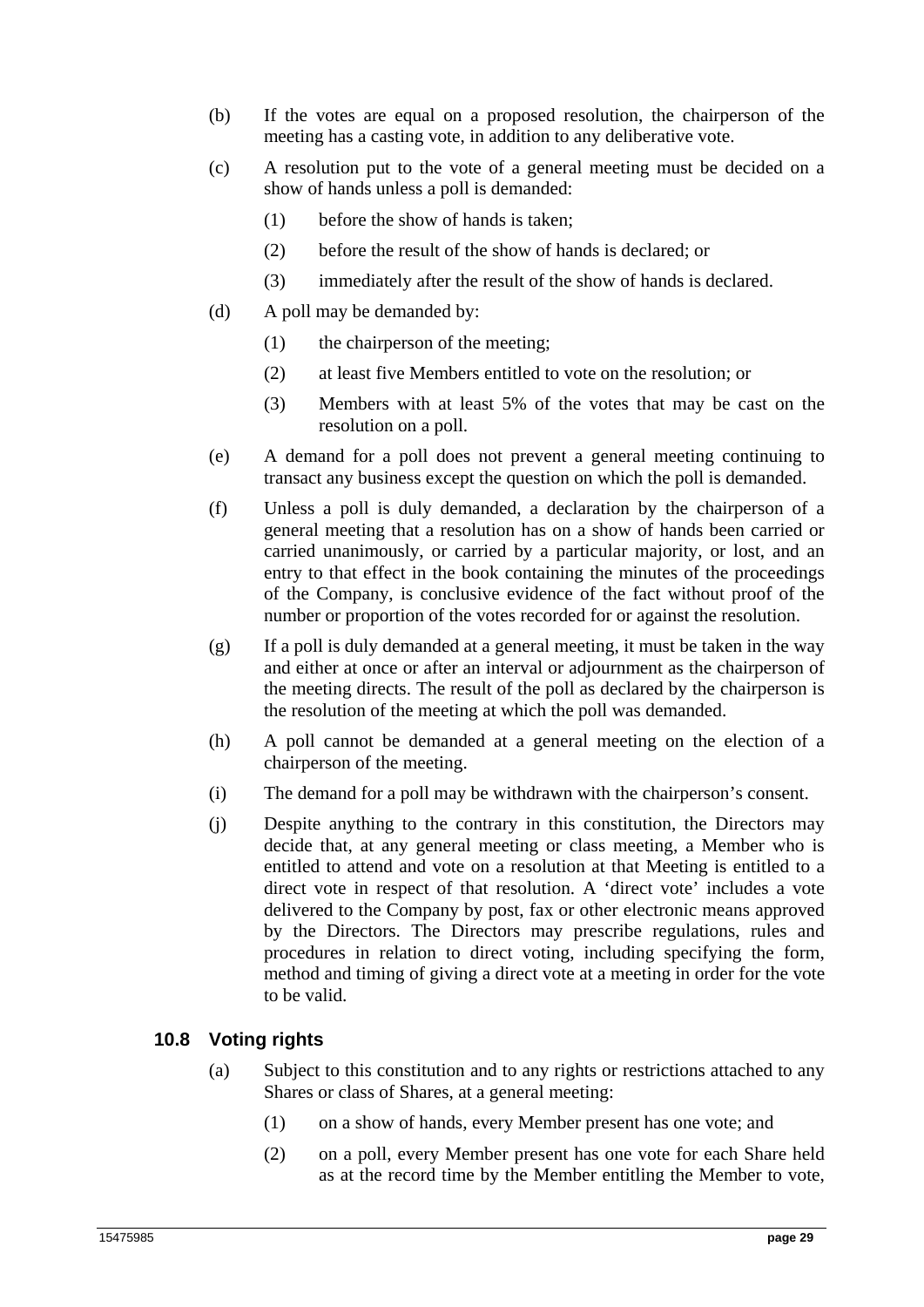(b) If the votes are equal on a proposed resolution, the chairperson of the meeting has a casting vote, in addition to any deliberative vote.

(c) A resolution put to the vote of a general meeting must be decided on a show of hands unless a poll is demanded:

(1) before the show of hands is taken;

(2) before the result of the show of hands is declared; or

(3) immediately after the result of the show of hands is declared.

(d) A poll may be demanded by:

(1) the chairperson of the meeting;

(2) at least five Members entitled to vote on the resolution; or

(3) Members with at least 5% of the votes that may be cast on the resolution on a poll.

(e) A demand for a poll does not prevent a general meeting continuing to transact any business except the question on which the poll is demanded.

(f) Unless a poll is duly demanded, a declaration by the chairperson of a general meeting that a resolution has on a show of hands been carried or carried unanimously, or carried by a particular majority, or lost, and an entry to that effect in the book containing the minutes of the proceedings of the Company, is conclusive evidence of the fact without proof of the number or proportion of the votes recorded for or against the resolution.

(g) If a poll is duly demanded at a general meeting, it must be taken in the way and either at once or after an interval or adjournment as the chairperson of the meeting directs. The result of the poll as declared by the chairperson is the resolution of the meeting at which the poll was demanded.

(h) A poll cannot be demanded at a general meeting on the election of a chairperson of the meeting.

(i) The demand for a poll may be withdrawn with the chairperson's consent.

(j) Despite anything to the contrary in this constitution, the Directors may decide that, at any general meeting or class meeting, a Member who is entitled to attend and vote on a resolution at that Meeting is entitled to a direct vote in respect of that resolution. A 'direct vote' includes a vote delivered to the Company by post, fax or other electronic means approved by the Directors. The Directors may prescribe regulations, rules and procedures in relation to direct voting, including specifying the form, method and timing of giving a direct vote at a meeting in order for the vote to be valid.

### 10.8 Voting rights

(a) Subject to this constitution and to any rights or restrictions attached to any Shares or class of Shares, at a general meeting:

(1) on a show of hands, every Member present has one vote; and

(2) on a poll, every Member present has one vote for each Share held as at the record time by the Member entitling the Member to vote,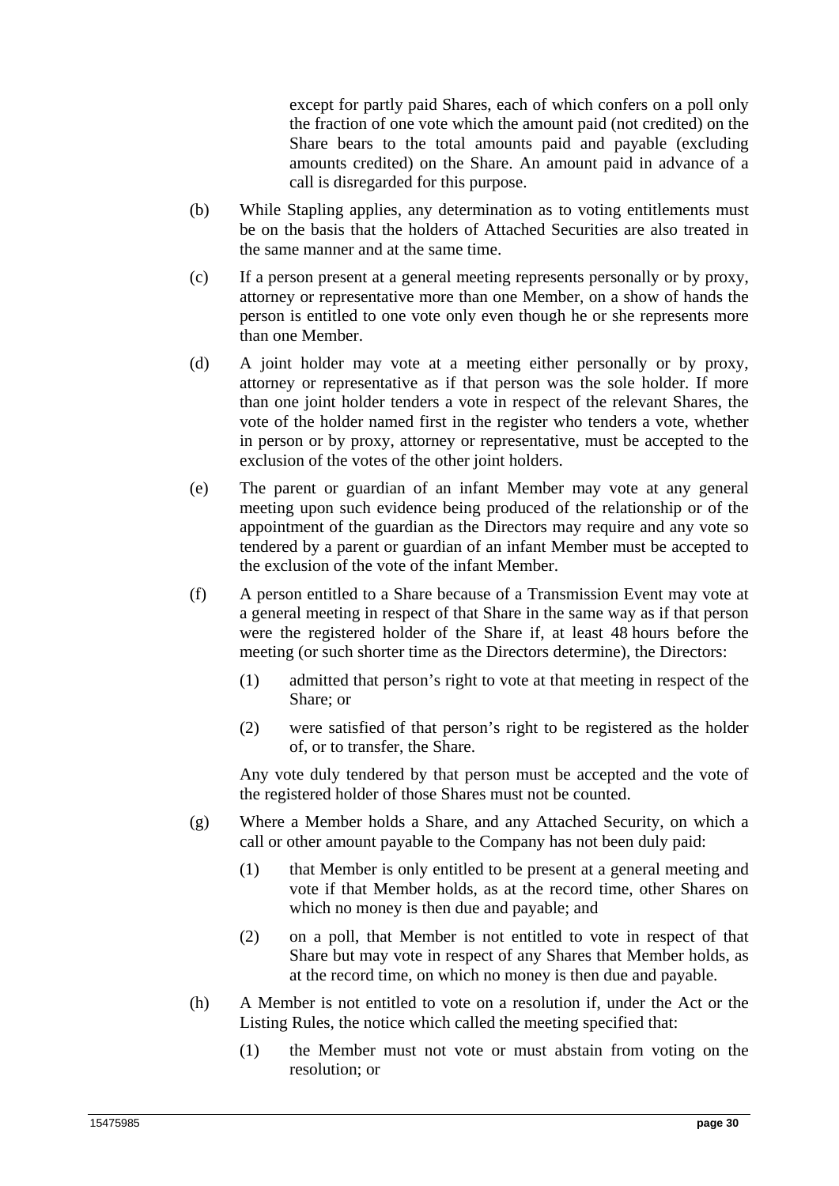except for partly paid Shares, each of which confers on a poll only the fraction of one vote which the amount paid (not credited) on the Share bears to the total amounts paid and payable (excluding amounts credited) on the Share. An amount paid in advance of a call is disregarded for this purpose.

(b) While Stapling applies, any determination as to voting entitlements must be on the basis that the holders of Attached Securities are also treated in the same manner and at the same time.

(c) If a person present at a general meeting represents personally or by proxy, attorney or representative more than one Member, on a show of hands the person is entitled to one vote only even though he or she represents more than one Member.

(d) A joint holder may vote at a meeting either personally or by proxy, attorney or representative as if that person was the sole holder. If more than one joint holder tenders a vote in respect of the relevant Shares, the vote of the holder named first in the register who tenders a vote, whether in person or by proxy, attorney or representative, must be accepted to the exclusion of the votes of the other joint holders.

(e) The parent or guardian of an infant Member may vote at any general meeting upon such evidence being produced of the relationship or of the appointment of the guardian as the Directors may require and any vote so tendered by a parent or guardian of an infant Member must be accepted to the exclusion of the vote of the infant Member.

(f) A person entitled to a Share because of a Transmission Event may vote at a general meeting in respect of that Share in the same way as if that person were the registered holder of the Share if, at least 48 hours before the meeting (or such shorter time as the Directors determine), the Directors:

(1) admitted that person's right to vote at that meeting in respect of the Share; or

(2) were satisfied of that person's right to be registered as the holder of, or to transfer, the Share.

Any vote duly tendered by that person must be accepted and the vote of the registered holder of those Shares must not be counted.

(g) Where a Member holds a Share, and any Attached Security, on which a call or other amount payable to the Company has not been duly paid:

(1) that Member is only entitled to be present at a general meeting and vote if that Member holds, as at the record time, other Shares on which no money is then due and payable; and

(2) on a poll, that Member is not entitled to vote in respect of that Share but may vote in respect of any Shares that Member holds, as at the record time, on which no money is then due and payable.

(h) A Member is not entitled to vote on a resolution if, under the Act or the Listing Rules, the notice which called the meeting specified that:

(1) the Member must not vote or must abstain from voting on the resolution; or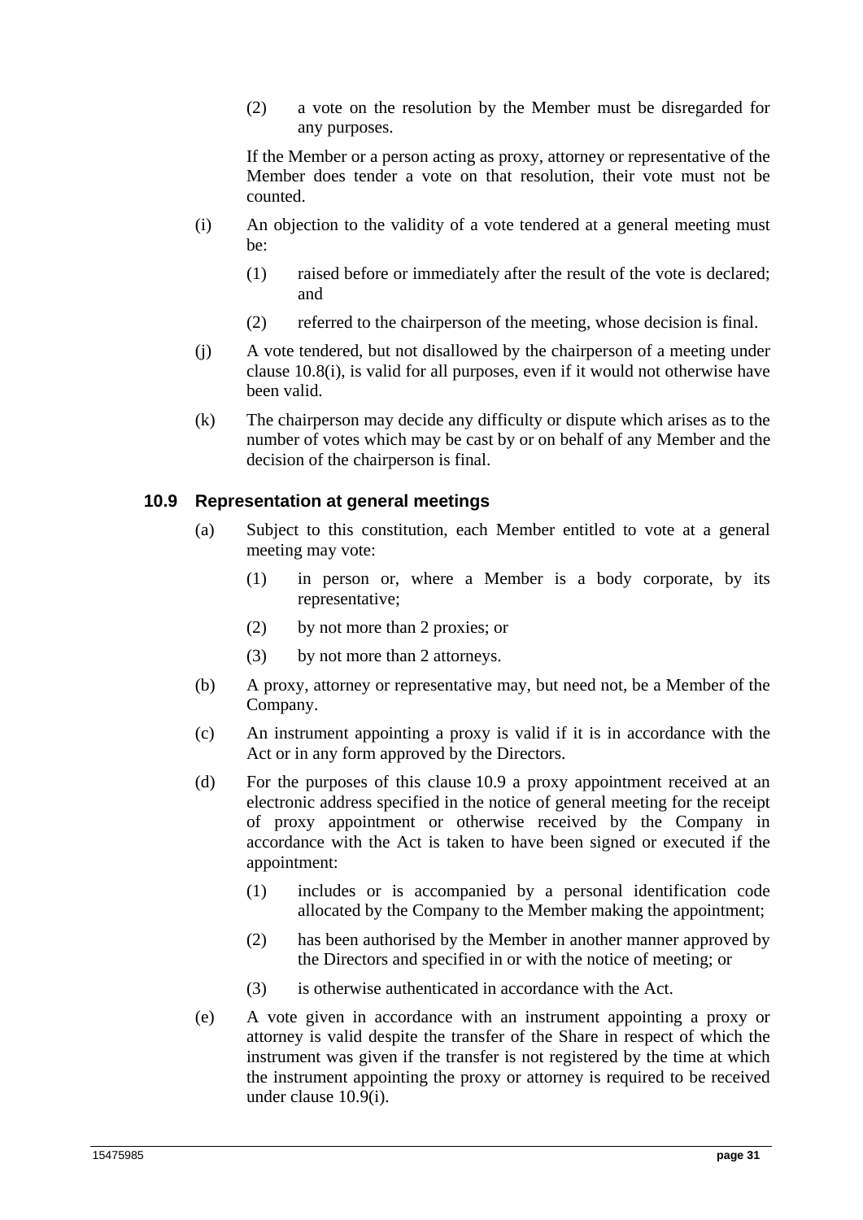(2) a vote on the resolution by the Member must be disregarded for any purposes.

If the Member or a person acting as proxy, attorney or representative of the Member does tender a vote on that resolution, their vote must not be counted.

(i) An objection to the validity of a vote tendered at a general meeting must be:

(1) raised before or immediately after the result of the vote is declared; and

(2) referred to the chairperson of the meeting, whose decision is final.

(j) A vote tendered, but not disallowed by the chairperson of a meeting under clause 10.8(i), is valid for all purposes, even if it would not otherwise have been valid.

(k) The chairperson may decide any difficulty or dispute which arises as to the number of votes which may be cast by or on behalf of any Member and the decision of the chairperson is final.

### 10.9 Representation at general meetings

(a) Subject to this constitution, each Member entitled to vote at a general meeting may vote:

(1) in person or, where a Member is a body corporate, by its representative;

(2) by not more than 2 proxies; or

(3) by not more than 2 attorneys.

(b) A proxy, attorney or representative may, but need not, be a Member of the Company.

(c) An instrument appointing a proxy is valid if it is in accordance with the Act or in any form approved by the Directors.

(d) For the purposes of this clause 10.9 a proxy appointment received at an electronic address specified in the notice of general meeting for the receipt of proxy appointment or otherwise received by the Company in accordance with the Act is taken to have been signed or executed if the appointment:

(1) includes or is accompanied by a personal identification code allocated by the Company to the Member making the appointment;

(2) has been authorised by the Member in another manner approved by the Directors and specified in or with the notice of meeting; or

(3) is otherwise authenticated in accordance with the Act.

(e) A vote given in accordance with an instrument appointing a proxy or attorney is valid despite the transfer of the Share in respect of which the instrument was given if the transfer is not registered by the time at which the instrument appointing the proxy or attorney is required to be received under clause 10.9(i).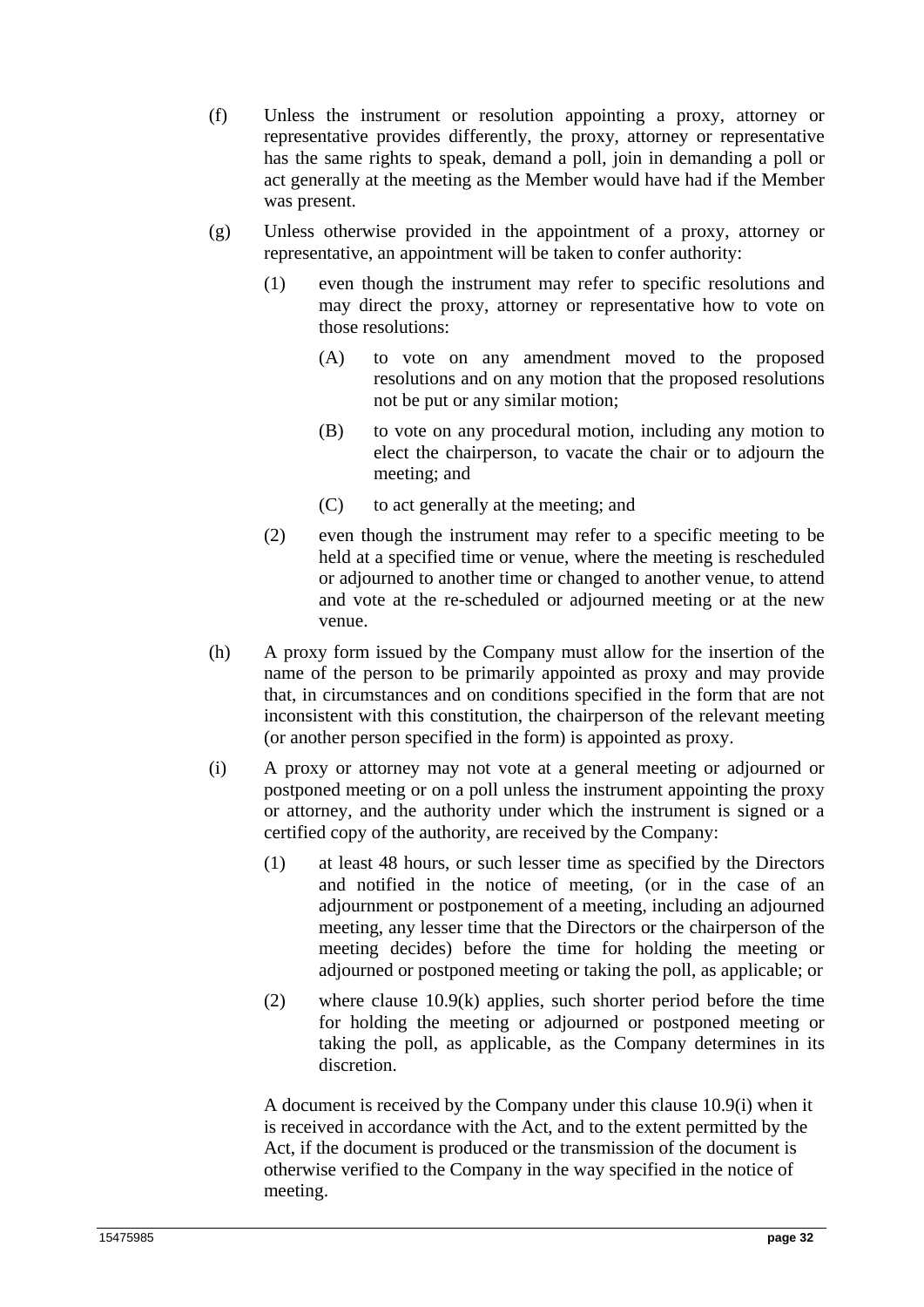(f) Unless the instrument or resolution appointing a proxy, attorney or representative provides differently, the proxy, attorney or representative has the same rights to speak, demand a poll, join in demanding a poll or act generally at the meeting as the Member would have had if the Member was present.

(g) Unless otherwise provided in the appointment of a proxy, attorney or representative, an appointment will be taken to confer authority:

   (1) even though the instrument may refer to specific resolutions and may direct the proxy, attorney or representative how to vote on those resolutions:

      (A) to vote on any amendment moved to the proposed resolutions and on any motion that the proposed resolutions not be put or any similar motion;

      (B) to vote on any procedural motion, including any motion to elect the chairperson, to vacate the chair or to adjourn the meeting; and

      (C) to act generally at the meeting; and

   (2) even though the instrument may refer to a specific meeting to be held at a specified time or venue, where the meeting is rescheduled or adjourned to another time or changed to another venue, to attend and vote at the re-scheduled or adjourned meeting or at the new venue.

(h) A proxy form issued by the Company must allow for the insertion of the name of the person to be primarily appointed as proxy and may provide that, in circumstances and on conditions specified in the form that are not inconsistent with this constitution, the chairperson of the relevant meeting (or another person specified in the form) is appointed as proxy.

(i) A proxy or attorney may not vote at a general meeting or adjourned or postponed meeting or on a poll unless the instrument appointing the proxy or attorney, and the authority under which the instrument is signed or a certified copy of the authority, are received by the Company:

   (1) at least 48 hours, or such lesser time as specified by the Directors and notified in the notice of meeting, (or in the case of an adjournment or postponement of a meeting, including an adjourned meeting, any lesser time that the Directors or the chairperson of the meeting decides) before the time for holding the meeting or adjourned or postponed meeting or taking the poll, as applicable; or

   (2) where clause 10.9(k) applies, such shorter period before the time for holding the meeting or adjourned or postponed meeting or taking the poll, as applicable, as the Company determines in its discretion.

   A document is received by the Company under this clause 10.9(i) when it is received in accordance with the Act, and to the extent permitted by the Act, if the document is produced or the transmission of the document is otherwise verified to the Company in the way specified in the notice of meeting.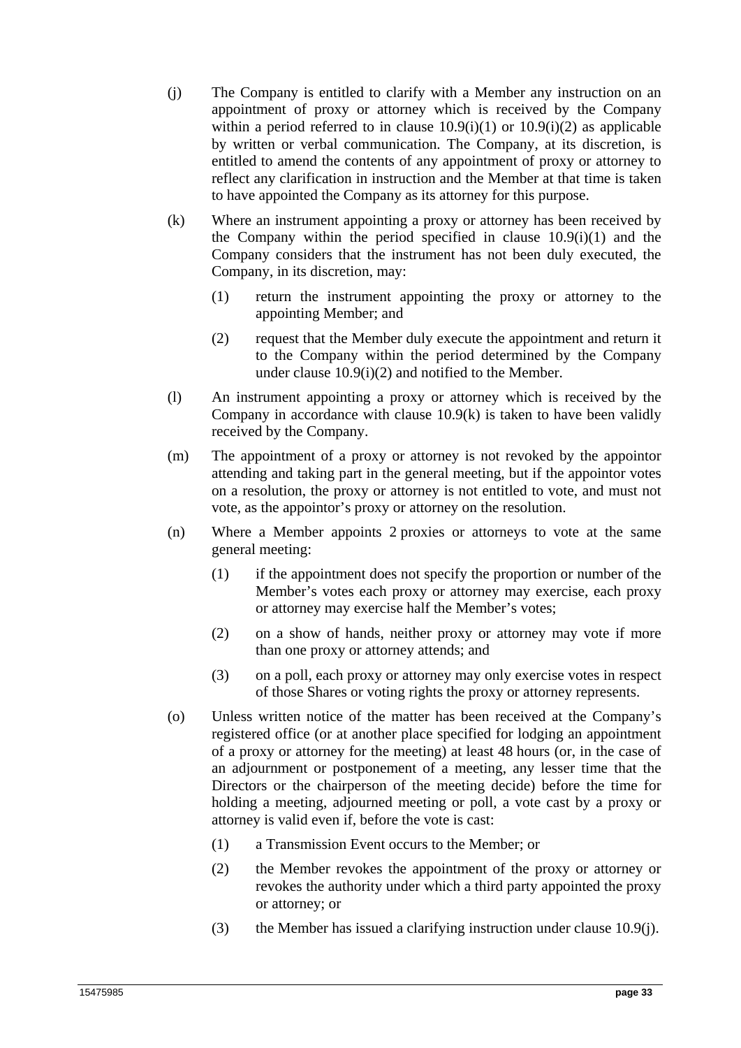(j) The Company is entitled to clarify with a Member any instruction on an appointment of proxy or attorney which is received by the Company within a period referred to in clause 10.9(i)(1) or 10.9(i)(2) as applicable by written or verbal communication. The Company, at its discretion, is entitled to amend the contents of any appointment of proxy or attorney to reflect any clarification in instruction and the Member at that time is taken to have appointed the Company as its attorney for this purpose.

(k) Where an instrument appointing a proxy or attorney has been received by the Company within the period specified in clause 10.9(i)(1) and the Company considers that the instrument has not been duly executed, the Company, in its discretion, may:

   (1) return the instrument appointing the proxy or attorney to the appointing Member; and

   (2) request that the Member duly execute the appointment and return it to the Company within the period determined by the Company under clause 10.9(i)(2) and notified to the Member.

(l) An instrument appointing a proxy or attorney which is received by the Company in accordance with clause 10.9(k) is taken to have been validly received by the Company.

(m) The appointment of a proxy or attorney is not revoked by the appointor attending and taking part in the general meeting, but if the appointor votes on a resolution, the proxy or attorney is not entitled to vote, and must not vote, as the appointor's proxy or attorney on the resolution.

(n) Where a Member appoints 2 proxies or attorneys to vote at the same general meeting:

   (1) if the appointment does not specify the proportion or number of the Member's votes each proxy or attorney may exercise, each proxy or attorney may exercise half the Member's votes;

   (2) on a show of hands, neither proxy or attorney may vote if more than one proxy or attorney attends; and

   (3) on a poll, each proxy or attorney may only exercise votes in respect of those Shares or voting rights the proxy or attorney represents.

(o) Unless written notice of the matter has been received at the Company's registered office (or at another place specified for lodging an appointment of a proxy or attorney for the meeting) at least 48 hours (or, in the case of an adjournment or postponement of a meeting, any lesser time that the Directors or the chairperson of the meeting decide) before the time for holding a meeting, adjourned meeting or poll, a vote cast by a proxy or attorney is valid even if, before the vote is cast:

   (1) a Transmission Event occurs to the Member; or

   (2) the Member revokes the appointment of the proxy or attorney or revokes the authority under which a third party appointed the proxy or attorney; or

   (3) the Member has issued a clarifying instruction under clause 10.9(j).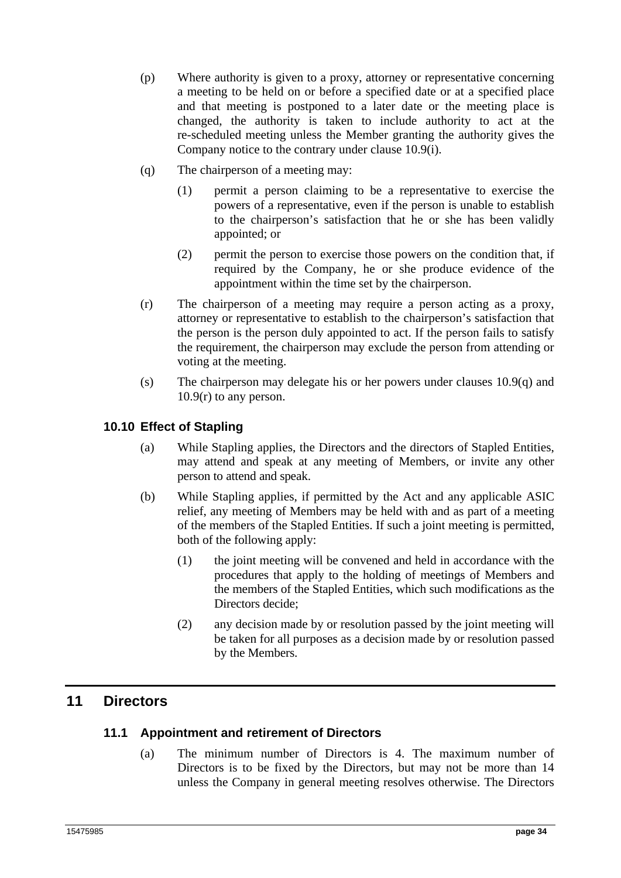(p) Where authority is given to a proxy, attorney or representative concerning a meeting to be held on or before a specified date or at a specified place and that meeting is postponed to a later date or the meeting place is changed, the authority is taken to include authority to act at the re-scheduled meeting unless the Member granting the authority gives the Company notice to the contrary under clause 10.9(i).

(q) The chairperson of a meeting may:

   (1) permit a person claiming to be a representative to exercise the powers of a representative, even if the person is unable to establish to the chairperson's satisfaction that he or she has been validly appointed; or

   (2) permit the person to exercise those powers on the condition that, if required by the Company, he or she produce evidence of the appointment within the time set by the chairperson.

(r) The chairperson of a meeting may require a person acting as a proxy, attorney or representative to establish to the chairperson's satisfaction that the person is the person duly appointed to act. If the person fails to satisfy the requirement, the chairperson may exclude the person from attending or voting at the meeting.

(s) The chairperson may delegate his or her powers under clauses 10.9(q) and 10.9(r) to any person.

### 10.10 Effect of Stapling

(a) While Stapling applies, the Directors and the directors of Stapled Entities, may attend and speak at any meeting of Members, or invite any other person to attend and speak.

(b) While Stapling applies, if permitted by the Act and any applicable ASIC relief, any meeting of Members may be held with and as part of a meeting of the members of the Stapled Entities. If such a joint meeting is permitted, both of the following apply:

   (1) the joint meeting will be convened and held in accordance with the procedures that apply to the holding of meetings of Members and the members of the Stapled Entities, which such modifications as the Directors decide;

   (2) any decision made by or resolution passed by the joint meeting will be taken for all purposes as a decision made by or resolution passed by the Members.

## 11 Directors

### 11.1 Appointment and retirement of Directors

(a) The minimum number of Directors is 4. The maximum number of Directors is to be fixed by the Directors, but may not be more than 14 unless the Company in general meeting resolves otherwise. The Directors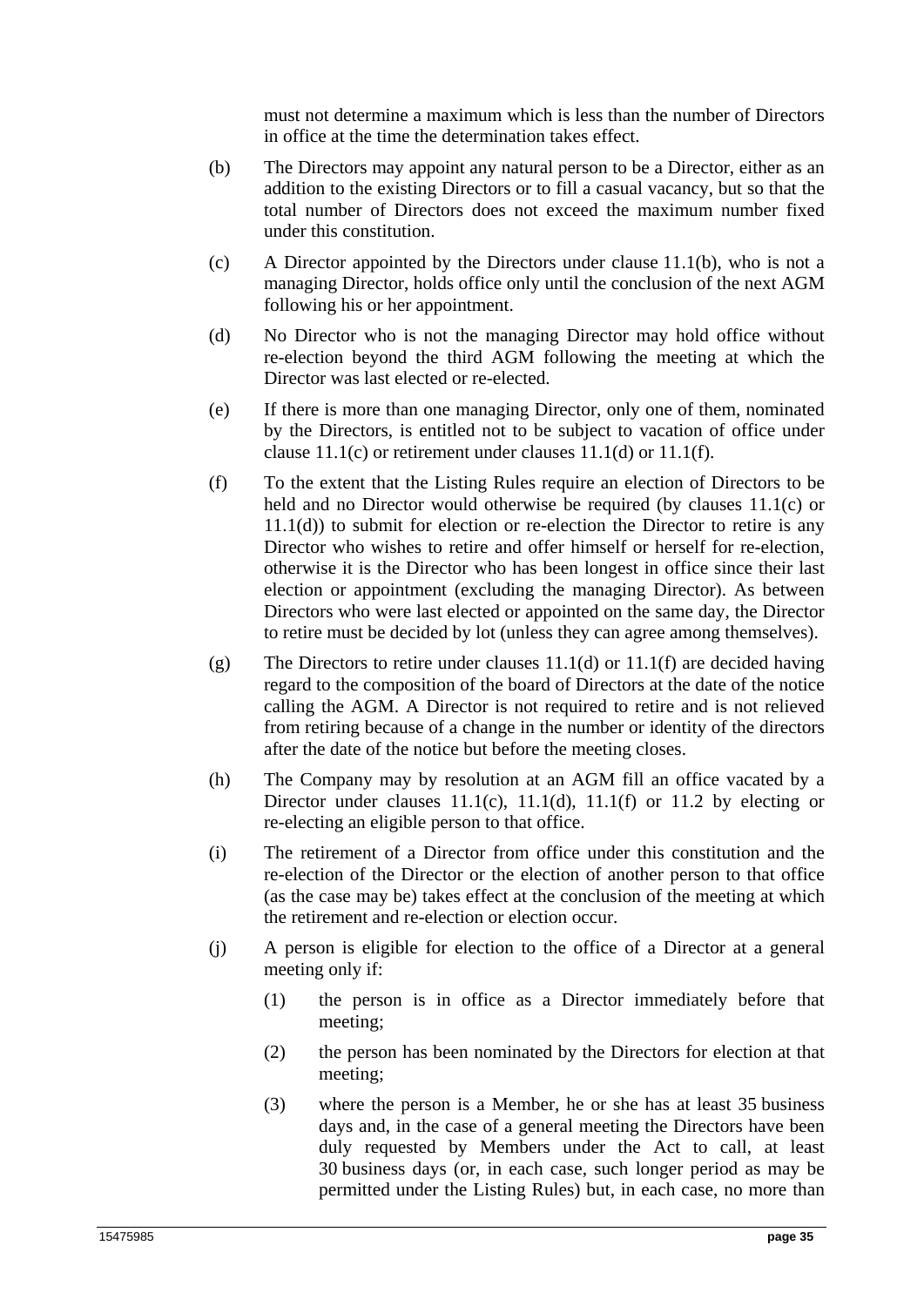must not determine a maximum which is less than the number of Directors in office at the time the determination takes effect.

(b) The Directors may appoint any natural person to be a Director, either as an addition to the existing Directors or to fill a casual vacancy, but so that the total number of Directors does not exceed the maximum number fixed under this constitution.

(c) A Director appointed by the Directors under clause 11.1(b), who is not a managing Director, holds office only until the conclusion of the next AGM following his or her appointment.

(d) No Director who is not the managing Director may hold office without re-election beyond the third AGM following the meeting at which the Director was last elected or re-elected.

(e) If there is more than one managing Director, only one of them, nominated by the Directors, is entitled not to be subject to vacation of office under clause 11.1(c) or retirement under clauses 11.1(d) or 11.1(f).

(f) To the extent that the Listing Rules require an election of Directors to be held and no Director would otherwise be required (by clauses 11.1(c) or 11.1(d)) to submit for election or re-election the Director to retire is any Director who wishes to retire and offer himself or herself for re-election, otherwise it is the Director who has been longest in office since their last election or appointment (excluding the managing Director). As between Directors who were last elected or appointed on the same day, the Director to retire must be decided by lot (unless they can agree among themselves).

(g) The Directors to retire under clauses 11.1(d) or 11.1(f) are decided having regard to the composition of the board of Directors at the date of the notice calling the AGM. A Director is not required to retire and is not relieved from retiring because of a change in the number or identity of the directors after the date of the notice but before the meeting closes.

(h) The Company may by resolution at an AGM fill an office vacated by a Director under clauses 11.1(c), 11.1(d), 11.1(f) or 11.2 by electing or re-electing an eligible person to that office.

(i) The retirement of a Director from office under this constitution and the re-election of the Director or the election of another person to that office (as the case may be) takes effect at the conclusion of the meeting at which the retirement and re-election or election occur.

(j) A person is eligible for election to the office of a Director at a general meeting only if:

(1) the person is in office as a Director immediately before that meeting;

(2) the person has been nominated by the Directors for election at that meeting;

(3) where the person is a Member, he or she has at least 35 business days and, in the case of a general meeting the Directors have been duly requested by Members under the Act to call, at least 30 business days (or, in each case, such longer period as may be permitted under the Listing Rules) but, in each case, no more than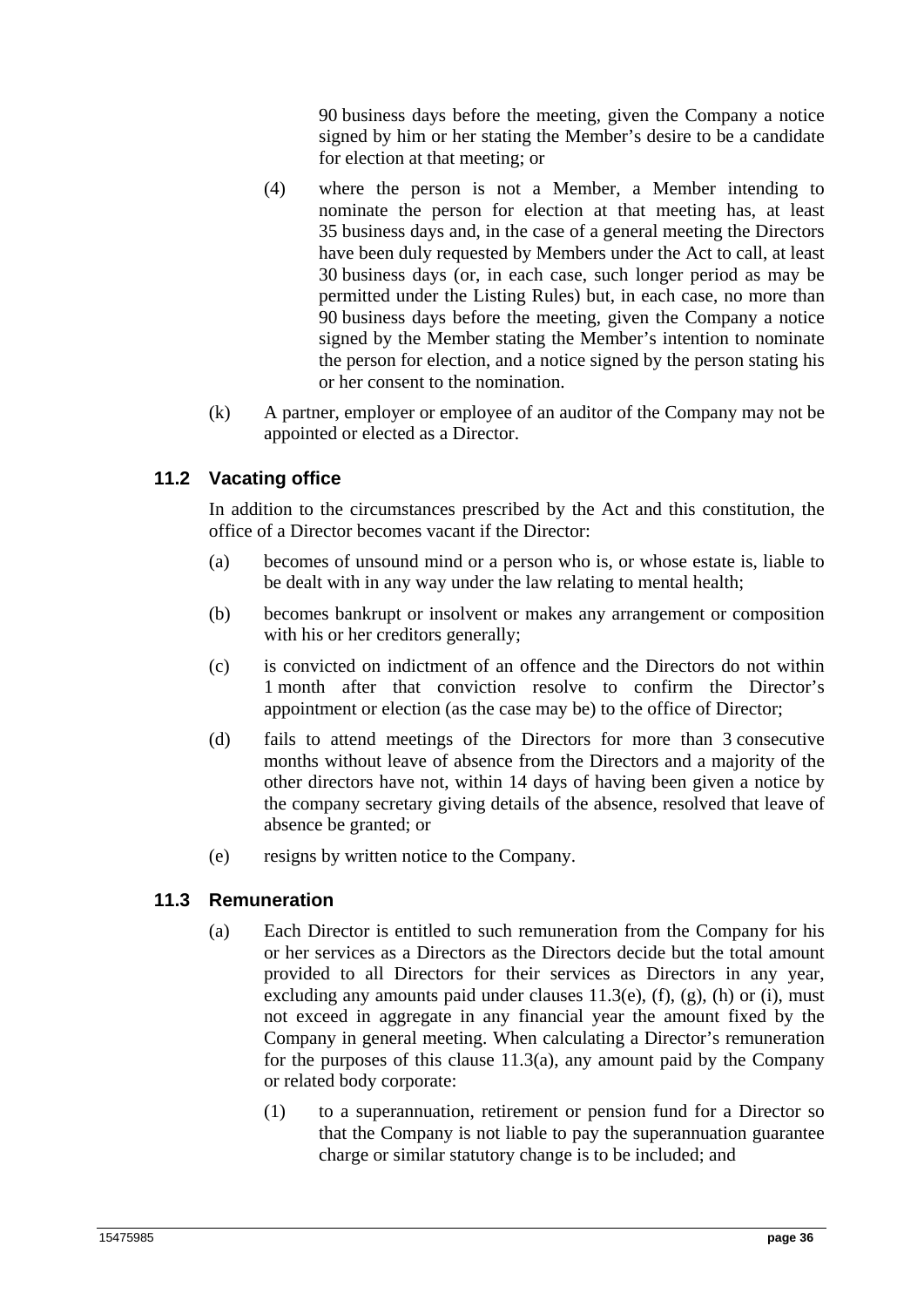90 business days before the meeting, given the Company a notice signed by him or her stating the Member's desire to be a candidate for election at that meeting; or

(4) where the person is not a Member, a Member intending to nominate the person for election at that meeting has, at least 35 business days and, in the case of a general meeting the Directors have been duly requested by Members under the Act to call, at least 30 business days (or, in each case, such longer period as may be permitted under the Listing Rules) but, in each case, no more than 90 business days before the meeting, given the Company a notice signed by the Member stating the Member's intention to nominate the person for election, and a notice signed by the person stating his or her consent to the nomination.

(k) A partner, employer or employee of an auditor of the Company may not be appointed or elected as a Director.

## 11.2 Vacating office

In addition to the circumstances prescribed by the Act and this constitution, the office of a Director becomes vacant if the Director:

(a) becomes of unsound mind or a person who is, or whose estate is, liable to be dealt with in any way under the law relating to mental health;

(b) becomes bankrupt or insolvent or makes any arrangement or composition with his or her creditors generally;

(c) is convicted on indictment of an offence and the Directors do not within 1 month after that conviction resolve to confirm the Director's appointment or election (as the case may be) to the office of Director;

(d) fails to attend meetings of the Directors for more than 3 consecutive months without leave of absence from the Directors and a majority of the other directors have not, within 14 days of having been given a notice by the company secretary giving details of the absence, resolved that leave of absence be granted; or

(e) resigns by written notice to the Company.

## 11.3 Remuneration

(a) Each Director is entitled to such remuneration from the Company for his or her services as a Directors as the Directors decide but the total amount provided to all Directors for their services as Directors in any year, excluding any amounts paid under clauses 11.3(e), (f), (g), (h) or (i), must not exceed in aggregate in any financial year the amount fixed by the Company in general meeting. When calculating a Director's remuneration for the purposes of this clause 11.3(a), any amount paid by the Company or related body corporate:

(1) to a superannuation, retirement or pension fund for a Director so that the Company is not liable to pay the superannuation guarantee charge or similar statutory change is to be included; and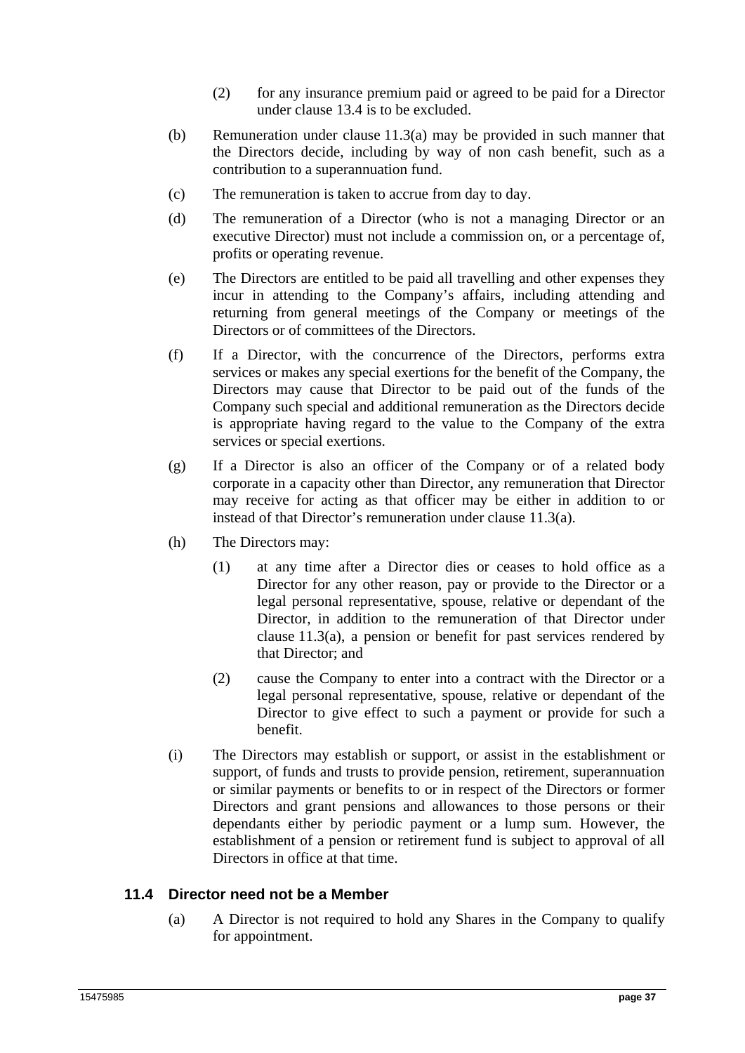(2) for any insurance premium paid or agreed to be paid for a Director under clause 13.4 is to be excluded.

(b) Remuneration under clause 11.3(a) may be provided in such manner that the Directors decide, including by way of non cash benefit, such as a contribution to a superannuation fund.

(c) The remuneration is taken to accrue from day to day.

(d) The remuneration of a Director (who is not a managing Director or an executive Director) must not include a commission on, or a percentage of, profits or operating revenue.

(e) The Directors are entitled to be paid all travelling and other expenses they incur in attending to the Company's affairs, including attending and returning from general meetings of the Company or meetings of the Directors or of committees of the Directors.

(f) If a Director, with the concurrence of the Directors, performs extra services or makes any special exertions for the benefit of the Company, the Directors may cause that Director to be paid out of the funds of the Company such special and additional remuneration as the Directors decide is appropriate having regard to the value to the Company of the extra services or special exertions.

(g) If a Director is also an officer of the Company or of a related body corporate in a capacity other than Director, any remuneration that Director may receive for acting as that officer may be either in addition to or instead of that Director's remuneration under clause 11.3(a).

(h) The Directors may:

(1) at any time after a Director dies or ceases to hold office as a Director for any other reason, pay or provide to the Director or a legal personal representative, spouse, relative or dependant of the Director, in addition to the remuneration of that Director under clause 11.3(a), a pension or benefit for past services rendered by that Director; and

(2) cause the Company to enter into a contract with the Director or a legal personal representative, spouse, relative or dependant of the Director to give effect to such a payment or provide for such a benefit.

(i) The Directors may establish or support, or assist in the establishment or support, of funds and trusts to provide pension, retirement, superannuation or similar payments or benefits to or in respect of the Directors or former Directors and grant pensions and allowances to those persons or their dependants either by periodic payment or a lump sum. However, the establishment of a pension or retirement fund is subject to approval of all Directors in office at that time.

### 11.4 Director need not be a Member

(a) A Director is not required to hold any Shares in the Company to qualify for appointment.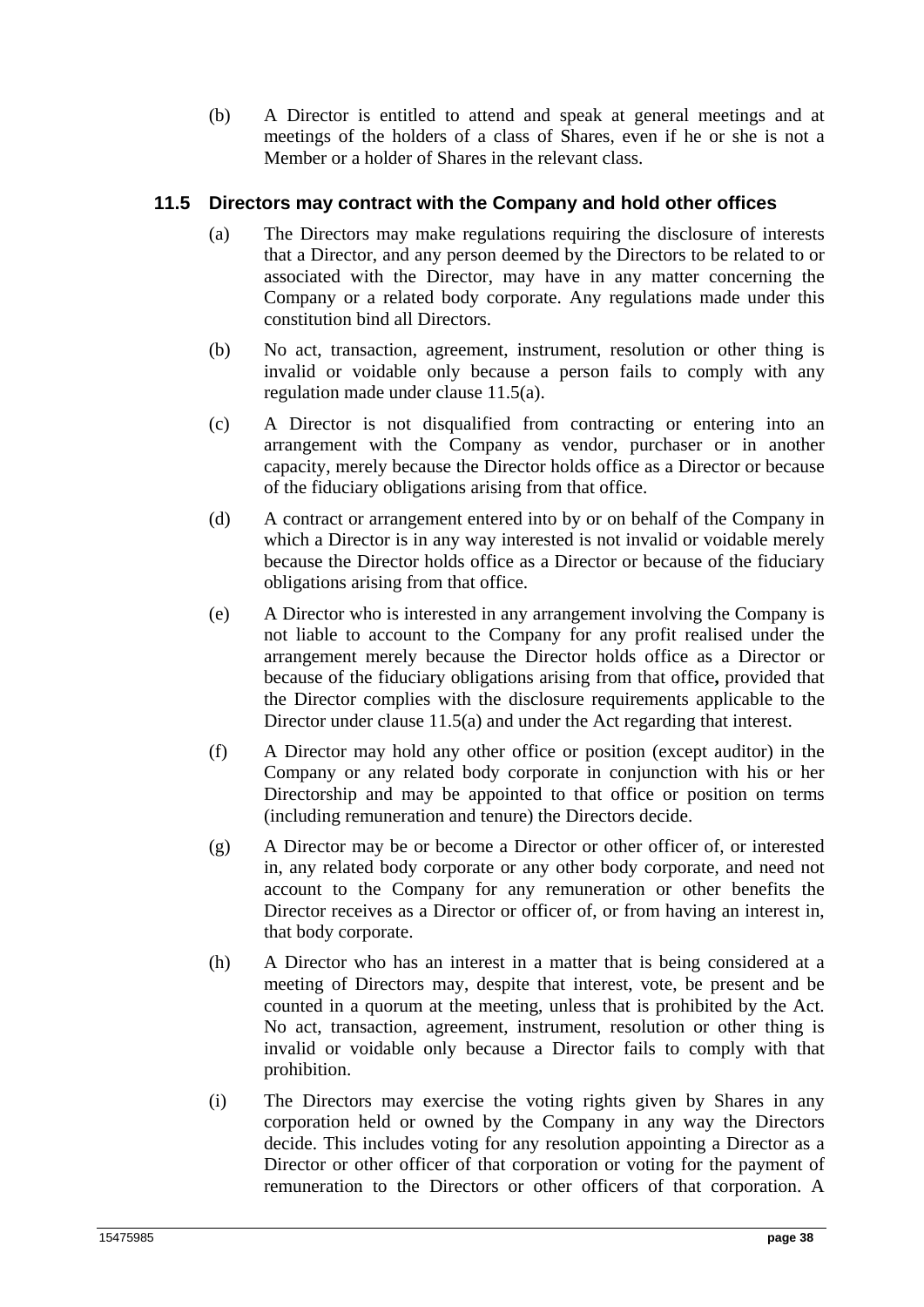(b) A Director is entitled to attend and speak at general meetings and at meetings of the holders of a class of Shares, even if he or she is not a Member or a holder of Shares in the relevant class.

### 11.5 Directors may contract with the Company and hold other offices

(a) The Directors may make regulations requiring the disclosure of interests that a Director, and any person deemed by the Directors to be related to or associated with the Director, may have in any matter concerning the Company or a related body corporate. Any regulations made under this constitution bind all Directors.

(b) No act, transaction, agreement, instrument, resolution or other thing is invalid or voidable only because a person fails to comply with any regulation made under clause 11.5(a).

(c) A Director is not disqualified from contracting or entering into an arrangement with the Company as vendor, purchaser or in another capacity, merely because the Director holds office as a Director or because of the fiduciary obligations arising from that office.

(d) A contract or arrangement entered into by or on behalf of the Company in which a Director is in any way interested is not invalid or voidable merely because the Director holds office as a Director or because of the fiduciary obligations arising from that office.

(e) A Director who is interested in any arrangement involving the Company is not liable to account to the Company for any profit realised under the arrangement merely because the Director holds office as a Director or because of the fiduciary obligations arising from that office**,** provided that the Director complies with the disclosure requirements applicable to the Director under clause 11.5(a) and under the Act regarding that interest.

(f) A Director may hold any other office or position (except auditor) in the Company or any related body corporate in conjunction with his or her Directorship and may be appointed to that office or position on terms (including remuneration and tenure) the Directors decide.

(g) A Director may be or become a Director or other officer of, or interested in, any related body corporate or any other body corporate, and need not account to the Company for any remuneration or other benefits the Director receives as a Director or officer of, or from having an interest in, that body corporate.

(h) A Director who has an interest in a matter that is being considered at a meeting of Directors may, despite that interest, vote, be present and be counted in a quorum at the meeting, unless that is prohibited by the Act. No act, transaction, agreement, instrument, resolution or other thing is invalid or voidable only because a Director fails to comply with that prohibition.

(i) The Directors may exercise the voting rights given by Shares in any corporation held or owned by the Company in any way the Directors decide. This includes voting for any resolution appointing a Director as a Director or other officer of that corporation or voting for the payment of remuneration to the Directors or other officers of that corporation. A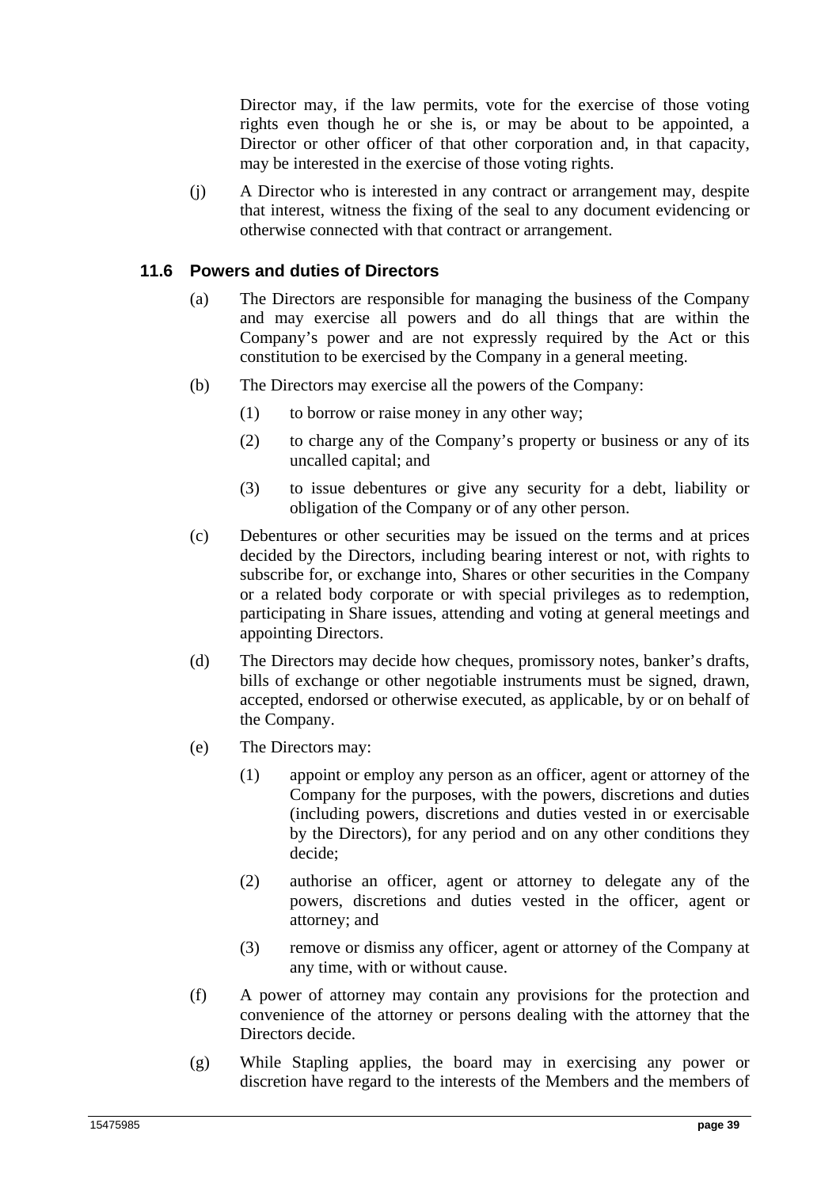Director may, if the law permits, vote for the exercise of those voting rights even though he or she is, or may be about to be appointed, a Director or other officer of that other corporation and, in that capacity, may be interested in the exercise of those voting rights.

(j) A Director who is interested in any contract or arrangement may, despite that interest, witness the fixing of the seal to any document evidencing or otherwise connected with that contract or arrangement.

### 11.6 Powers and duties of Directors

(a) The Directors are responsible for managing the business of the Company and may exercise all powers and do all things that are within the Company's power and are not expressly required by the Act or this constitution to be exercised by the Company in a general meeting.

(b) The Directors may exercise all the powers of the Company:

(1) to borrow or raise money in any other way;

(2) to charge any of the Company's property or business or any of its uncalled capital; and

(3) to issue debentures or give any security for a debt, liability or obligation of the Company or of any other person.

(c) Debentures or other securities may be issued on the terms and at prices decided by the Directors, including bearing interest or not, with rights to subscribe for, or exchange into, Shares or other securities in the Company or a related body corporate or with special privileges as to redemption, participating in Share issues, attending and voting at general meetings and appointing Directors.

(d) The Directors may decide how cheques, promissory notes, banker's drafts, bills of exchange or other negotiable instruments must be signed, drawn, accepted, endorsed or otherwise executed, as applicable, by or on behalf of the Company.

(e) The Directors may:

(1) appoint or employ any person as an officer, agent or attorney of the Company for the purposes, with the powers, discretions and duties (including powers, discretions and duties vested in or exercisable by the Directors), for any period and on any other conditions they decide;

(2) authorise an officer, agent or attorney to delegate any of the powers, discretions and duties vested in the officer, agent or attorney; and

(3) remove or dismiss any officer, agent or attorney of the Company at any time, with or without cause.

(f) A power of attorney may contain any provisions for the protection and convenience of the attorney or persons dealing with the attorney that the Directors decide.

(g) While Stapling applies, the board may in exercising any power or discretion have regard to the interests of the Members and the members of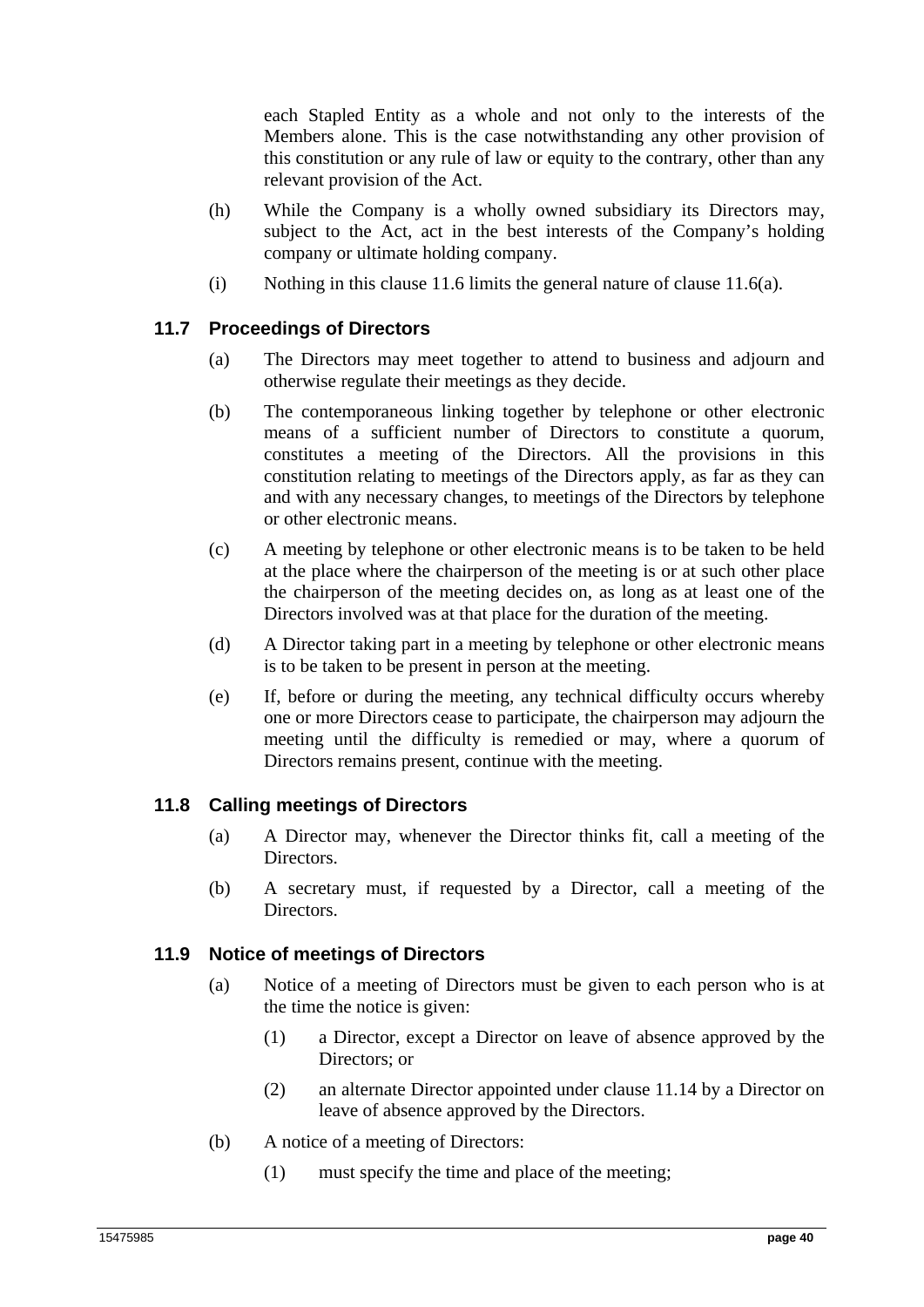each Stapled Entity as a whole and not only to the interests of the Members alone. This is the case notwithstanding any other provision of this constitution or any rule of law or equity to the contrary, other than any relevant provision of the Act.

(h) While the Company is a wholly owned subsidiary its Directors may, subject to the Act, act in the best interests of the Company's holding company or ultimate holding company.

(i) Nothing in this clause 11.6 limits the general nature of clause 11.6(a).

### 11.7 Proceedings of Directors

(a) The Directors may meet together to attend to business and adjourn and otherwise regulate their meetings as they decide.

(b) The contemporaneous linking together by telephone or other electronic means of a sufficient number of Directors to constitute a quorum, constitutes a meeting of the Directors. All the provisions in this constitution relating to meetings of the Directors apply, as far as they can and with any necessary changes, to meetings of the Directors by telephone or other electronic means.

(c) A meeting by telephone or other electronic means is to be taken to be held at the place where the chairperson of the meeting is or at such other place the chairperson of the meeting decides on, as long as at least one of the Directors involved was at that place for the duration of the meeting.

(d) A Director taking part in a meeting by telephone or other electronic means is to be taken to be present in person at the meeting.

(e) If, before or during the meeting, any technical difficulty occurs whereby one or more Directors cease to participate, the chairperson may adjourn the meeting until the difficulty is remedied or may, where a quorum of Directors remains present, continue with the meeting.

### 11.8 Calling meetings of Directors

(a) A Director may, whenever the Director thinks fit, call a meeting of the Directors.

(b) A secretary must, if requested by a Director, call a meeting of the Directors.

### 11.9 Notice of meetings of Directors

(a) Notice of a meeting of Directors must be given to each person who is at the time the notice is given:

  (1) a Director, except a Director on leave of absence approved by the Directors; or

  (2) an alternate Director appointed under clause 11.14 by a Director on leave of absence approved by the Directors.

(b) A notice of a meeting of Directors:

  (1) must specify the time and place of the meeting;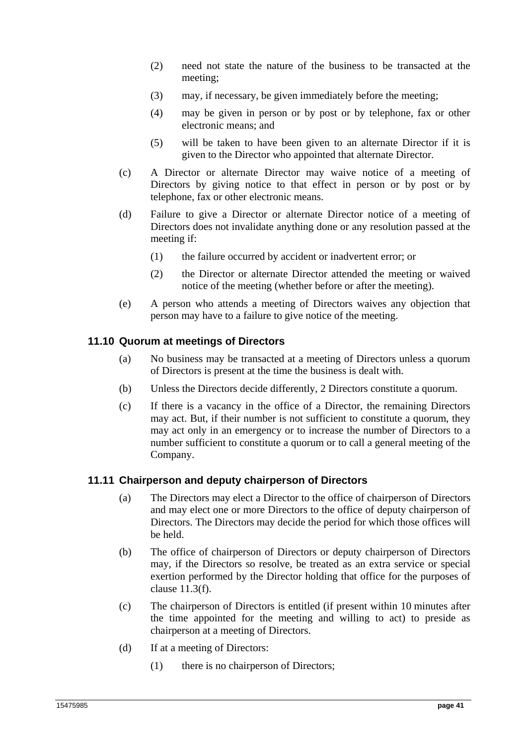(2) need not state the nature of the business to be transacted at the meeting;

(3) may, if necessary, be given immediately before the meeting;

(4) may be given in person or by post or by telephone, fax or other electronic means; and

(5) will be taken to have been given to an alternate Director if it is given to the Director who appointed that alternate Director.

(c) A Director or alternate Director may waive notice of a meeting of Directors by giving notice to that effect in person or by post or by telephone, fax or other electronic means.

(d) Failure to give a Director or alternate Director notice of a meeting of Directors does not invalidate anything done or any resolution passed at the meeting if:

(1) the failure occurred by accident or inadvertent error; or

(2) the Director or alternate Director attended the meeting or waived notice of the meeting (whether before or after the meeting).

(e) A person who attends a meeting of Directors waives any objection that person may have to a failure to give notice of the meeting.

### 11.10 Quorum at meetings of Directors

(a) No business may be transacted at a meeting of Directors unless a quorum of Directors is present at the time the business is dealt with.

(b) Unless the Directors decide differently, 2 Directors constitute a quorum.

(c) If there is a vacancy in the office of a Director, the remaining Directors may act. But, if their number is not sufficient to constitute a quorum, they may act only in an emergency or to increase the number of Directors to a number sufficient to constitute a quorum or to call a general meeting of the Company.

### 11.11 Chairperson and deputy chairperson of Directors

(a) The Directors may elect a Director to the office of chairperson of Directors and may elect one or more Directors to the office of deputy chairperson of Directors. The Directors may decide the period for which those offices will be held.

(b) The office of chairperson of Directors or deputy chairperson of Directors may, if the Directors so resolve, be treated as an extra service or special exertion performed by the Director holding that office for the purposes of clause 11.3(f).

(c) The chairperson of Directors is entitled (if present within 10 minutes after the time appointed for the meeting and willing to act) to preside as chairperson at a meeting of Directors.

(d) If at a meeting of Directors:

(1) there is no chairperson of Directors;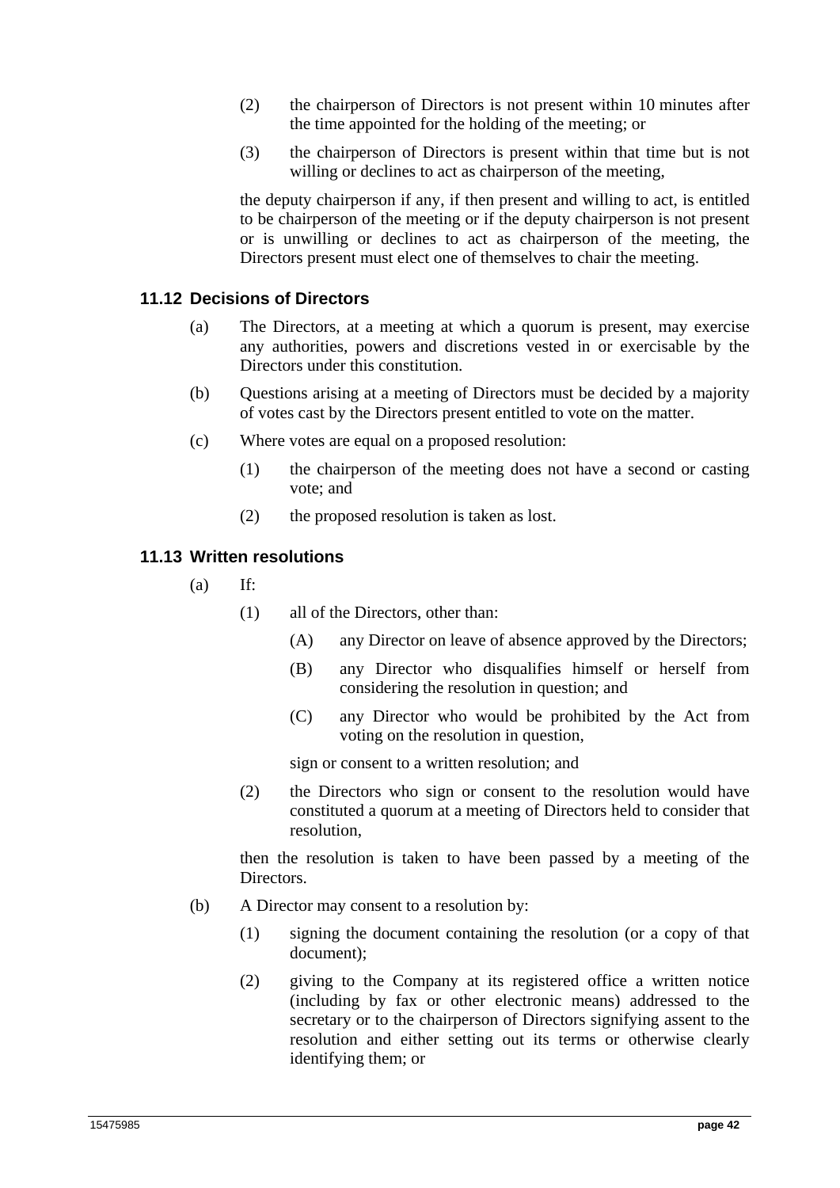(2) the chairperson of Directors is not present within 10 minutes after the time appointed for the holding of the meeting; or

(3) the chairperson of Directors is present within that time but is not willing or declines to act as chairperson of the meeting,

the deputy chairperson if any, if then present and willing to act, is entitled to be chairperson of the meeting or if the deputy chairperson is not present or is unwilling or declines to act as chairperson of the meeting, the Directors present must elect one of themselves to chair the meeting.

### 11.12 Decisions of Directors

(a) The Directors, at a meeting at which a quorum is present, may exercise any authorities, powers and discretions vested in or exercisable by the Directors under this constitution.

(b) Questions arising at a meeting of Directors must be decided by a majority of votes cast by the Directors present entitled to vote on the matter.

(c) Where votes are equal on a proposed resolution:

(1) the chairperson of the meeting does not have a second or casting vote; and

(2) the proposed resolution is taken as lost.

### 11.13 Written resolutions

(a) If:

(1) all of the Directors, other than:

(A) any Director on leave of absence approved by the Directors;

(B) any Director who disqualifies himself or herself from considering the resolution in question; and

(C) any Director who would be prohibited by the Act from voting on the resolution in question,

sign or consent to a written resolution; and

(2) the Directors who sign or consent to the resolution would have constituted a quorum at a meeting of Directors held to consider that resolution,

then the resolution is taken to have been passed by a meeting of the Directors.

(b) A Director may consent to a resolution by:

(1) signing the document containing the resolution (or a copy of that document);

(2) giving to the Company at its registered office a written notice (including by fax or other electronic means) addressed to the secretary or to the chairperson of Directors signifying assent to the resolution and either setting out its terms or otherwise clearly identifying them; or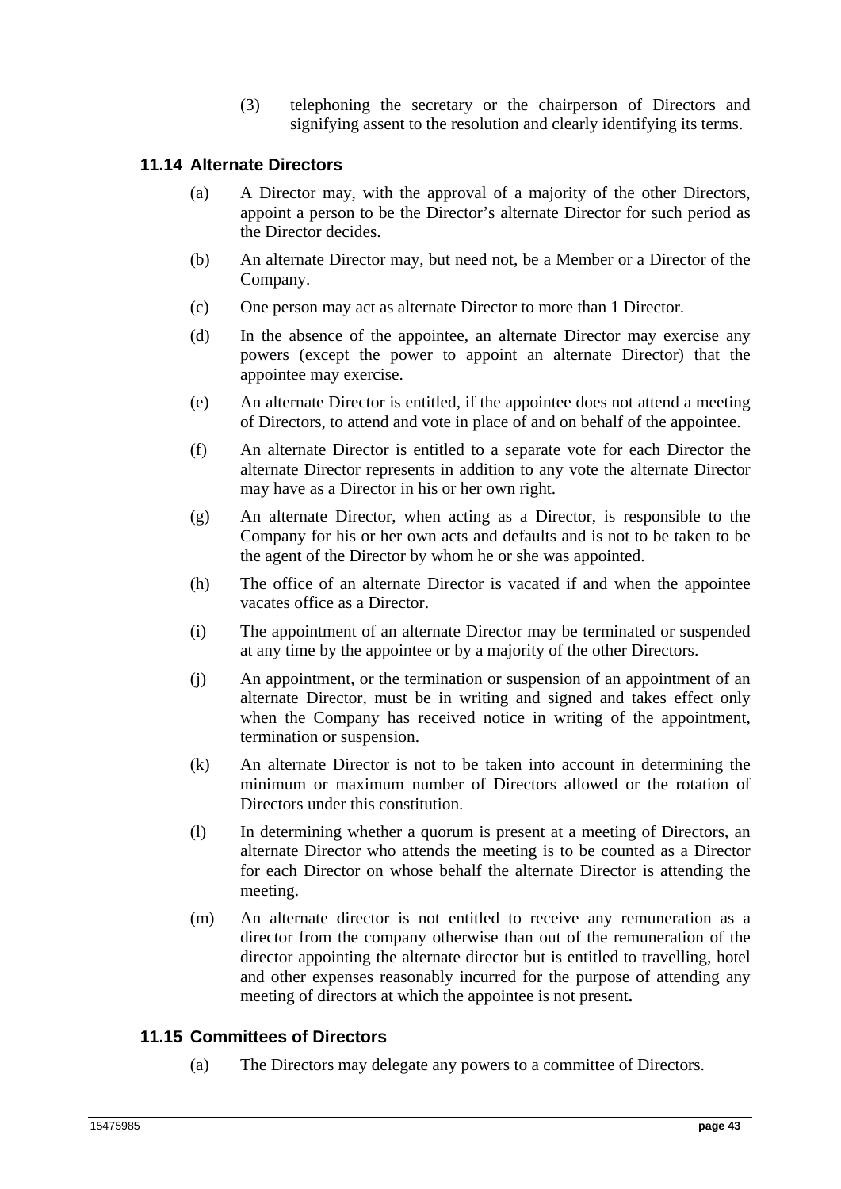(3) telephoning the secretary or the chairperson of Directors and signifying assent to the resolution and clearly identifying its terms.

### 11.14 Alternate Directors

(a) A Director may, with the approval of a majority of the other Directors, appoint a person to be the Director's alternate Director for such period as the Director decides.

(b) An alternate Director may, but need not, be a Member or a Director of the Company.

(c) One person may act as alternate Director to more than 1 Director.

(d) In the absence of the appointee, an alternate Director may exercise any powers (except the power to appoint an alternate Director) that the appointee may exercise.

(e) An alternate Director is entitled, if the appointee does not attend a meeting of Directors, to attend and vote in place of and on behalf of the appointee.

(f) An alternate Director is entitled to a separate vote for each Director the alternate Director represents in addition to any vote the alternate Director may have as a Director in his or her own right.

(g) An alternate Director, when acting as a Director, is responsible to the Company for his or her own acts and defaults and is not to be taken to be the agent of the Director by whom he or she was appointed.

(h) The office of an alternate Director is vacated if and when the appointee vacates office as a Director.

(i) The appointment of an alternate Director may be terminated or suspended at any time by the appointee or by a majority of the other Directors.

(j) An appointment, or the termination or suspension of an appointment of an alternate Director, must be in writing and signed and takes effect only when the Company has received notice in writing of the appointment, termination or suspension.

(k) An alternate Director is not to be taken into account in determining the minimum or maximum number of Directors allowed or the rotation of Directors under this constitution.

(l) In determining whether a quorum is present at a meeting of Directors, an alternate Director who attends the meeting is to be counted as a Director for each Director on whose behalf the alternate Director is attending the meeting.

(m) An alternate director is not entitled to receive any remuneration as a director from the company otherwise than out of the remuneration of the director appointing the alternate director but is entitled to travelling, hotel and other expenses reasonably incurred for the purpose of attending any meeting of directors at which the appointee is not present**.**

### 11.15 Committees of Directors

(a) The Directors may delegate any powers to a committee of Directors.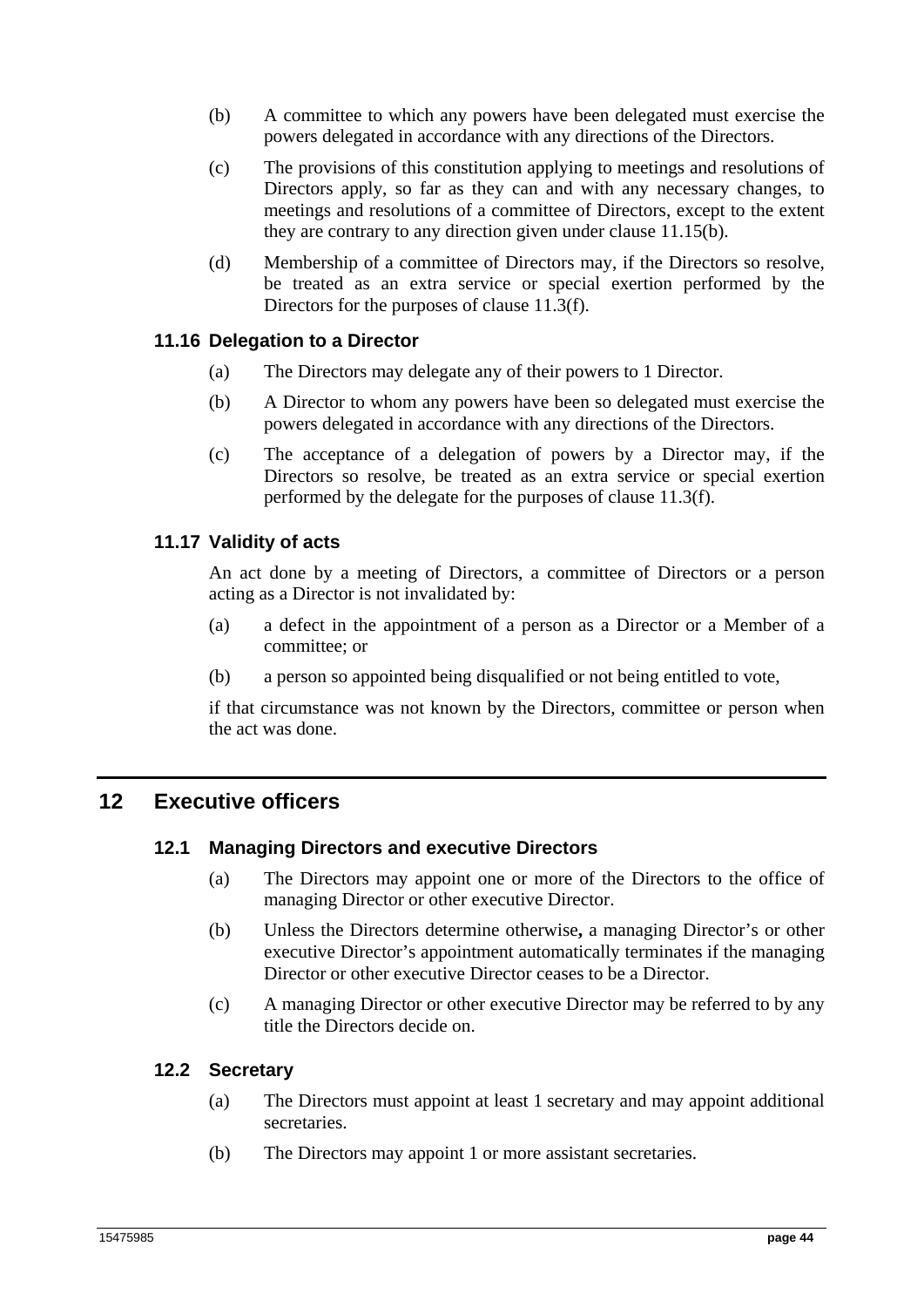(b) A committee to which any powers have been delegated must exercise the powers delegated in accordance with any directions of the Directors.

(c) The provisions of this constitution applying to meetings and resolutions of Directors apply, so far as they can and with any necessary changes, to meetings and resolutions of a committee of Directors, except to the extent they are contrary to any direction given under clause 11.15(b).

(d) Membership of a committee of Directors may, if the Directors so resolve, be treated as an extra service or special exertion performed by the Directors for the purposes of clause 11.3(f).

### 11.16 Delegation to a Director

(a) The Directors may delegate any of their powers to 1 Director.

(b) A Director to whom any powers have been so delegated must exercise the powers delegated in accordance with any directions of the Directors.

(c) The acceptance of a delegation of powers by a Director may, if the Directors so resolve, be treated as an extra service or special exertion performed by the delegate for the purposes of clause 11.3(f).

### 11.17 Validity of acts

An act done by a meeting of Directors, a committee of Directors or a person acting as a Director is not invalidated by:

(a) a defect in the appointment of a person as a Director or a Member of a committee; or

(b) a person so appointed being disqualified or not being entitled to vote,

if that circumstance was not known by the Directors, committee or person when the act was done.

## 12 Executive officers

### 12.1 Managing Directors and executive Directors

(a) The Directors may appoint one or more of the Directors to the office of managing Director or other executive Director.

(b) Unless the Directors determine otherwise**,** a managing Director's or other executive Director's appointment automatically terminates if the managing Director or other executive Director ceases to be a Director.

(c) A managing Director or other executive Director may be referred to by any title the Directors decide on.

### 12.2 Secretary

(a) The Directors must appoint at least 1 secretary and may appoint additional secretaries.

(b) The Directors may appoint 1 or more assistant secretaries.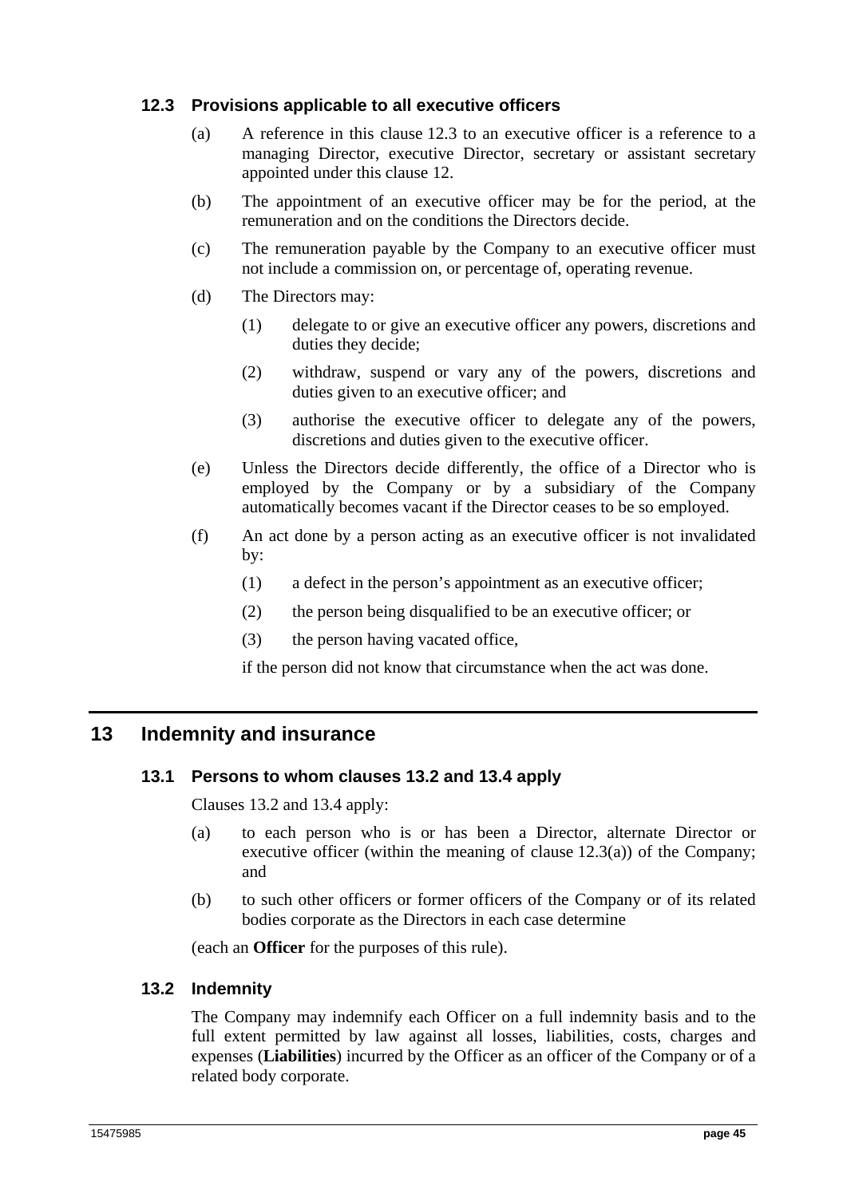### 12.3 Provisions applicable to all executive officers

(a) A reference in this clause 12.3 to an executive officer is a reference to a managing Director, executive Director, secretary or assistant secretary appointed under this clause 12.

(b) The appointment of an executive officer may be for the period, at the remuneration and on the conditions the Directors decide.

(c) The remuneration payable by the Company to an executive officer must not include a commission on, or percentage of, operating revenue.

(d) The Directors may:

  (1) delegate to or give an executive officer any powers, discretions and duties they decide;

  (2) withdraw, suspend or vary any of the powers, discretions and duties given to an executive officer; and

  (3) authorise the executive officer to delegate any of the powers, discretions and duties given to the executive officer.

(e) Unless the Directors decide differently, the office of a Director who is employed by the Company or by a subsidiary of the Company automatically becomes vacant if the Director ceases to be so employed.

(f) An act done by a person acting as an executive officer is not invalidated by:

  (1) a defect in the person's appointment as an executive officer;

  (2) the person being disqualified to be an executive officer; or

  (3) the person having vacated office,

  if the person did not know that circumstance when the act was done.

## 13 Indemnity and insurance

### 13.1 Persons to whom clauses 13.2 and 13.4 apply

Clauses 13.2 and 13.4 apply:

(a) to each person who is or has been a Director, alternate Director or executive officer (within the meaning of clause 12.3(a)) of the Company; and

(b) to such other officers or former officers of the Company or of its related bodies corporate as the Directors in each case determine

(each an **Officer** for the purposes of this rule).

### 13.2 Indemnity

The Company may indemnify each Officer on a full indemnity basis and to the full extent permitted by law against all losses, liabilities, costs, charges and expenses (**Liabilities**) incurred by the Officer as an officer of the Company or of a related body corporate.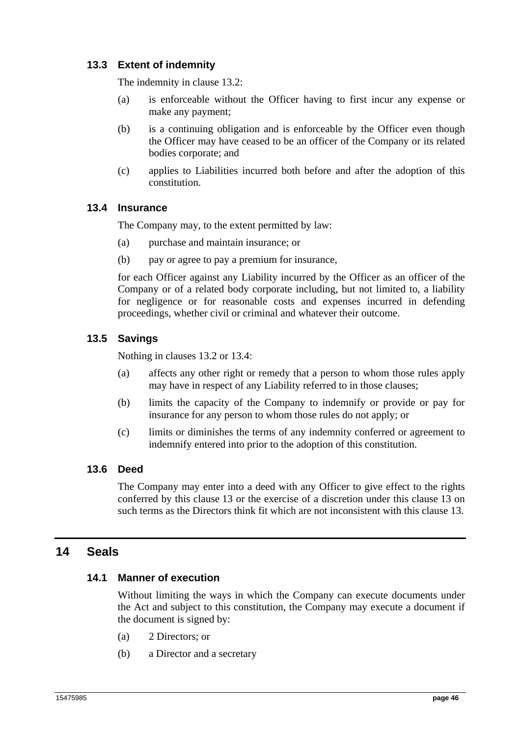### 13.3 Extent of indemnity

The indemnity in clause 13.2:

(a) is enforceable without the Officer having to first incur any expense or make any payment;

(b) is a continuing obligation and is enforceable by the Officer even though the Officer may have ceased to be an officer of the Company or its related bodies corporate; and

(c) applies to Liabilities incurred both before and after the adoption of this constitution.

### 13.4 Insurance

The Company may, to the extent permitted by law:

(a) purchase and maintain insurance; or

(b) pay or agree to pay a premium for insurance,

for each Officer against any Liability incurred by the Officer as an officer of the Company or of a related body corporate including, but not limited to, a liability for negligence or for reasonable costs and expenses incurred in defending proceedings, whether civil or criminal and whatever their outcome.

### 13.5 Savings

Nothing in clauses 13.2 or 13.4:

(a) affects any other right or remedy that a person to whom those rules apply may have in respect of any Liability referred to in those clauses;

(b) limits the capacity of the Company to indemnify or provide or pay for insurance for any person to whom those rules do not apply; or

(c) limits or diminishes the terms of any indemnity conferred or agreement to indemnify entered into prior to the adoption of this constitution.

### 13.6 Deed

The Company may enter into a deed with any Officer to give effect to the rights conferred by this clause 13 or the exercise of a discretion under this clause 13 on such terms as the Directors think fit which are not inconsistent with this clause 13.

## 14 Seals

### 14.1 Manner of execution

Without limiting the ways in which the Company can execute documents under the Act and subject to this constitution, the Company may execute a document if the document is signed by:

(a) 2 Directors; or

(b) a Director and a secretary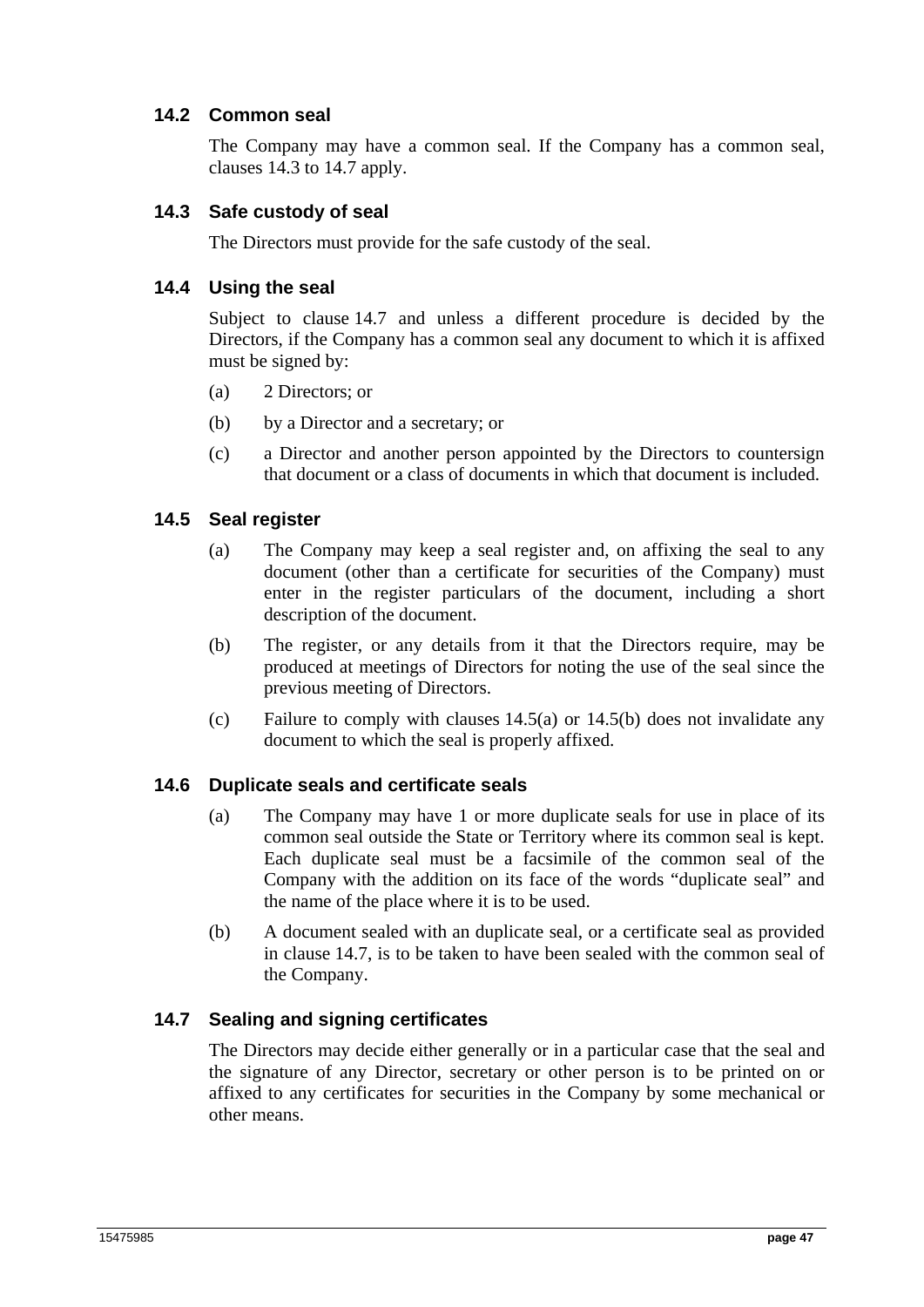### 14.2 Common seal

The Company may have a common seal. If the Company has a common seal, clauses 14.3 to 14.7 apply.

### 14.3 Safe custody of seal

The Directors must provide for the safe custody of the seal.

### 14.4 Using the seal

Subject to clause 14.7 and unless a different procedure is decided by the Directors, if the Company has a common seal any document to which it is affixed must be signed by:

(a) 2 Directors; or

(b) by a Director and a secretary; or

(c) a Director and another person appointed by the Directors to countersign that document or a class of documents in which that document is included.

### 14.5 Seal register

(a) The Company may keep a seal register and, on affixing the seal to any document (other than a certificate for securities of the Company) must enter in the register particulars of the document, including a short description of the document.

(b) The register, or any details from it that the Directors require, may be produced at meetings of Directors for noting the use of the seal since the previous meeting of Directors.

(c) Failure to comply with clauses 14.5(a) or 14.5(b) does not invalidate any document to which the seal is properly affixed.

### 14.6 Duplicate seals and certificate seals

(a) The Company may have 1 or more duplicate seals for use in place of its common seal outside the State or Territory where its common seal is kept. Each duplicate seal must be a facsimile of the common seal of the Company with the addition on its face of the words "duplicate seal" and the name of the place where it is to be used.

(b) A document sealed with an duplicate seal, or a certificate seal as provided in clause 14.7, is to be taken to have been sealed with the common seal of the Company.

### 14.7 Sealing and signing certificates

The Directors may decide either generally or in a particular case that the seal and the signature of any Director, secretary or other person is to be printed on or affixed to any certificates for securities in the Company by some mechanical or other means.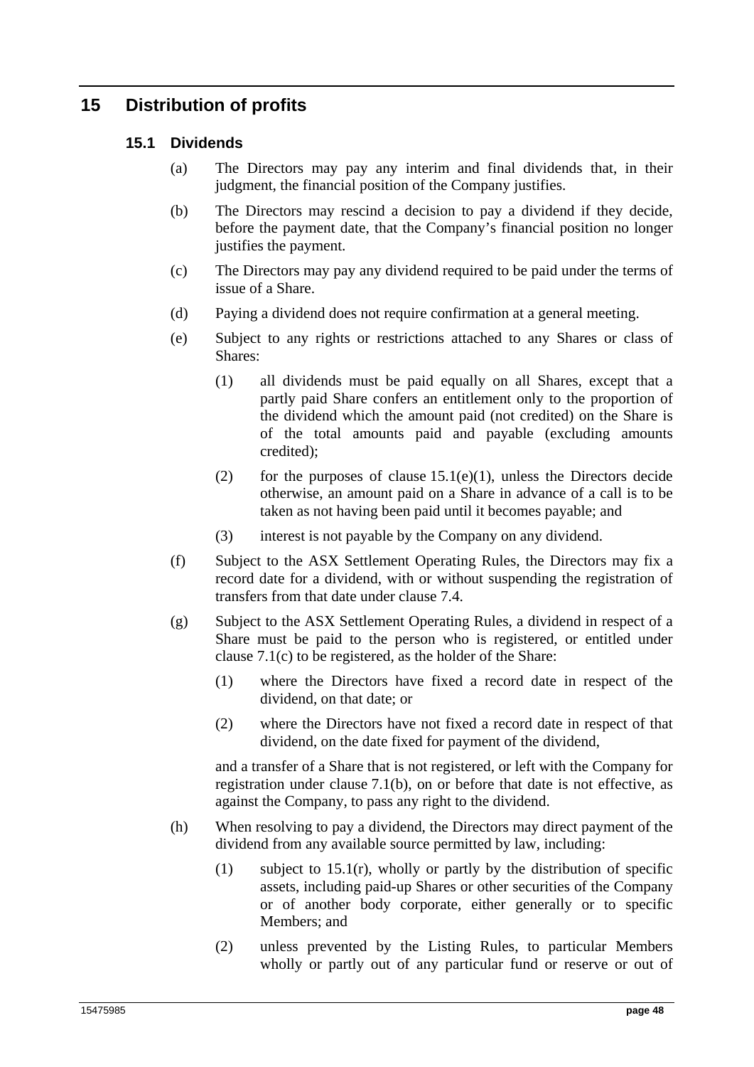# 15 Distribution of profits

## 15.1 Dividends

(a) The Directors may pay any interim and final dividends that, in their judgment, the financial position of the Company justifies.

(b) The Directors may rescind a decision to pay a dividend if they decide, before the payment date, that the Company's financial position no longer justifies the payment.

(c) The Directors may pay any dividend required to be paid under the terms of issue of a Share.

(d) Paying a dividend does not require confirmation at a general meeting.

(e) Subject to any rights or restrictions attached to any Shares or class of Shares:

(1) all dividends must be paid equally on all Shares, except that a partly paid Share confers an entitlement only to the proportion of the dividend which the amount paid (not credited) on the Share is of the total amounts paid and payable (excluding amounts credited);

(2) for the purposes of clause 15.1(e)(1), unless the Directors decide otherwise, an amount paid on a Share in advance of a call is to be taken as not having been paid until it becomes payable; and

(3) interest is not payable by the Company on any dividend.

(f) Subject to the ASX Settlement Operating Rules, the Directors may fix a record date for a dividend, with or without suspending the registration of transfers from that date under clause 7.4.

(g) Subject to the ASX Settlement Operating Rules, a dividend in respect of a Share must be paid to the person who is registered, or entitled under clause 7.1(c) to be registered, as the holder of the Share:

(1) where the Directors have fixed a record date in respect of the dividend, on that date; or

(2) where the Directors have not fixed a record date in respect of that dividend, on the date fixed for payment of the dividend,

and a transfer of a Share that is not registered, or left with the Company for registration under clause 7.1(b), on or before that date is not effective, as against the Company, to pass any right to the dividend.

(h) When resolving to pay a dividend, the Directors may direct payment of the dividend from any available source permitted by law, including:

(1) subject to 15.1(r), wholly or partly by the distribution of specific assets, including paid-up Shares or other securities of the Company or of another body corporate, either generally or to specific Members; and

(2) unless prevented by the Listing Rules, to particular Members wholly or partly out of any particular fund or reserve or out of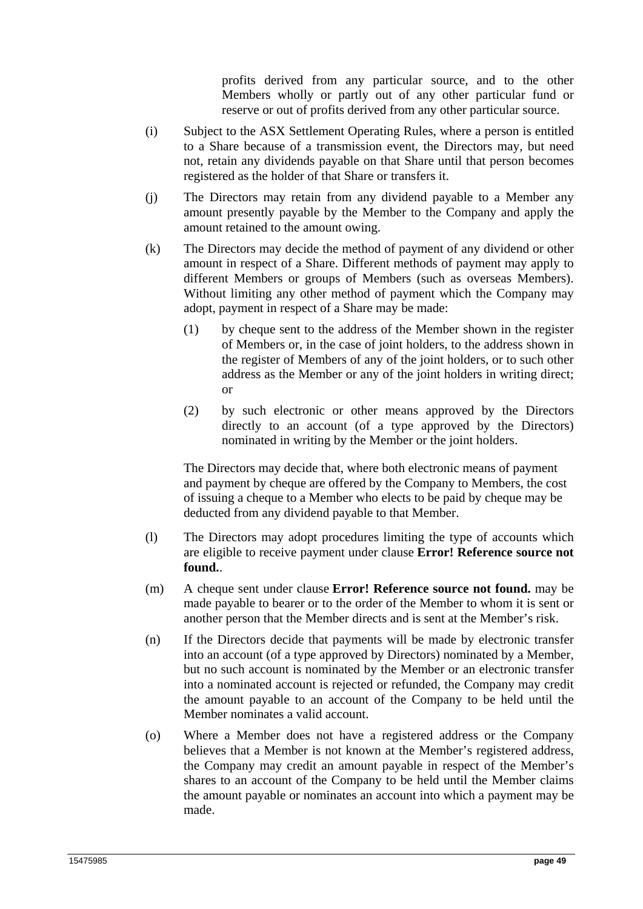profits derived from any particular source, and to the other Members wholly or partly out of any other particular fund or reserve or out of profits derived from any other particular source.

(i) Subject to the ASX Settlement Operating Rules, where a person is entitled to a Share because of a transmission event, the Directors may, but need not, retain any dividends payable on that Share until that person becomes registered as the holder of that Share or transfers it.

(j) The Directors may retain from any dividend payable to a Member any amount presently payable by the Member to the Company and apply the amount retained to the amount owing.

(k) The Directors may decide the method of payment of any dividend or other amount in respect of a Share. Different methods of payment may apply to different Members or groups of Members (such as overseas Members). Without limiting any other method of payment which the Company may adopt, payment in respect of a Share may be made:

  (1) by cheque sent to the address of the Member shown in the register of Members or, in the case of joint holders, to the address shown in the register of Members of any of the joint holders, or to such other address as the Member or any of the joint holders in writing direct; or

  (2) by such electronic or other means approved by the Directors directly to an account (of a type approved by the Directors) nominated in writing by the Member or the joint holders.

The Directors may decide that, where both electronic means of payment and payment by cheque are offered by the Company to Members, the cost of issuing a cheque to a Member who elects to be paid by cheque may be deducted from any dividend payable to that Member.

(l) The Directors may adopt procedures limiting the type of accounts which are eligible to receive payment under clause **Error! Reference source not found.**.

(m) A cheque sent under clause **Error! Reference source not found.** may be made payable to bearer or to the order of the Member to whom it is sent or another person that the Member directs and is sent at the Member's risk.

(n) If the Directors decide that payments will be made by electronic transfer into an account (of a type approved by Directors) nominated by a Member, but no such account is nominated by the Member or an electronic transfer into a nominated account is rejected or refunded, the Company may credit the amount payable to an account of the Company to be held until the Member nominates a valid account.

(o) Where a Member does not have a registered address or the Company believes that a Member is not known at the Member's registered address, the Company may credit an amount payable in respect of the Member's shares to an account of the Company to be held until the Member claims the amount payable or nominates an account into which a payment may be made.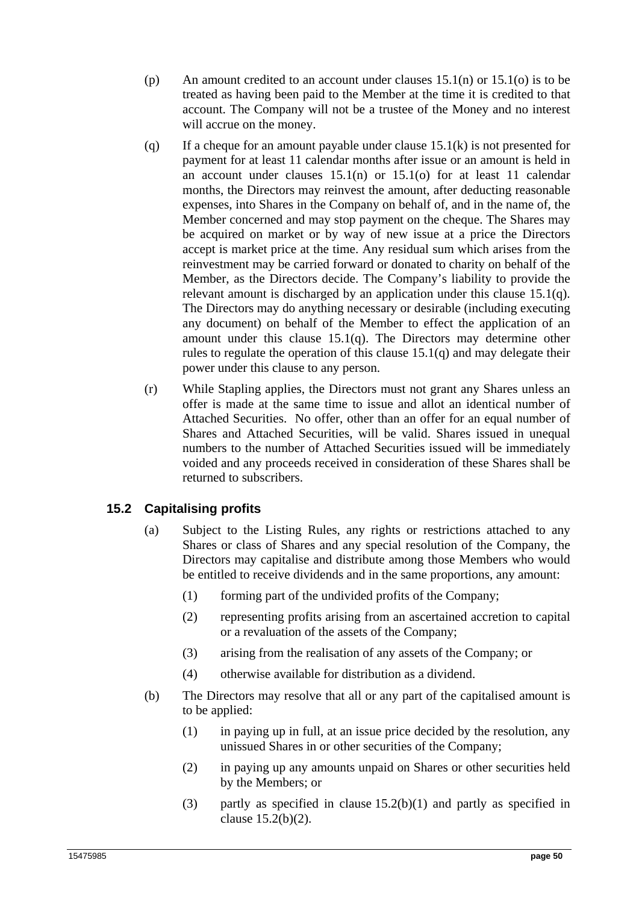(p) An amount credited to an account under clauses 15.1(n) or 15.1(o) is to be treated as having been paid to the Member at the time it is credited to that account. The Company will not be a trustee of the Money and no interest will accrue on the money.

(q) If a cheque for an amount payable under clause 15.1(k) is not presented for payment for at least 11 calendar months after issue or an amount is held in an account under clauses 15.1(n) or 15.1(o) for at least 11 calendar months, the Directors may reinvest the amount, after deducting reasonable expenses, into Shares in the Company on behalf of, and in the name of, the Member concerned and may stop payment on the cheque. The Shares may be acquired on market or by way of new issue at a price the Directors accept is market price at the time. Any residual sum which arises from the reinvestment may be carried forward or donated to charity on behalf of the Member, as the Directors decide. The Company's liability to provide the relevant amount is discharged by an application under this clause 15.1(q). The Directors may do anything necessary or desirable (including executing any document) on behalf of the Member to effect the application of an amount under this clause 15.1(q). The Directors may determine other rules to regulate the operation of this clause 15.1(q) and may delegate their power under this clause to any person.

(r) While Stapling applies, the Directors must not grant any Shares unless an offer is made at the same time to issue and allot an identical number of Attached Securities. No offer, other than an offer for an equal number of Shares and Attached Securities, will be valid. Shares issued in unequal numbers to the number of Attached Securities issued will be immediately voided and any proceeds received in consideration of these Shares shall be returned to subscribers.

## 15.2 Capitalising profits

(a) Subject to the Listing Rules, any rights or restrictions attached to any Shares or class of Shares and any special resolution of the Company, the Directors may capitalise and distribute among those Members who would be entitled to receive dividends and in the same proportions, any amount:

  (1) forming part of the undivided profits of the Company;

  (2) representing profits arising from an ascertained accretion to capital or a revaluation of the assets of the Company;

  (3) arising from the realisation of any assets of the Company; or

  (4) otherwise available for distribution as a dividend.

(b) The Directors may resolve that all or any part of the capitalised amount is to be applied:

  (1) in paying up in full, at an issue price decided by the resolution, any unissued Shares in or other securities of the Company;

  (2) in paying up any amounts unpaid on Shares or other securities held by the Members; or

  (3) partly as specified in clause 15.2(b)(1) and partly as specified in clause 15.2(b)(2).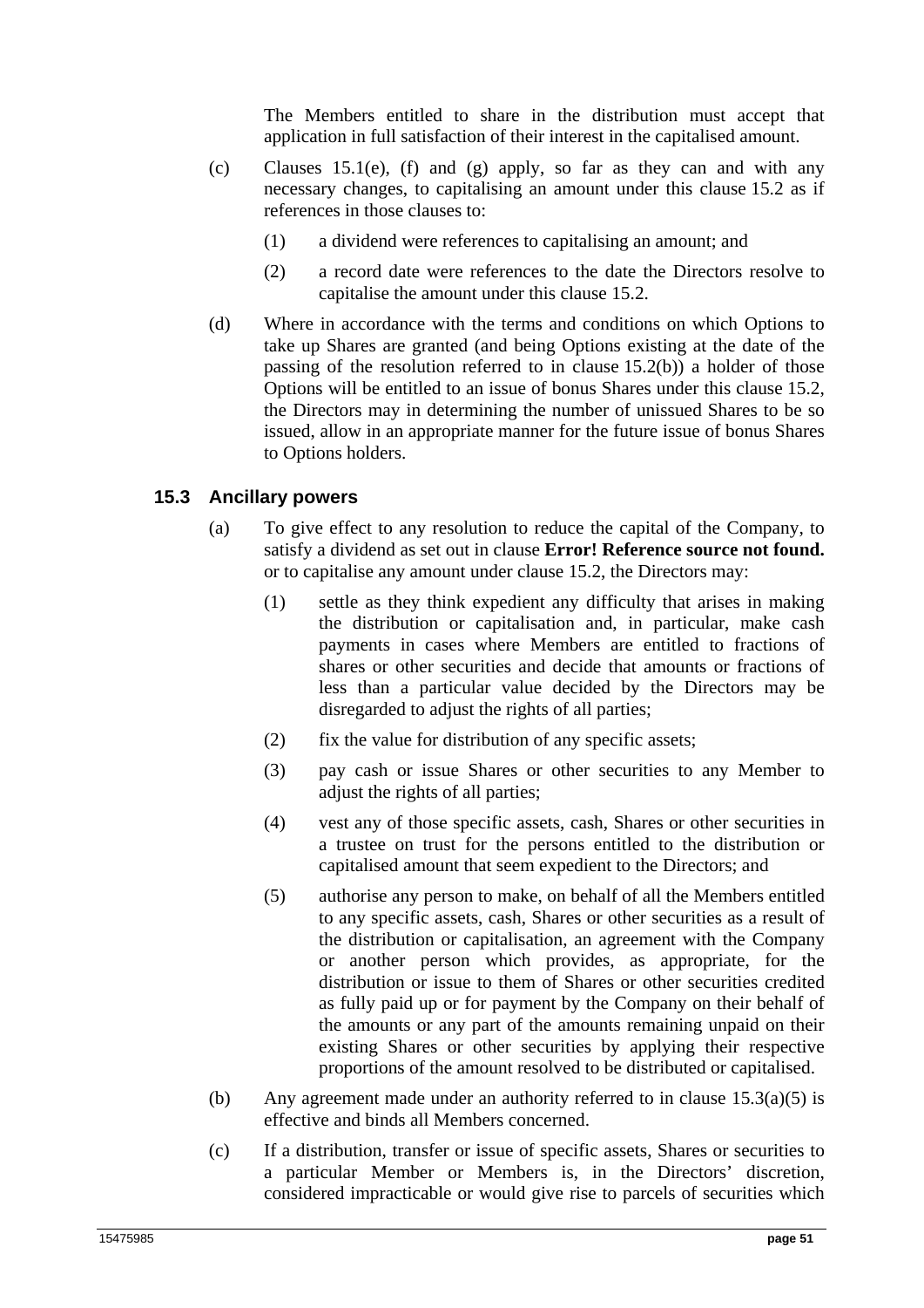The Members entitled to share in the distribution must accept that application in full satisfaction of their interest in the capitalised amount.

(c) Clauses 15.1(e), (f) and (g) apply, so far as they can and with any necessary changes, to capitalising an amount under this clause 15.2 as if references in those clauses to:

(1) a dividend were references to capitalising an amount; and

(2) a record date were references to the date the Directors resolve to capitalise the amount under this clause 15.2.

(d) Where in accordance with the terms and conditions on which Options to take up Shares are granted (and being Options existing at the date of the passing of the resolution referred to in clause 15.2(b)) a holder of those Options will be entitled to an issue of bonus Shares under this clause 15.2, the Directors may in determining the number of unissued Shares to be so issued, allow in an appropriate manner for the future issue of bonus Shares to Options holders.

### 15.3 Ancillary powers

(a) To give effect to any resolution to reduce the capital of the Company, to satisfy a dividend as set out in clause **Error! Reference source not found.** or to capitalise any amount under clause 15.2, the Directors may:

(1) settle as they think expedient any difficulty that arises in making the distribution or capitalisation and, in particular, make cash payments in cases where Members are entitled to fractions of shares or other securities and decide that amounts or fractions of less than a particular value decided by the Directors may be disregarded to adjust the rights of all parties;

(2) fix the value for distribution of any specific assets;

(3) pay cash or issue Shares or other securities to any Member to adjust the rights of all parties;

(4) vest any of those specific assets, cash, Shares or other securities in a trustee on trust for the persons entitled to the distribution or capitalised amount that seem expedient to the Directors; and

(5) authorise any person to make, on behalf of all the Members entitled to any specific assets, cash, Shares or other securities as a result of the distribution or capitalisation, an agreement with the Company or another person which provides, as appropriate, for the distribution or issue to them of Shares or other securities credited as fully paid up or for payment by the Company on their behalf of the amounts or any part of the amounts remaining unpaid on their existing Shares or other securities by applying their respective proportions of the amount resolved to be distributed or capitalised.

(b) Any agreement made under an authority referred to in clause 15.3(a)(5) is effective and binds all Members concerned.

(c) If a distribution, transfer or issue of specific assets, Shares or securities to a particular Member or Members is, in the Directors' discretion, considered impracticable or would give rise to parcels of securities which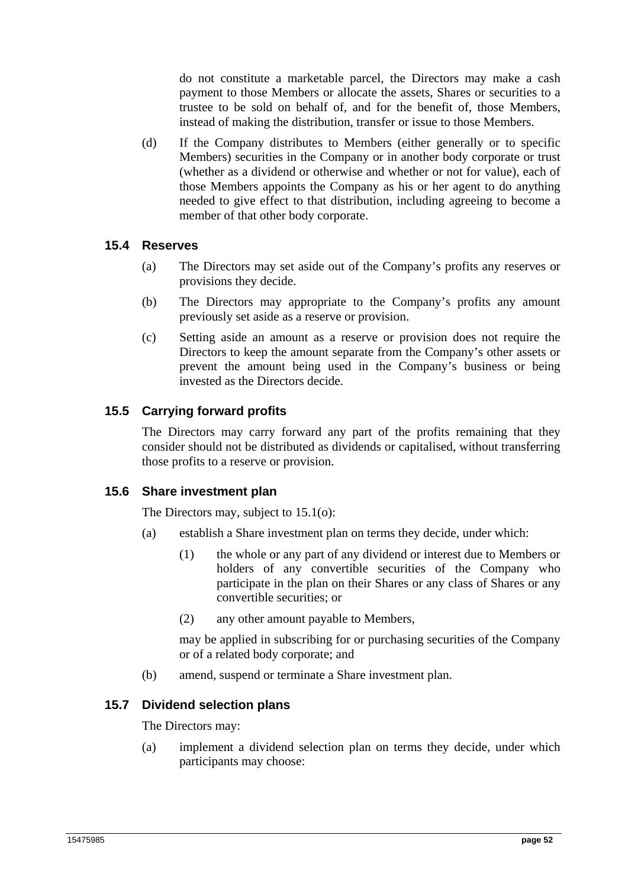do not constitute a marketable parcel, the Directors may make a cash payment to those Members or allocate the assets, Shares or securities to a trustee to be sold on behalf of, and for the benefit of, those Members, instead of making the distribution, transfer or issue to those Members.

(d) If the Company distributes to Members (either generally or to specific Members) securities in the Company or in another body corporate or trust (whether as a dividend or otherwise and whether or not for value), each of those Members appoints the Company as his or her agent to do anything needed to give effect to that distribution, including agreeing to become a member of that other body corporate.

### 15.4 Reserves

(a) The Directors may set aside out of the Company's profits any reserves or provisions they decide.

(b) The Directors may appropriate to the Company's profits any amount previously set aside as a reserve or provision.

(c) Setting aside an amount as a reserve or provision does not require the Directors to keep the amount separate from the Company's other assets or prevent the amount being used in the Company's business or being invested as the Directors decide.

### 15.5 Carrying forward profits

The Directors may carry forward any part of the profits remaining that they consider should not be distributed as dividends or capitalised, without transferring those profits to a reserve or provision.

### 15.6 Share investment plan

The Directors may, subject to 15.1(o):

(a) establish a Share investment plan on terms they decide, under which:

(1) the whole or any part of any dividend or interest due to Members or holders of any convertible securities of the Company who participate in the plan on their Shares or any class of Shares or any convertible securities; or

(2) any other amount payable to Members,

may be applied in subscribing for or purchasing securities of the Company or of a related body corporate; and

(b) amend, suspend or terminate a Share investment plan.

### 15.7 Dividend selection plans

The Directors may:

(a) implement a dividend selection plan on terms they decide, under which participants may choose: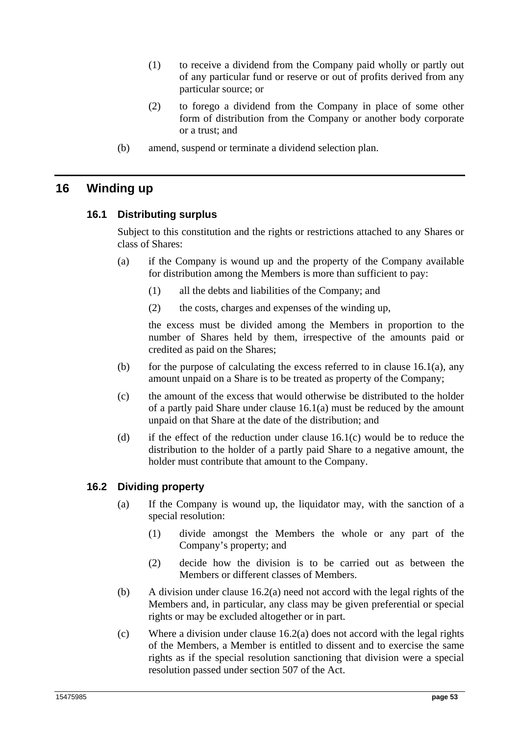(1) to receive a dividend from the Company paid wholly or partly out of any particular fund or reserve or out of profits derived from any particular source; or

(2) to forego a dividend from the Company in place of some other form of distribution from the Company or another body corporate or a trust; and

(b) amend, suspend or terminate a dividend selection plan.

# 16 Winding up

## 16.1 Distributing surplus

Subject to this constitution and the rights or restrictions attached to any Shares or class of Shares:

(a) if the Company is wound up and the property of the Company available for distribution among the Members is more than sufficient to pay:

(1) all the debts and liabilities of the Company; and

(2) the costs, charges and expenses of the winding up,

the excess must be divided among the Members in proportion to the number of Shares held by them, irrespective of the amounts paid or credited as paid on the Shares;

(b) for the purpose of calculating the excess referred to in clause 16.1(a), any amount unpaid on a Share is to be treated as property of the Company;

(c) the amount of the excess that would otherwise be distributed to the holder of a partly paid Share under clause 16.1(a) must be reduced by the amount unpaid on that Share at the date of the distribution; and

(d) if the effect of the reduction under clause 16.1(c) would be to reduce the distribution to the holder of a partly paid Share to a negative amount, the holder must contribute that amount to the Company.

## 16.2 Dividing property

(a) If the Company is wound up, the liquidator may, with the sanction of a special resolution:

(1) divide amongst the Members the whole or any part of the Company's property; and

(2) decide how the division is to be carried out as between the Members or different classes of Members.

(b) A division under clause 16.2(a) need not accord with the legal rights of the Members and, in particular, any class may be given preferential or special rights or may be excluded altogether or in part.

(c) Where a division under clause 16.2(a) does not accord with the legal rights of the Members, a Member is entitled to dissent and to exercise the same rights as if the special resolution sanctioning that division were a special resolution passed under section 507 of the Act.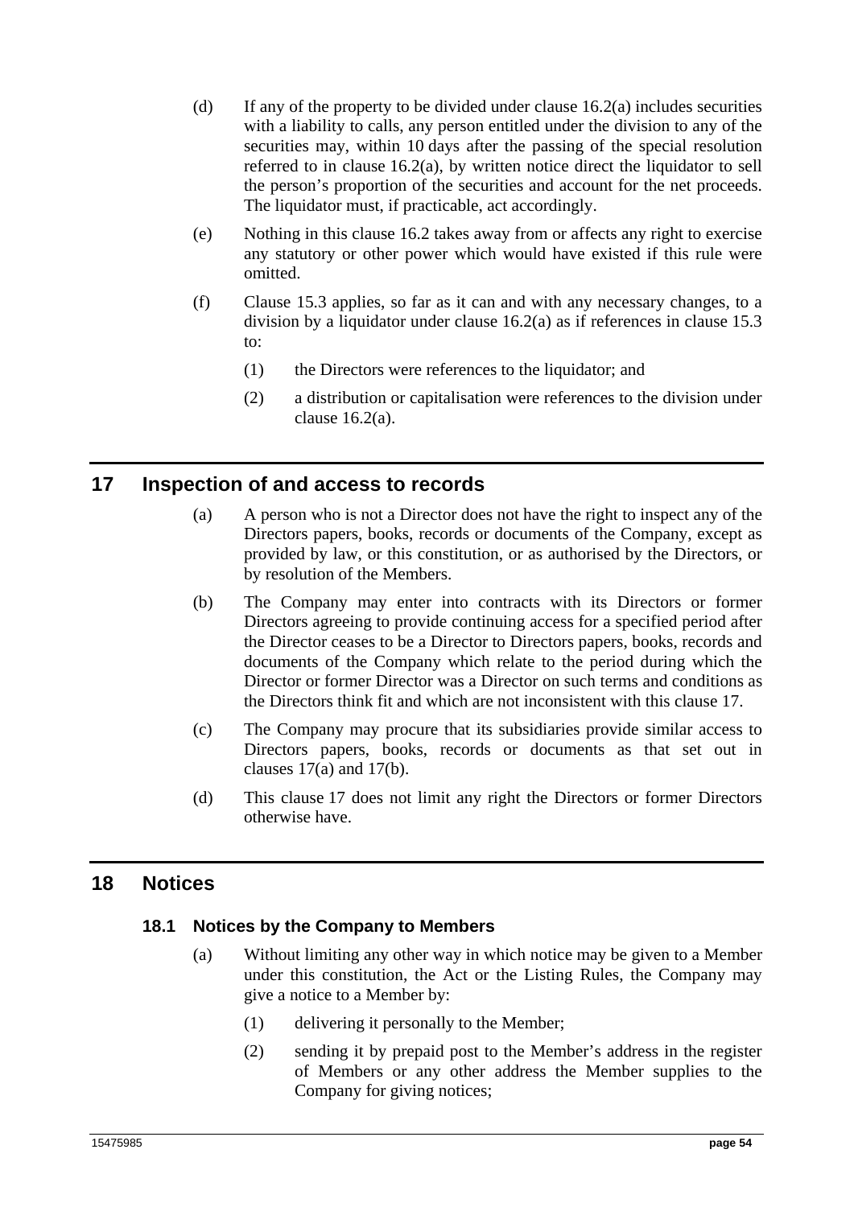(d) If any of the property to be divided under clause 16.2(a) includes securities with a liability to calls, any person entitled under the division to any of the securities may, within 10 days after the passing of the special resolution referred to in clause 16.2(a), by written notice direct the liquidator to sell the person's proportion of the securities and account for the net proceeds. The liquidator must, if practicable, act accordingly.

(e) Nothing in this clause 16.2 takes away from or affects any right to exercise any statutory or other power which would have existed if this rule were omitted.

(f) Clause 15.3 applies, so far as it can and with any necessary changes, to a division by a liquidator under clause 16.2(a) as if references in clause 15.3 to:

(1) the Directors were references to the liquidator; and

(2) a distribution or capitalisation were references to the division under clause 16.2(a).

# 17 Inspection of and access to records

(a) A person who is not a Director does not have the right to inspect any of the Directors papers, books, records or documents of the Company, except as provided by law, or this constitution, or as authorised by the Directors, or by resolution of the Members.

(b) The Company may enter into contracts with its Directors or former Directors agreeing to provide continuing access for a specified period after the Director ceases to be a Director to Directors papers, books, records and documents of the Company which relate to the period during which the Director or former Director was a Director on such terms and conditions as the Directors think fit and which are not inconsistent with this clause 17.

(c) The Company may procure that its subsidiaries provide similar access to Directors papers, books, records or documents as that set out in clauses 17(a) and 17(b).

(d) This clause 17 does not limit any right the Directors or former Directors otherwise have.

# 18 Notices

## 18.1 Notices by the Company to Members

(a) Without limiting any other way in which notice may be given to a Member under this constitution, the Act or the Listing Rules, the Company may give a notice to a Member by:

(1) delivering it personally to the Member;

(2) sending it by prepaid post to the Member's address in the register of Members or any other address the Member supplies to the Company for giving notices;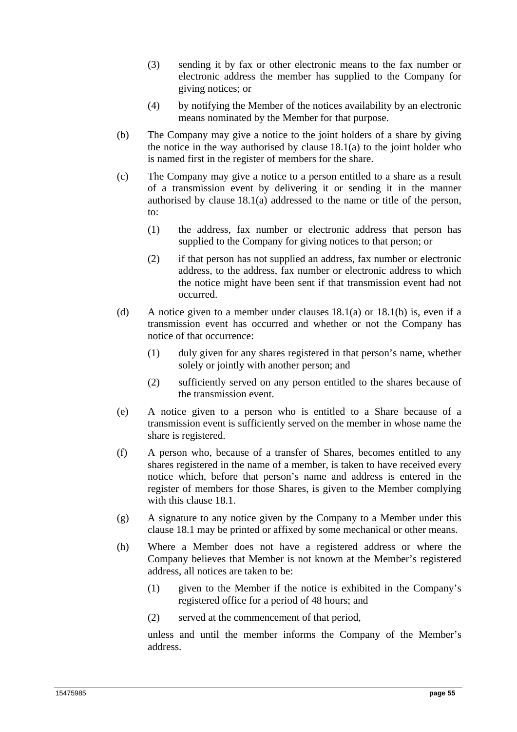(3) sending it by fax or other electronic means to the fax number or electronic address the member has supplied to the Company for giving notices; or

(4) by notifying the Member of the notices availability by an electronic means nominated by the Member for that purpose.

(b) The Company may give a notice to the joint holders of a share by giving the notice in the way authorised by clause 18.1(a) to the joint holder who is named first in the register of members for the share.

(c) The Company may give a notice to a person entitled to a share as a result of a transmission event by delivering it or sending it in the manner authorised by clause 18.1(a) addressed to the name or title of the person, to:

(1) the address, fax number or electronic address that person has supplied to the Company for giving notices to that person; or

(2) if that person has not supplied an address, fax number or electronic address, to the address, fax number or electronic address to which the notice might have been sent if that transmission event had not occurred.

(d) A notice given to a member under clauses 18.1(a) or 18.1(b) is, even if a transmission event has occurred and whether or not the Company has notice of that occurrence:

(1) duly given for any shares registered in that person's name, whether solely or jointly with another person; and

(2) sufficiently served on any person entitled to the shares because of the transmission event.

(e) A notice given to a person who is entitled to a Share because of a transmission event is sufficiently served on the member in whose name the share is registered.

(f) A person who, because of a transfer of Shares, becomes entitled to any shares registered in the name of a member, is taken to have received every notice which, before that person's name and address is entered in the register of members for those Shares, is given to the Member complying with this clause 18.1.

(g) A signature to any notice given by the Company to a Member under this clause 18.1 may be printed or affixed by some mechanical or other means.

(h) Where a Member does not have a registered address or where the Company believes that Member is not known at the Member's registered address, all notices are taken to be:

(1) given to the Member if the notice is exhibited in the Company's registered office for a period of 48 hours; and

(2) served at the commencement of that period,

unless and until the member informs the Company of the Member's address.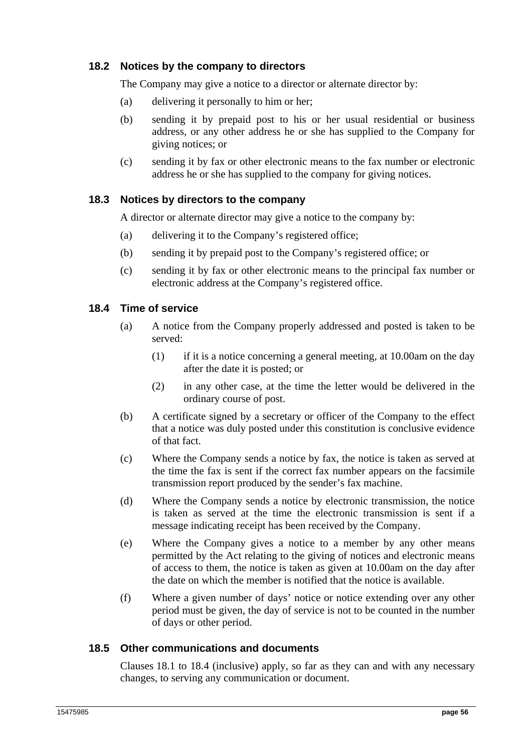## 18.2 Notices by the company to directors

The Company may give a notice to a director or alternate director by:

(a) delivering it personally to him or her;

(b) sending it by prepaid post to his or her usual residential or business address, or any other address he or she has supplied to the Company for giving notices; or

(c) sending it by fax or other electronic means to the fax number or electronic address he or she has supplied to the company for giving notices.

## 18.3 Notices by directors to the company

A director or alternate director may give a notice to the company by:

(a) delivering it to the Company's registered office;

(b) sending it by prepaid post to the Company's registered office; or

(c) sending it by fax or other electronic means to the principal fax number or electronic address at the Company's registered office.

## 18.4 Time of service

(a) A notice from the Company properly addressed and posted is taken to be served:

(1) if it is a notice concerning a general meeting, at 10.00am on the day after the date it is posted; or

(2) in any other case, at the time the letter would be delivered in the ordinary course of post.

(b) A certificate signed by a secretary or officer of the Company to the effect that a notice was duly posted under this constitution is conclusive evidence of that fact.

(c) Where the Company sends a notice by fax, the notice is taken as served at the time the fax is sent if the correct fax number appears on the facsimile transmission report produced by the sender's fax machine.

(d) Where the Company sends a notice by electronic transmission, the notice is taken as served at the time the electronic transmission is sent if a message indicating receipt has been received by the Company.

(e) Where the Company gives a notice to a member by any other means permitted by the Act relating to the giving of notices and electronic means of access to them, the notice is taken as given at 10.00am on the day after the date on which the member is notified that the notice is available.

(f) Where a given number of days' notice or notice extending over any other period must be given, the day of service is not to be counted in the number of days or other period.

## 18.5 Other communications and documents

Clauses 18.1 to 18.4 (inclusive) apply, so far as they can and with any necessary changes, to serving any communication or document.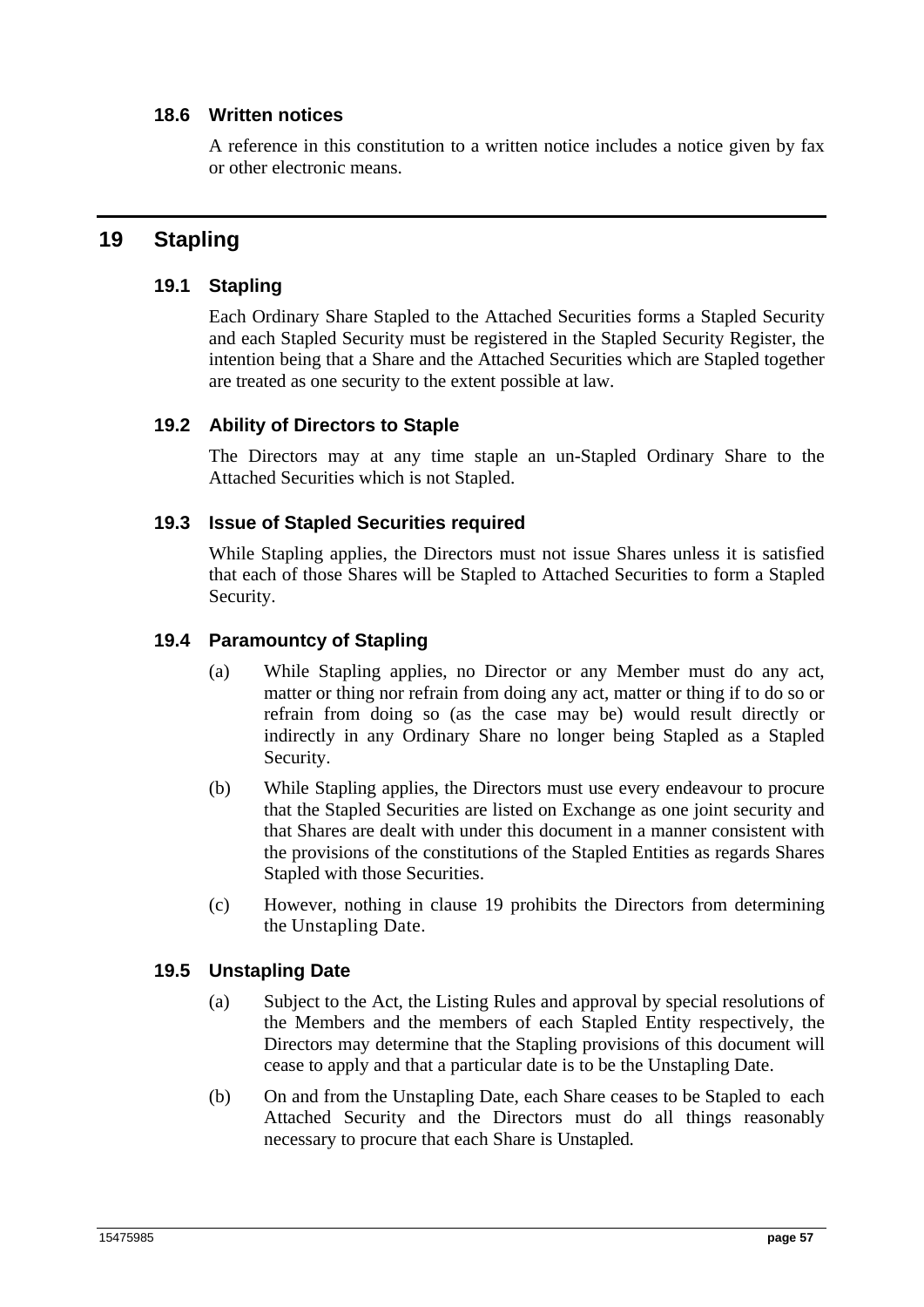### 18.6 Written notices

A reference in this constitution to a written notice includes a notice given by fax or other electronic means.

## 19 Stapling

### 19.1 Stapling

Each Ordinary Share Stapled to the Attached Securities forms a Stapled Security and each Stapled Security must be registered in the Stapled Security Register, the intention being that a Share and the Attached Securities which are Stapled together are treated as one security to the extent possible at law.

### 19.2 Ability of Directors to Staple

The Directors may at any time staple an un-Stapled Ordinary Share to the Attached Securities which is not Stapled.

### 19.3 Issue of Stapled Securities required

While Stapling applies, the Directors must not issue Shares unless it is satisfied that each of those Shares will be Stapled to Attached Securities to form a Stapled Security.

### 19.4 Paramountcy of Stapling

(a) While Stapling applies, no Director or any Member must do any act, matter or thing nor refrain from doing any act, matter or thing if to do so or refrain from doing so (as the case may be) would result directly or indirectly in any Ordinary Share no longer being Stapled as a Stapled Security.

(b) While Stapling applies, the Directors must use every endeavour to procure that the Stapled Securities are listed on Exchange as one joint security and that Shares are dealt with under this document in a manner consistent with the provisions of the constitutions of the Stapled Entities as regards Shares Stapled with those Securities.

(c) However, nothing in clause 19 prohibits the Directors from determining the Unstapling Date.

### 19.5 Unstapling Date

(a) Subject to the Act, the Listing Rules and approval by special resolutions of the Members and the members of each Stapled Entity respectively, the Directors may determine that the Stapling provisions of this document will cease to apply and that a particular date is to be the Unstapling Date.

(b) On and from the Unstapling Date, each Share ceases to be Stapled to each Attached Security and the Directors must do all things reasonably necessary to procure that each Share is Unstapled.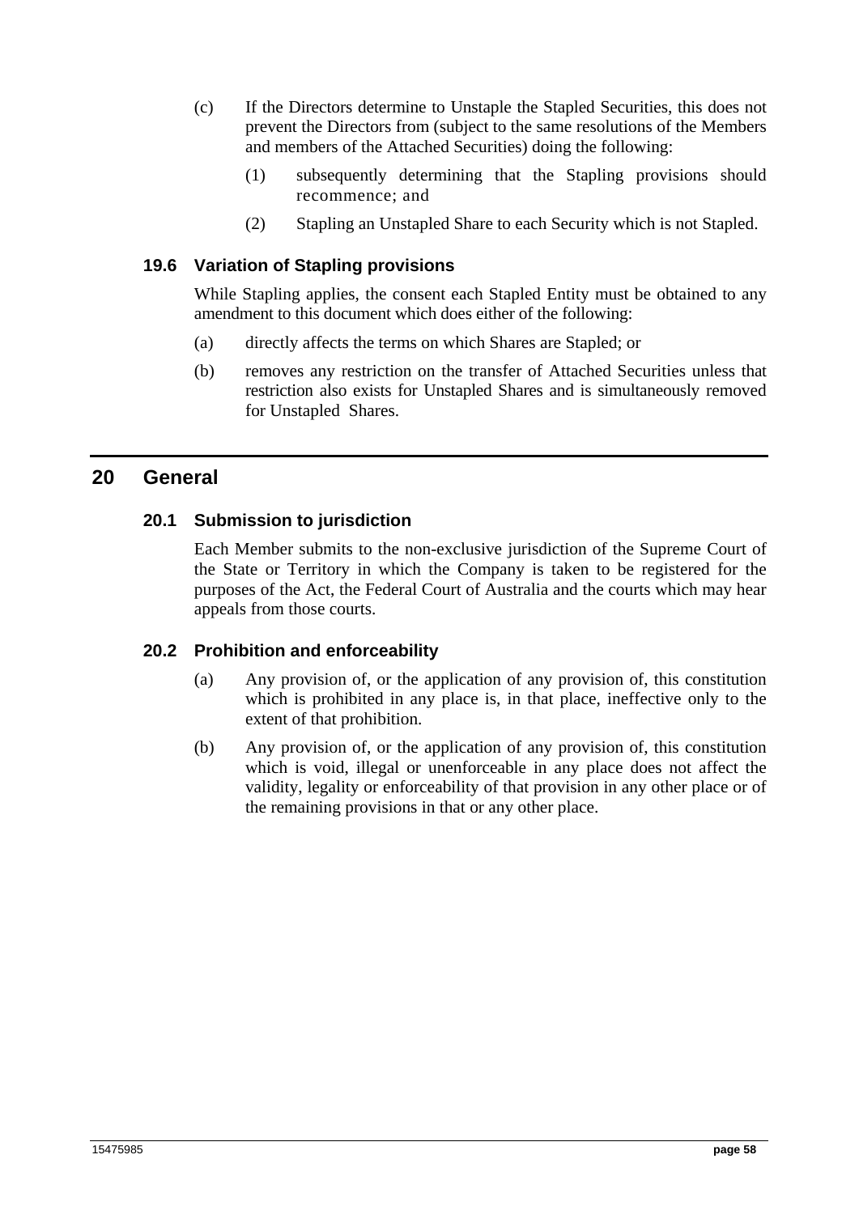(c) If the Directors determine to Unstaple the Stapled Securities, this does not prevent the Directors from (subject to the same resolutions of the Members and members of the Attached Securities) doing the following:

(1) subsequently determining that the Stapling provisions should recommence; and

(2) Stapling an Unstapled Share to each Security which is not Stapled.

### 19.6 Variation of Stapling provisions

While Stapling applies, the consent each Stapled Entity must be obtained to any amendment to this document which does either of the following:

(a) directly affects the terms on which Shares are Stapled; or

(b) removes any restriction on the transfer of Attached Securities unless that restriction also exists for Unstapled Shares and is simultaneously removed for Unstapled Shares.

## 20 General

### 20.1 Submission to jurisdiction

Each Member submits to the non-exclusive jurisdiction of the Supreme Court of the State or Territory in which the Company is taken to be registered for the purposes of the Act, the Federal Court of Australia and the courts which may hear appeals from those courts.

### 20.2 Prohibition and enforceability

(a) Any provision of, or the application of any provision of, this constitution which is prohibited in any place is, in that place, ineffective only to the extent of that prohibition.

(b) Any provision of, or the application of any provision of, this constitution which is void, illegal or unenforceable in any place does not affect the validity, legality or enforceability of that provision in any other place or of the remaining provisions in that or any other place.